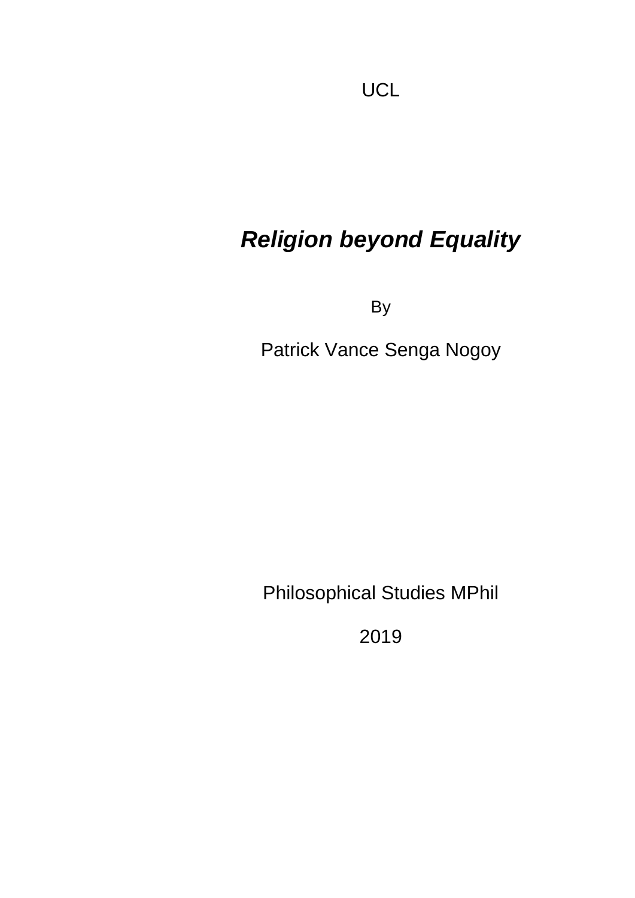UCL

# *Religion beyond Equality*

By

Patrick Vance Senga Nogoy

Philosophical Studies MPhil

2019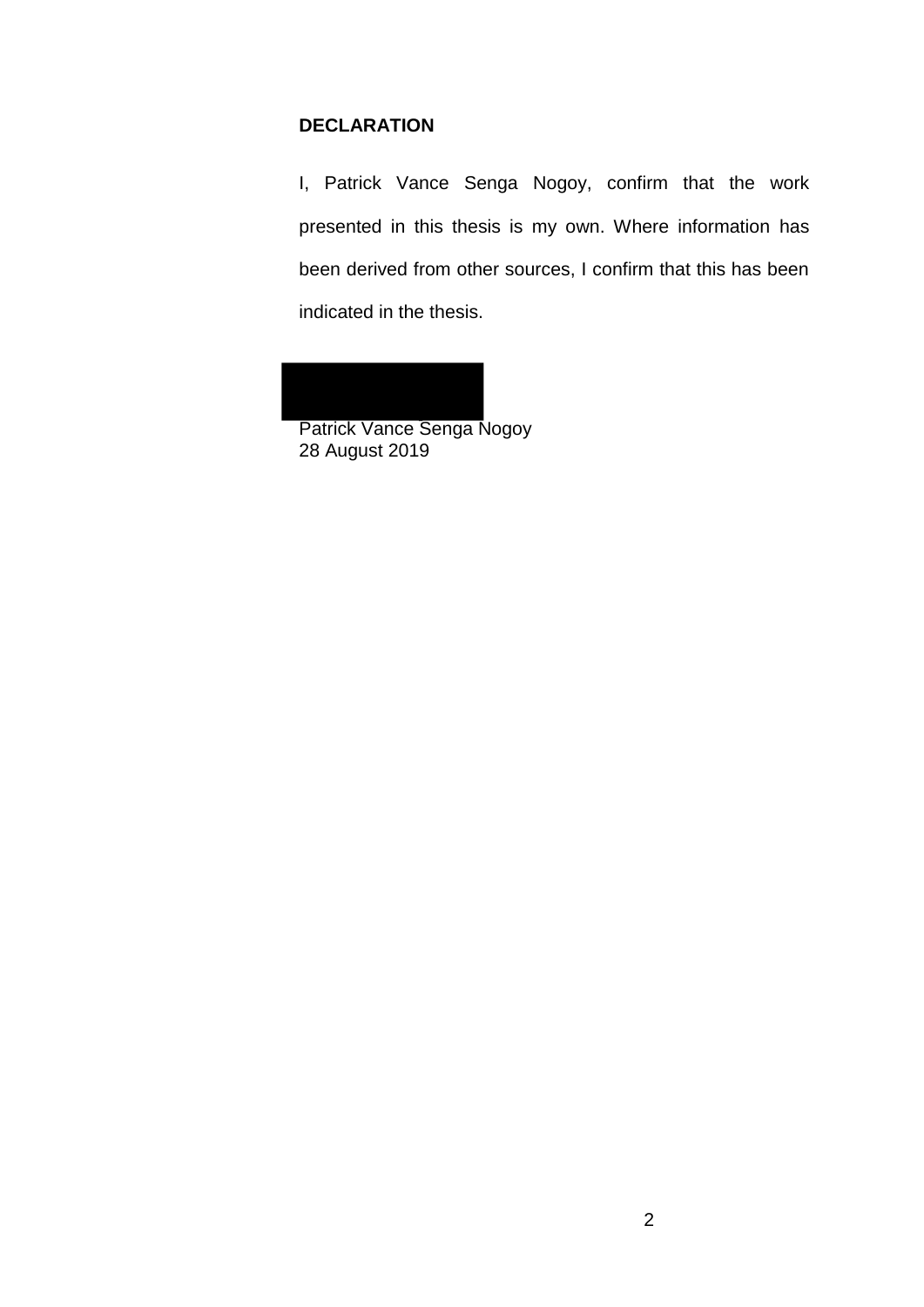**DECLARATION**

I, Patrick Vance Senga Nogoy, confirm that the work presented in this thesis is my own. Where information has been derived from other sources, I confirm that this has been indicated in the thesis.

Patrick Vance Senga Nogoy
28 August 2019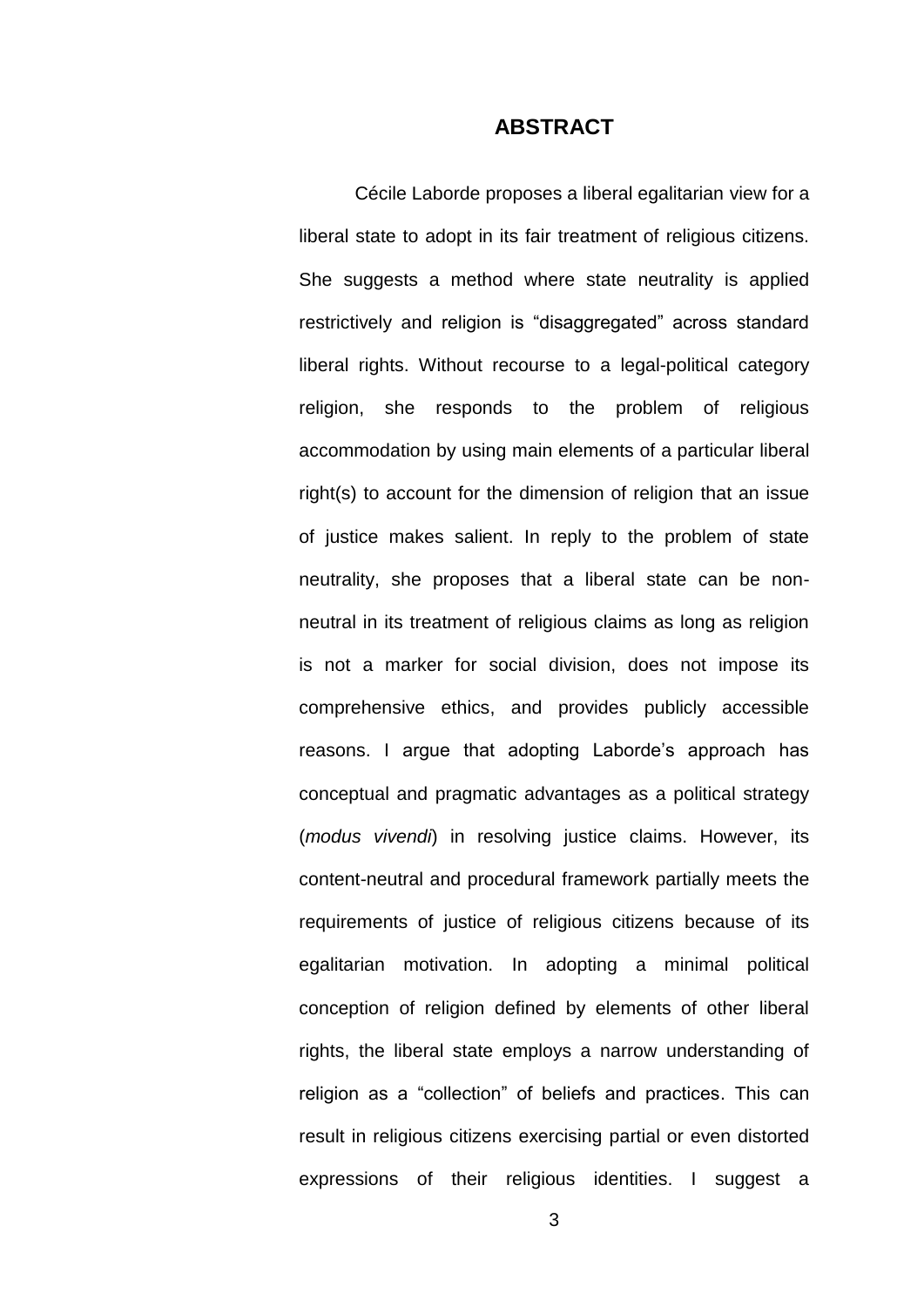## ABSTRACT

Cécile Laborde proposes a liberal egalitarian view for a liberal state to adopt in its fair treatment of religious citizens. She suggests a method where state neutrality is applied restrictively and religion is "disaggregated" across standard liberal rights. Without recourse to a legal-political category religion, she responds to the problem of religious accommodation by using main elements of a particular liberal right(s) to account for the dimension of religion that an issue of justice makes salient. In reply to the problem of state neutrality, she proposes that a liberal state can be non-neutral in its treatment of religious claims as long as religion is not a marker for social division, does not impose its comprehensive ethics, and provides publicly accessible reasons. I argue that adopting Laborde's approach has conceptual and pragmatic advantages as a political strategy (*modus vivendi*) in resolving justice claims. However, its content-neutral and procedural framework partially meets the requirements of justice of religious citizens because of its egalitarian motivation. In adopting a minimal political conception of religion defined by elements of other liberal rights, the liberal state employs a narrow understanding of religion as a "collection" of beliefs and practices. This can result in religious citizens exercising partial or even distorted expressions of their religious identities. I suggest a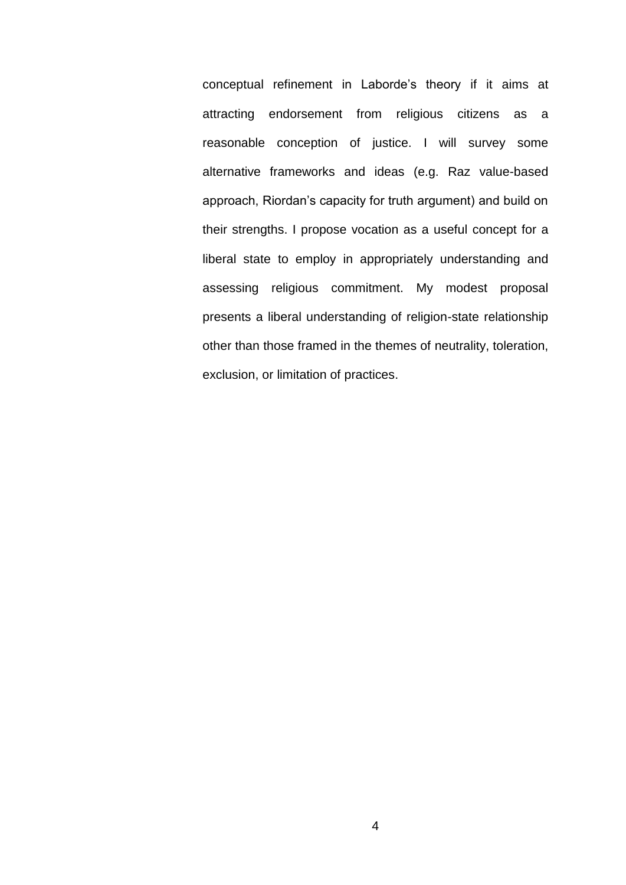conceptual refinement in Laborde’s theory if it aims at attracting endorsement from religious citizens as a reasonable conception of justice. I will survey some alternative frameworks and ideas (e.g. Raz value-based approach, Riordan’s capacity for truth argument) and build on their strengths. I propose vocation as a useful concept for a liberal state to employ in appropriately understanding and assessing religious commitment. My modest proposal presents a liberal understanding of religion-state relationship other than those framed in the themes of neutrality, toleration, exclusion, or limitation of practices.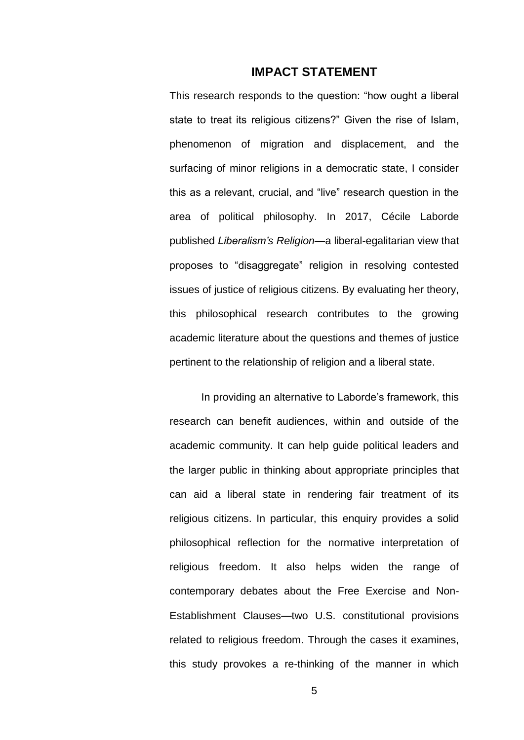# IMPACT STATEMENT

This research responds to the question: "how ought a liberal state to treat its religious citizens?" Given the rise of Islam, phenomenon of migration and displacement, and the surfacing of minor religions in a democratic state, I consider this as a relevant, crucial, and "live" research question in the area of political philosophy. In 2017, Cécile Laborde published *Liberalism's Religion*—a liberal-egalitarian view that proposes to "disaggregate" religion in resolving contested issues of justice of religious citizens. By evaluating her theory, this philosophical research contributes to the growing academic literature about the questions and themes of justice pertinent to the relationship of religion and a liberal state.

In providing an alternative to Laborde's framework, this research can benefit audiences, within and outside of the academic community. It can help guide political leaders and the larger public in thinking about appropriate principles that can aid a liberal state in rendering fair treatment of its religious citizens. In particular, this enquiry provides a solid philosophical reflection for the normative interpretation of religious freedom. It also helps widen the range of contemporary debates about the Free Exercise and Non-Establishment Clauses—two U.S. constitutional provisions related to religious freedom. Through the cases it examines, this study provokes a re-thinking of the manner in which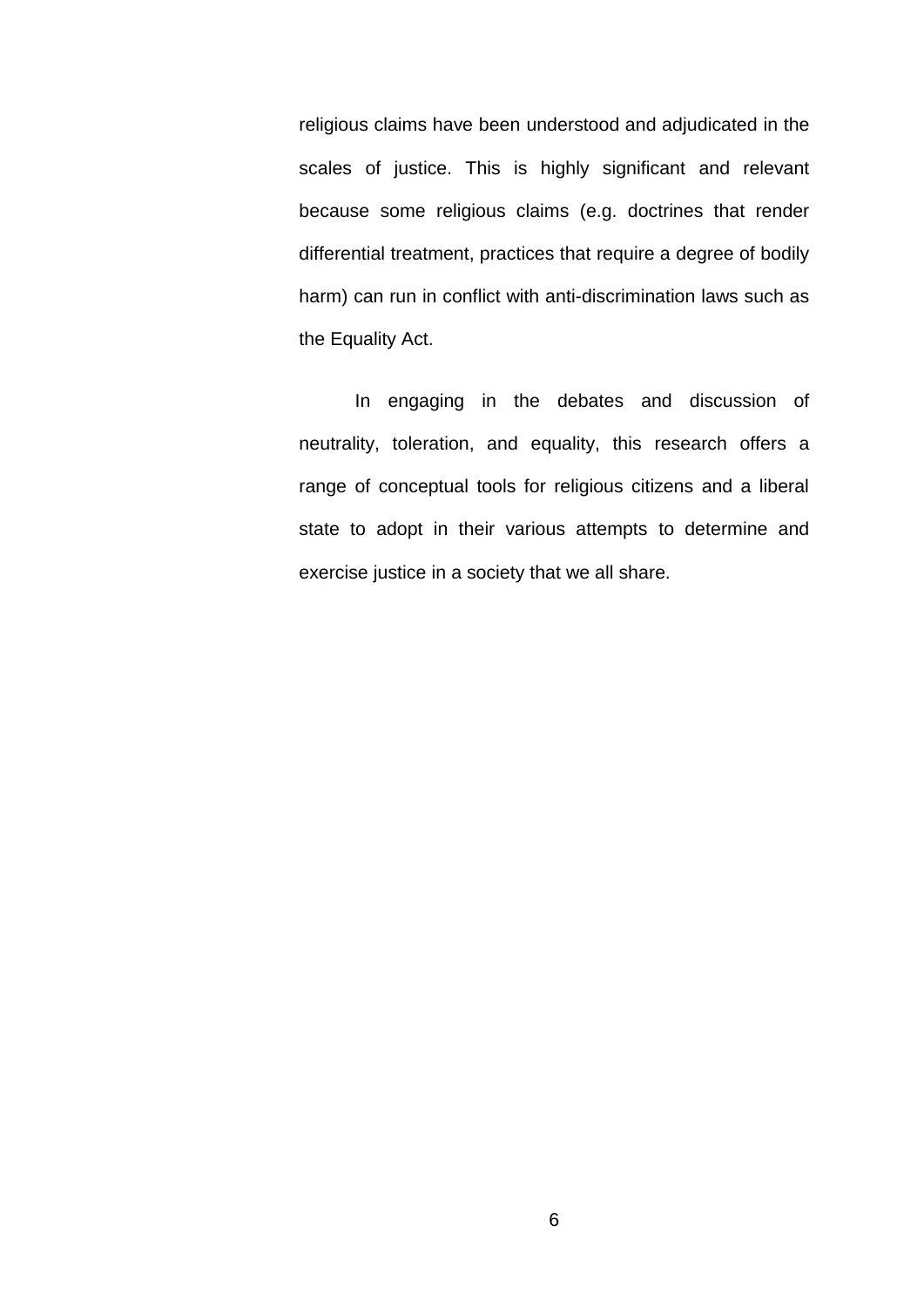religious claims have been understood and adjudicated in the scales of justice. This is highly significant and relevant because some religious claims (e.g. doctrines that render differential treatment, practices that require a degree of bodily harm) can run in conflict with anti-discrimination laws such as the Equality Act.

In engaging in the debates and discussion of neutrality, toleration, and equality, this research offers a range of conceptual tools for religious citizens and a liberal state to adopt in their various attempts to determine and exercise justice in a society that we all share.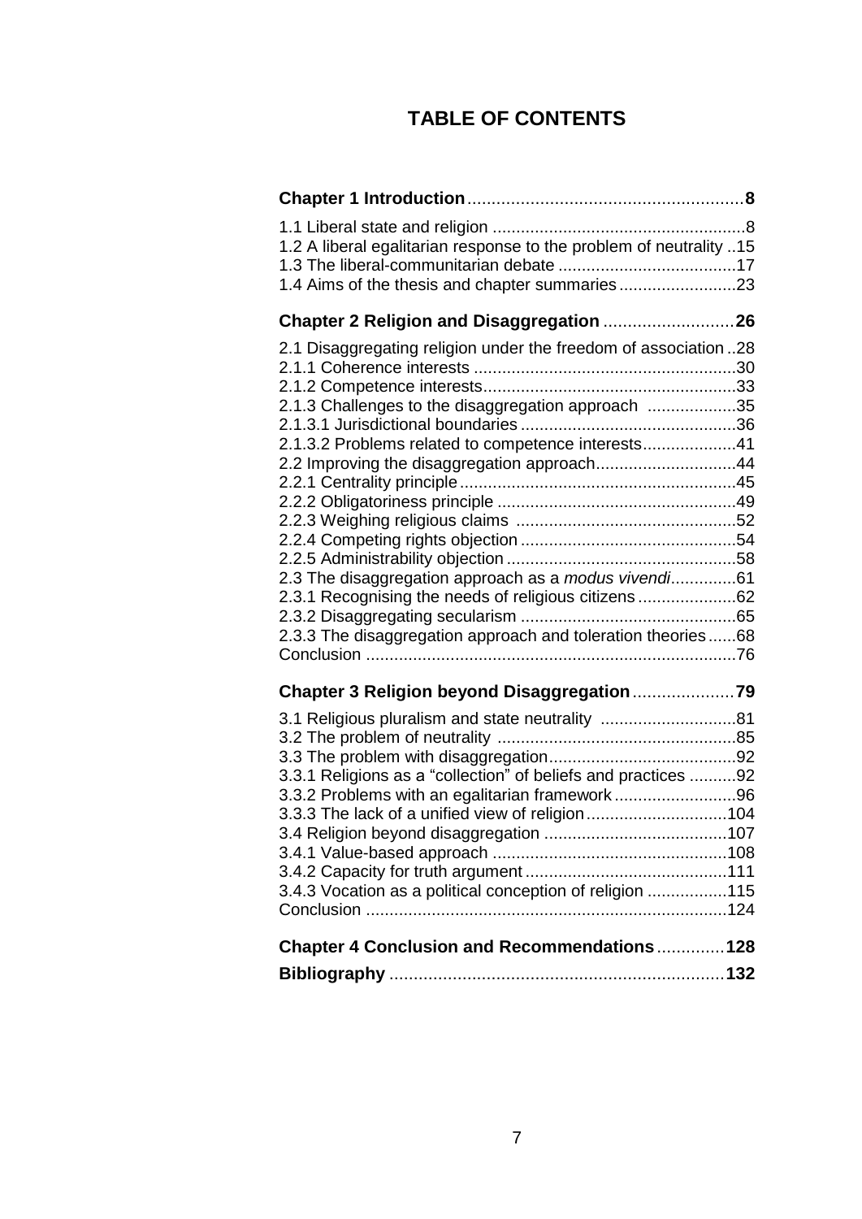# TABLE OF CONTENTS

**Chapter 1 Introduction**..........................................................**8**

1.1 Liberal state and religion ......................................................8
1.2 A liberal egalitarian response to the problem of neutrality ..15
1.3 The liberal-communitarian debate ......................................17
1.4 Aims of the thesis and chapter summaries.........................23

**Chapter 2 Religion and Disaggregation** ...........................**26**

2.1 Disaggregating religion under the freedom of association ..28
2.1.1 Coherence interests ........................................................30
2.1.2 Competence interests......................................................33
2.1.3 Challenges to the disaggregation approach ...................35
2.1.3.1 Jurisdictional boundaries ..............................................36
2.1.3.2 Problems related to competence interests....................41
2.2 Improving the disaggregation approach.............................44
2.2.1 Centrality principle...........................................................45
2.2.2 Obligatoriness principle ...................................................49
2.2.3 Weighing religious claims ...............................................52
2.2.4 Competing rights objection ..............................................54
2.2.5 Administrability objection .................................................58
2.3 The disaggregation approach as a *modus vivendi*..............61
2.3.1 Recognising the needs of religious citizens.....................62
2.3.2 Disaggregating secularism ..............................................65
2.3.3 The disaggregation approach and toleration theories......68
Conclusion ...............................................................................76

**Chapter 3 Religion beyond Disaggregation**.....................**79**

3.1 Religious pluralism and state neutrality .............................81
3.2 The problem of neutrality ...................................................85
3.3 The problem with disaggregation........................................92
3.3.1 Religions as a "collection" of beliefs and practices ..........92
3.3.2 Problems with an egalitarian framework..........................96
3.3.3 The lack of a unified view of religion..............................104
3.4 Religion beyond disaggregation .......................................107
3.4.1 Value-based approach ..................................................108
3.4.2 Capacity for truth argument...........................................111
3.4.3 Vocation as a political conception of religion .................115
Conclusion ............................................................................124

**Chapter 4 Conclusion and Recommendations**..............**128**

**Bibliography** ......................................................................**132**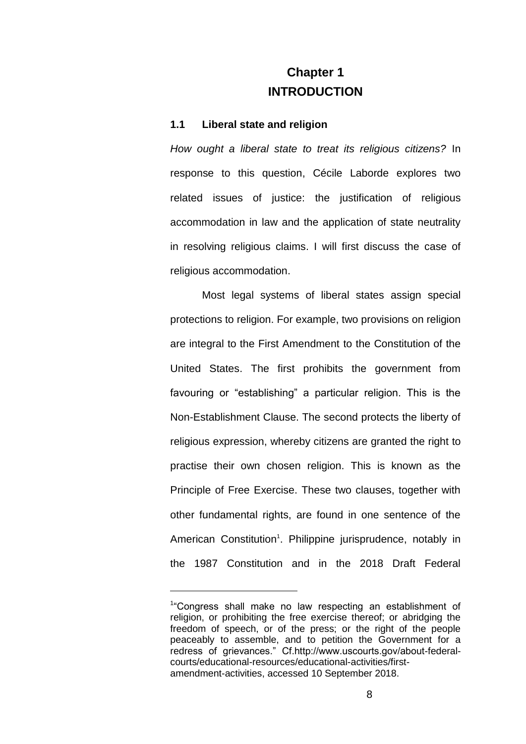# Chapter 1
# INTRODUCTION

## 1.1 Liberal state and religion

*How ought a liberal state to treat its religious citizens?* In response to this question, Cécile Laborde explores two related issues of justice: the justification of religious accommodation in law and the application of state neutrality in resolving religious claims. I will first discuss the case of religious accommodation.

Most legal systems of liberal states assign special protections to religion. For example, two provisions on religion are integral to the First Amendment to the Constitution of the United States. The first prohibits the government from favouring or "establishing" a particular religion. This is the Non-Establishment Clause. The second protects the liberty of religious expression, whereby citizens are granted the right to practise their own chosen religion. This is known as the Principle of Free Exercise. These two clauses, together with other fundamental rights, are found in one sentence of the American Constitution[1]. Philippine jurisprudence, notably in the 1987 Constitution and in the 2018 Draft Federal

---

[1] "Congress shall make no law respecting an establishment of religion, or prohibiting the free exercise thereof; or abridging the freedom of speech, or of the press; or the right of the people peaceably to assemble, and to petition the Government for a redress of grievances." Cf.http://www.uscourts.gov/about-federal-courts/educational-resources/educational-activities/first-amendment-activities, accessed 10 September 2018.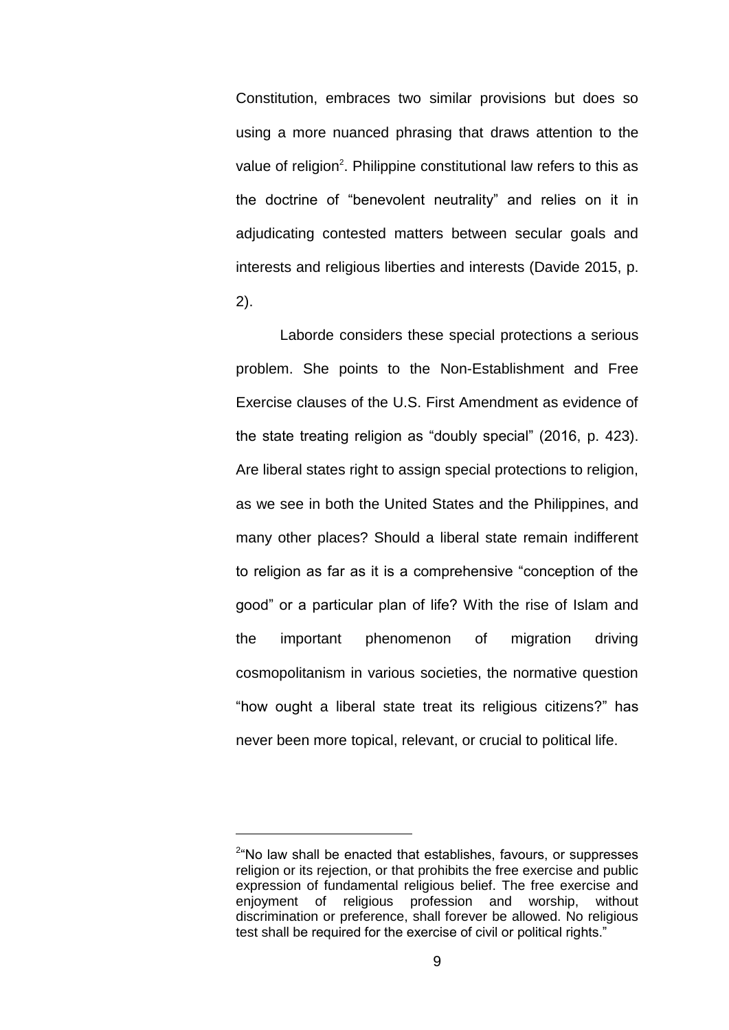Constitution, embraces two similar provisions but does so using a more nuanced phrasing that draws attention to the value of religion[2]. Philippine constitutional law refers to this as the doctrine of "benevolent neutrality" and relies on it in adjudicating contested matters between secular goals and interests and religious liberties and interests (Davide 2015, p. 2).

Laborde considers these special protections a serious problem. She points to the Non-Establishment and Free Exercise clauses of the U.S. First Amendment as evidence of the state treating religion as "doubly special" (2016, p. 423). Are liberal states right to assign special protections to religion, as we see in both the United States and the Philippines, and many other places? Should a liberal state remain indifferent to religion as far as it is a comprehensive "conception of the good" or a particular plan of life? With the rise of Islam and the important phenomenon of migration driving cosmopolitanism in various societies, the normative question "how ought a liberal state treat its religious citizens?" has never been more topical, relevant, or crucial to political life.

---

[2] "No law shall be enacted that establishes, favours, or suppresses religion or its rejection, or that prohibits the free exercise and public expression of fundamental religious belief. The free exercise and enjoyment of religious profession and worship, without discrimination or preference, shall forever be allowed. No religious test shall be required for the exercise of civil or political rights."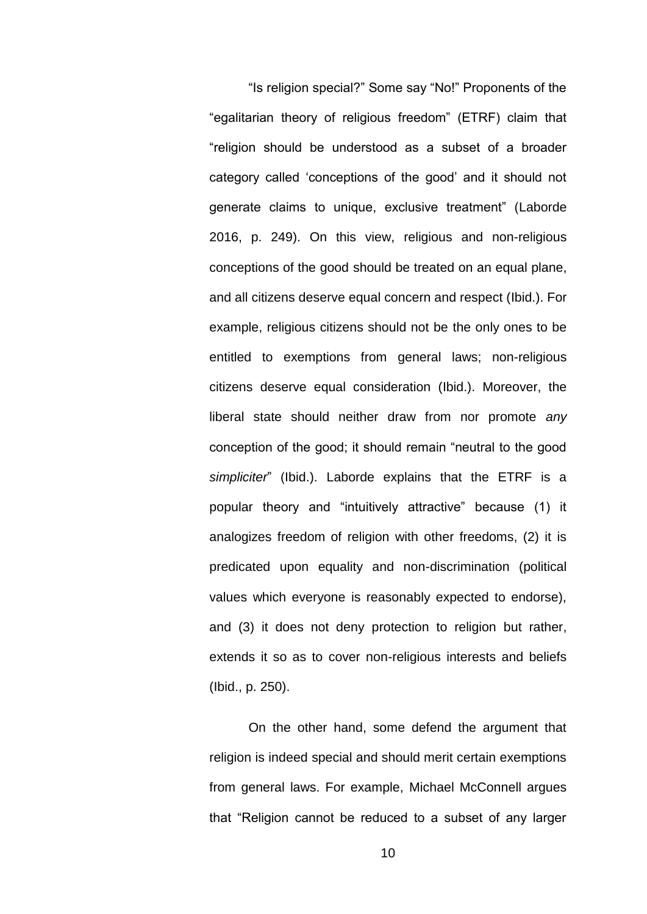"Is religion special?" Some say "No!" Proponents of the "egalitarian theory of religious freedom" (ETRF) claim that "religion should be understood as a subset of a broader category called 'conceptions of the good' and it should not generate claims to unique, exclusive treatment" (Laborde 2016, p. 249). On this view, religious and non-religious conceptions of the good should be treated on an equal plane, and all citizens deserve equal concern and respect (Ibid.). For example, religious citizens should not be the only ones to be entitled to exemptions from general laws; non-religious citizens deserve equal consideration (Ibid.). Moreover, the liberal state should neither draw from nor promote *any* conception of the good; it should remain "neutral to the good *simpliciter*" (Ibid.). Laborde explains that the ETRF is a popular theory and "intuitively attractive" because (1) it analogizes freedom of religion with other freedoms, (2) it is predicated upon equality and non-discrimination (political values which everyone is reasonably expected to endorse), and (3) it does not deny protection to religion but rather, extends it so as to cover non-religious interests and beliefs (Ibid., p. 250).

On the other hand, some defend the argument that religion is indeed special and should merit certain exemptions from general laws. For example, Michael McConnell argues that "Religion cannot be reduced to a subset of any larger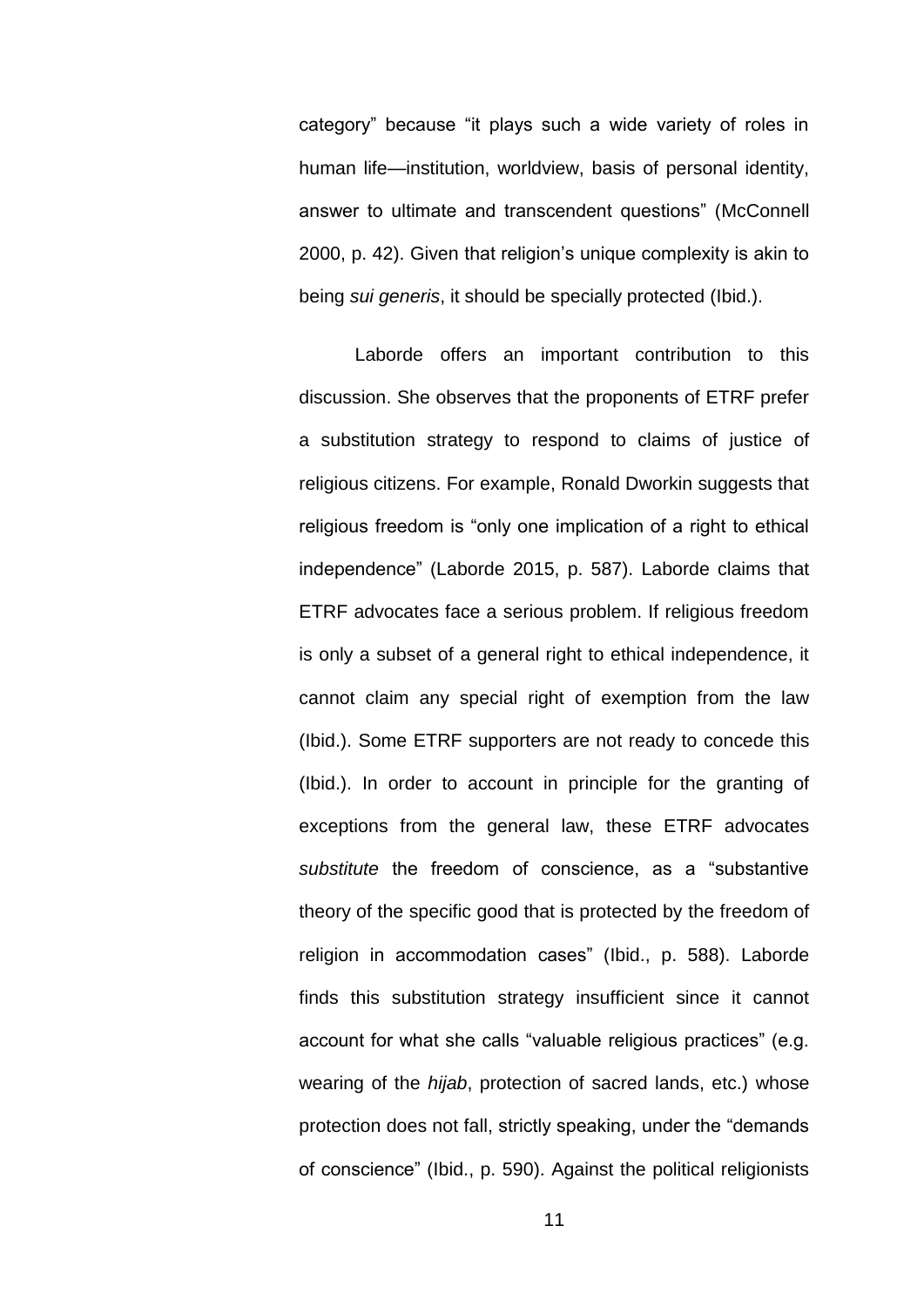category" because "it plays such a wide variety of roles in human life—institution, worldview, basis of personal identity, answer to ultimate and transcendent questions" (McConnell 2000, p. 42). Given that religion's unique complexity is akin to being *sui generis*, it should be specially protected (Ibid.).

Laborde offers an important contribution to this discussion. She observes that the proponents of ETRF prefer a substitution strategy to respond to claims of justice of religious citizens. For example, Ronald Dworkin suggests that religious freedom is "only one implication of a right to ethical independence" (Laborde 2015, p. 587). Laborde claims that ETRF advocates face a serious problem. If religious freedom is only a subset of a general right to ethical independence, it cannot claim any special right of exemption from the law (Ibid.). Some ETRF supporters are not ready to concede this (Ibid.). In order to account in principle for the granting of exceptions from the general law, these ETRF advocates *substitute* the freedom of conscience, as a "substantive theory of the specific good that is protected by the freedom of religion in accommodation cases" (Ibid., p. 588). Laborde finds this substitution strategy insufficient since it cannot account for what she calls "valuable religious practices" (e.g. wearing of the *hijab*, protection of sacred lands, etc.) whose protection does not fall, strictly speaking, under the "demands of conscience" (Ibid., p. 590). Against the political religionists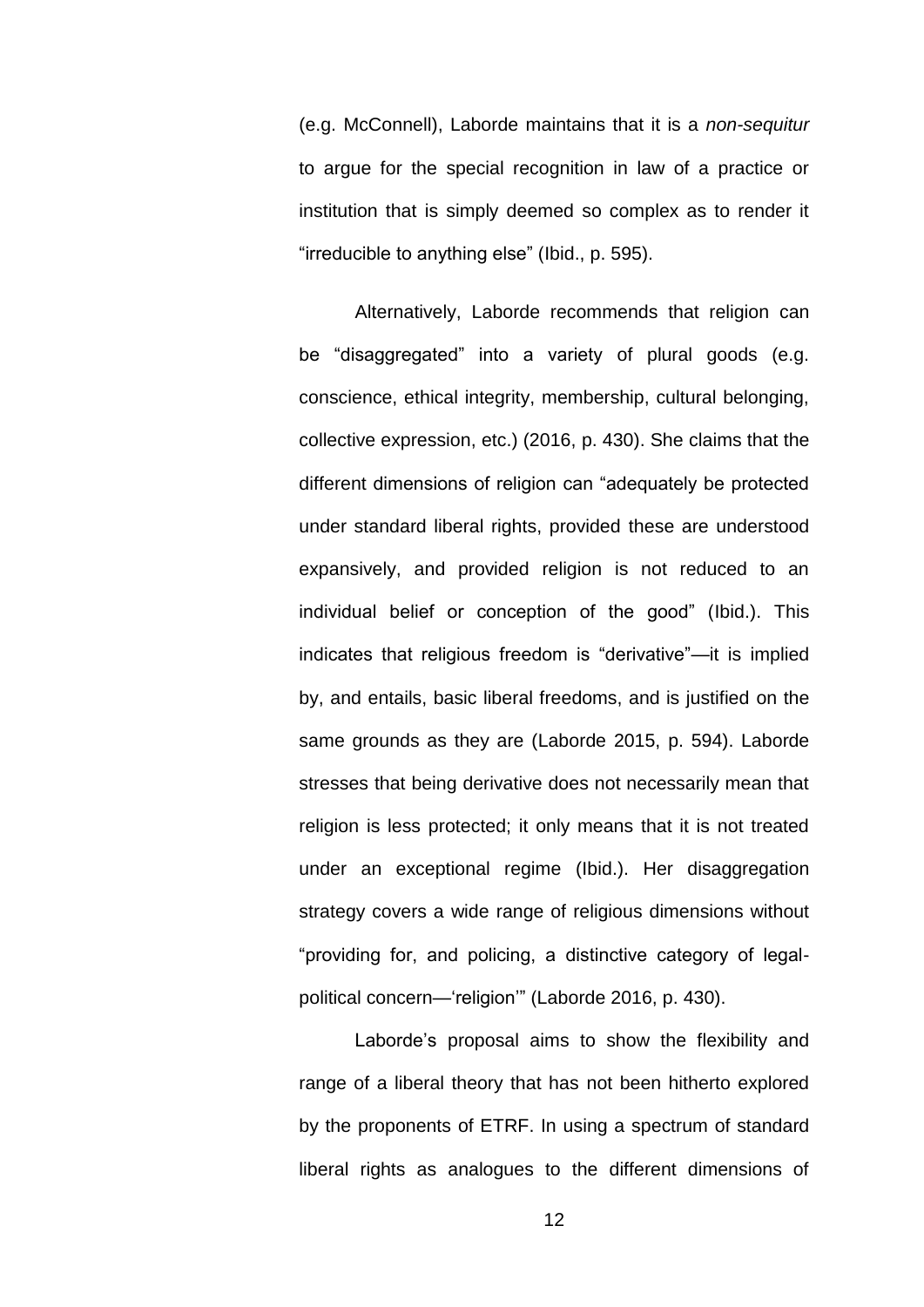(e.g. McConnell), Laborde maintains that it is a *non-sequitur* to argue for the special recognition in law of a practice or institution that is simply deemed so complex as to render it "irreducible to anything else" (Ibid., p. 595).

Alternatively, Laborde recommends that religion can be "disaggregated" into a variety of plural goods (e.g. conscience, ethical integrity, membership, cultural belonging, collective expression, etc.) (2016, p. 430). She claims that the different dimensions of religion can "adequately be protected under standard liberal rights, provided these are understood expansively, and provided religion is not reduced to an individual belief or conception of the good" (Ibid.). This indicates that religious freedom is "derivative"—it is implied by, and entails, basic liberal freedoms, and is justified on the same grounds as they are (Laborde 2015, p. 594). Laborde stresses that being derivative does not necessarily mean that religion is less protected; it only means that it is not treated under an exceptional regime (Ibid.). Her disaggregation strategy covers a wide range of religious dimensions without "providing for, and policing, a distinctive category of legal-political concern—'religion'" (Laborde 2016, p. 430).

Laborde's proposal aims to show the flexibility and range of a liberal theory that has not been hitherto explored by the proponents of ETRF. In using a spectrum of standard liberal rights as analogues to the different dimensions of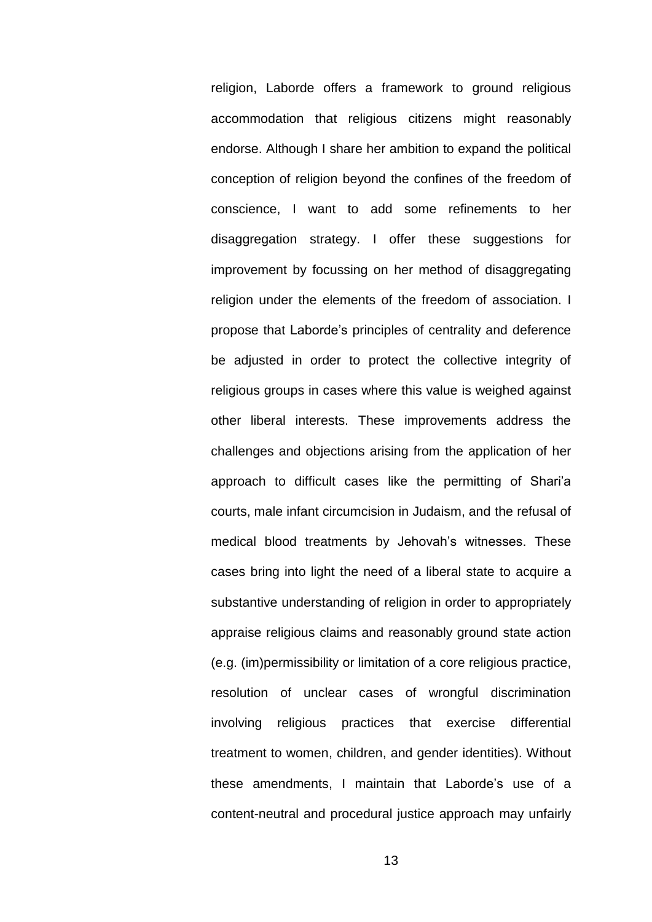religion, Laborde offers a framework to ground religious accommodation that religious citizens might reasonably endorse. Although I share her ambition to expand the political conception of religion beyond the confines of the freedom of conscience, I want to add some refinements to her disaggregation strategy. I offer these suggestions for improvement by focussing on her method of disaggregating religion under the elements of the freedom of association. I propose that Laborde's principles of centrality and deference be adjusted in order to protect the collective integrity of religious groups in cases where this value is weighed against other liberal interests. These improvements address the challenges and objections arising from the application of her approach to difficult cases like the permitting of Shari'a courts, male infant circumcision in Judaism, and the refusal of medical blood treatments by Jehovah's witnesses. These cases bring into light the need of a liberal state to acquire a substantive understanding of religion in order to appropriately appraise religious claims and reasonably ground state action (e.g. (im)permissibility or limitation of a core religious practice, resolution of unclear cases of wrongful discrimination involving religious practices that exercise differential treatment to women, children, and gender identities). Without these amendments, I maintain that Laborde's use of a content-neutral and procedural justice approach may unfairly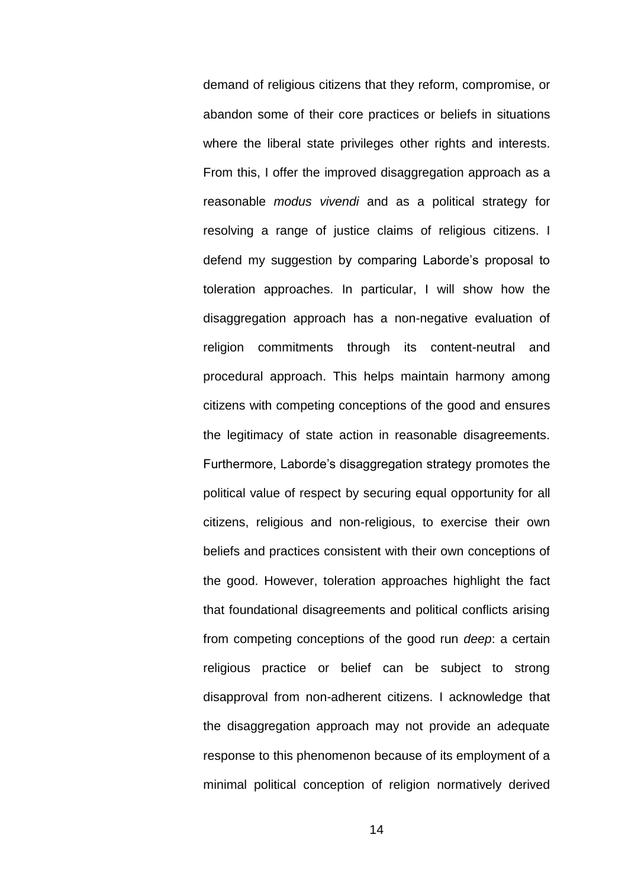demand of religious citizens that they reform, compromise, or abandon some of their core practices or beliefs in situations where the liberal state privileges other rights and interests. From this, I offer the improved disaggregation approach as a reasonable *modus vivendi* and as a political strategy for resolving a range of justice claims of religious citizens. I defend my suggestion by comparing Laborde's proposal to toleration approaches. In particular, I will show how the disaggregation approach has a non-negative evaluation of religion commitments through its content-neutral and procedural approach. This helps maintain harmony among citizens with competing conceptions of the good and ensures the legitimacy of state action in reasonable disagreements. Furthermore, Laborde's disaggregation strategy promotes the political value of respect by securing equal opportunity for all citizens, religious and non-religious, to exercise their own beliefs and practices consistent with their own conceptions of the good. However, toleration approaches highlight the fact that foundational disagreements and political conflicts arising from competing conceptions of the good run *deep*: a certain religious practice or belief can be subject to strong disapproval from non-adherent citizens. I acknowledge that the disaggregation approach may not provide an adequate response to this phenomenon because of its employment of a minimal political conception of religion normatively derived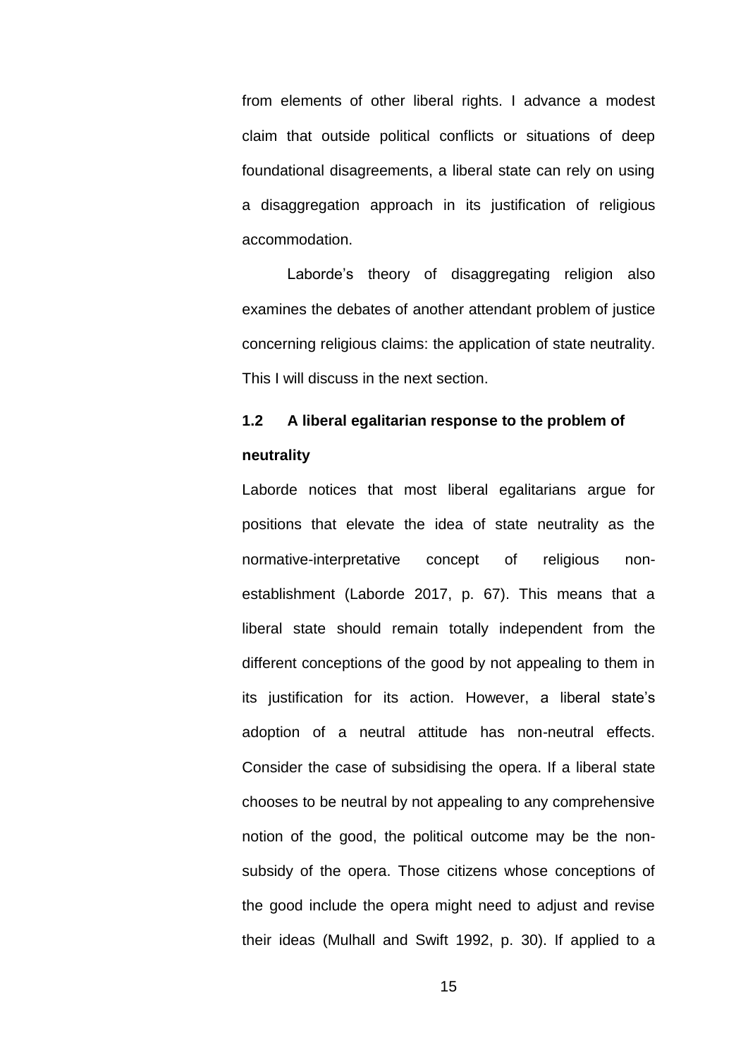from elements of other liberal rights. I advance a modest claim that outside political conflicts or situations of deep foundational disagreements, a liberal state can rely on using a disaggregation approach in its justification of religious accommodation.

Laborde's theory of disaggregating religion also examines the debates of another attendant problem of justice concerning religious claims: the application of state neutrality. This I will discuss in the next section.

## 1.2 A liberal egalitarian response to the problem of neutrality

Laborde notices that most liberal egalitarians argue for positions that elevate the idea of state neutrality as the normative-interpretative concept of religious non-establishment (Laborde 2017, p. 67). This means that a liberal state should remain totally independent from the different conceptions of the good by not appealing to them in its justification for its action. However, a liberal state's adoption of a neutral attitude has non-neutral effects. Consider the case of subsidising the opera. If a liberal state chooses to be neutral by not appealing to any comprehensive notion of the good, the political outcome may be the non-subsidy of the opera. Those citizens whose conceptions of the good include the opera might need to adjust and revise their ideas (Mulhall and Swift 1992, p. 30). If applied to a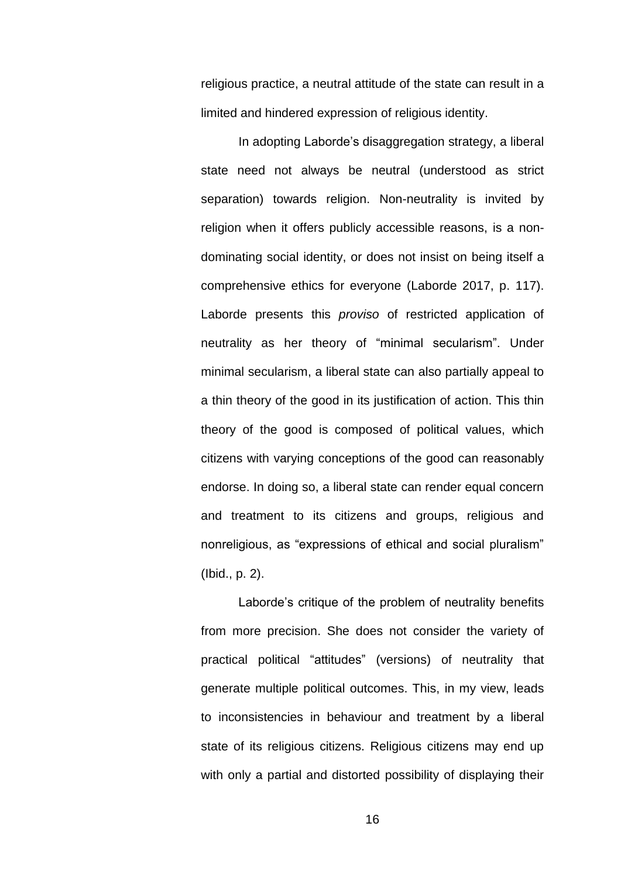religious practice, a neutral attitude of the state can result in a limited and hindered expression of religious identity.

In adopting Laborde's disaggregation strategy, a liberal state need not always be neutral (understood as strict separation) towards religion. Non-neutrality is invited by religion when it offers publicly accessible reasons, is a non-dominating social identity, or does not insist on being itself a comprehensive ethics for everyone (Laborde 2017, p. 117). Laborde presents this *proviso* of restricted application of neutrality as her theory of "minimal secularism". Under minimal secularism, a liberal state can also partially appeal to a thin theory of the good in its justification of action. This thin theory of the good is composed of political values, which citizens with varying conceptions of the good can reasonably endorse. In doing so, a liberal state can render equal concern and treatment to its citizens and groups, religious and nonreligious, as "expressions of ethical and social pluralism" (Ibid., p. 2).

Laborde's critique of the problem of neutrality benefits from more precision. She does not consider the variety of practical political "attitudes" (versions) of neutrality that generate multiple political outcomes. This, in my view, leads to inconsistencies in behaviour and treatment by a liberal state of its religious citizens. Religious citizens may end up with only a partial and distorted possibility of displaying their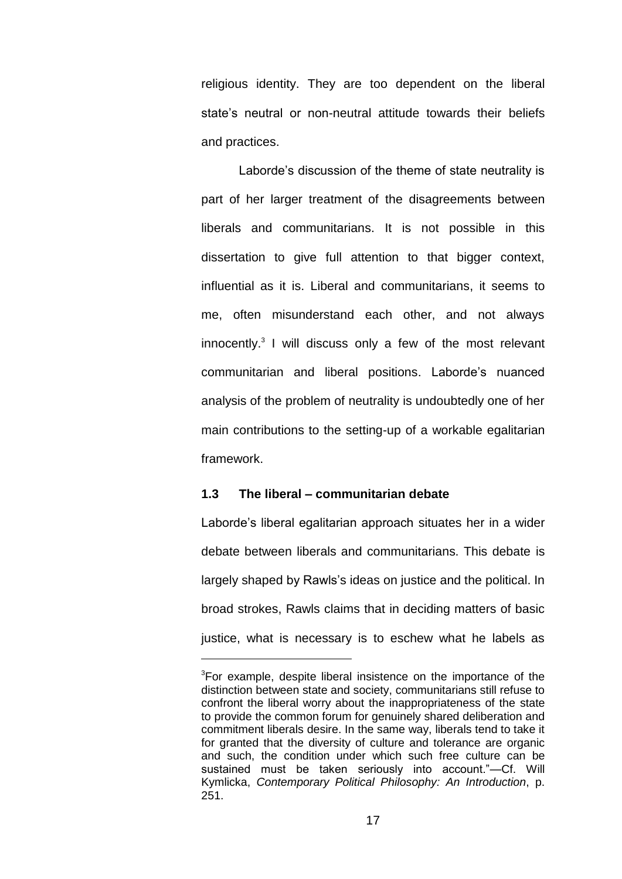religious identity. They are too dependent on the liberal state's neutral or non-neutral attitude towards their beliefs and practices.

Laborde's discussion of the theme of state neutrality is part of her larger treatment of the disagreements between liberals and communitarians. It is not possible in this dissertation to give full attention to that bigger context, influential as it is. Liberal and communitarians, it seems to me, often misunderstand each other, and not always innocently.[3] I will discuss only a few of the most relevant communitarian and liberal positions. Laborde's nuanced analysis of the problem of neutrality is undoubtedly one of her main contributions to the setting-up of a workable egalitarian framework.

### 1.3 The liberal – communitarian debate

Laborde's liberal egalitarian approach situates her in a wider debate between liberals and communitarians. This debate is largely shaped by Rawls's ideas on justice and the political. In broad strokes, Rawls claims that in deciding matters of basic justice, what is necessary is to eschew what he labels as

[3]For example, despite liberal insistence on the importance of the distinction between state and society, communitarians still refuse to confront the liberal worry about the inappropriateness of the state to provide the common forum for genuinely shared deliberation and commitment liberals desire. In the same way, liberals tend to take it for granted that the diversity of culture and tolerance are organic and such, the condition under which such free culture can be sustained must be taken seriously into account."—Cf. Will Kymlicka, *Contemporary Political Philosophy: An Introduction*, p. 251.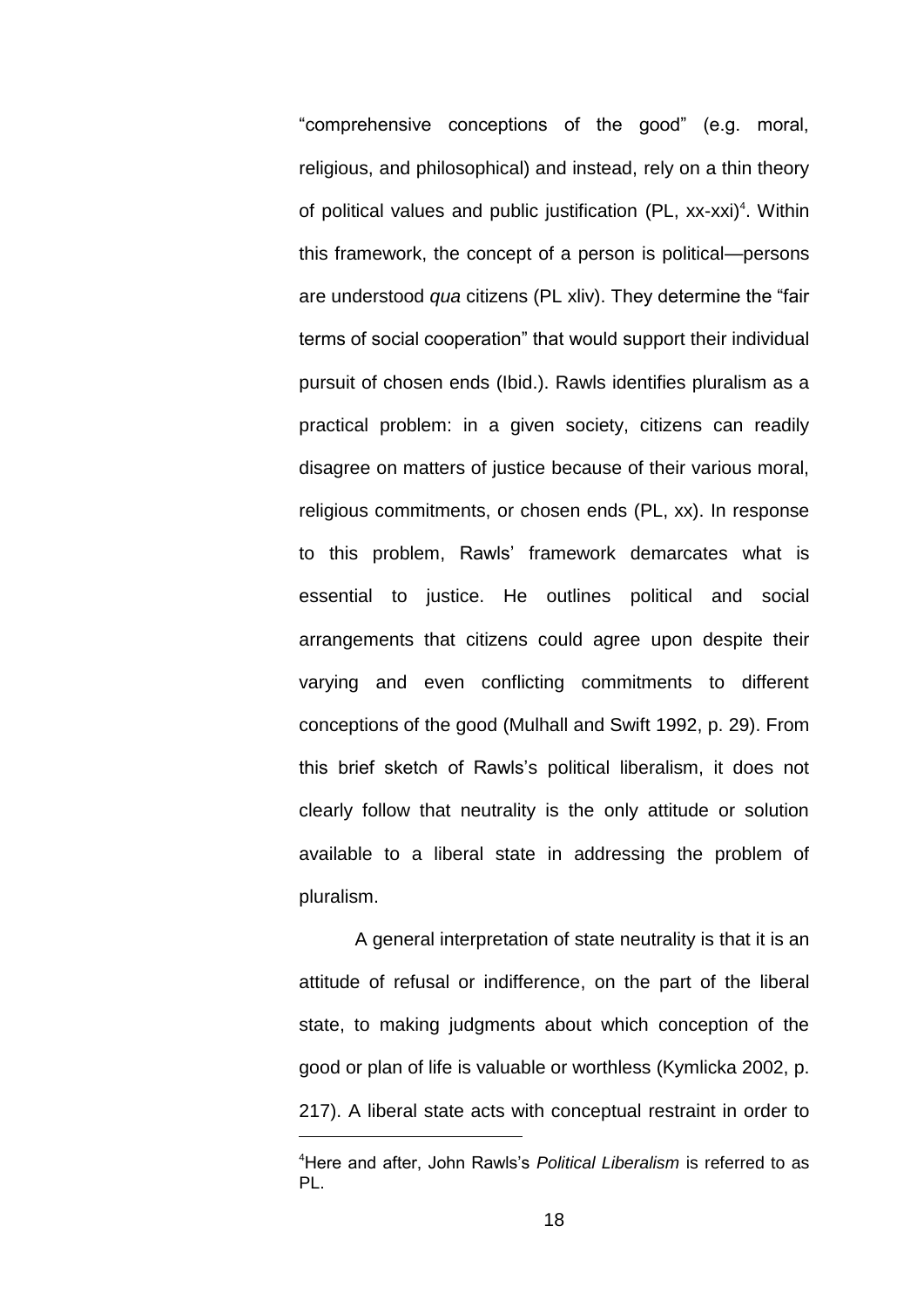"comprehensive conceptions of the good" (e.g. moral, religious, and philosophical) and instead, rely on a thin theory of political values and public justification (PL, xx-xxi)[4]. Within this framework, the concept of a person is political—persons are understood *qua* citizens (PL xliv). They determine the "fair terms of social cooperation" that would support their individual pursuit of chosen ends (Ibid.). Rawls identifies pluralism as a practical problem: in a given society, citizens can readily disagree on matters of justice because of their various moral, religious commitments, or chosen ends (PL, xx). In response to this problem, Rawls' framework demarcates what is essential to justice. He outlines political and social arrangements that citizens could agree upon despite their varying and even conflicting commitments to different conceptions of the good (Mulhall and Swift 1992, p. 29). From this brief sketch of Rawls's political liberalism, it does not clearly follow that neutrality is the only attitude or solution available to a liberal state in addressing the problem of pluralism.

A general interpretation of state neutrality is that it is an attitude of refusal or indifference, on the part of the liberal state, to making judgments about which conception of the good or plan of life is valuable or worthless (Kymlicka 2002, p. 217). A liberal state acts with conceptual restraint in order to

[4]Here and after, John Rawls's *Political Liberalism* is referred to as PL.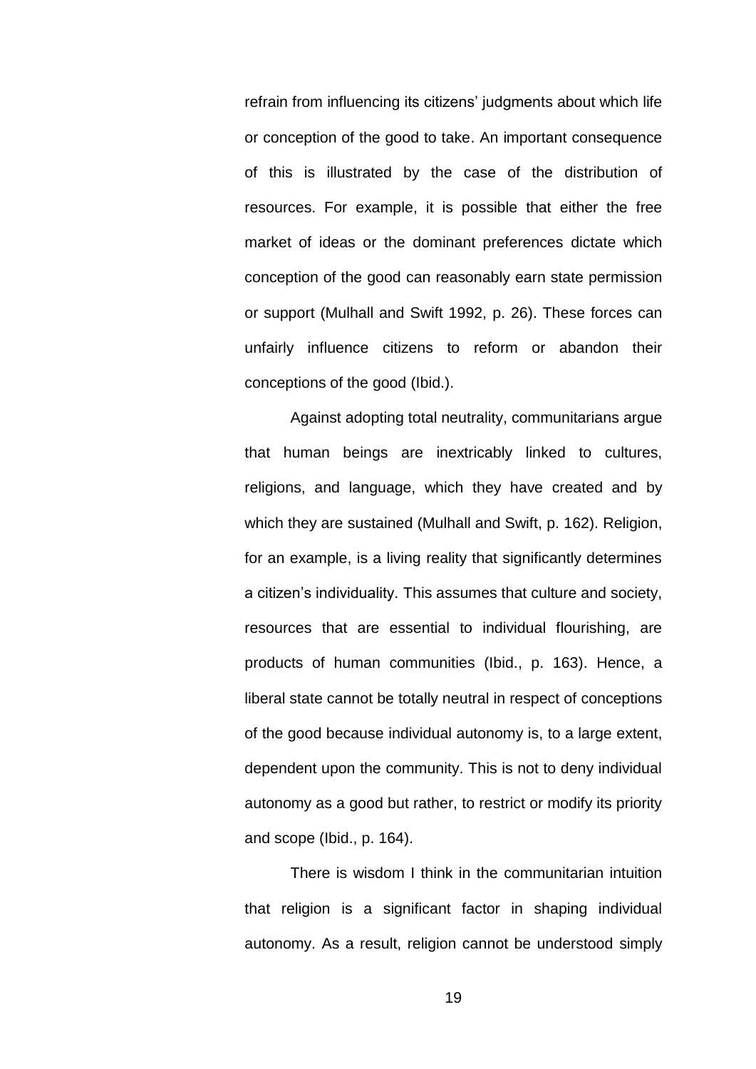refrain from influencing its citizens' judgments about which life or conception of the good to take. An important consequence of this is illustrated by the case of the distribution of resources. For example, it is possible that either the free market of ideas or the dominant preferences dictate which conception of the good can reasonably earn state permission or support (Mulhall and Swift 1992, p. 26). These forces can unfairly influence citizens to reform or abandon their conceptions of the good (Ibid.).

Against adopting total neutrality, communitarians argue that human beings are inextricably linked to cultures, religions, and language, which they have created and by which they are sustained (Mulhall and Swift, p. 162). Religion, for an example, is a living reality that significantly determines a citizen's individuality. This assumes that culture and society, resources that are essential to individual flourishing, are products of human communities (Ibid., p. 163). Hence, a liberal state cannot be totally neutral in respect of conceptions of the good because individual autonomy is, to a large extent, dependent upon the community. This is not to deny individual autonomy as a good but rather, to restrict or modify its priority and scope (Ibid., p. 164).

There is wisdom I think in the communitarian intuition that religion is a significant factor in shaping individual autonomy. As a result, religion cannot be understood simply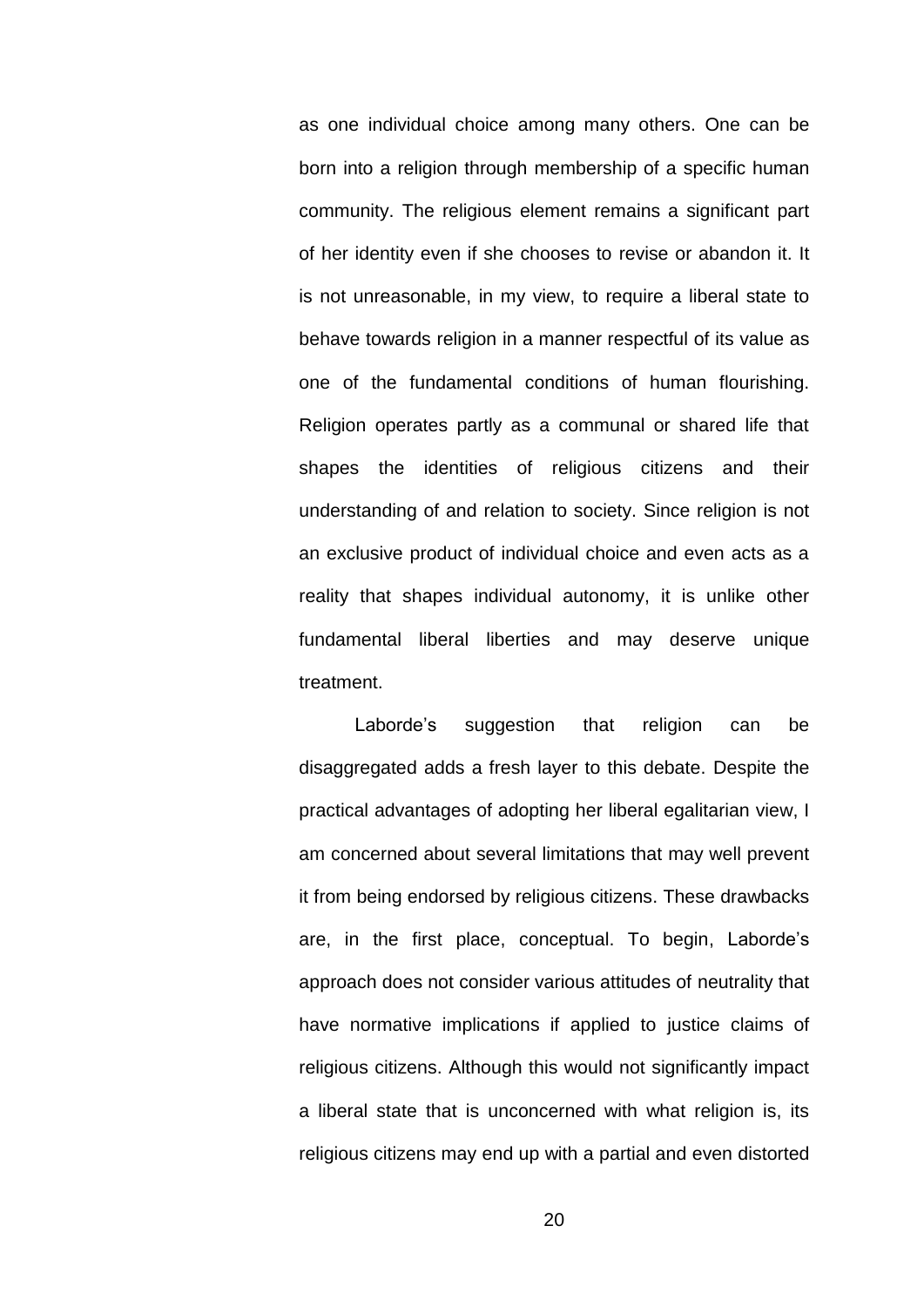as one individual choice among many others. One can be born into a religion through membership of a specific human community. The religious element remains a significant part of her identity even if she chooses to revise or abandon it. It is not unreasonable, in my view, to require a liberal state to behave towards religion in a manner respectful of its value as one of the fundamental conditions of human flourishing. Religion operates partly as a communal or shared life that shapes the identities of religious citizens and their understanding of and relation to society. Since religion is not an exclusive product of individual choice and even acts as a reality that shapes individual autonomy, it is unlike other fundamental liberal liberties and may deserve unique treatment.

Laborde's suggestion that religion can be disaggregated adds a fresh layer to this debate. Despite the practical advantages of adopting her liberal egalitarian view, I am concerned about several limitations that may well prevent it from being endorsed by religious citizens. These drawbacks are, in the first place, conceptual. To begin, Laborde's approach does not consider various attitudes of neutrality that have normative implications if applied to justice claims of religious citizens. Although this would not significantly impact a liberal state that is unconcerned with what religion is, its religious citizens may end up with a partial and even distorted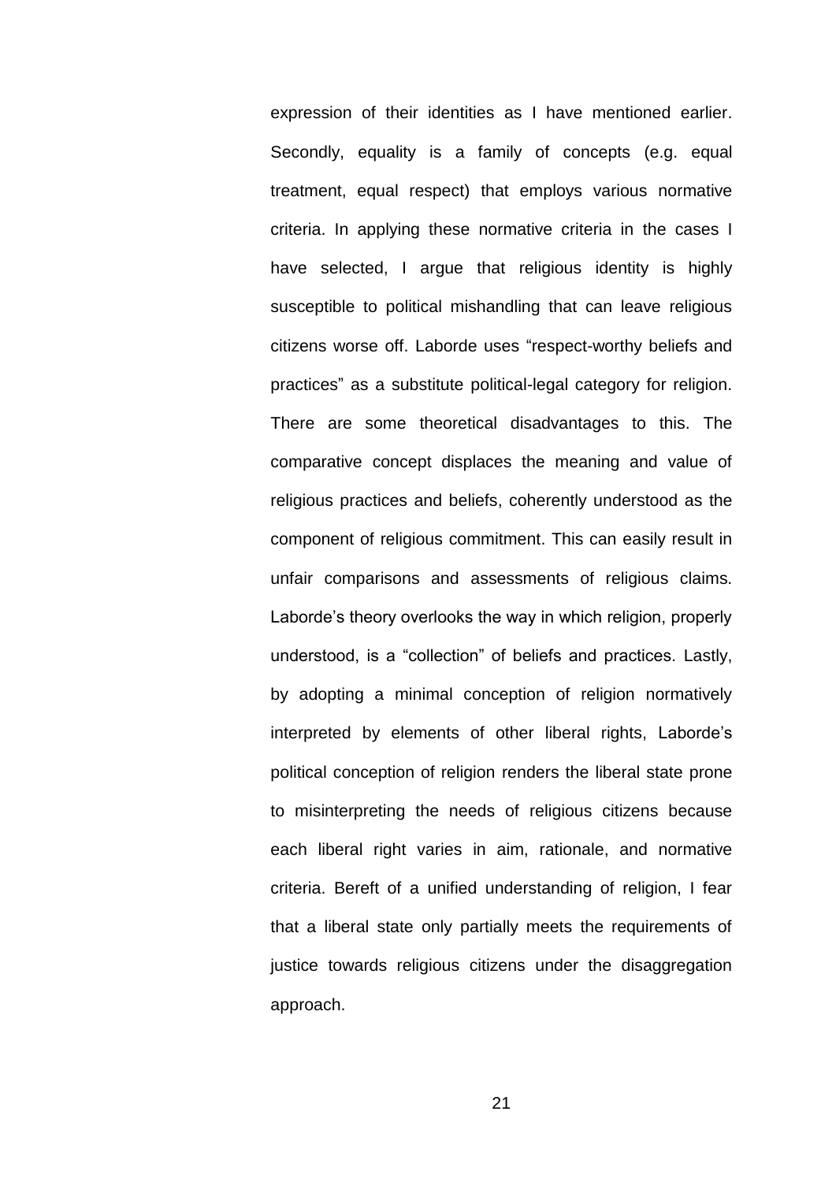expression of their identities as I have mentioned earlier. Secondly, equality is a family of concepts (e.g. equal treatment, equal respect) that employs various normative criteria. In applying these normative criteria in the cases I have selected, I argue that religious identity is highly susceptible to political mishandling that can leave religious citizens worse off. Laborde uses "respect-worthy beliefs and practices" as a substitute political-legal category for religion. There are some theoretical disadvantages to this. The comparative concept displaces the meaning and value of religious practices and beliefs, coherently understood as the component of religious commitment. This can easily result in unfair comparisons and assessments of religious claims. Laborde's theory overlooks the way in which religion, properly understood, is a "collection" of beliefs and practices. Lastly, by adopting a minimal conception of religion normatively interpreted by elements of other liberal rights, Laborde's political conception of religion renders the liberal state prone to misinterpreting the needs of religious citizens because each liberal right varies in aim, rationale, and normative criteria. Bereft of a unified understanding of religion, I fear that a liberal state only partially meets the requirements of justice towards religious citizens under the disaggregation approach.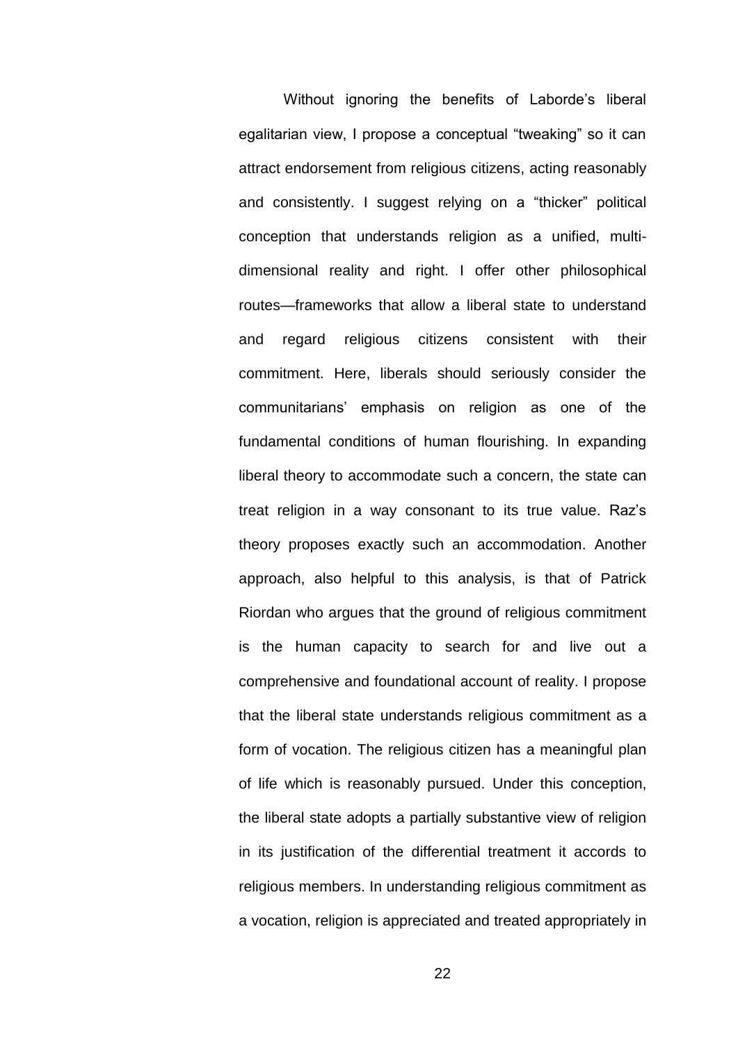Without ignoring the benefits of Laborde's liberal egalitarian view, I propose a conceptual "tweaking" so it can attract endorsement from religious citizens, acting reasonably and consistently. I suggest relying on a "thicker" political conception that understands religion as a unified, multi-dimensional reality and right. I offer other philosophical routes—frameworks that allow a liberal state to understand and regard religious citizens consistent with their commitment. Here, liberals should seriously consider the communitarians' emphasis on religion as one of the fundamental conditions of human flourishing. In expanding liberal theory to accommodate such a concern, the state can treat religion in a way consonant to its true value. Raz's theory proposes exactly such an accommodation. Another approach, also helpful to this analysis, is that of Patrick Riordan who argues that the ground of religious commitment is the human capacity to search for and live out a comprehensive and foundational account of reality. I propose that the liberal state understands religious commitment as a form of vocation. The religious citizen has a meaningful plan of life which is reasonably pursued. Under this conception, the liberal state adopts a partially substantive view of religion in its justification of the differential treatment it accords to religious members. In understanding religious commitment as a vocation, religion is appreciated and treated appropriately in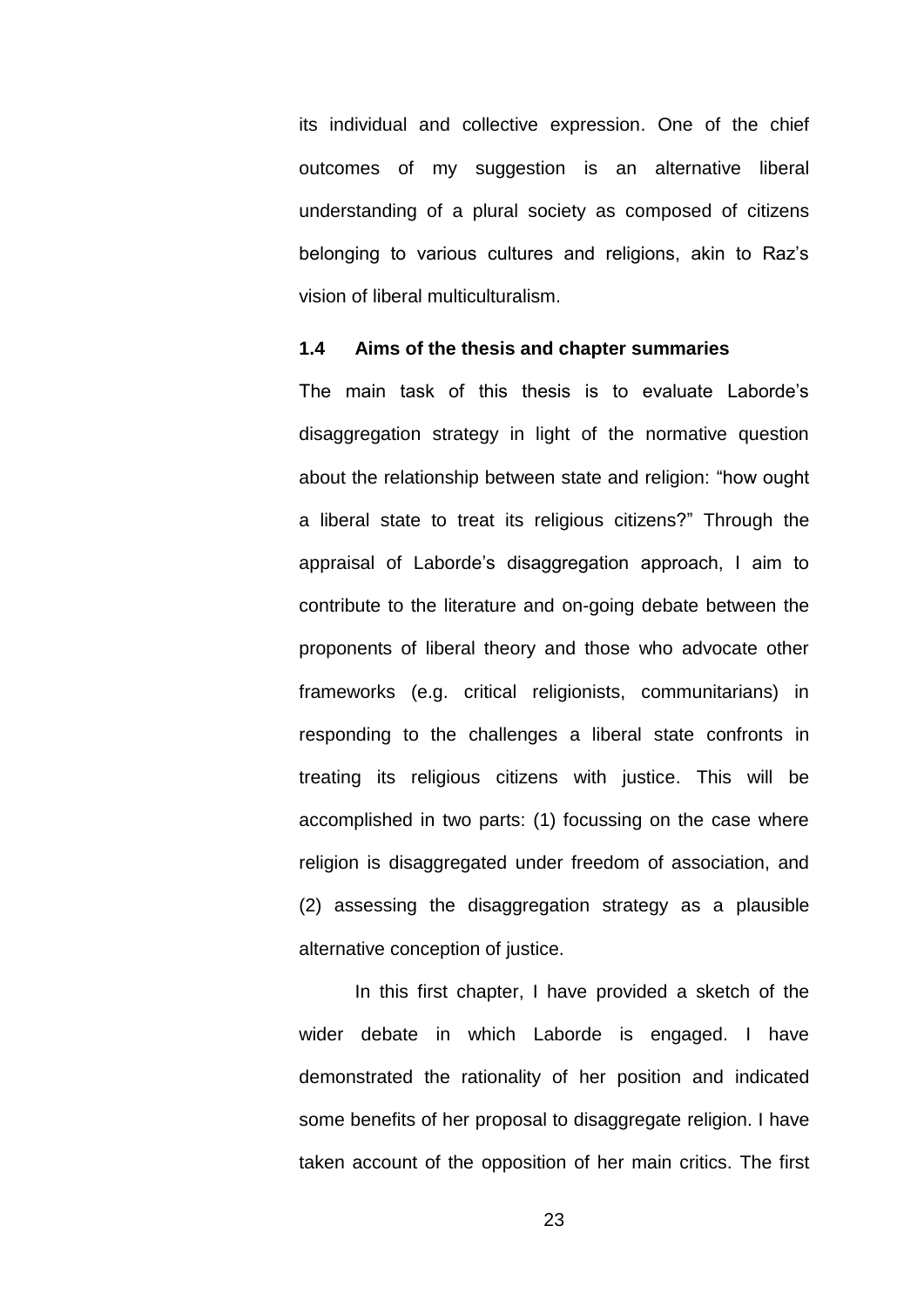its individual and collective expression. One of the chief outcomes of my suggestion is an alternative liberal understanding of a plural society as composed of citizens belonging to various cultures and religions, akin to Raz's vision of liberal multiculturalism.

### 1.4 Aims of the thesis and chapter summaries

The main task of this thesis is to evaluate Laborde's disaggregation strategy in light of the normative question about the relationship between state and religion: "how ought a liberal state to treat its religious citizens?" Through the appraisal of Laborde's disaggregation approach, I aim to contribute to the literature and on-going debate between the proponents of liberal theory and those who advocate other frameworks (e.g. critical religionists, communitarians) in responding to the challenges a liberal state confronts in treating its religious citizens with justice. This will be accomplished in two parts: (1) focussing on the case where religion is disaggregated under freedom of association, and (2) assessing the disaggregation strategy as a plausible alternative conception of justice.

In this first chapter, I have provided a sketch of the wider debate in which Laborde is engaged. I have demonstrated the rationality of her position and indicated some benefits of her proposal to disaggregate religion. I have taken account of the opposition of her main critics. The first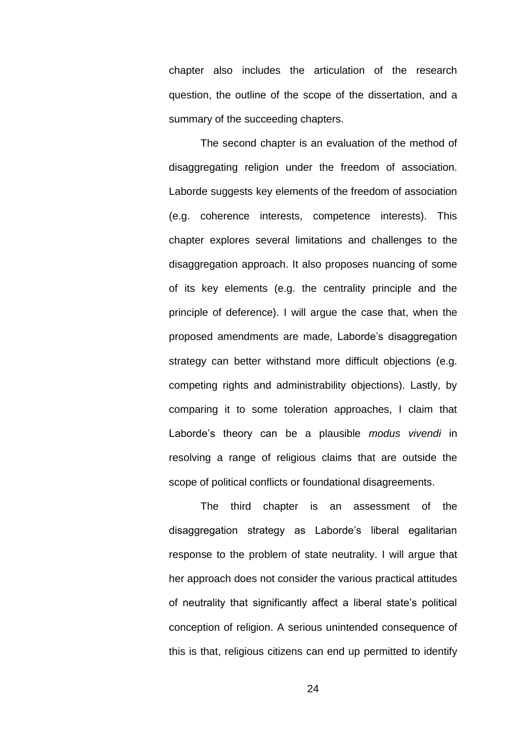chapter also includes the articulation of the research question, the outline of the scope of the dissertation, and a summary of the succeeding chapters.

The second chapter is an evaluation of the method of disaggregating religion under the freedom of association. Laborde suggests key elements of the freedom of association (e.g. coherence interests, competence interests). This chapter explores several limitations and challenges to the disaggregation approach. It also proposes nuancing of some of its key elements (e.g. the centrality principle and the principle of deference). I will argue the case that, when the proposed amendments are made, Laborde's disaggregation strategy can better withstand more difficult objections (e.g. competing rights and administrability objections). Lastly, by comparing it to some toleration approaches, I claim that Laborde's theory can be a plausible *modus vivendi* in resolving a range of religious claims that are outside the scope of political conflicts or foundational disagreements.

The third chapter is an assessment of the disaggregation strategy as Laborde's liberal egalitarian response to the problem of state neutrality. I will argue that her approach does not consider the various practical attitudes of neutrality that significantly affect a liberal state's political conception of religion. A serious unintended consequence of this is that, religious citizens can end up permitted to identify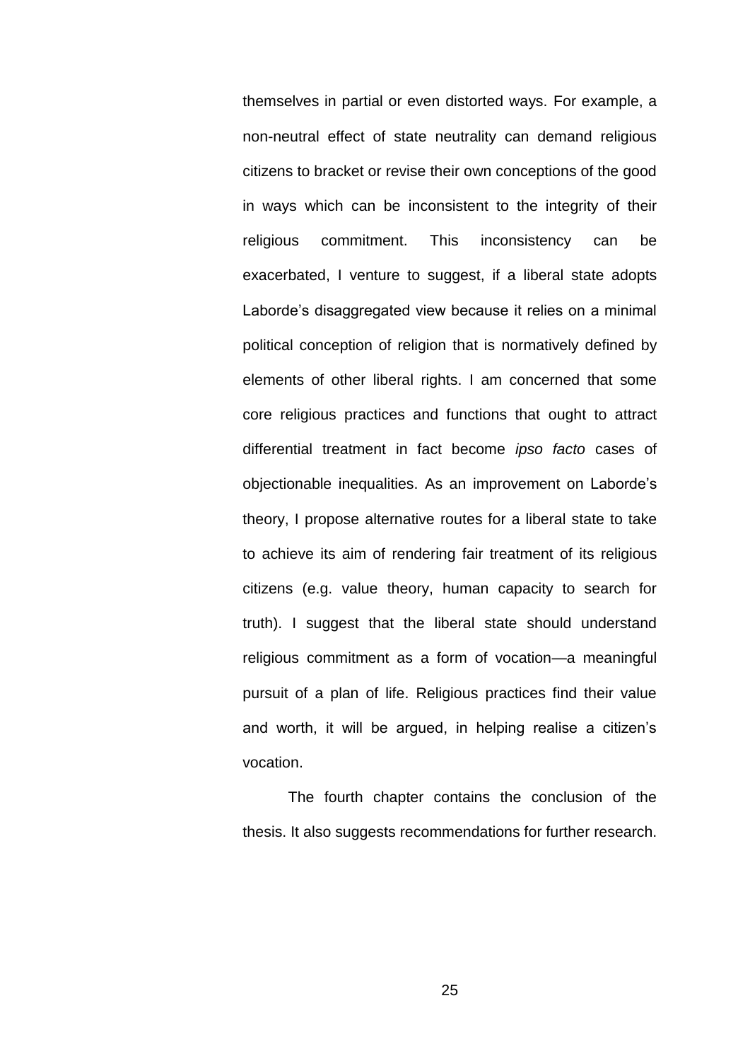themselves in partial or even distorted ways. For example, a non-neutral effect of state neutrality can demand religious citizens to bracket or revise their own conceptions of the good in ways which can be inconsistent to the integrity of their religious commitment. This inconsistency can be exacerbated, I venture to suggest, if a liberal state adopts Laborde's disaggregated view because it relies on a minimal political conception of religion that is normatively defined by elements of other liberal rights. I am concerned that some core religious practices and functions that ought to attract differential treatment in fact become *ipso facto* cases of objectionable inequalities. As an improvement on Laborde's theory, I propose alternative routes for a liberal state to take to achieve its aim of rendering fair treatment of its religious citizens (e.g. value theory, human capacity to search for truth). I suggest that the liberal state should understand religious commitment as a form of vocation—a meaningful pursuit of a plan of life. Religious practices find their value and worth, it will be argued, in helping realise a citizen's vocation.

The fourth chapter contains the conclusion of the thesis. It also suggests recommendations for further research.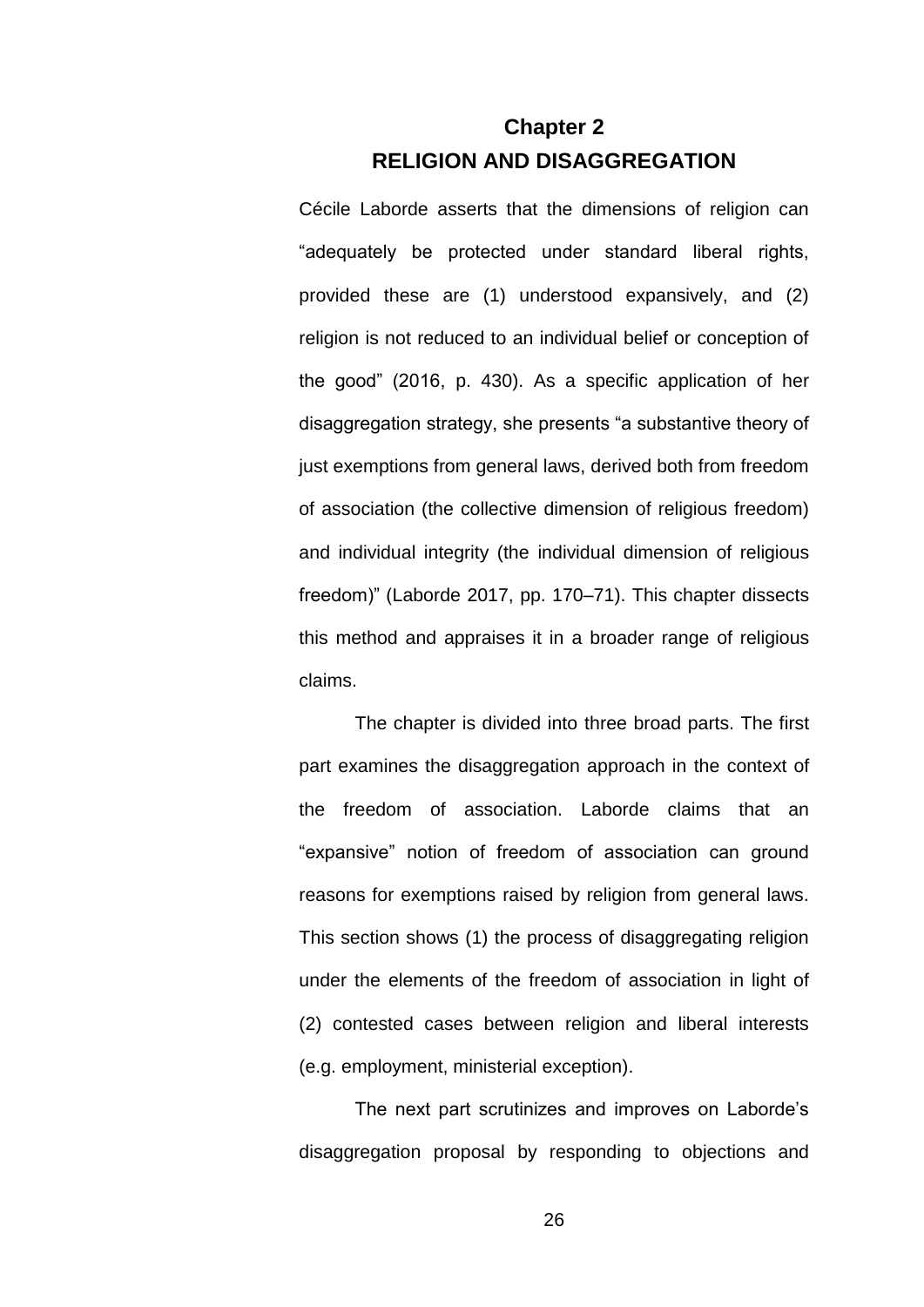# Chapter 2
# RELIGION AND DISAGGREGATION

Cécile Laborde asserts that the dimensions of religion can "adequately be protected under standard liberal rights, provided these are (1) understood expansively, and (2) religion is not reduced to an individual belief or conception of the good" (2016, p. 430). As a specific application of her disaggregation strategy, she presents "a substantive theory of just exemptions from general laws, derived both from freedom of association (the collective dimension of religious freedom) and individual integrity (the individual dimension of religious freedom)" (Laborde 2017, pp. 170–71). This chapter dissects this method and appraises it in a broader range of religious claims.

The chapter is divided into three broad parts. The first part examines the disaggregation approach in the context of the freedom of association. Laborde claims that an "expansive" notion of freedom of association can ground reasons for exemptions raised by religion from general laws. This section shows (1) the process of disaggregating religion under the elements of the freedom of association in light of (2) contested cases between religion and liberal interests (e.g. employment, ministerial exception).

The next part scrutinizes and improves on Laborde's disaggregation proposal by responding to objections and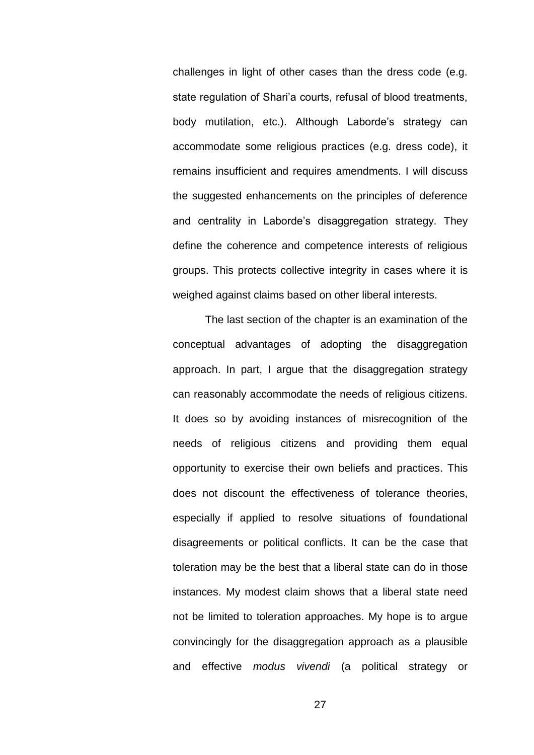challenges in light of other cases than the dress code (e.g. state regulation of Shari'a courts, refusal of blood treatments, body mutilation, etc.). Although Laborde's strategy can accommodate some religious practices (e.g. dress code), it remains insufficient and requires amendments. I will discuss the suggested enhancements on the principles of deference and centrality in Laborde's disaggregation strategy. They define the coherence and competence interests of religious groups. This protects collective integrity in cases where it is weighed against claims based on other liberal interests.

The last section of the chapter is an examination of the conceptual advantages of adopting the disaggregation approach. In part, I argue that the disaggregation strategy can reasonably accommodate the needs of religious citizens. It does so by avoiding instances of misrecognition of the needs of religious citizens and providing them equal opportunity to exercise their own beliefs and practices. This does not discount the effectiveness of tolerance theories, especially if applied to resolve situations of foundational disagreements or political conflicts. It can be the case that toleration may be the best that a liberal state can do in those instances. My modest claim shows that a liberal state need not be limited to toleration approaches. My hope is to argue convincingly for the disaggregation approach as a plausible and effective *modus vivendi* (a political strategy or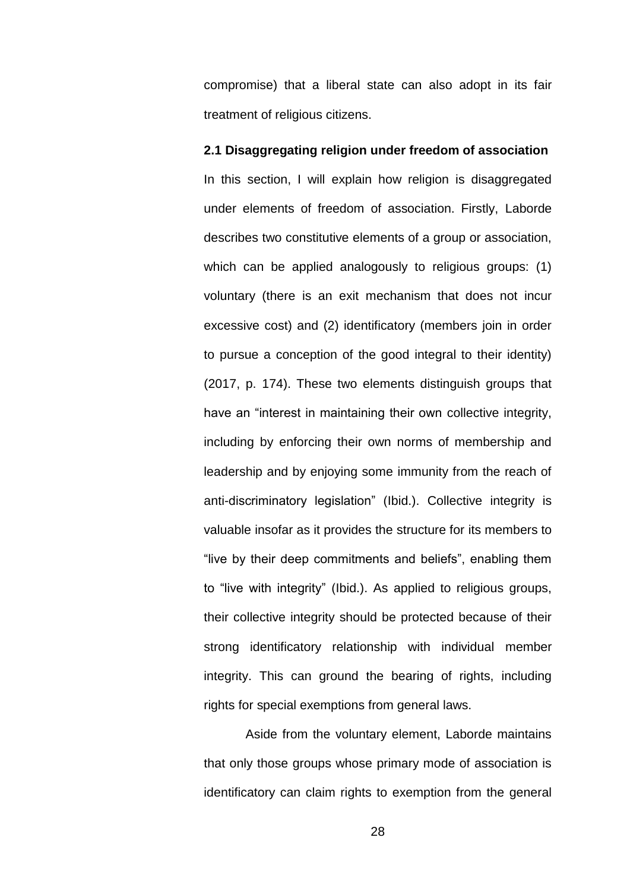compromise) that a liberal state can also adopt in its fair treatment of religious citizens.

### 2.1 Disaggregating religion under freedom of association

In this section, I will explain how religion is disaggregated under elements of freedom of association. Firstly, Laborde describes two constitutive elements of a group or association, which can be applied analogously to religious groups: (1) voluntary (there is an exit mechanism that does not incur excessive cost) and (2) identificatory (members join in order to pursue a conception of the good integral to their identity) (2017, p. 174). These two elements distinguish groups that have an "interest in maintaining their own collective integrity, including by enforcing their own norms of membership and leadership and by enjoying some immunity from the reach of anti-discriminatory legislation" (Ibid.). Collective integrity is valuable insofar as it provides the structure for its members to "live by their deep commitments and beliefs", enabling them to "live with integrity" (Ibid.). As applied to religious groups, their collective integrity should be protected because of their strong identificatory relationship with individual member integrity. This can ground the bearing of rights, including rights for special exemptions from general laws.

Aside from the voluntary element, Laborde maintains that only those groups whose primary mode of association is identificatory can claim rights to exemption from the general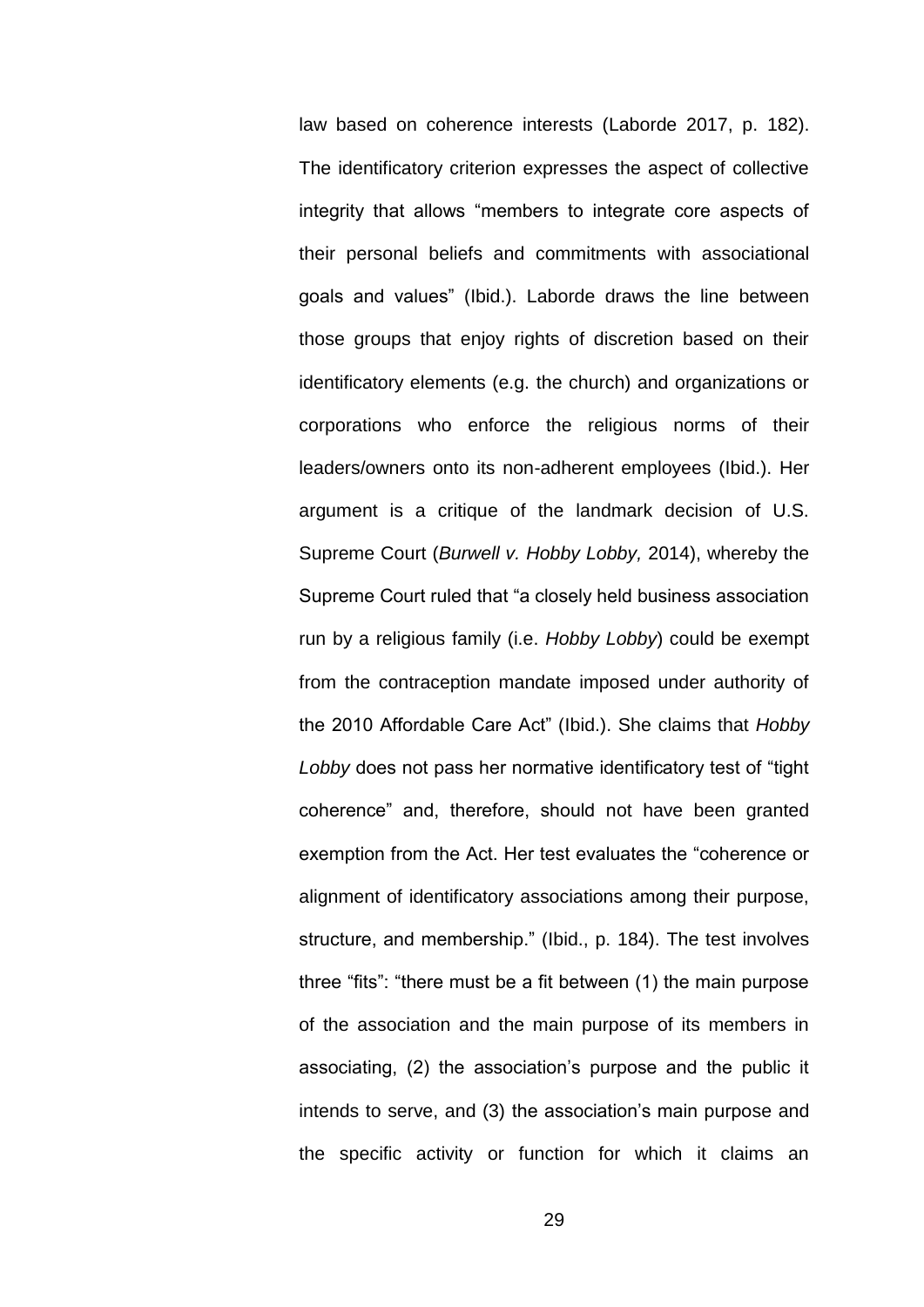law based on coherence interests (Laborde 2017, p. 182). The identificatory criterion expresses the aspect of collective integrity that allows "members to integrate core aspects of their personal beliefs and commitments with associational goals and values" (Ibid.). Laborde draws the line between those groups that enjoy rights of discretion based on their identificatory elements (e.g. the church) and organizations or corporations who enforce the religious norms of their leaders/owners onto its non-adherent employees (Ibid.). Her argument is a critique of the landmark decision of U.S. Supreme Court (*Burwell v. Hobby Lobby,* 2014), whereby the Supreme Court ruled that "a closely held business association run by a religious family (i.e. *Hobby Lobby*) could be exempt from the contraception mandate imposed under authority of the 2010 Affordable Care Act" (Ibid.). She claims that *Hobby Lobby* does not pass her normative identificatory test of "tight coherence" and, therefore, should not have been granted exemption from the Act. Her test evaluates the "coherence or alignment of identificatory associations among their purpose, structure, and membership." (Ibid., p. 184). The test involves three "fits": "there must be a fit between (1) the main purpose of the association and the main purpose of its members in associating, (2) the association's purpose and the public it intends to serve, and (3) the association's main purpose and the specific activity or function for which it claims an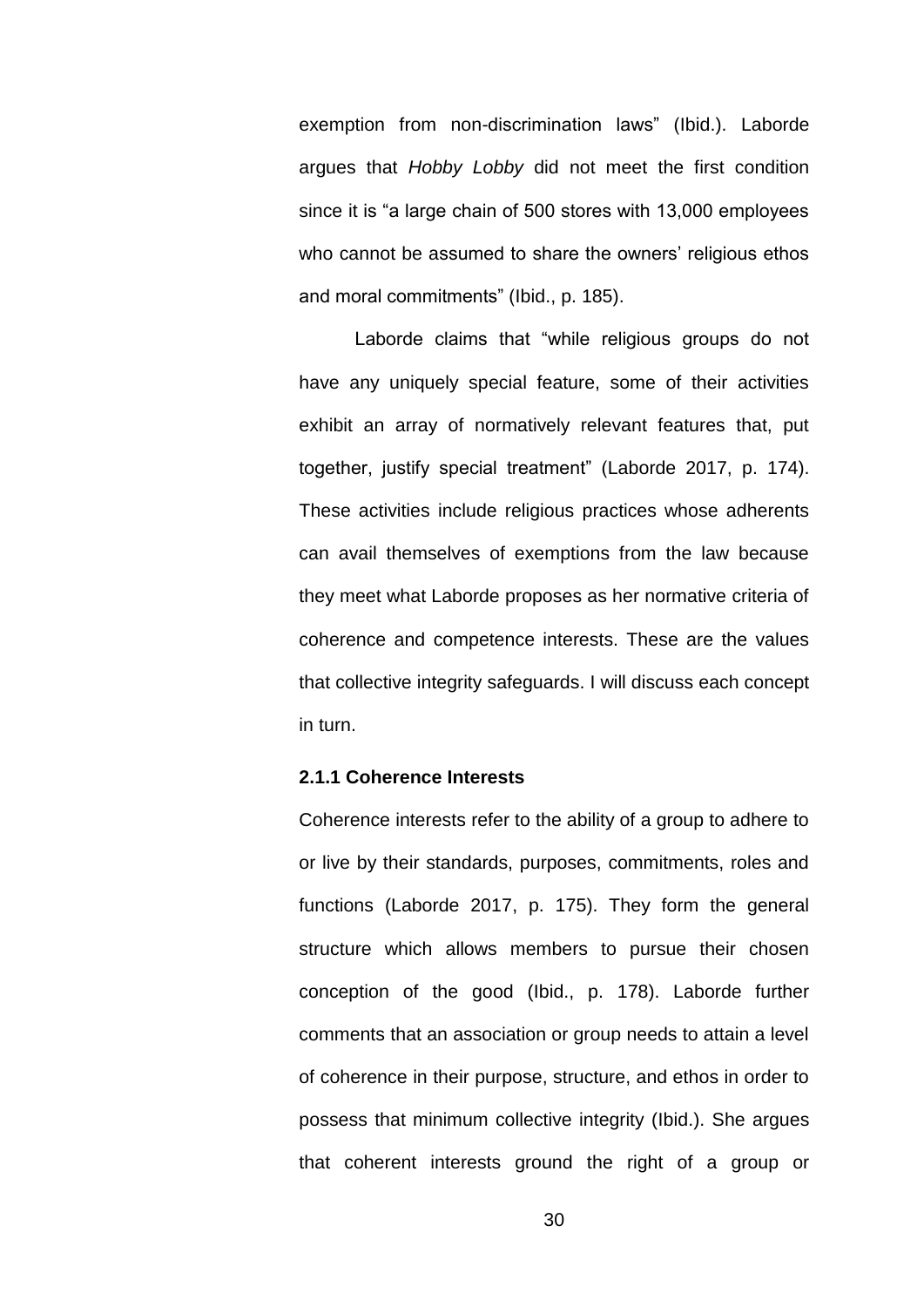exemption from non-discrimination laws" (Ibid.). Laborde argues that *Hobby Lobby* did not meet the first condition since it is "a large chain of 500 stores with 13,000 employees who cannot be assumed to share the owners' religious ethos and moral commitments" (Ibid., p. 185).

Laborde claims that "while religious groups do not have any uniquely special feature, some of their activities exhibit an array of normatively relevant features that, put together, justify special treatment" (Laborde 2017, p. 174). These activities include religious practices whose adherents can avail themselves of exemptions from the law because they meet what Laborde proposes as her normative criteria of coherence and competence interests. These are the values that collective integrity safeguards. I will discuss each concept in turn.

### 2.1.1 Coherence Interests

Coherence interests refer to the ability of a group to adhere to or live by their standards, purposes, commitments, roles and functions (Laborde 2017, p. 175). They form the general structure which allows members to pursue their chosen conception of the good (Ibid., p. 178). Laborde further comments that an association or group needs to attain a level of coherence in their purpose, structure, and ethos in order to possess that minimum collective integrity (Ibid.). She argues that coherent interests ground the right of a group or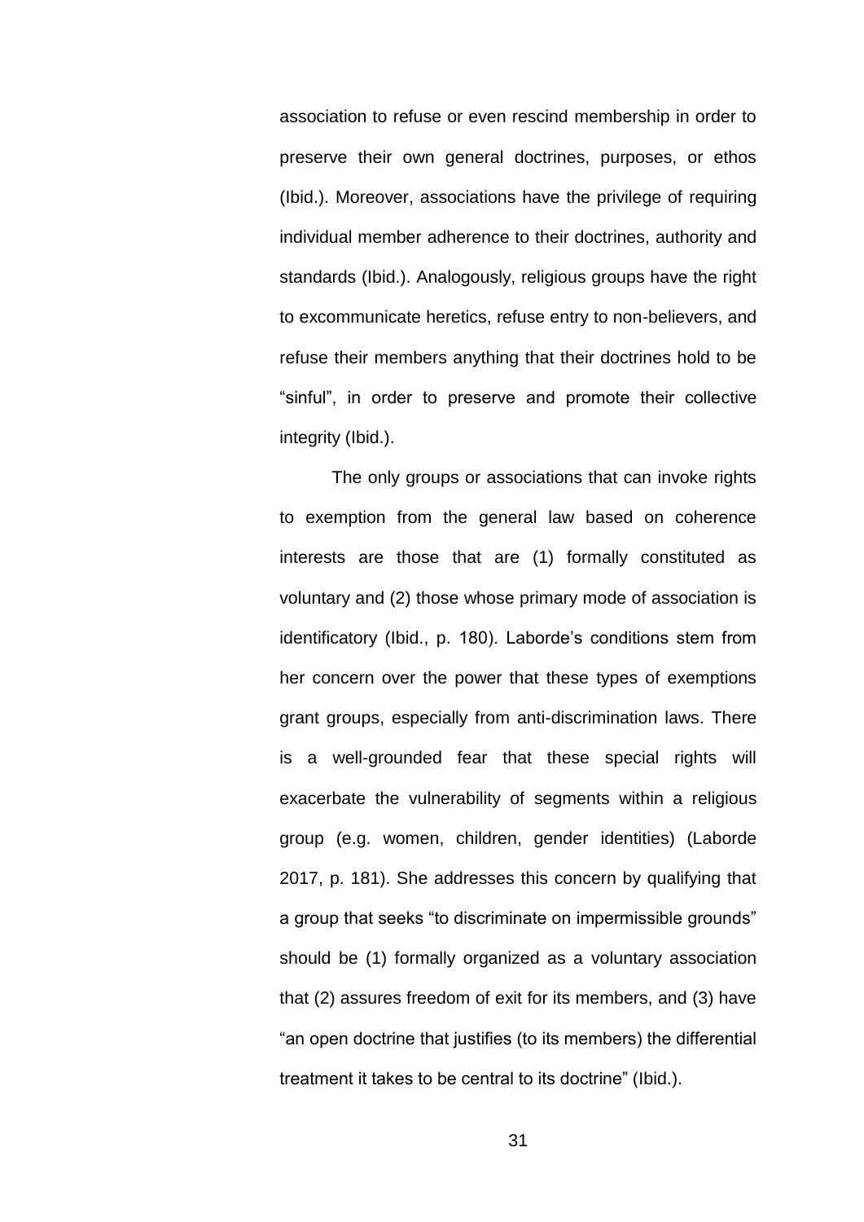association to refuse or even rescind membership in order to preserve their own general doctrines, purposes, or ethos (Ibid.). Moreover, associations have the privilege of requiring individual member adherence to their doctrines, authority and standards (Ibid.). Analogously, religious groups have the right to excommunicate heretics, refuse entry to non-believers, and refuse their members anything that their doctrines hold to be "sinful", in order to preserve and promote their collective integrity (Ibid.).

The only groups or associations that can invoke rights to exemption from the general law based on coherence interests are those that are (1) formally constituted as voluntary and (2) those whose primary mode of association is identificatory (Ibid., p. 180). Laborde's conditions stem from her concern over the power that these types of exemptions grant groups, especially from anti-discrimination laws. There is a well-grounded fear that these special rights will exacerbate the vulnerability of segments within a religious group (e.g. women, children, gender identities) (Laborde 2017, p. 181). She addresses this concern by qualifying that a group that seeks "to discriminate on impermissible grounds" should be (1) formally organized as a voluntary association that (2) assures freedom of exit for its members, and (3) have "an open doctrine that justifies (to its members) the differential treatment it takes to be central to its doctrine" (Ibid.).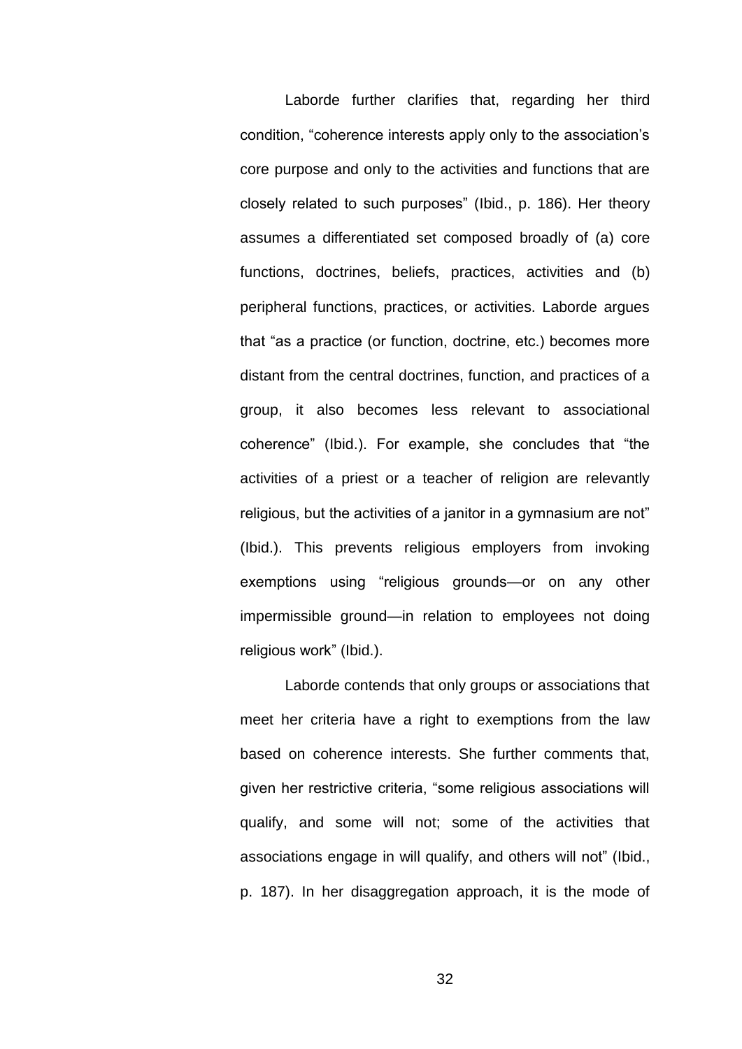Laborde further clarifies that, regarding her third condition, "coherence interests apply only to the association's core purpose and only to the activities and functions that are closely related to such purposes" (Ibid., p. 186). Her theory assumes a differentiated set composed broadly of (a) core functions, doctrines, beliefs, practices, activities and (b) peripheral functions, practices, or activities. Laborde argues that "as a practice (or function, doctrine, etc.) becomes more distant from the central doctrines, function, and practices of a group, it also becomes less relevant to associational coherence" (Ibid.). For example, she concludes that "the activities of a priest or a teacher of religion are relevantly religious, but the activities of a janitor in a gymnasium are not" (Ibid.). This prevents religious employers from invoking exemptions using "religious grounds—or on any other impermissible ground—in relation to employees not doing religious work" (Ibid.).

Laborde contends that only groups or associations that meet her criteria have a right to exemptions from the law based on coherence interests. She further comments that, given her restrictive criteria, "some religious associations will qualify, and some will not; some of the activities that associations engage in will qualify, and others will not" (Ibid., p. 187). In her disaggregation approach, it is the mode of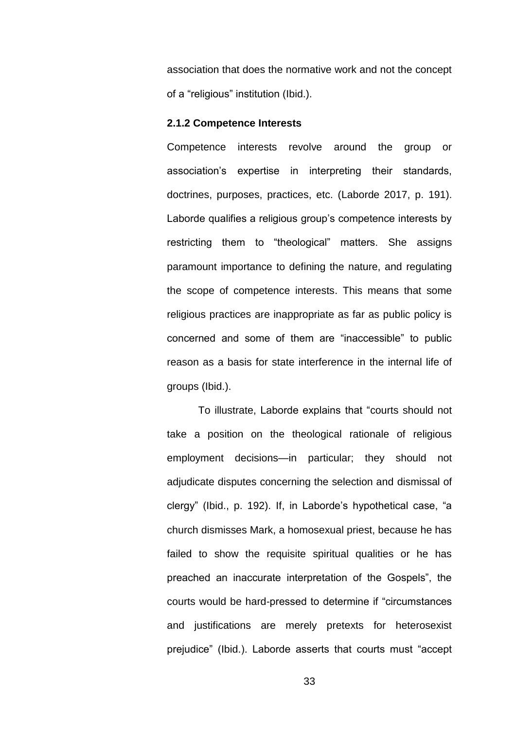association that does the normative work and not the concept of a "religious" institution (Ibid.).

### 2.1.2 Competence Interests

Competence interests revolve around the group or association's expertise in interpreting their standards, doctrines, purposes, practices, etc. (Laborde 2017, p. 191). Laborde qualifies a religious group's competence interests by restricting them to "theological" matters. She assigns paramount importance to defining the nature, and regulating the scope of competence interests. This means that some religious practices are inappropriate as far as public policy is concerned and some of them are "inaccessible" to public reason as a basis for state interference in the internal life of groups (Ibid.).

To illustrate, Laborde explains that "courts should not take a position on the theological rationale of religious employment decisions—in particular; they should not adjudicate disputes concerning the selection and dismissal of clergy" (Ibid., p. 192). If, in Laborde's hypothetical case, "a church dismisses Mark, a homosexual priest, because he has failed to show the requisite spiritual qualities or he has preached an inaccurate interpretation of the Gospels", the courts would be hard-pressed to determine if "circumstances and justifications are merely pretexts for heterosexist prejudice" (Ibid.). Laborde asserts that courts must "accept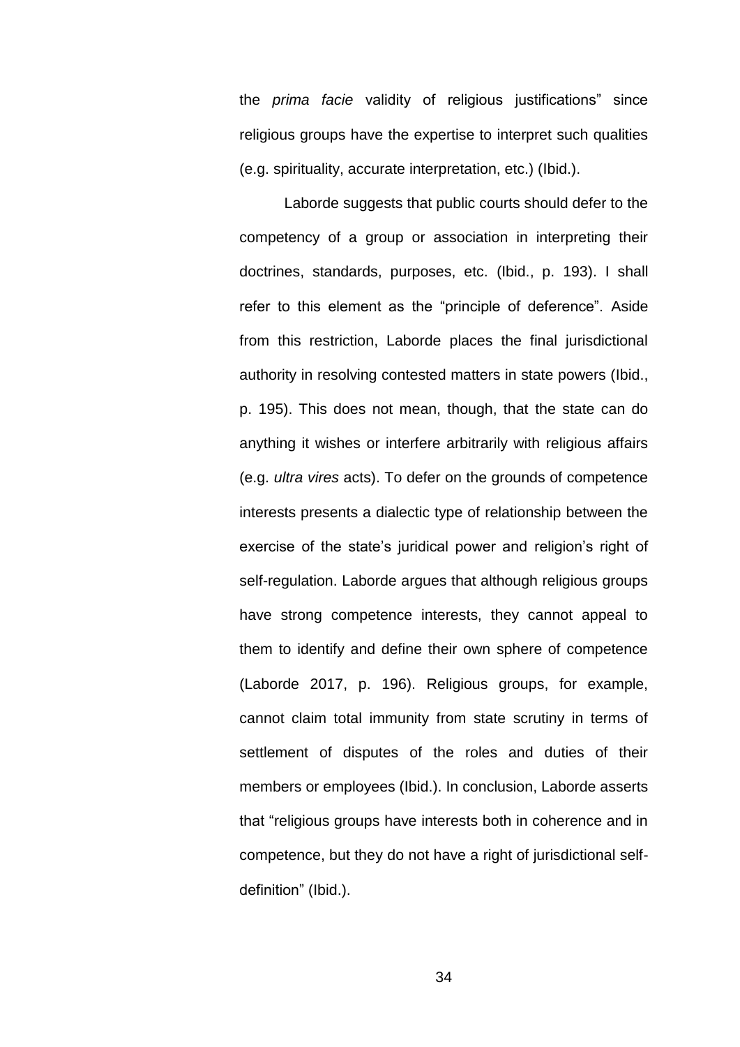the *prima facie* validity of religious justifications" since religious groups have the expertise to interpret such qualities (e.g. spirituality, accurate interpretation, etc.) (Ibid.).

Laborde suggests that public courts should defer to the competency of a group or association in interpreting their doctrines, standards, purposes, etc. (Ibid., p. 193). I shall refer to this element as the "principle of deference". Aside from this restriction, Laborde places the final jurisdictional authority in resolving contested matters in state powers (Ibid., p. 195). This does not mean, though, that the state can do anything it wishes or interfere arbitrarily with religious affairs (e.g. *ultra vires* acts). To defer on the grounds of competence interests presents a dialectic type of relationship between the exercise of the state's juridical power and religion's right of self-regulation. Laborde argues that although religious groups have strong competence interests, they cannot appeal to them to identify and define their own sphere of competence (Laborde 2017, p. 196). Religious groups, for example, cannot claim total immunity from state scrutiny in terms of settlement of disputes of the roles and duties of their members or employees (Ibid.). In conclusion, Laborde asserts that "religious groups have interests both in coherence and in competence, but they do not have a right of jurisdictional self-definition" (Ibid.).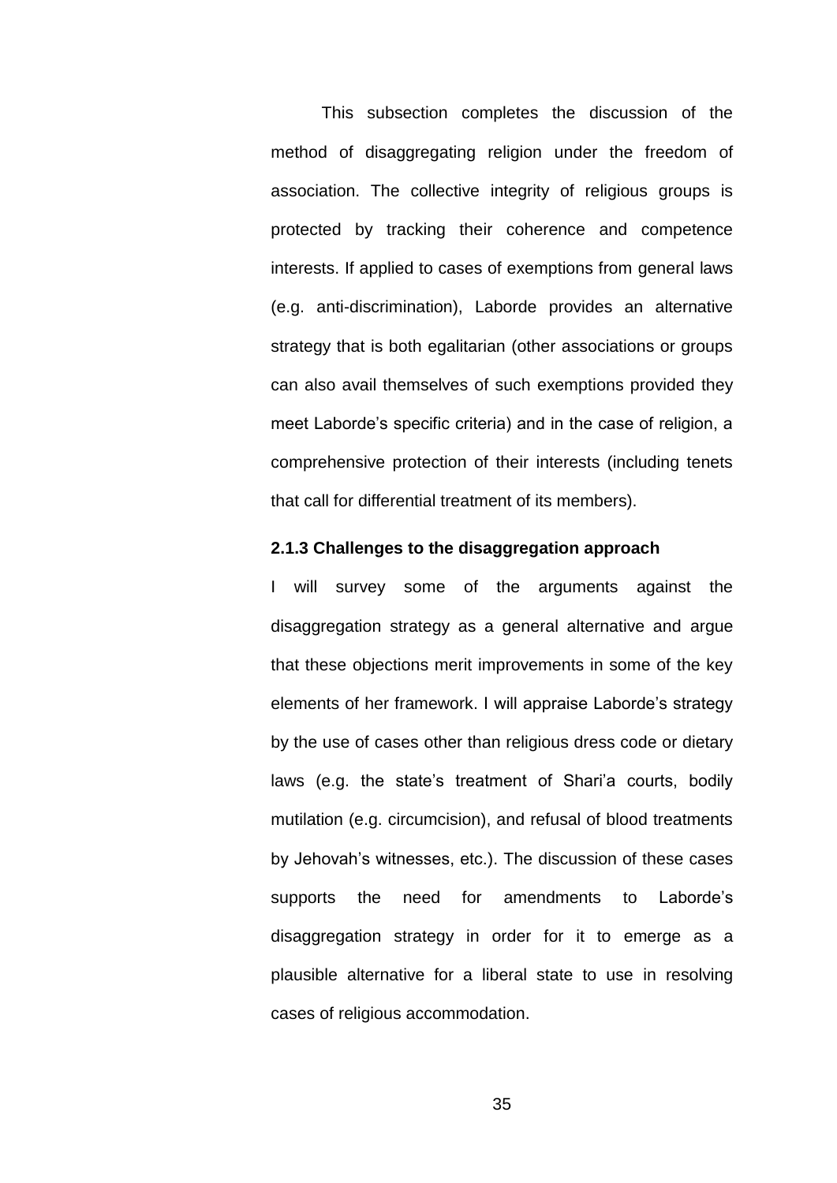This subsection completes the discussion of the method of disaggregating religion under the freedom of association. The collective integrity of religious groups is protected by tracking their coherence and competence interests. If applied to cases of exemptions from general laws (e.g. anti-discrimination), Laborde provides an alternative strategy that is both egalitarian (other associations or groups can also avail themselves of such exemptions provided they meet Laborde's specific criteria) and in the case of religion, a comprehensive protection of their interests (including tenets that call for differential treatment of its members).

### 2.1.3 Challenges to the disaggregation approach

I will survey some of the arguments against the disaggregation strategy as a general alternative and argue that these objections merit improvements in some of the key elements of her framework. I will appraise Laborde's strategy by the use of cases other than religious dress code or dietary laws (e.g. the state's treatment of Shari'a courts, bodily mutilation (e.g. circumcision), and refusal of blood treatments by Jehovah's witnesses, etc.). The discussion of these cases supports the need for amendments to Laborde's disaggregation strategy in order for it to emerge as a plausible alternative for a liberal state to use in resolving cases of religious accommodation.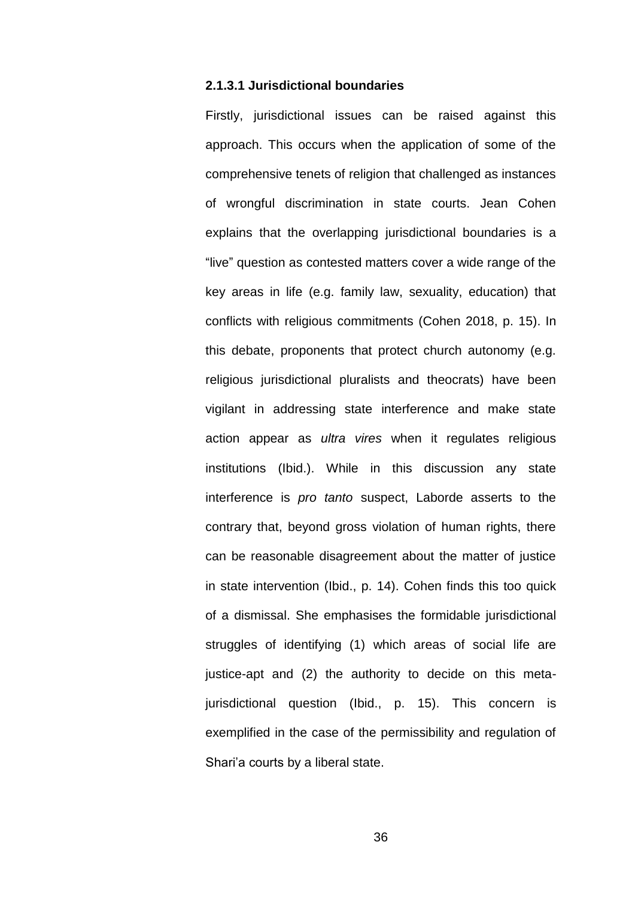#### 2.1.3.1 Jurisdictional boundaries

Firstly, jurisdictional issues can be raised against this approach. This occurs when the application of some of the comprehensive tenets of religion that challenged as instances of wrongful discrimination in state courts. Jean Cohen explains that the overlapping jurisdictional boundaries is a "live" question as contested matters cover a wide range of the key areas in life (e.g. family law, sexuality, education) that conflicts with religious commitments (Cohen 2018, p. 15). In this debate, proponents that protect church autonomy (e.g. religious jurisdictional pluralists and theocrats) have been vigilant in addressing state interference and make state action appear as *ultra vires* when it regulates religious institutions (Ibid.). While in this discussion any state interference is *pro tanto* suspect, Laborde asserts to the contrary that, beyond gross violation of human rights, there can be reasonable disagreement about the matter of justice in state intervention (Ibid., p. 14). Cohen finds this too quick of a dismissal. She emphasises the formidable jurisdictional struggles of identifying (1) which areas of social life are justice-apt and (2) the authority to decide on this meta-jurisdictional question (Ibid., p. 15). This concern is exemplified in the case of the permissibility and regulation of Shari'a courts by a liberal state.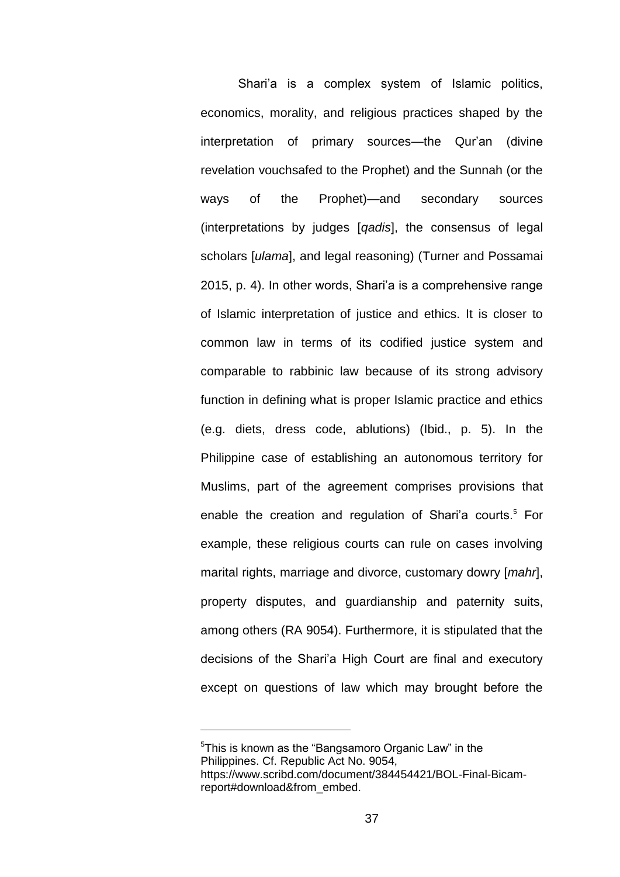Shari'a is a complex system of Islamic politics, economics, morality, and religious practices shaped by the interpretation of primary sources—the Qur'an (divine revelation vouchsafed to the Prophet) and the Sunnah (or the ways of the Prophet)—and secondary sources (interpretations by judges [*qadis*], the consensus of legal scholars [*ulama*], and legal reasoning) (Turner and Possamai 2015, p. 4). In other words, Shari'a is a comprehensive range of Islamic interpretation of justice and ethics. It is closer to common law in terms of its codified justice system and comparable to rabbinic law because of its strong advisory function in defining what is proper Islamic practice and ethics (e.g. diets, dress code, ablutions) (Ibid., p. 5). In the Philippine case of establishing an autonomous territory for Muslims, part of the agreement comprises provisions that enable the creation and regulation of Shari'a courts.[5] For example, these religious courts can rule on cases involving marital rights, marriage and divorce, customary dowry [*mahr*], property disputes, and guardianship and paternity suits, among others (RA 9054). Furthermore, it is stipulated that the decisions of the Shari'a High Court are final and executory except on questions of law which may brought before the

---

[5]This is known as the "Bangsamoro Organic Law" in the Philippines. Cf. Republic Act No. 9054, https://www.scribd.com/document/384454421/BOL-Final-Bicam-report#download&from_embed.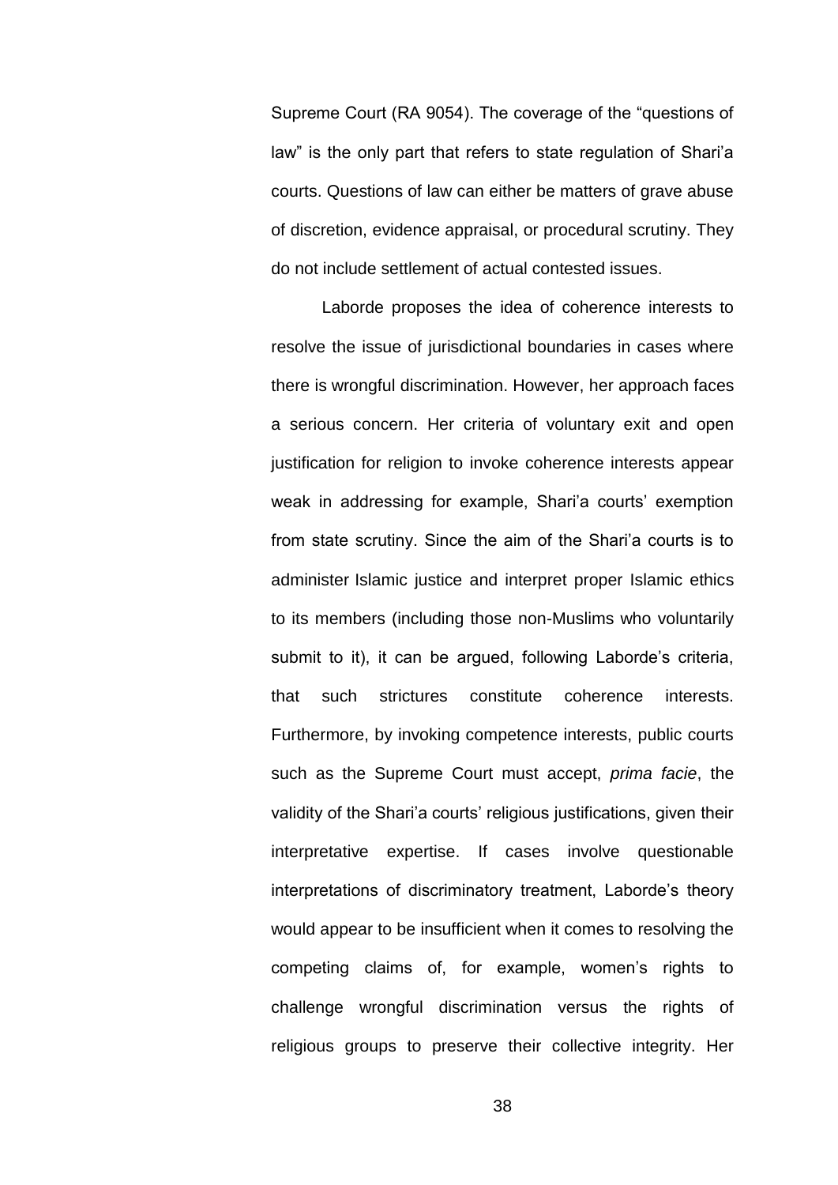Supreme Court (RA 9054). The coverage of the "questions of law" is the only part that refers to state regulation of Shari'a courts. Questions of law can either be matters of grave abuse of discretion, evidence appraisal, or procedural scrutiny. They do not include settlement of actual contested issues.

Laborde proposes the idea of coherence interests to resolve the issue of jurisdictional boundaries in cases where there is wrongful discrimination. However, her approach faces a serious concern. Her criteria of voluntary exit and open justification for religion to invoke coherence interests appear weak in addressing for example, Shari'a courts' exemption from state scrutiny. Since the aim of the Shari'a courts is to administer Islamic justice and interpret proper Islamic ethics to its members (including those non-Muslims who voluntarily submit to it), it can be argued, following Laborde's criteria, that such strictures constitute coherence interests. Furthermore, by invoking competence interests, public courts such as the Supreme Court must accept, *prima facie*, the validity of the Shari'a courts' religious justifications, given their interpretative expertise. If cases involve questionable interpretations of discriminatory treatment, Laborde's theory would appear to be insufficient when it comes to resolving the competing claims of, for example, women's rights to challenge wrongful discrimination versus the rights of religious groups to preserve their collective integrity. Her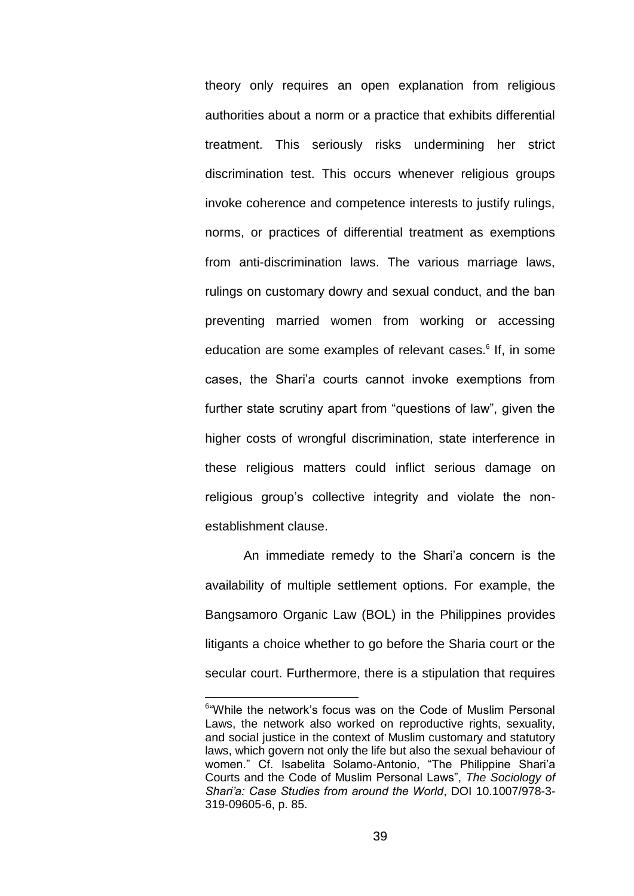theory only requires an open explanation from religious authorities about a norm or a practice that exhibits differential treatment. This seriously risks undermining her strict discrimination test. This occurs whenever religious groups invoke coherence and competence interests to justify rulings, norms, or practices of differential treatment as exemptions from anti-discrimination laws. The various marriage laws, rulings on customary dowry and sexual conduct, and the ban preventing married women from working or accessing education are some examples of relevant cases.[6] If, in some cases, the Shari'a courts cannot invoke exemptions from further state scrutiny apart from "questions of law", given the higher costs of wrongful discrimination, state interference in these religious matters could inflict serious damage on religious group's collective integrity and violate the non-establishment clause.

An immediate remedy to the Shari'a concern is the availability of multiple settlement options. For example, the Bangsamoro Organic Law (BOL) in the Philippines provides litigants a choice whether to go before the Sharia court or the secular court. Furthermore, there is a stipulation that requires

[6] "While the network's focus was on the Code of Muslim Personal Laws, the network also worked on reproductive rights, sexuality, and social justice in the context of Muslim customary and statutory laws, which govern not only the life but also the sexual behaviour of women." Cf. Isabelita Solamo-Antonio, "The Philippine Shari'a Courts and the Code of Muslim Personal Laws", *The Sociology of Shari'a: Case Studies from around the World*, DOI 10.1007/978-3-319-09605-6, p. 85.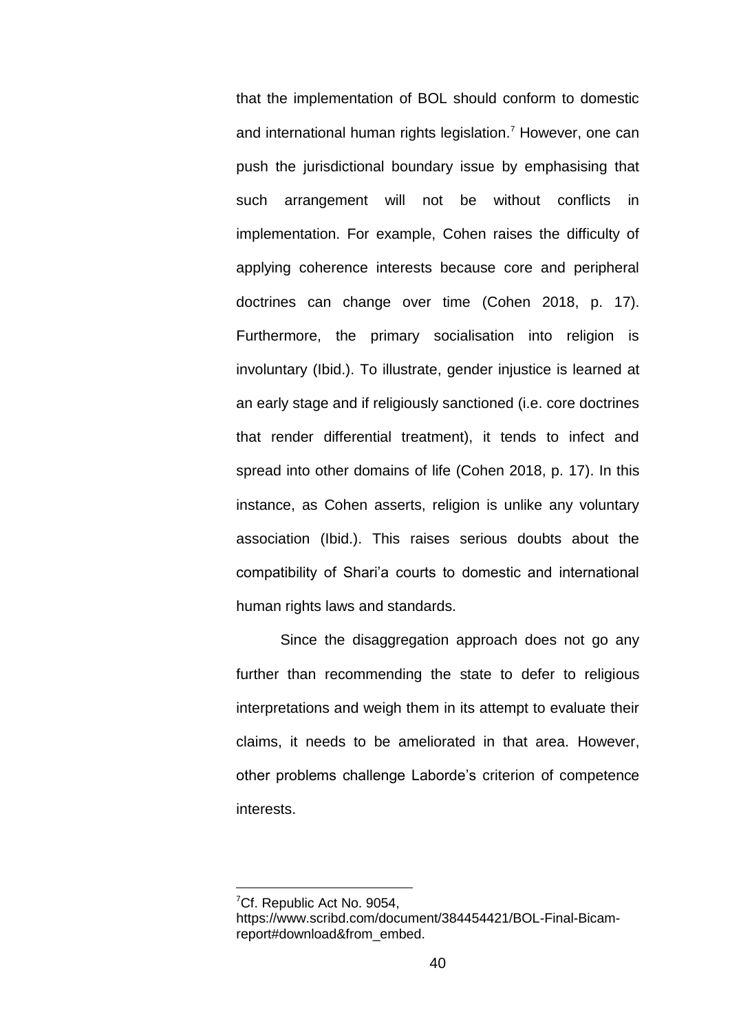that the implementation of BOL should conform to domestic and international human rights legislation.[7] However, one can push the jurisdictional boundary issue by emphasising that such arrangement will not be without conflicts in implementation. For example, Cohen raises the difficulty of applying coherence interests because core and peripheral doctrines can change over time (Cohen 2018, p. 17). Furthermore, the primary socialisation into religion is involuntary (Ibid.). To illustrate, gender injustice is learned at an early stage and if religiously sanctioned (i.e. core doctrines that render differential treatment), it tends to infect and spread into other domains of life (Cohen 2018, p. 17). In this instance, as Cohen asserts, religion is unlike any voluntary association (Ibid.). This raises serious doubts about the compatibility of Shari'a courts to domestic and international human rights laws and standards.

Since the disaggregation approach does not go any further than recommending the state to defer to religious interpretations and weigh them in its attempt to evaluate their claims, it needs to be ameliorated in that area. However, other problems challenge Laborde's criterion of competence interests.

---

[7] Cf. Republic Act No. 9054, https://www.scribd.com/document/384454421/BOL-Final-Bicam-report#download&from_embed.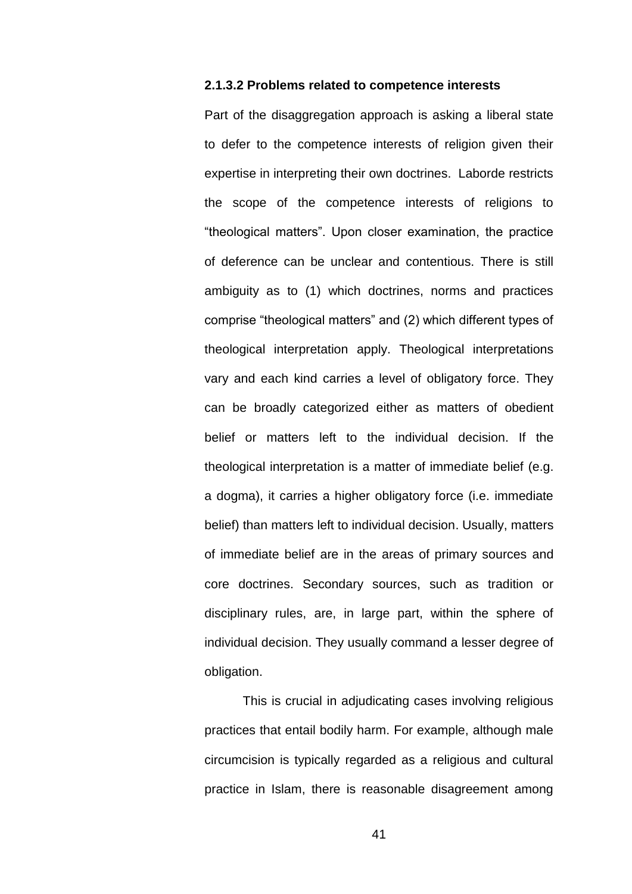#### 2.1.3.2 Problems related to competence interests

Part of the disaggregation approach is asking a liberal state to defer to the competence interests of religion given their expertise in interpreting their own doctrines. Laborde restricts the scope of the competence interests of religions to “theological matters”. Upon closer examination, the practice of deference can be unclear and contentious. There is still ambiguity as to (1) which doctrines, norms and practices comprise “theological matters” and (2) which different types of theological interpretation apply. Theological interpretations vary and each kind carries a level of obligatory force. They can be broadly categorized either as matters of obedient belief or matters left to the individual decision. If the theological interpretation is a matter of immediate belief (e.g. a dogma), it carries a higher obligatory force (i.e. immediate belief) than matters left to individual decision. Usually, matters of immediate belief are in the areas of primary sources and core doctrines. Secondary sources, such as tradition or disciplinary rules, are, in large part, within the sphere of individual decision. They usually command a lesser degree of obligation.

This is crucial in adjudicating cases involving religious practices that entail bodily harm. For example, although male circumcision is typically regarded as a religious and cultural practice in Islam, there is reasonable disagreement among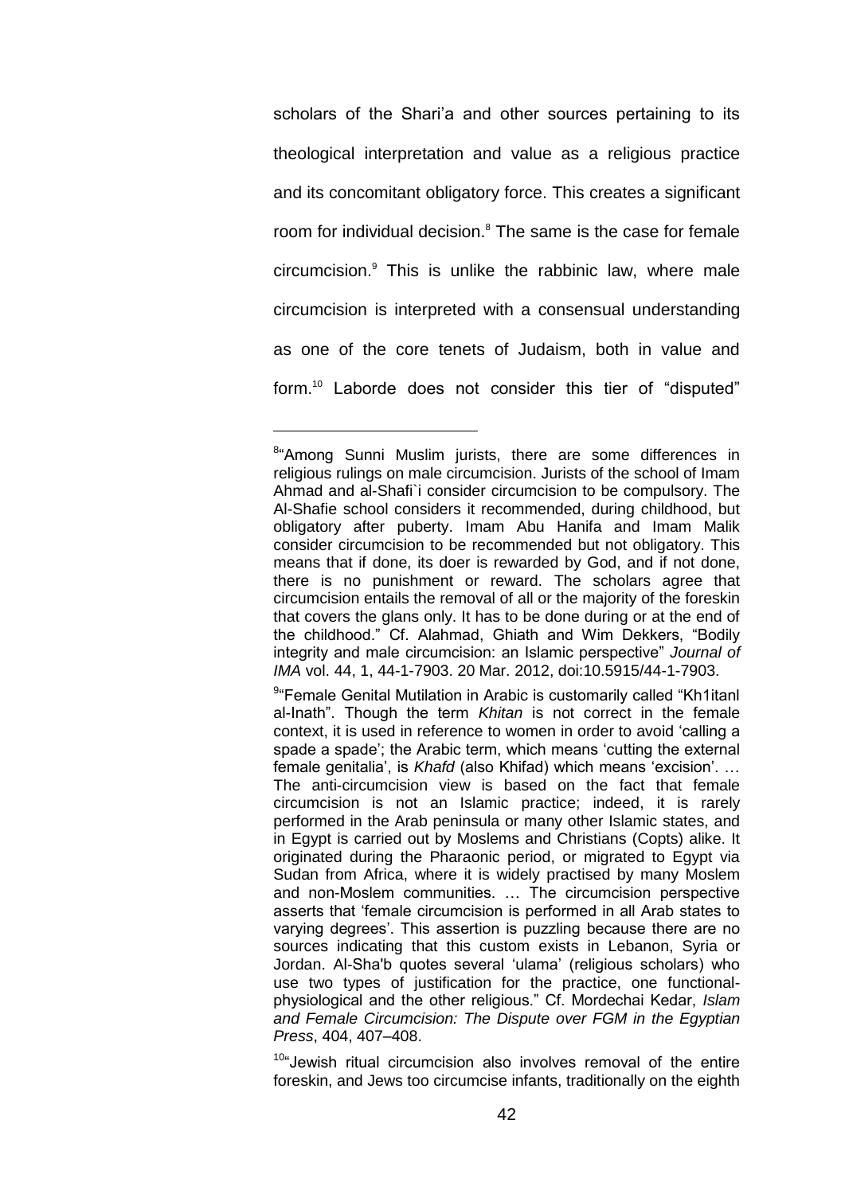scholars of the Shari'a and other sources pertaining to its theological interpretation and value as a religious practice and its concomitant obligatory force. This creates a significant room for individual decision.[8] The same is the case for female circumcision.[9] This is unlike the rabbinic law, where male circumcision is interpreted with a consensual understanding as one of the core tenets of Judaism, both in value and form.[10] Laborde does not consider this tier of "disputed"

---

[8]"Among Sunni Muslim jurists, there are some differences in religious rulings on male circumcision. Jurists of the school of Imam Ahmad and al-Shafi`i consider circumcision to be compulsory. The Al-Shafie school considers it recommended, during childhood, but obligatory after puberty. Imam Abu Hanifa and Imam Malik consider circumcision to be recommended but not obligatory. This means that if done, its doer is rewarded by God, and if not done, there is no punishment or reward. The scholars agree that circumcision entails the removal of all or the majority of the foreskin that covers the glans only. It has to be done during or at the end of the childhood." Cf. Alahmad, Ghiath and Wim Dekkers, "Bodily integrity and male circumcision: an Islamic perspective" *Journal of IMA* vol. 44, 1, 44-1-7903. 20 Mar. 2012, doi:10.5915/44-1-7903.

[9]"Female Genital Mutilation in Arabic is customarily called "Kh1itanl al-Inath". Though the term *Khitan* is not correct in the female context, it is used in reference to women in order to avoid 'calling a spade a spade'; the Arabic term, which means 'cutting the external female genitalia', is *Khafd* (also Khifad) which means 'excision'. … The anti-circumcision view is based on the fact that female circumcision is not an Islamic practice; indeed, it is rarely performed in the Arab peninsula or many other Islamic states, and in Egypt is carried out by Moslems and Christians (Copts) alike. It originated during the Pharaonic period, or migrated to Egypt via Sudan from Africa, where it is widely practised by many Moslem and non-Moslem communities. … The circumcision perspective asserts that 'female circumcision is performed in all Arab states to varying degrees'. This assertion is puzzling because there are no sources indicating that this custom exists in Lebanon, Syria or Jordan. Al-Sha'b quotes several 'ulama' (religious scholars) who use two types of justification for the practice, one functional-physiological and the other religious." Cf. Mordechai Kedar, *Islam and Female Circumcision: The Dispute over FGM in the Egyptian Press*, 404, 407–408.

[10]"Jewish ritual circumcision also involves removal of the entire foreskin, and Jews too circumcise infants, traditionally on the eighth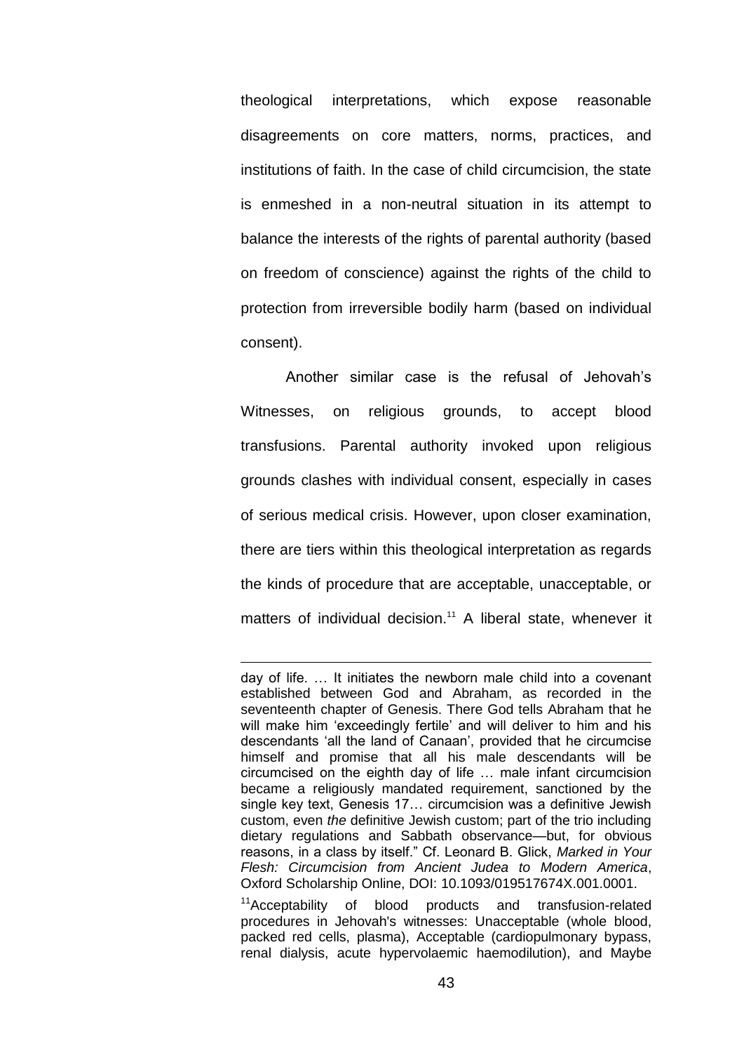theological interpretations, which expose reasonable disagreements on core matters, norms, practices, and institutions of faith. In the case of child circumcision, the state is enmeshed in a non-neutral situation in its attempt to balance the interests of the rights of parental authority (based on freedom of conscience) against the rights of the child to protection from irreversible bodily harm (based on individual consent).

Another similar case is the refusal of Jehovah's Witnesses, on religious grounds, to accept blood transfusions. Parental authority invoked upon religious grounds clashes with individual consent, especially in cases of serious medical crisis. However, upon closer examination, there are tiers within this theological interpretation as regards the kinds of procedure that are acceptable, unacceptable, or matters of individual decision.[11] A liberal state, whenever it

---

day of life. … It initiates the newborn male child into a covenant established between God and Abraham, as recorded in the seventeenth chapter of Genesis. There God tells Abraham that he will make him 'exceedingly fertile' and will deliver to him and his descendants 'all the land of Canaan', provided that he circumcise himself and promise that all his male descendants will be circumcised on the eighth day of life … male infant circumcision became a religiously mandated requirement, sanctioned by the single key text, Genesis 17… circumcision was a definitive Jewish custom, even *the* definitive Jewish custom; part of the trio including dietary regulations and Sabbath observance—but, for obvious reasons, in a class by itself." Cf. Leonard B. Glick, *Marked in Your Flesh: Circumcision from Ancient Judea to Modern America*, Oxford Scholarship Online, DOI: 10.1093/019517674X.001.0001.

[11]Acceptability of blood products and transfusion-related procedures in Jehovah's witnesses: Unacceptable (whole blood, packed red cells, plasma), Acceptable (cardiopulmonary bypass, renal dialysis, acute hypervolaemic haemodilution), and Maybe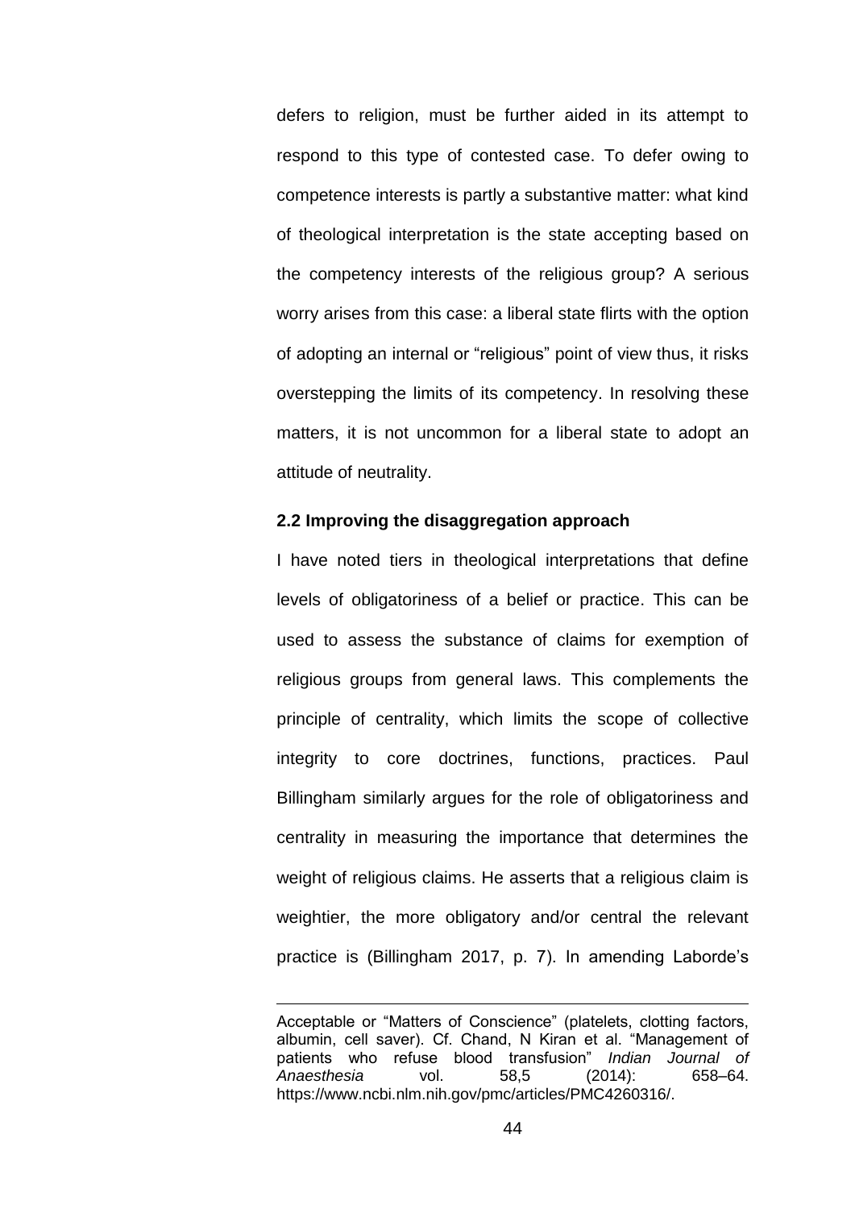defers to religion, must be further aided in its attempt to respond to this type of contested case. To defer owing to competence interests is partly a substantive matter: what kind of theological interpretation is the state accepting based on the competency interests of the religious group? A serious worry arises from this case: a liberal state flirts with the option of adopting an internal or "religious" point of view thus, it risks overstepping the limits of its competency. In resolving these matters, it is not uncommon for a liberal state to adopt an attitude of neutrality.

### 2.2 Improving the disaggregation approach

I have noted tiers in theological interpretations that define levels of obligatoriness of a belief or practice. This can be used to assess the substance of claims for exemption of religious groups from general laws. This complements the principle of centrality, which limits the scope of collective integrity to core doctrines, functions, practices. Paul Billingham similarly argues for the role of obligatoriness and centrality in measuring the importance that determines the weight of religious claims. He asserts that a religious claim is weightier, the more obligatory and/or central the relevant practice is (Billingham 2017, p. 7). In amending Laborde's

---

Acceptable or "Matters of Conscience" (platelets, clotting factors, albumin, cell saver). Cf. Chand, N Kiran et al. "Management of patients who refuse blood transfusion" *Indian Journal of Anaesthesia* vol. 58,5 (2014): 658–64. https://www.ncbi.nlm.nih.gov/pmc/articles/PMC4260316/.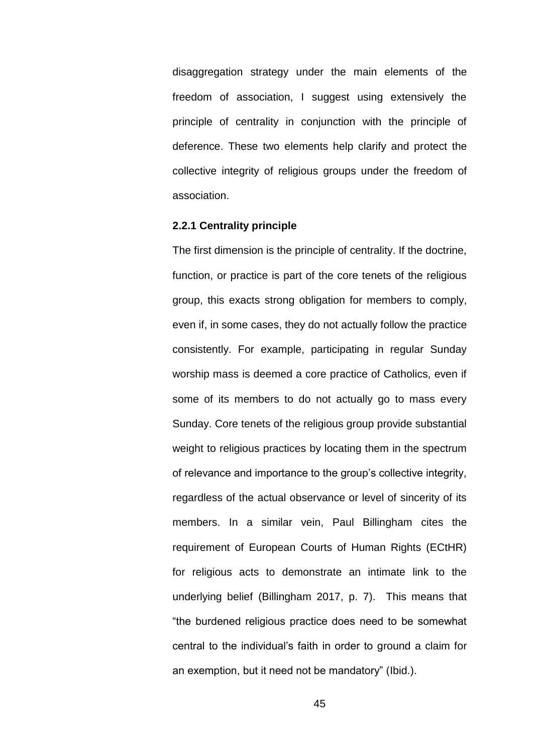disaggregation strategy under the main elements of the freedom of association, I suggest using extensively the principle of centrality in conjunction with the principle of deference. These two elements help clarify and protect the collective integrity of religious groups under the freedom of association.

### 2.2.1 Centrality principle

The first dimension is the principle of centrality. If the doctrine, function, or practice is part of the core tenets of the religious group, this exacts strong obligation for members to comply, even if, in some cases, they do not actually follow the practice consistently. For example, participating in regular Sunday worship mass is deemed a core practice of Catholics, even if some of its members to do not actually go to mass every Sunday. Core tenets of the religious group provide substantial weight to religious practices by locating them in the spectrum of relevance and importance to the group's collective integrity, regardless of the actual observance or level of sincerity of its members. In a similar vein, Paul Billingham cites the requirement of European Courts of Human Rights (ECtHR) for religious acts to demonstrate an intimate link to the underlying belief (Billingham 2017, p. 7). This means that "the burdened religious practice does need to be somewhat central to the individual's faith in order to ground a claim for an exemption, but it need not be mandatory" (Ibid.).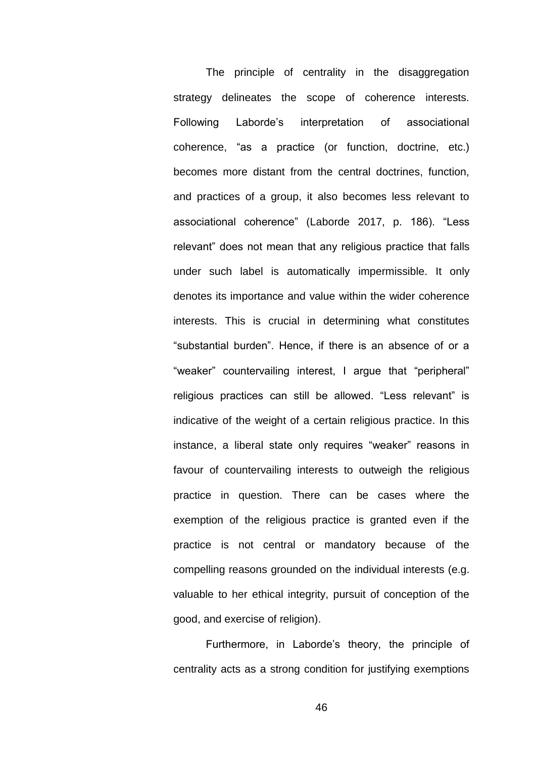The principle of centrality in the disaggregation strategy delineates the scope of coherence interests. Following Laborde's interpretation of associational coherence, "as a practice (or function, doctrine, etc.) becomes more distant from the central doctrines, function, and practices of a group, it also becomes less relevant to associational coherence" (Laborde 2017, p. 186). "Less relevant" does not mean that any religious practice that falls under such label is automatically impermissible. It only denotes its importance and value within the wider coherence interests. This is crucial in determining what constitutes "substantial burden". Hence, if there is an absence of or a "weaker" countervailing interest, I argue that "peripheral" religious practices can still be allowed. "Less relevant" is indicative of the weight of a certain religious practice. In this instance, a liberal state only requires "weaker" reasons in favour of countervailing interests to outweigh the religious practice in question. There can be cases where the exemption of the religious practice is granted even if the practice is not central or mandatory because of the compelling reasons grounded on the individual interests (e.g. valuable to her ethical integrity, pursuit of conception of the good, and exercise of religion).

Furthermore, in Laborde's theory, the principle of centrality acts as a strong condition for justifying exemptions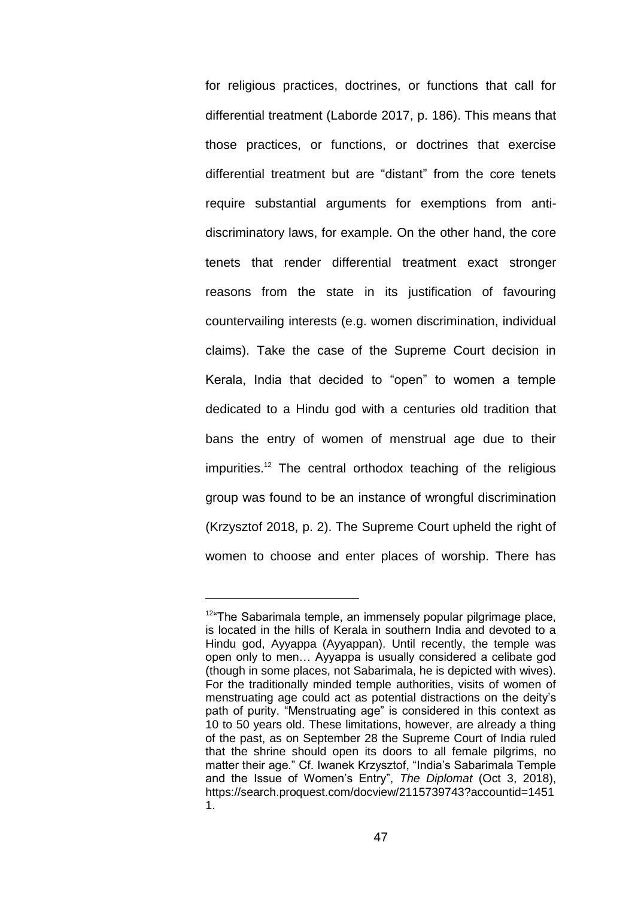for religious practices, doctrines, or functions that call for differential treatment (Laborde 2017, p. 186). This means that those practices, or functions, or doctrines that exercise differential treatment but are “distant” from the core tenets require substantial arguments for exemptions from anti-discriminatory laws, for example. On the other hand, the core tenets that render differential treatment exact stronger reasons from the state in its justification of favouring countervailing interests (e.g. women discrimination, individual claims). Take the case of the Supreme Court decision in Kerala, India that decided to “open” to women a temple dedicated to a Hindu god with a centuries old tradition that bans the entry of women of menstrual age due to their impurities.[12] The central orthodox teaching of the religious group was found to be an instance of wrongful discrimination (Krzysztof 2018, p. 2). The Supreme Court upheld the right of women to choose and enter places of worship. There has

---

[12]“The Sabarimala temple, an immensely popular pilgrimage place, is located in the hills of Kerala in southern India and devoted to a Hindu god, Ayyappa (Ayyappan). Until recently, the temple was open only to men… Ayyappa is usually considered a celibate god (though in some places, not Sabarimala, he is depicted with wives). For the traditionally minded temple authorities, visits of women of menstruating age could act as potential distractions on the deity’s path of purity. “Menstruating age” is considered in this context as 10 to 50 years old. These limitations, however, are already a thing of the past, as on September 28 the Supreme Court of India ruled that the shrine should open its doors to all female pilgrims, no matter their age.” Cf. Iwanek Krzysztof, “India’s Sabarimala Temple and the Issue of Women’s Entry”, *The Diplomat* (Oct 3, 2018), https://search.proquest.com/docview/2115739743?accountid=14511.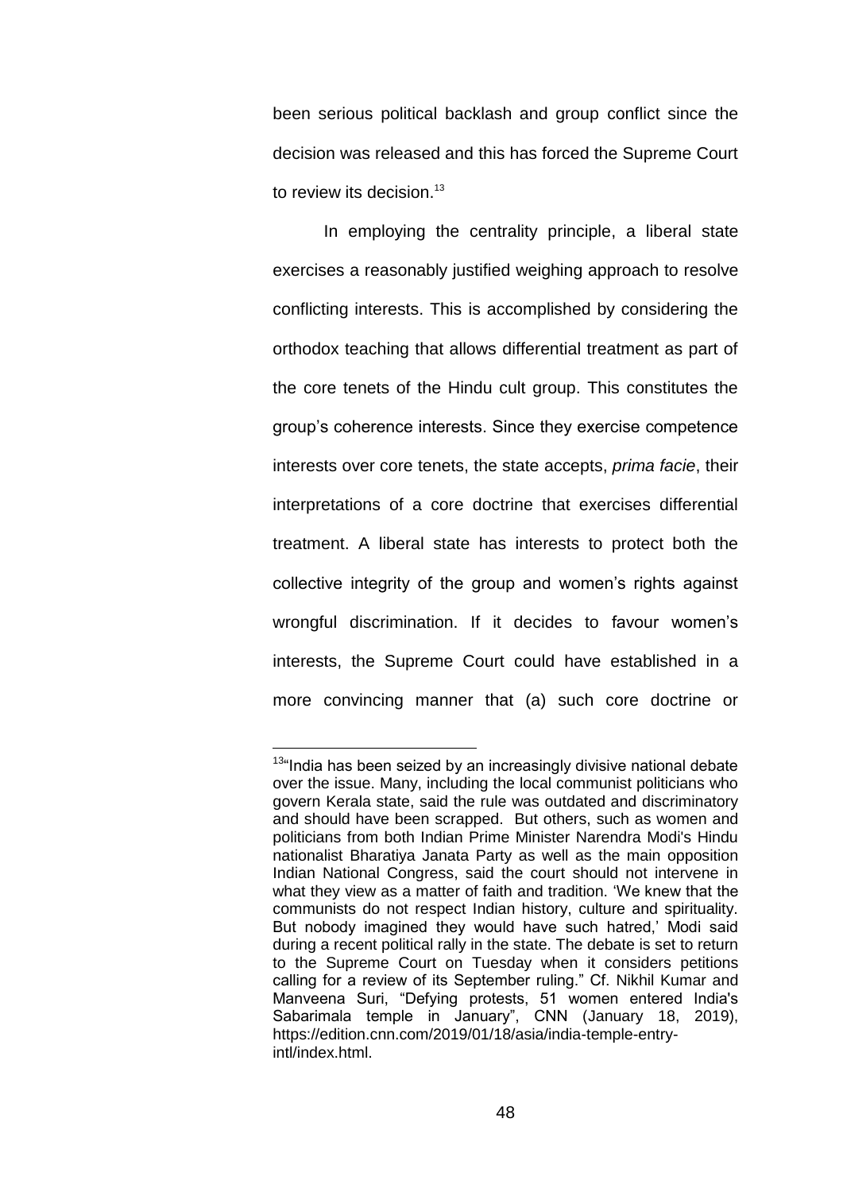been serious political backlash and group conflict since the decision was released and this has forced the Supreme Court to review its decision.[13]

In employing the centrality principle, a liberal state exercises a reasonably justified weighing approach to resolve conflicting interests. This is accomplished by considering the orthodox teaching that allows differential treatment as part of the core tenets of the Hindu cult group. This constitutes the group's coherence interests. Since they exercise competence interests over core tenets, the state accepts, *prima facie*, their interpretations of a core doctrine that exercises differential treatment. A liberal state has interests to protect both the collective integrity of the group and women's rights against wrongful discrimination. If it decides to favour women's interests, the Supreme Court could have established in a more convincing manner that (a) such core doctrine or

---

[13]"India has been seized by an increasingly divisive national debate over the issue. Many, including the local communist politicians who govern Kerala state, said the rule was outdated and discriminatory and should have been scrapped. But others, such as women and politicians from both Indian Prime Minister Narendra Modi's Hindu nationalist Bharatiya Janata Party as well as the main opposition Indian National Congress, said the court should not intervene in what they view as a matter of faith and tradition. 'We knew that the communists do not respect Indian history, culture and spirituality. But nobody imagined they would have such hatred,' Modi said during a recent political rally in the state. The debate is set to return to the Supreme Court on Tuesday when it considers petitions calling for a review of its September ruling." Cf. Nikhil Kumar and Manveena Suri, "Defying protests, 51 women entered India's Sabarimala temple in January", CNN (January 18, 2019), https://edition.cnn.com/2019/01/18/asia/india-temple-entry-intl/index.html.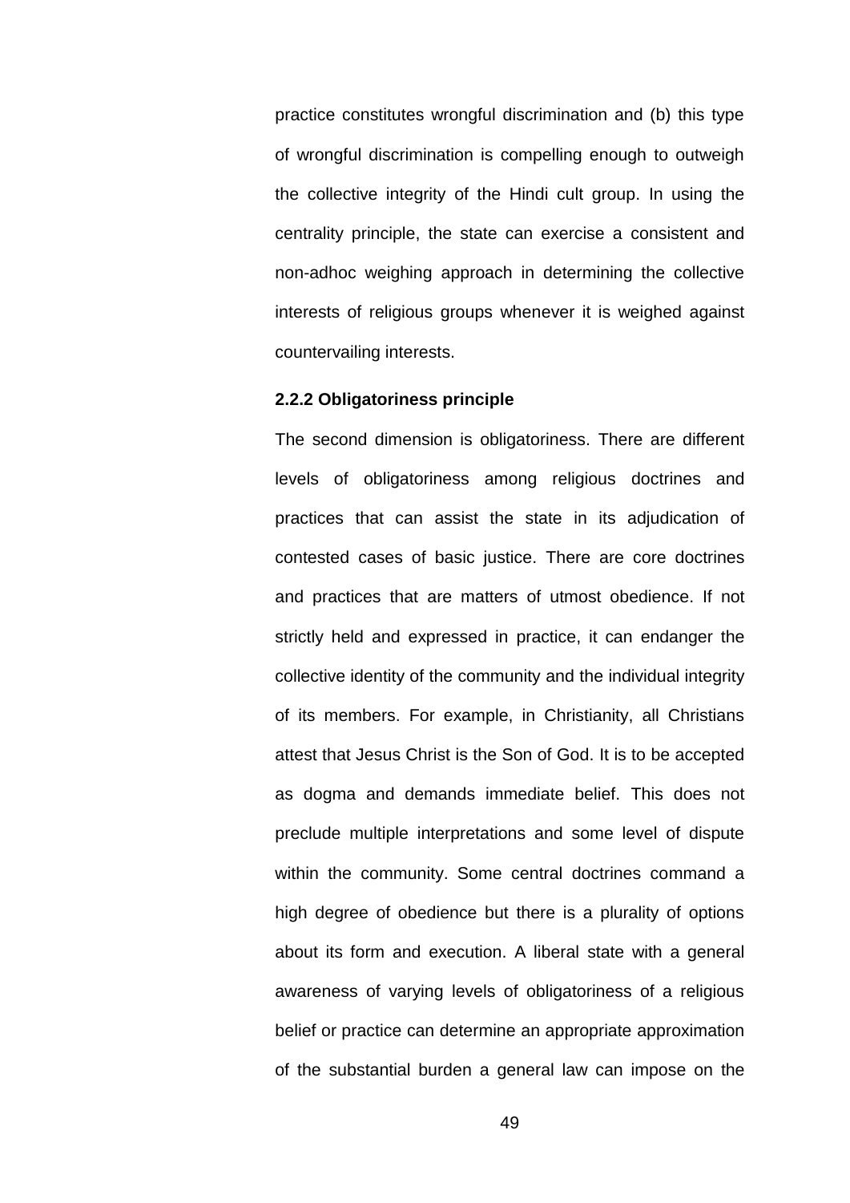practice constitutes wrongful discrimination and (b) this type of wrongful discrimination is compelling enough to outweigh the collective integrity of the Hindi cult group. In using the centrality principle, the state can exercise a consistent and non-adhoc weighing approach in determining the collective interests of religious groups whenever it is weighed against countervailing interests.

### 2.2.2 Obligatoriness principle

The second dimension is obligatoriness. There are different levels of obligatoriness among religious doctrines and practices that can assist the state in its adjudication of contested cases of basic justice. There are core doctrines and practices that are matters of utmost obedience. If not strictly held and expressed in practice, it can endanger the collective identity of the community and the individual integrity of its members. For example, in Christianity, all Christians attest that Jesus Christ is the Son of God. It is to be accepted as dogma and demands immediate belief. This does not preclude multiple interpretations and some level of dispute within the community. Some central doctrines command a high degree of obedience but there is a plurality of options about its form and execution. A liberal state with a general awareness of varying levels of obligatoriness of a religious belief or practice can determine an appropriate approximation of the substantial burden a general law can impose on the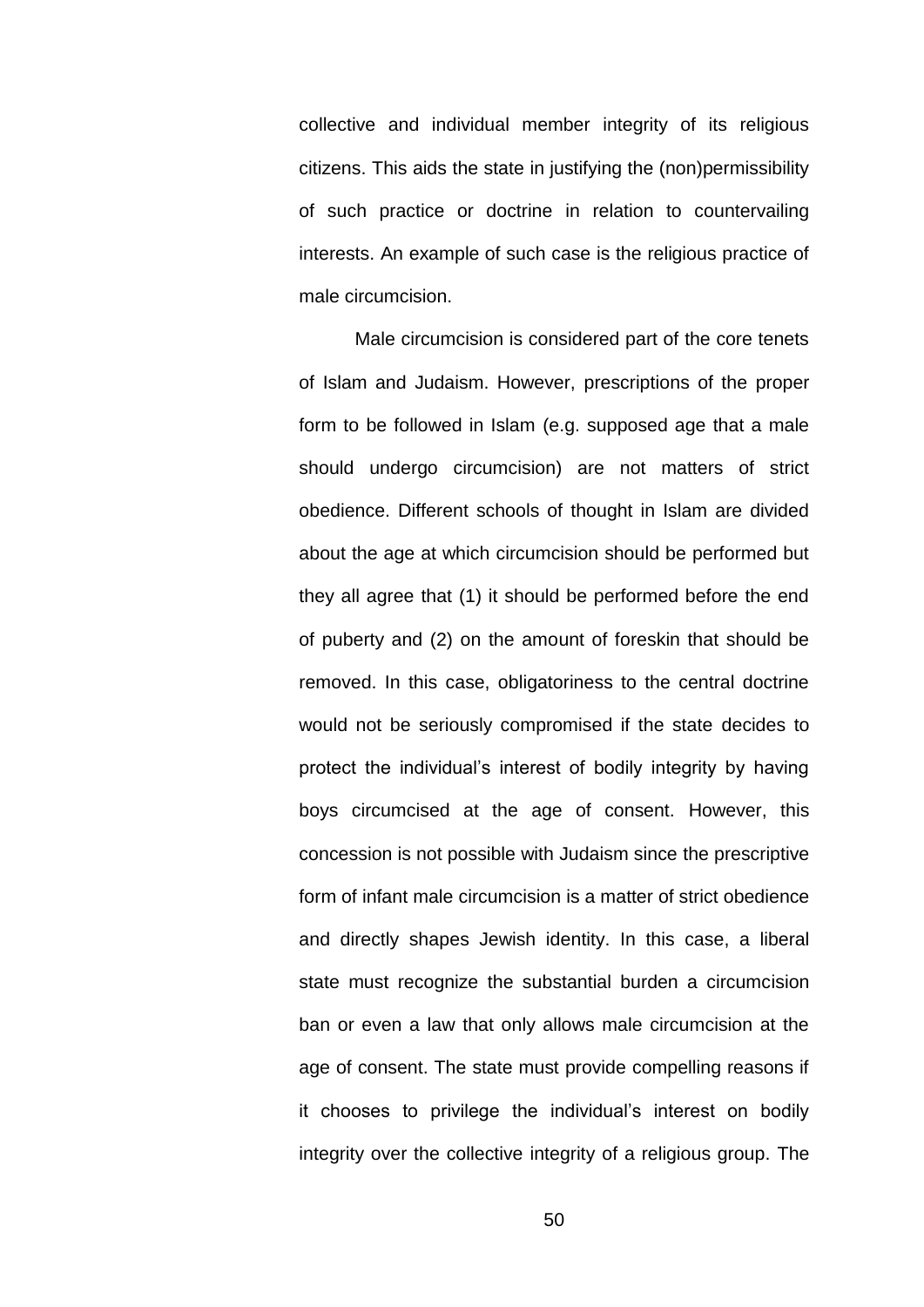collective and individual member integrity of its religious citizens. This aids the state in justifying the (non)permissibility of such practice or doctrine in relation to countervailing interests. An example of such case is the religious practice of male circumcision.

Male circumcision is considered part of the core tenets of Islam and Judaism. However, prescriptions of the proper form to be followed in Islam (e.g. supposed age that a male should undergo circumcision) are not matters of strict obedience. Different schools of thought in Islam are divided about the age at which circumcision should be performed but they all agree that (1) it should be performed before the end of puberty and (2) on the amount of foreskin that should be removed. In this case, obligatoriness to the central doctrine would not be seriously compromised if the state decides to protect the individual's interest of bodily integrity by having boys circumcised at the age of consent. However, this concession is not possible with Judaism since the prescriptive form of infant male circumcision is a matter of strict obedience and directly shapes Jewish identity. In this case, a liberal state must recognize the substantial burden a circumcision ban or even a law that only allows male circumcision at the age of consent. The state must provide compelling reasons if it chooses to privilege the individual's interest on bodily integrity over the collective integrity of a religious group. The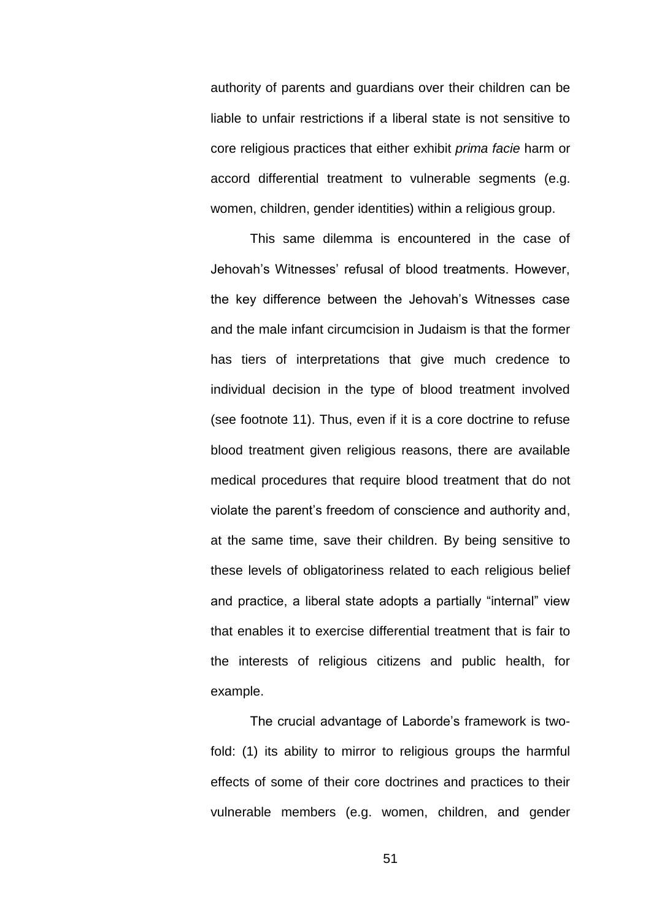authority of parents and guardians over their children can be liable to unfair restrictions if a liberal state is not sensitive to core religious practices that either exhibit *prima facie* harm or accord differential treatment to vulnerable segments (e.g. women, children, gender identities) within a religious group.

This same dilemma is encountered in the case of Jehovah's Witnesses' refusal of blood treatments. However, the key difference between the Jehovah's Witnesses case and the male infant circumcision in Judaism is that the former has tiers of interpretations that give much credence to individual decision in the type of blood treatment involved (see footnote 11). Thus, even if it is a core doctrine to refuse blood treatment given religious reasons, there are available medical procedures that require blood treatment that do not violate the parent's freedom of conscience and authority and, at the same time, save their children. By being sensitive to these levels of obligatoriness related to each religious belief and practice, a liberal state adopts a partially "internal" view that enables it to exercise differential treatment that is fair to the interests of religious citizens and public health, for example.

The crucial advantage of Laborde's framework is two-fold: (1) its ability to mirror to religious groups the harmful effects of some of their core doctrines and practices to their vulnerable members (e.g. women, children, and gender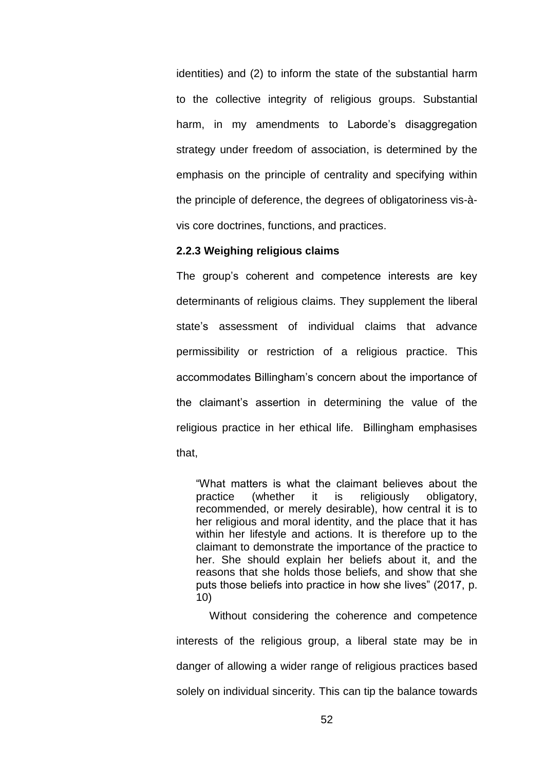identities) and (2) to inform the state of the substantial harm to the collective integrity of religious groups. Substantial harm, in my amendments to Laborde's disaggregation strategy under freedom of association, is determined by the emphasis on the principle of centrality and specifying within the principle of deference, the degrees of obligatoriness vis-à-vis core doctrines, functions, and practices.

### 2.2.3 Weighing religious claims

The group's coherent and competence interests are key determinants of religious claims. They supplement the liberal state's assessment of individual claims that advance permissibility or restriction of a religious practice. This accommodates Billingham's concern about the importance of the claimant's assertion in determining the value of the religious practice in her ethical life. Billingham emphasises that,

> "What matters is what the claimant believes about the practice (whether it is religiously obligatory, recommended, or merely desirable), how central it is to her religious and moral identity, and the place that it has within her lifestyle and actions. It is therefore up to the claimant to demonstrate the importance of the practice to her. She should explain her beliefs about it, and the reasons that she holds those beliefs, and show that she puts those beliefs into practice in how she lives" (2017, p. 10)

Without considering the coherence and competence interests of the religious group, a liberal state may be in danger of allowing a wider range of religious practices based solely on individual sincerity. This can tip the balance towards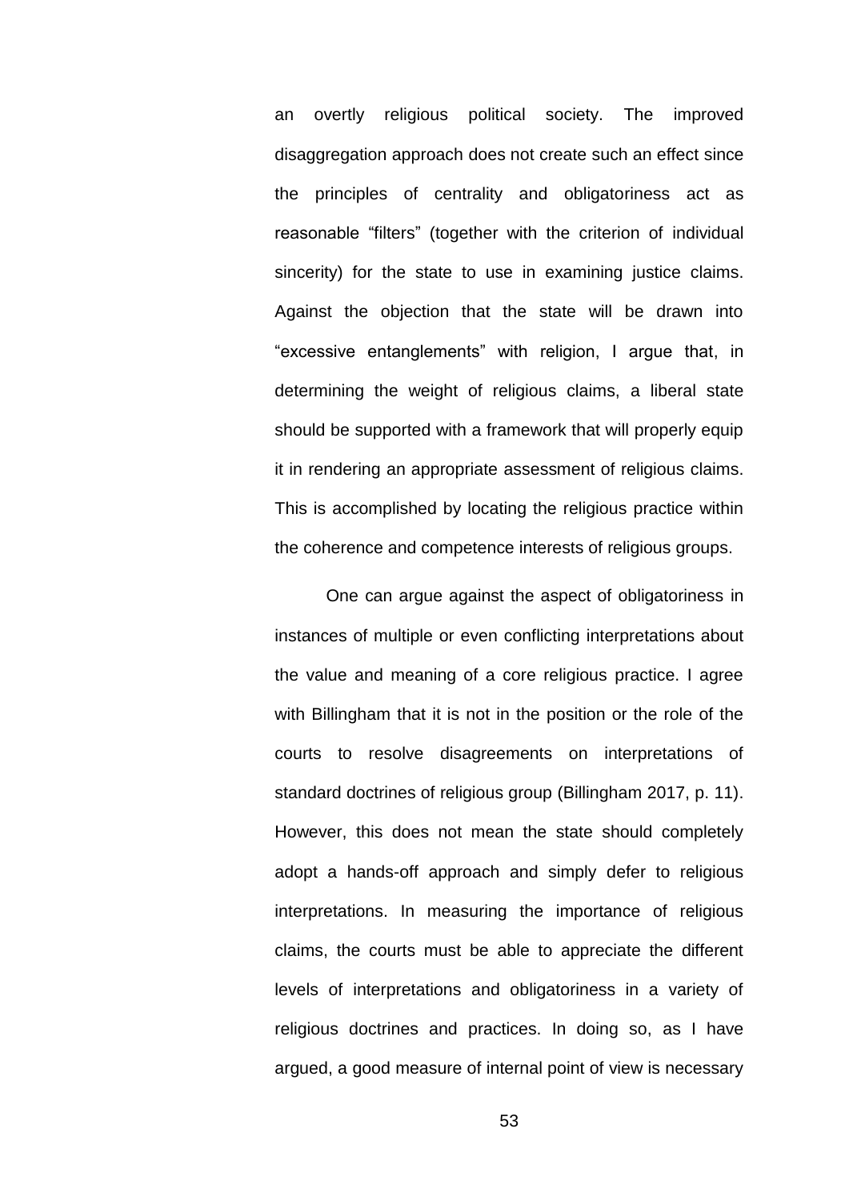an overtly religious political society. The improved disaggregation approach does not create such an effect since the principles of centrality and obligatoriness act as reasonable "filters" (together with the criterion of individual sincerity) for the state to use in examining justice claims. Against the objection that the state will be drawn into "excessive entanglements" with religion, I argue that, in determining the weight of religious claims, a liberal state should be supported with a framework that will properly equip it in rendering an appropriate assessment of religious claims. This is accomplished by locating the religious practice within the coherence and competence interests of religious groups.

One can argue against the aspect of obligatoriness in instances of multiple or even conflicting interpretations about the value and meaning of a core religious practice. I agree with Billingham that it is not in the position or the role of the courts to resolve disagreements on interpretations of standard doctrines of religious group (Billingham 2017, p. 11). However, this does not mean the state should completely adopt a hands-off approach and simply defer to religious interpretations. In measuring the importance of religious claims, the courts must be able to appreciate the different levels of interpretations and obligatoriness in a variety of religious doctrines and practices. In doing so, as I have argued, a good measure of internal point of view is necessary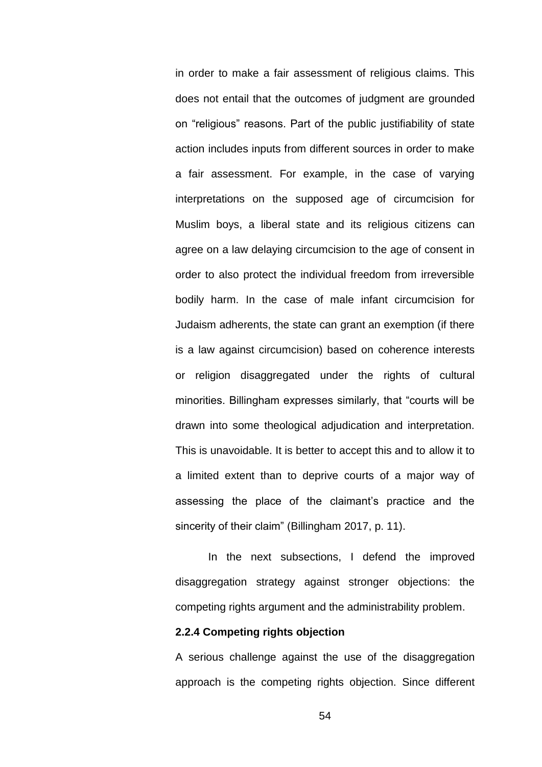in order to make a fair assessment of religious claims. This does not entail that the outcomes of judgment are grounded on “religious” reasons. Part of the public justifiability of state action includes inputs from different sources in order to make a fair assessment. For example, in the case of varying interpretations on the supposed age of circumcision for Muslim boys, a liberal state and its religious citizens can agree on a law delaying circumcision to the age of consent in order to also protect the individual freedom from irreversible bodily harm. In the case of male infant circumcision for Judaism adherents, the state can grant an exemption (if there is a law against circumcision) based on coherence interests or religion disaggregated under the rights of cultural minorities. Billingham expresses similarly, that “courts will be drawn into some theological adjudication and interpretation. This is unavoidable. It is better to accept this and to allow it to a limited extent than to deprive courts of a major way of assessing the place of the claimant’s practice and the sincerity of their claim” (Billingham 2017, p. 11).

In the next subsections, I defend the improved disaggregation strategy against stronger objections: the competing rights argument and the administrability problem.

#### 2.2.4 Competing rights objection

A serious challenge against the use of the disaggregation approach is the competing rights objection. Since different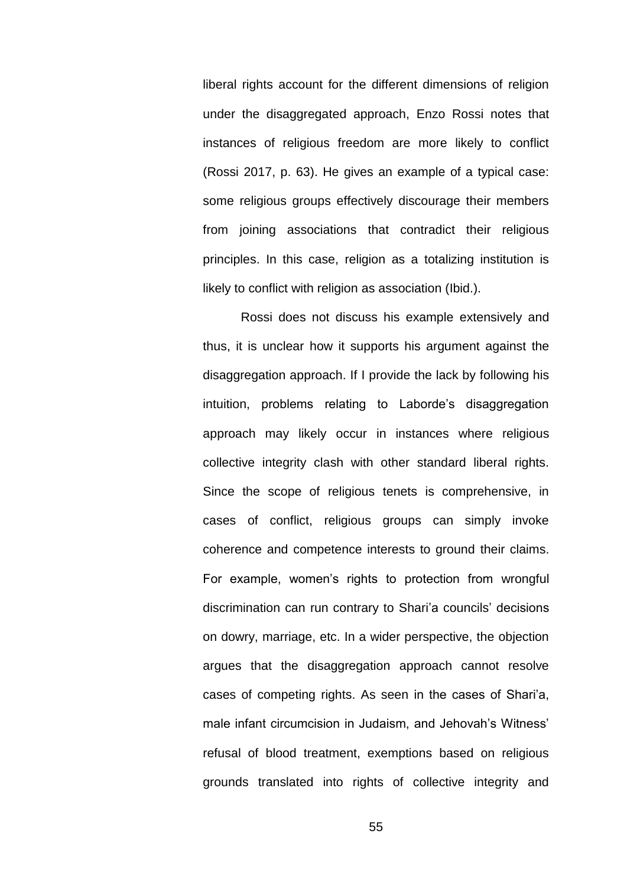liberal rights account for the different dimensions of religion under the disaggregated approach, Enzo Rossi notes that instances of religious freedom are more likely to conflict (Rossi 2017, p. 63). He gives an example of a typical case: some religious groups effectively discourage their members from joining associations that contradict their religious principles. In this case, religion as a totalizing institution is likely to conflict with religion as association (Ibid.).

Rossi does not discuss his example extensively and thus, it is unclear how it supports his argument against the disaggregation approach. If I provide the lack by following his intuition, problems relating to Laborde's disaggregation approach may likely occur in instances where religious collective integrity clash with other standard liberal rights. Since the scope of religious tenets is comprehensive, in cases of conflict, religious groups can simply invoke coherence and competence interests to ground their claims. For example, women's rights to protection from wrongful discrimination can run contrary to Shari'a councils' decisions on dowry, marriage, etc. In a wider perspective, the objection argues that the disaggregation approach cannot resolve cases of competing rights. As seen in the cases of Shari'a, male infant circumcision in Judaism, and Jehovah's Witness' refusal of blood treatment, exemptions based on religious grounds translated into rights of collective integrity and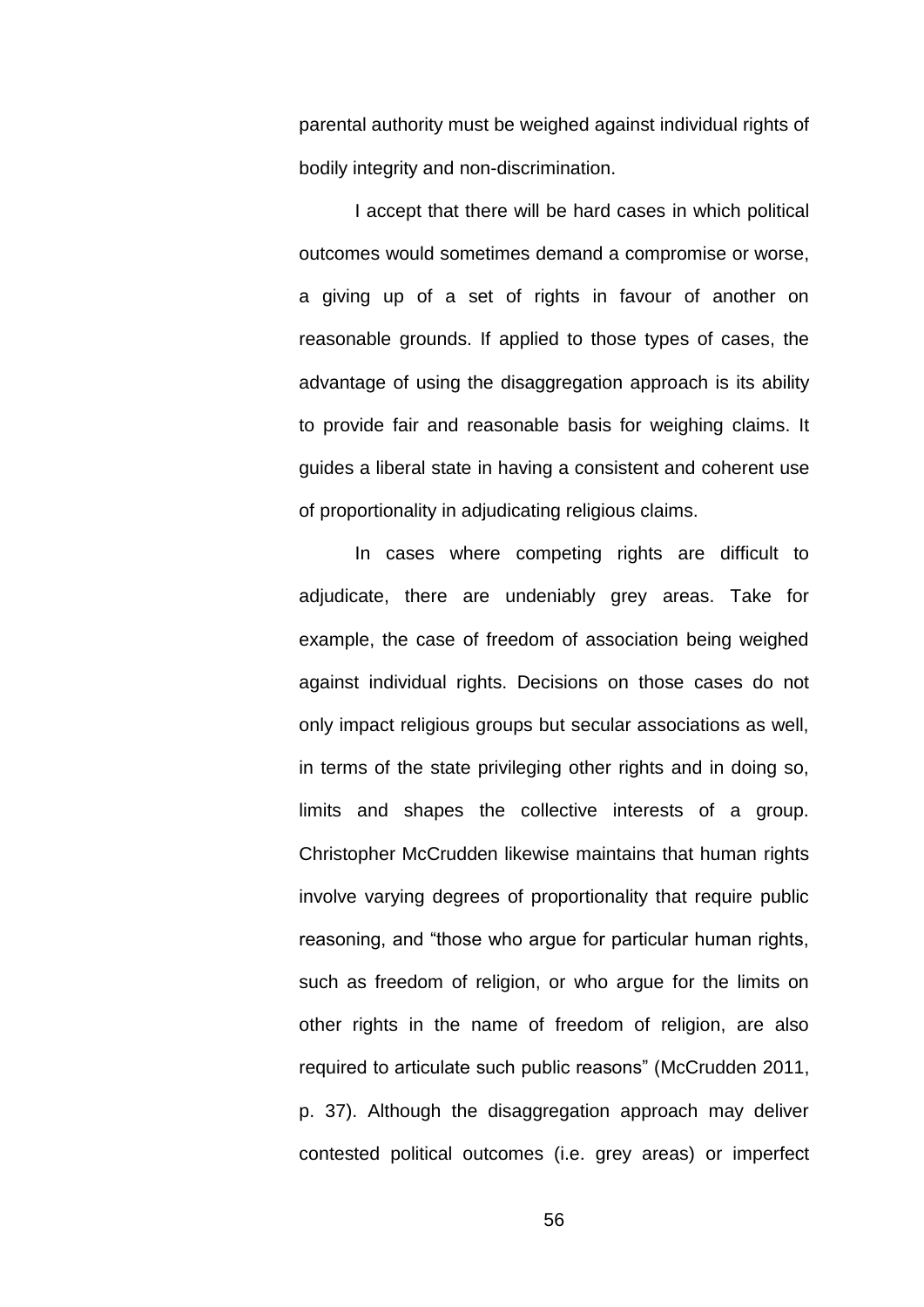parental authority must be weighed against individual rights of bodily integrity and non-discrimination.

I accept that there will be hard cases in which political outcomes would sometimes demand a compromise or worse, a giving up of a set of rights in favour of another on reasonable grounds. If applied to those types of cases, the advantage of using the disaggregation approach is its ability to provide fair and reasonable basis for weighing claims. It guides a liberal state in having a consistent and coherent use of proportionality in adjudicating religious claims.

In cases where competing rights are difficult to adjudicate, there are undeniably grey areas. Take for example, the case of freedom of association being weighed against individual rights. Decisions on those cases do not only impact religious groups but secular associations as well, in terms of the state privileging other rights and in doing so, limits and shapes the collective interests of a group. Christopher McCrudden likewise maintains that human rights involve varying degrees of proportionality that require public reasoning, and "those who argue for particular human rights, such as freedom of religion, or who argue for the limits on other rights in the name of freedom of religion, are also required to articulate such public reasons" (McCrudden 2011, p. 37). Although the disaggregation approach may deliver contested political outcomes (i.e. grey areas) or imperfect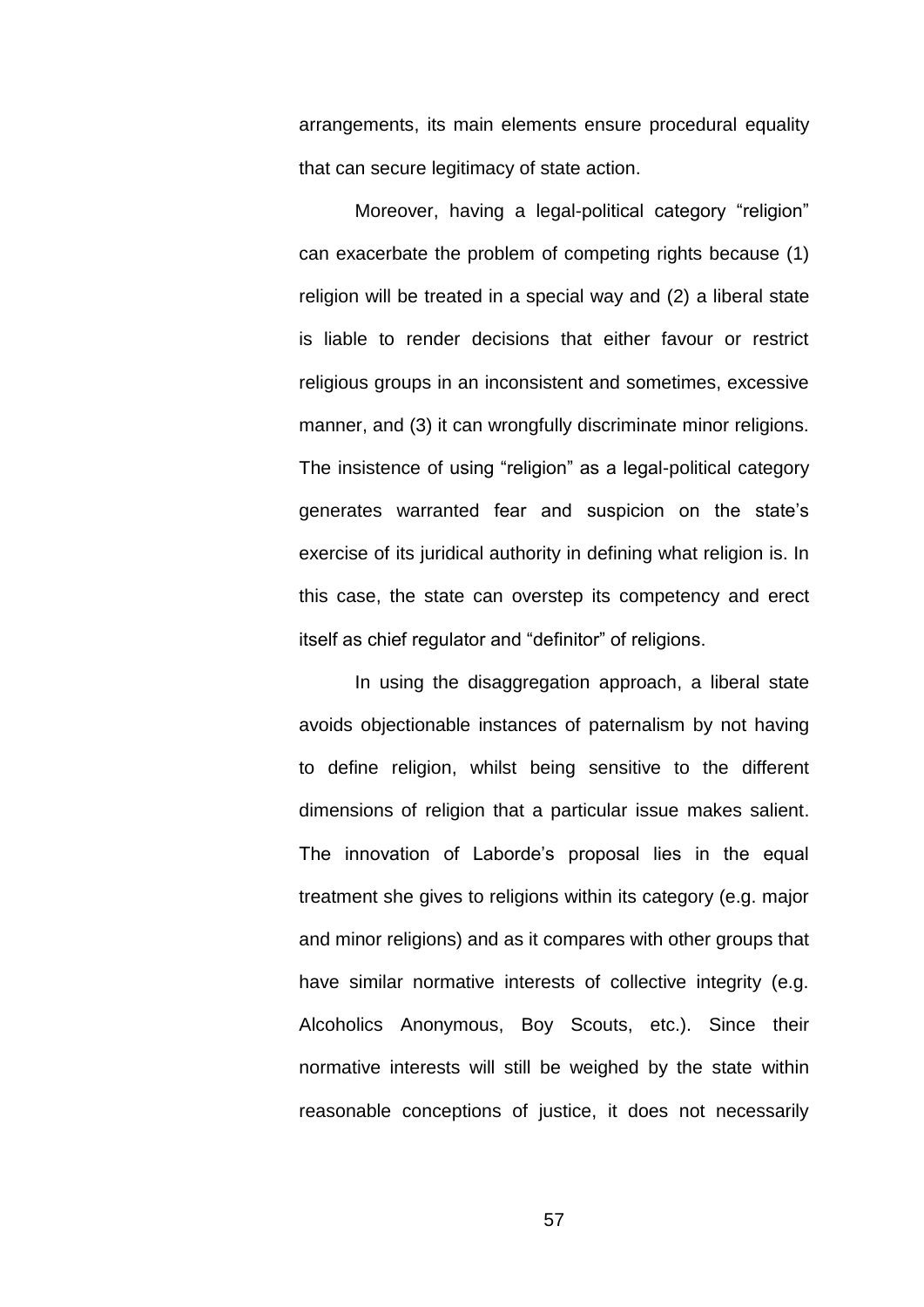arrangements, its main elements ensure procedural equality that can secure legitimacy of state action.

Moreover, having a legal-political category "religion" can exacerbate the problem of competing rights because (1) religion will be treated in a special way and (2) a liberal state is liable to render decisions that either favour or restrict religious groups in an inconsistent and sometimes, excessive manner, and (3) it can wrongfully discriminate minor religions. The insistence of using "religion" as a legal-political category generates warranted fear and suspicion on the state's exercise of its juridical authority in defining what religion is. In this case, the state can overstep its competency and erect itself as chief regulator and "definitor" of religions.

In using the disaggregation approach, a liberal state avoids objectionable instances of paternalism by not having to define religion, whilst being sensitive to the different dimensions of religion that a particular issue makes salient. The innovation of Laborde's proposal lies in the equal treatment she gives to religions within its category (e.g. major and minor religions) and as it compares with other groups that have similar normative interests of collective integrity (e.g. Alcoholics Anonymous, Boy Scouts, etc.). Since their normative interests will still be weighed by the state within reasonable conceptions of justice, it does not necessarily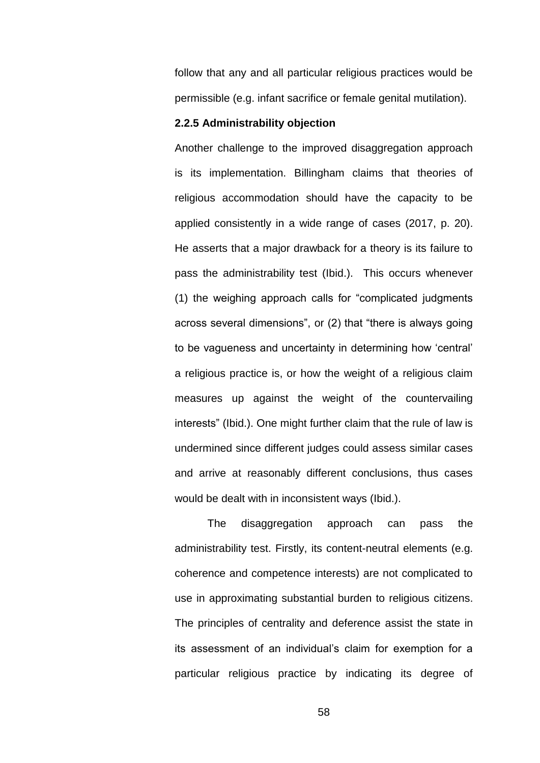follow that any and all particular religious practices would be permissible (e.g. infant sacrifice or female genital mutilation).

### 2.2.5 Administrability objection

Another challenge to the improved disaggregation approach is its implementation. Billingham claims that theories of religious accommodation should have the capacity to be applied consistently in a wide range of cases (2017, p. 20). He asserts that a major drawback for a theory is its failure to pass the administrability test (Ibid.). This occurs whenever (1) the weighing approach calls for "complicated judgments across several dimensions", or (2) that "there is always going to be vagueness and uncertainty in determining how 'central' a religious practice is, or how the weight of a religious claim measures up against the weight of the countervailing interests" (Ibid.). One might further claim that the rule of law is undermined since different judges could assess similar cases and arrive at reasonably different conclusions, thus cases would be dealt with in inconsistent ways (Ibid.).

The disaggregation approach can pass the administrability test. Firstly, its content-neutral elements (e.g. coherence and competence interests) are not complicated to use in approximating substantial burden to religious citizens. The principles of centrality and deference assist the state in its assessment of an individual's claim for exemption for a particular religious practice by indicating its degree of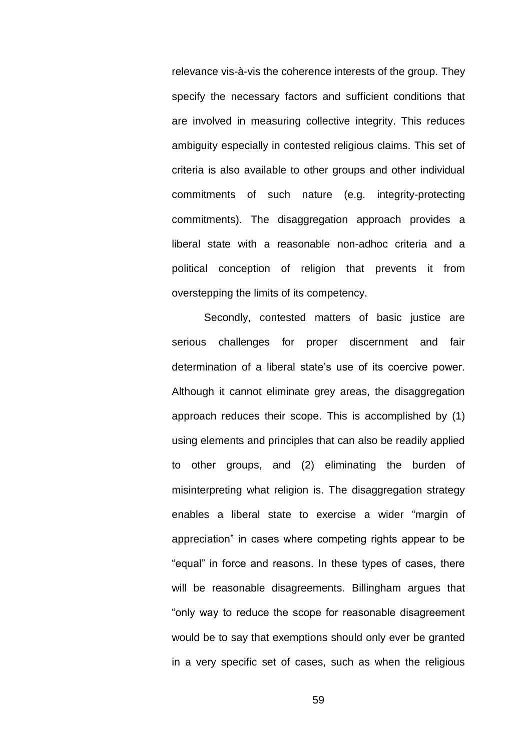relevance vis-à-vis the coherence interests of the group. They specify the necessary factors and sufficient conditions that are involved in measuring collective integrity. This reduces ambiguity especially in contested religious claims. This set of criteria is also available to other groups and other individual commitments of such nature (e.g. integrity-protecting commitments). The disaggregation approach provides a liberal state with a reasonable non-adhoc criteria and a political conception of religion that prevents it from overstepping the limits of its competency.

Secondly, contested matters of basic justice are serious challenges for proper discernment and fair determination of a liberal state's use of its coercive power. Although it cannot eliminate grey areas, the disaggregation approach reduces their scope. This is accomplished by (1) using elements and principles that can also be readily applied to other groups, and (2) eliminating the burden of misinterpreting what religion is. The disaggregation strategy enables a liberal state to exercise a wider "margin of appreciation" in cases where competing rights appear to be "equal" in force and reasons. In these types of cases, there will be reasonable disagreements. Billingham argues that "only way to reduce the scope for reasonable disagreement would be to say that exemptions should only ever be granted in a very specific set of cases, such as when the religious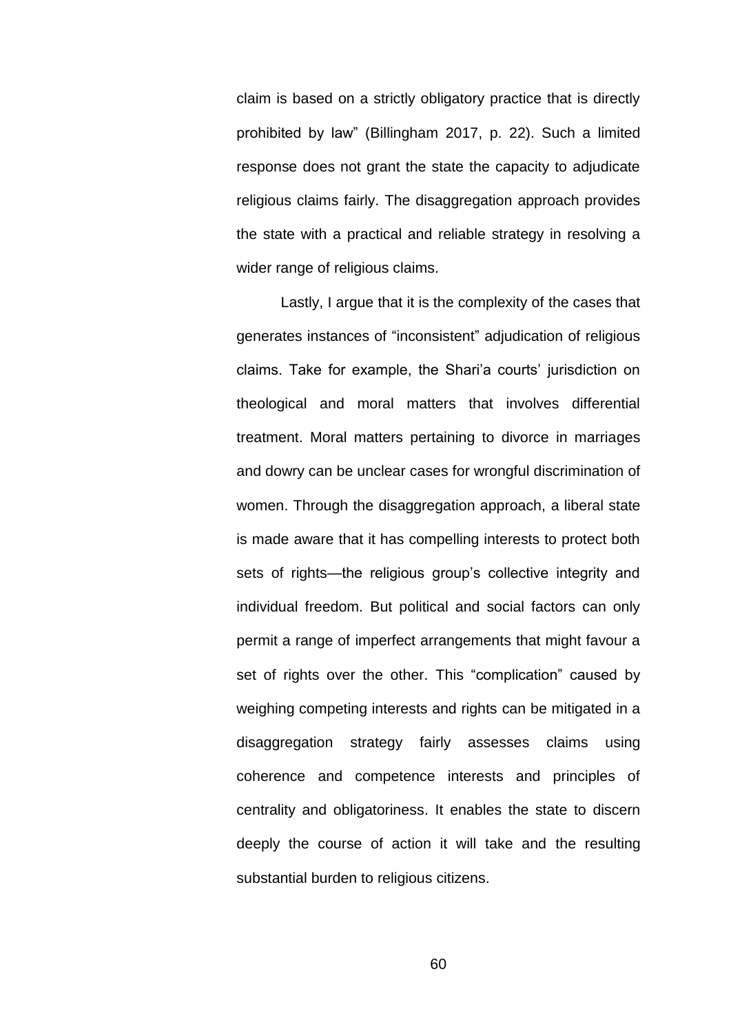claim is based on a strictly obligatory practice that is directly prohibited by law" (Billingham 2017, p. 22). Such a limited response does not grant the state the capacity to adjudicate religious claims fairly. The disaggregation approach provides the state with a practical and reliable strategy in resolving a wider range of religious claims.

Lastly, I argue that it is the complexity of the cases that generates instances of "inconsistent" adjudication of religious claims. Take for example, the Shari'a courts' jurisdiction on theological and moral matters that involves differential treatment. Moral matters pertaining to divorce in marriages and dowry can be unclear cases for wrongful discrimination of women. Through the disaggregation approach, a liberal state is made aware that it has compelling interests to protect both sets of rights—the religious group's collective integrity and individual freedom. But political and social factors can only permit a range of imperfect arrangements that might favour a set of rights over the other. This "complication" caused by weighing competing interests and rights can be mitigated in a disaggregation strategy fairly assesses claims using coherence and competence interests and principles of centrality and obligatoriness. It enables the state to discern deeply the course of action it will take and the resulting substantial burden to religious citizens.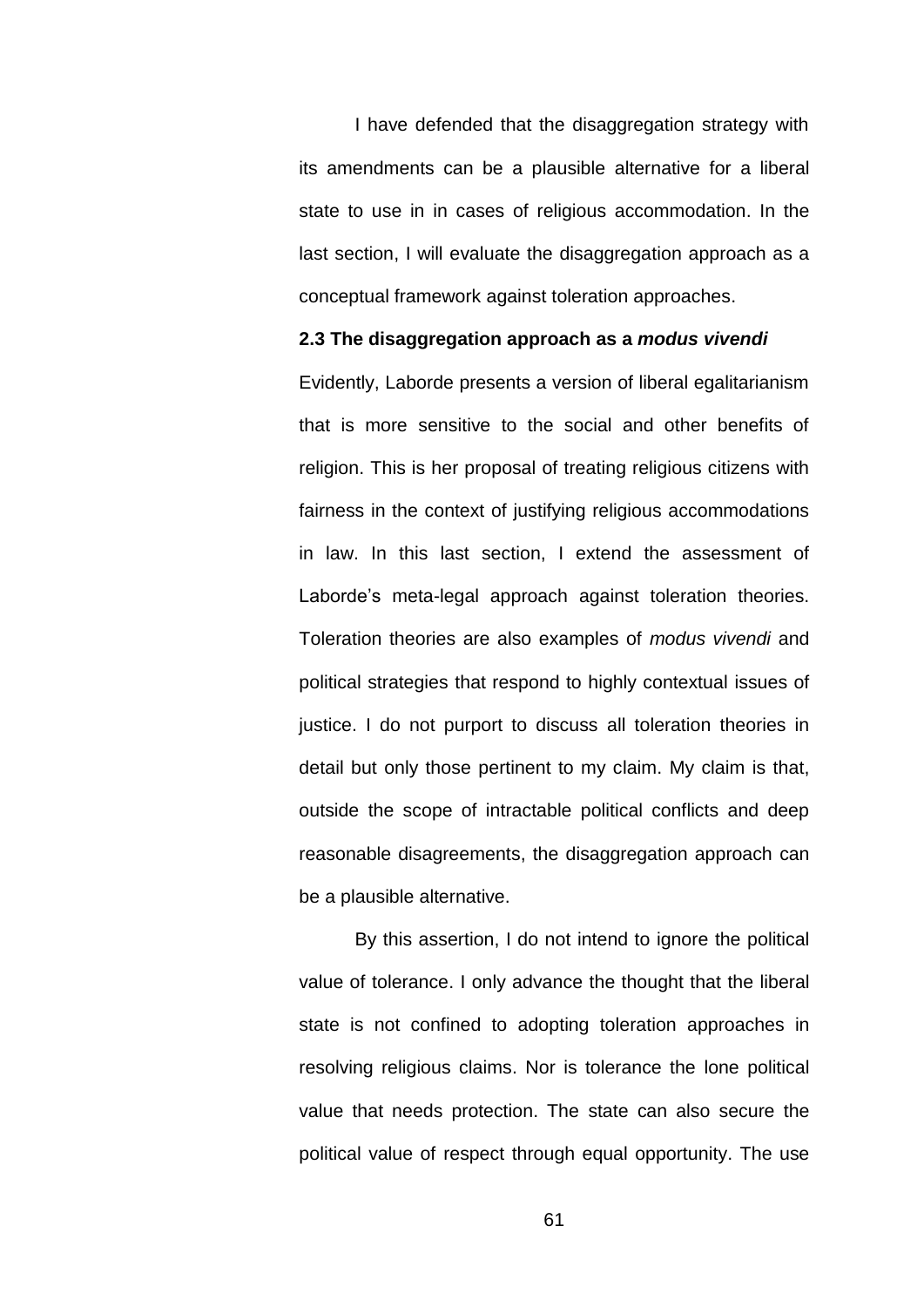I have defended that the disaggregation strategy with its amendments can be a plausible alternative for a liberal state to use in in cases of religious accommodation. In the last section, I will evaluate the disaggregation approach as a conceptual framework against toleration approaches.

### 2.3 The disaggregation approach as a *modus vivendi*

Evidently, Laborde presents a version of liberal egalitarianism that is more sensitive to the social and other benefits of religion. This is her proposal of treating religious citizens with fairness in the context of justifying religious accommodations in law. In this last section, I extend the assessment of Laborde's meta-legal approach against toleration theories. Toleration theories are also examples of *modus vivendi* and political strategies that respond to highly contextual issues of justice. I do not purport to discuss all toleration theories in detail but only those pertinent to my claim. My claim is that, outside the scope of intractable political conflicts and deep reasonable disagreements, the disaggregation approach can be a plausible alternative.

By this assertion, I do not intend to ignore the political value of tolerance. I only advance the thought that the liberal state is not confined to adopting toleration approaches in resolving religious claims. Nor is tolerance the lone political value that needs protection. The state can also secure the political value of respect through equal opportunity. The use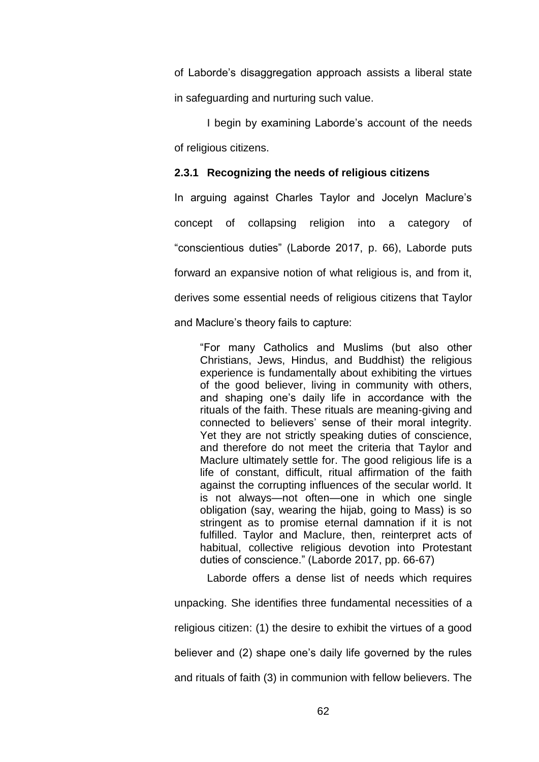of Laborde's disaggregation approach assists a liberal state in safeguarding and nurturing such value.

I begin by examining Laborde's account of the needs of religious citizens.

### 2.3.1 Recognizing the needs of religious citizens

In arguing against Charles Taylor and Jocelyn Maclure's concept of collapsing religion into a category of "conscientious duties" (Laborde 2017, p. 66), Laborde puts forward an expansive notion of what religious is, and from it, derives some essential needs of religious citizens that Taylor and Maclure's theory fails to capture:

> "For many Catholics and Muslims (but also other Christians, Jews, Hindus, and Buddhist) the religious experience is fundamentally about exhibiting the virtues of the good believer, living in community with others, and shaping one's daily life in accordance with the rituals of the faith. These rituals are meaning-giving and connected to believers' sense of their moral integrity. Yet they are not strictly speaking duties of conscience, and therefore do not meet the criteria that Taylor and Maclure ultimately settle for. The good religious life is a life of constant, difficult, ritual affirmation of the faith against the corrupting influences of the secular world. It is not always—not often—one in which one single obligation (say, wearing the hijab, going to Mass) is so stringent as to promise eternal damnation if it is not fulfilled. Taylor and Maclure, then, reinterpret acts of habitual, collective religious devotion into Protestant duties of conscience." (Laborde 2017, pp. 66-67)

Laborde offers a dense list of needs which requires unpacking. She identifies three fundamental necessities of a religious citizen: (1) the desire to exhibit the virtues of a good believer and (2) shape one's daily life governed by the rules and rituals of faith (3) in communion with fellow believers. The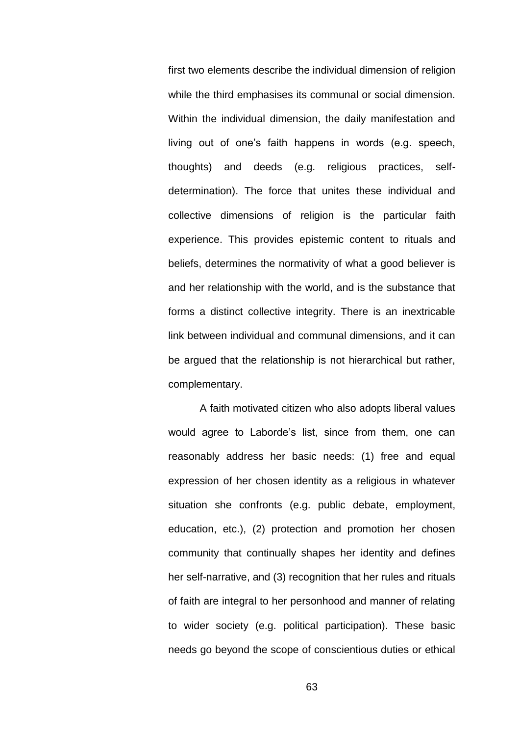first two elements describe the individual dimension of religion while the third emphasises its communal or social dimension. Within the individual dimension, the daily manifestation and living out of one's faith happens in words (e.g. speech, thoughts) and deeds (e.g. religious practices, self-determination). The force that unites these individual and collective dimensions of religion is the particular faith experience. This provides epistemic content to rituals and beliefs, determines the normativity of what a good believer is and her relationship with the world, and is the substance that forms a distinct collective integrity. There is an inextricable link between individual and communal dimensions, and it can be argued that the relationship is not hierarchical but rather, complementary.

A faith motivated citizen who also adopts liberal values would agree to Laborde's list, since from them, one can reasonably address her basic needs: (1) free and equal expression of her chosen identity as a religious in whatever situation she confronts (e.g. public debate, employment, education, etc.), (2) protection and promotion her chosen community that continually shapes her identity and defines her self-narrative, and (3) recognition that her rules and rituals of faith are integral to her personhood and manner of relating to wider society (e.g. political participation). These basic needs go beyond the scope of conscientious duties or ethical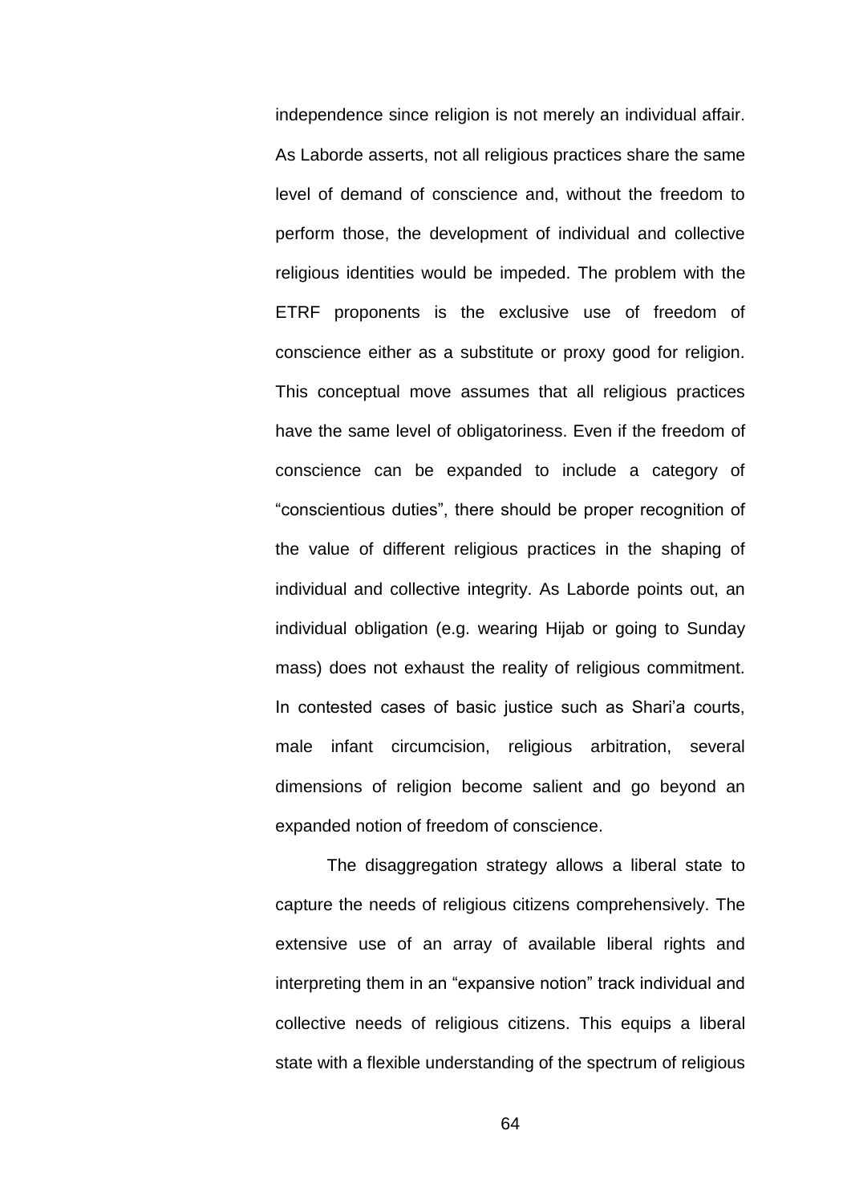independence since religion is not merely an individual affair. As Laborde asserts, not all religious practices share the same level of demand of conscience and, without the freedom to perform those, the development of individual and collective religious identities would be impeded. The problem with the ETRF proponents is the exclusive use of freedom of conscience either as a substitute or proxy good for religion. This conceptual move assumes that all religious practices have the same level of obligatoriness. Even if the freedom of conscience can be expanded to include a category of "conscientious duties", there should be proper recognition of the value of different religious practices in the shaping of individual and collective integrity. As Laborde points out, an individual obligation (e.g. wearing Hijab or going to Sunday mass) does not exhaust the reality of religious commitment. In contested cases of basic justice such as Shari'a courts, male infant circumcision, religious arbitration, several dimensions of religion become salient and go beyond an expanded notion of freedom of conscience.

The disaggregation strategy allows a liberal state to capture the needs of religious citizens comprehensively. The extensive use of an array of available liberal rights and interpreting them in an "expansive notion" track individual and collective needs of religious citizens. This equips a liberal state with a flexible understanding of the spectrum of religious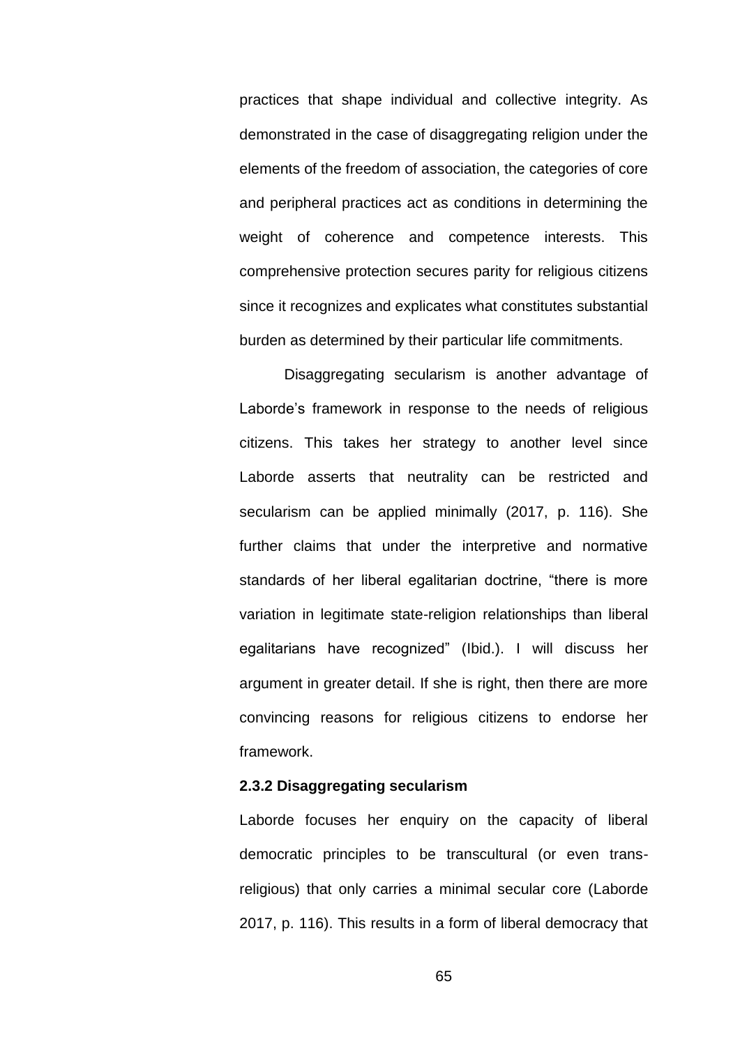practices that shape individual and collective integrity. As demonstrated in the case of disaggregating religion under the elements of the freedom of association, the categories of core and peripheral practices act as conditions in determining the weight of coherence and competence interests. This comprehensive protection secures parity for religious citizens since it recognizes and explicates what constitutes substantial burden as determined by their particular life commitments.

Disaggregating secularism is another advantage of Laborde's framework in response to the needs of religious citizens. This takes her strategy to another level since Laborde asserts that neutrality can be restricted and secularism can be applied minimally (2017, p. 116). She further claims that under the interpretive and normative standards of her liberal egalitarian doctrine, "there is more variation in legitimate state-religion relationships than liberal egalitarians have recognized" (Ibid.). I will discuss her argument in greater detail. If she is right, then there are more convincing reasons for religious citizens to endorse her framework.

### 2.3.2 Disaggregating secularism

Laborde focuses her enquiry on the capacity of liberal democratic principles to be transcultural (or even trans-religious) that only carries a minimal secular core (Laborde 2017, p. 116). This results in a form of liberal democracy that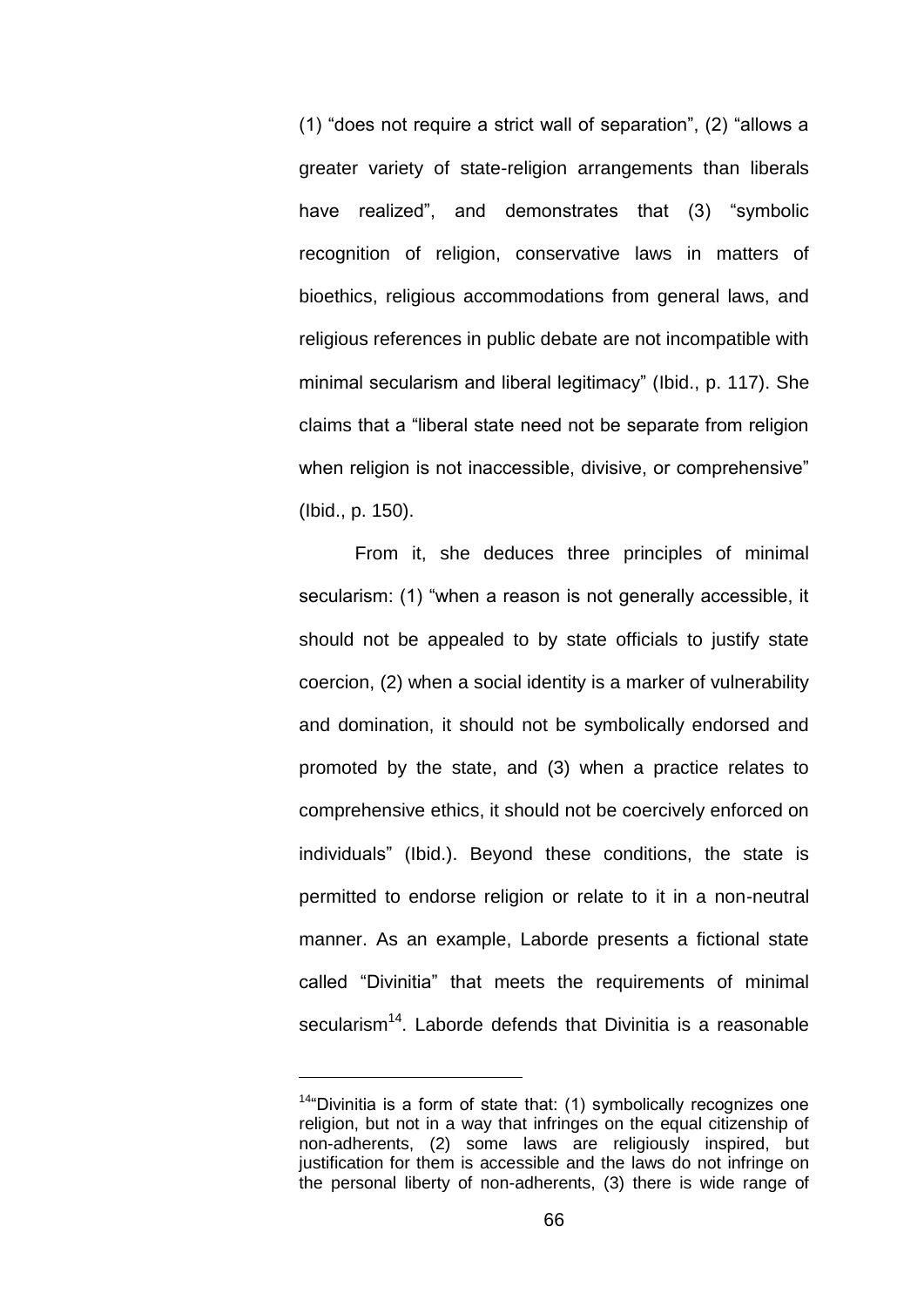(1) "does not require a strict wall of separation", (2) "allows a greater variety of state-religion arrangements than liberals have realized", and demonstrates that (3) "symbolic recognition of religion, conservative laws in matters of bioethics, religious accommodations from general laws, and religious references in public debate are not incompatible with minimal secularism and liberal legitimacy" (Ibid., p. 117). She claims that a "liberal state need not be separate from religion when religion is not inaccessible, divisive, or comprehensive" (Ibid., p. 150).

From it, she deduces three principles of minimal secularism: (1) "when a reason is not generally accessible, it should not be appealed to by state officials to justify state coercion, (2) when a social identity is a marker of vulnerability and domination, it should not be symbolically endorsed and promoted by the state, and (3) when a practice relates to comprehensive ethics, it should not be coercively enforced on individuals" (Ibid.). Beyond these conditions, the state is permitted to endorse religion or relate to it in a non-neutral manner. As an example, Laborde presents a fictional state called "Divinitia" that meets the requirements of minimal secularism[14]. Laborde defends that Divinitia is a reasonable

[14]"Divinitia is a form of state that: (1) symbolically recognizes one religion, but not in a way that infringes on the equal citizenship of non-adherents, (2) some laws are religiously inspired, but justification for them is accessible and the laws do not infringe on the personal liberty of non-adherents, (3) there is wide range of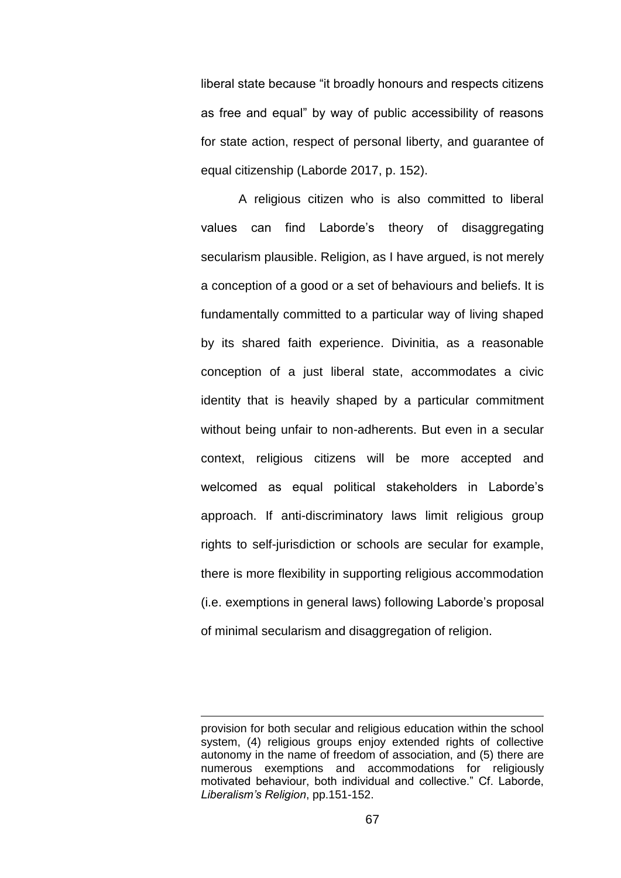liberal state because “it broadly honours and respects citizens as free and equal” by way of public accessibility of reasons for state action, respect of personal liberty, and guarantee of equal citizenship (Laborde 2017, p. 152).

A religious citizen who is also committed to liberal values can find Laborde’s theory of disaggregating secularism plausible. Religion, as I have argued, is not merely a conception of a good or a set of behaviours and beliefs. It is fundamentally committed to a particular way of living shaped by its shared faith experience. Divinitia, as a reasonable conception of a just liberal state, accommodates a civic identity that is heavily shaped by a particular commitment without being unfair to non-adherents. But even in a secular context, religious citizens will be more accepted and welcomed as equal political stakeholders in Laborde’s approach. If anti-discriminatory laws limit religious group rights to self-jurisdiction or schools are secular for example, there is more flexibility in supporting religious accommodation (i.e. exemptions in general laws) following Laborde’s proposal of minimal secularism and disaggregation of religion.

---

provision for both secular and religious education within the school system, (4) religious groups enjoy extended rights of collective autonomy in the name of freedom of association, and (5) there are numerous exemptions and accommodations for religiously motivated behaviour, both individual and collective.” Cf. Laborde, *Liberalism’s Religion*, pp.151-152.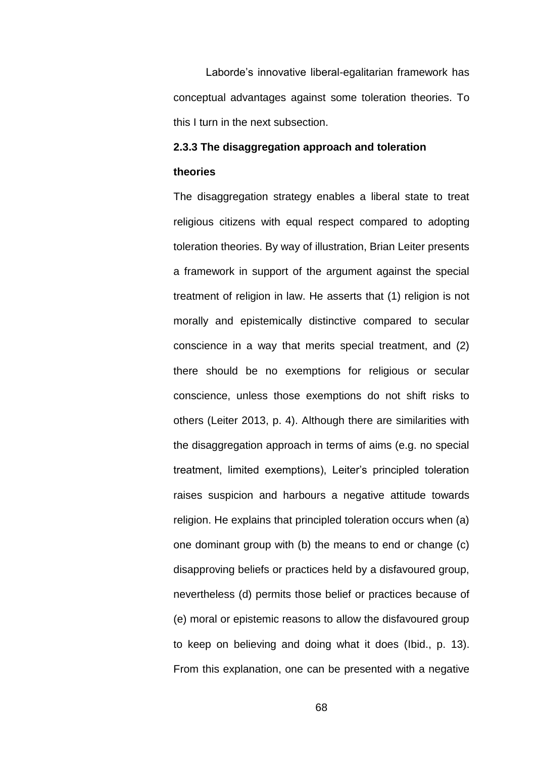Laborde's innovative liberal-egalitarian framework has conceptual advantages against some toleration theories. To this I turn in the next subsection.

### 2.3.3 The disaggregation approach and toleration theories

The disaggregation strategy enables a liberal state to treat religious citizens with equal respect compared to adopting toleration theories. By way of illustration, Brian Leiter presents a framework in support of the argument against the special treatment of religion in law. He asserts that (1) religion is not morally and epistemically distinctive compared to secular conscience in a way that merits special treatment, and (2) there should be no exemptions for religious or secular conscience, unless those exemptions do not shift risks to others (Leiter 2013, p. 4). Although there are similarities with the disaggregation approach in terms of aims (e.g. no special treatment, limited exemptions), Leiter's principled toleration raises suspicion and harbours a negative attitude towards religion. He explains that principled toleration occurs when (a) one dominant group with (b) the means to end or change (c) disapproving beliefs or practices held by a disfavoured group, nevertheless (d) permits those belief or practices because of (e) moral or epistemic reasons to allow the disfavoured group to keep on believing and doing what it does (Ibid., p. 13). From this explanation, one can be presented with a negative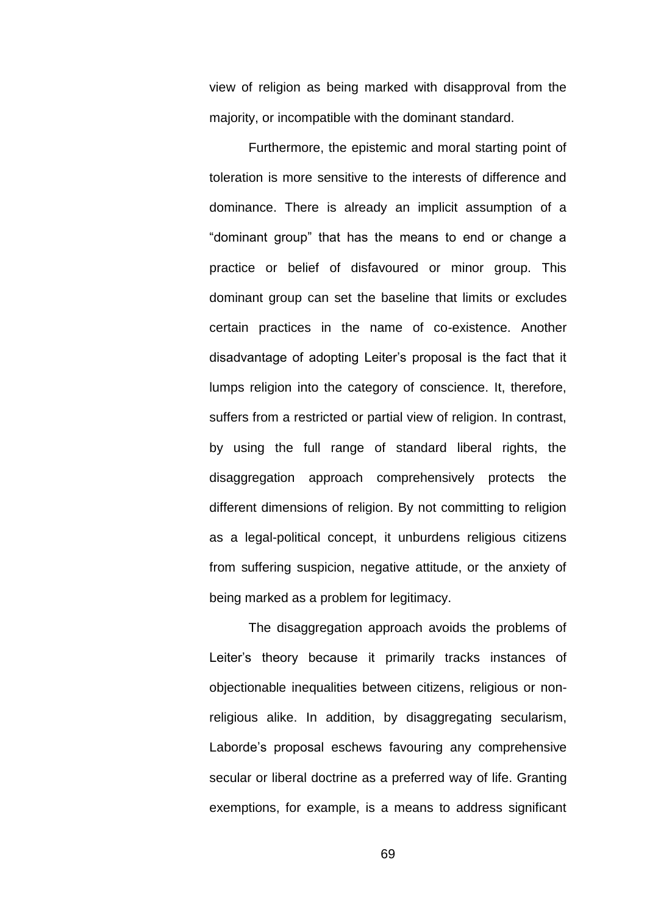view of religion as being marked with disapproval from the majority, or incompatible with the dominant standard.

Furthermore, the epistemic and moral starting point of toleration is more sensitive to the interests of difference and dominance. There is already an implicit assumption of a "dominant group" that has the means to end or change a practice or belief of disfavoured or minor group. This dominant group can set the baseline that limits or excludes certain practices in the name of co-existence. Another disadvantage of adopting Leiter's proposal is the fact that it lumps religion into the category of conscience. It, therefore, suffers from a restricted or partial view of religion. In contrast, by using the full range of standard liberal rights, the disaggregation approach comprehensively protects the different dimensions of religion. By not committing to religion as a legal-political concept, it unburdens religious citizens from suffering suspicion, negative attitude, or the anxiety of being marked as a problem for legitimacy.

The disaggregation approach avoids the problems of Leiter's theory because it primarily tracks instances of objectionable inequalities between citizens, religious or non-religious alike. In addition, by disaggregating secularism, Laborde's proposal eschews favouring any comprehensive secular or liberal doctrine as a preferred way of life. Granting exemptions, for example, is a means to address significant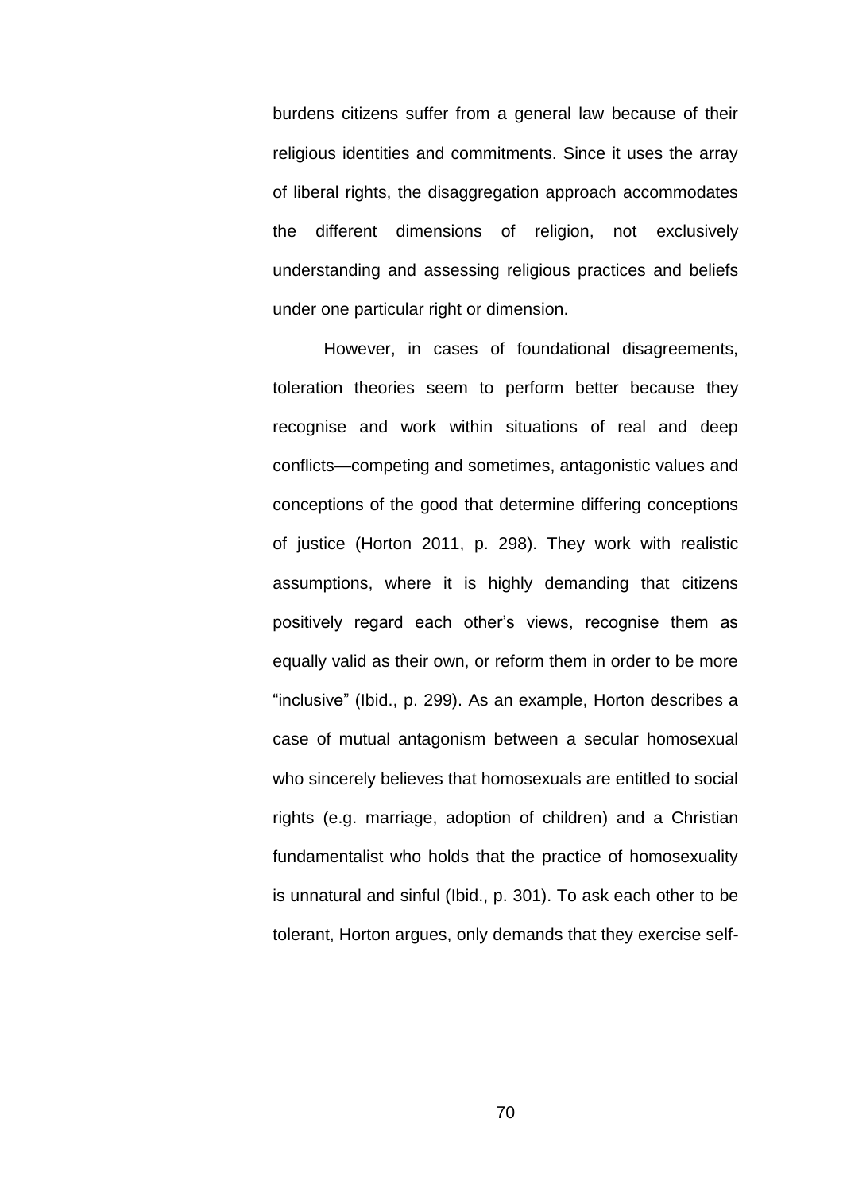burdens citizens suffer from a general law because of their religious identities and commitments. Since it uses the array of liberal rights, the disaggregation approach accommodates the different dimensions of religion, not exclusively understanding and assessing religious practices and beliefs under one particular right or dimension.

However, in cases of foundational disagreements, toleration theories seem to perform better because they recognise and work within situations of real and deep conflicts—competing and sometimes, antagonistic values and conceptions of the good that determine differing conceptions of justice (Horton 2011, p. 298). They work with realistic assumptions, where it is highly demanding that citizens positively regard each other's views, recognise them as equally valid as their own, or reform them in order to be more "inclusive" (Ibid., p. 299). As an example, Horton describes a case of mutual antagonism between a secular homosexual who sincerely believes that homosexuals are entitled to social rights (e.g. marriage, adoption of children) and a Christian fundamentalist who holds that the practice of homosexuality is unnatural and sinful (Ibid., p. 301). To ask each other to be tolerant, Horton argues, only demands that they exercise self-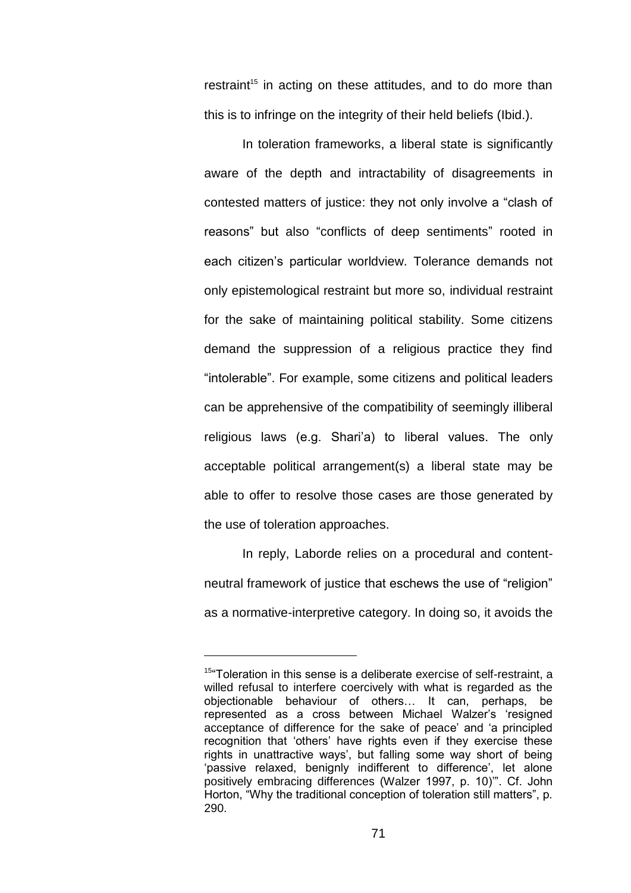restraint[15] in acting on these attitudes, and to do more than this is to infringe on the integrity of their held beliefs (Ibid.).

In toleration frameworks, a liberal state is significantly aware of the depth and intractability of disagreements in contested matters of justice: they not only involve a "clash of reasons" but also "conflicts of deep sentiments" rooted in each citizen's particular worldview. Tolerance demands not only epistemological restraint but more so, individual restraint for the sake of maintaining political stability. Some citizens demand the suppression of a religious practice they find "intolerable". For example, some citizens and political leaders can be apprehensive of the compatibility of seemingly illiberal religious laws (e.g. Shari'a) to liberal values. The only acceptable political arrangement(s) a liberal state may be able to offer to resolve those cases are those generated by the use of toleration approaches.

In reply, Laborde relies on a procedural and content-neutral framework of justice that eschews the use of "religion" as a normative-interpretive category. In doing so, it avoids the

---

[15] "Toleration in this sense is a deliberate exercise of self-restraint, a willed refusal to interfere coercively with what is regarded as the objectionable behaviour of others… It can, perhaps, be represented as a cross between Michael Walzer's 'resigned acceptance of difference for the sake of peace' and 'a principled recognition that 'others' have rights even if they exercise these rights in unattractive ways', but falling some way short of being 'passive relaxed, benignly indifferent to difference', let alone positively embracing differences (Walzer 1997, p. 10)'". Cf. John Horton, "Why the traditional conception of toleration still matters", p. 290.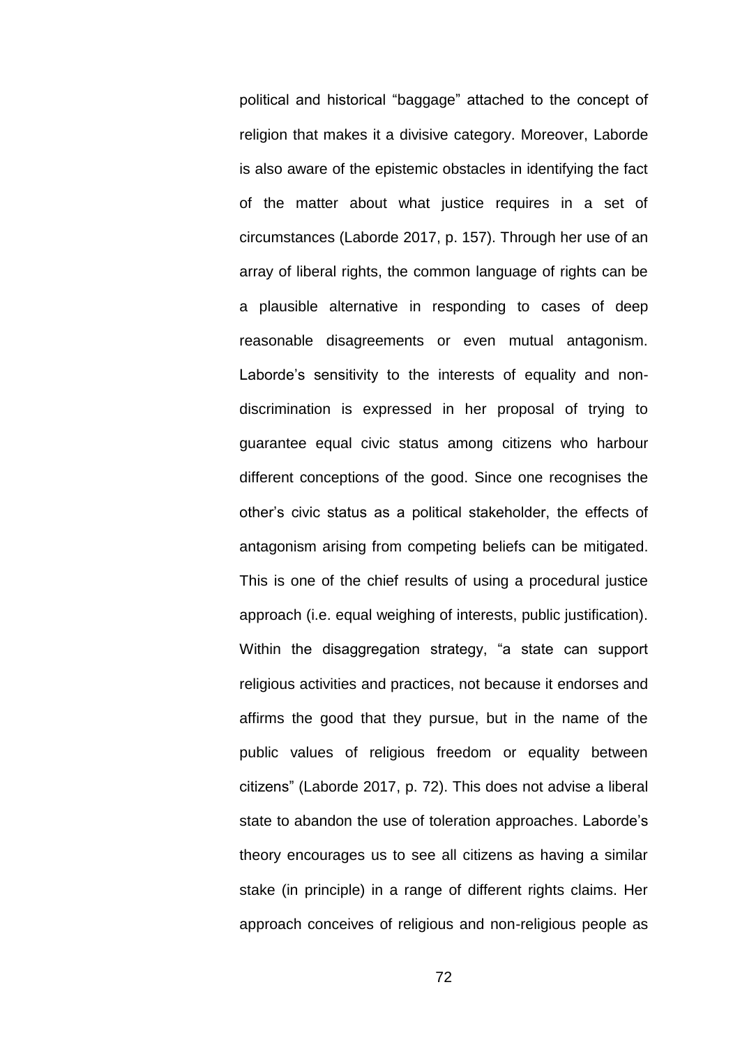political and historical "baggage" attached to the concept of religion that makes it a divisive category. Moreover, Laborde is also aware of the epistemic obstacles in identifying the fact of the matter about what justice requires in a set of circumstances (Laborde 2017, p. 157). Through her use of an array of liberal rights, the common language of rights can be a plausible alternative in responding to cases of deep reasonable disagreements or even mutual antagonism. Laborde's sensitivity to the interests of equality and non-discrimination is expressed in her proposal of trying to guarantee equal civic status among citizens who harbour different conceptions of the good. Since one recognises the other's civic status as a political stakeholder, the effects of antagonism arising from competing beliefs can be mitigated. This is one of the chief results of using a procedural justice approach (i.e. equal weighing of interests, public justification). Within the disaggregation strategy, "a state can support religious activities and practices, not because it endorses and affirms the good that they pursue, but in the name of the public values of religious freedom or equality between citizens" (Laborde 2017, p. 72). This does not advise a liberal state to abandon the use of toleration approaches. Laborde's theory encourages us to see all citizens as having a similar stake (in principle) in a range of different rights claims. Her approach conceives of religious and non-religious people as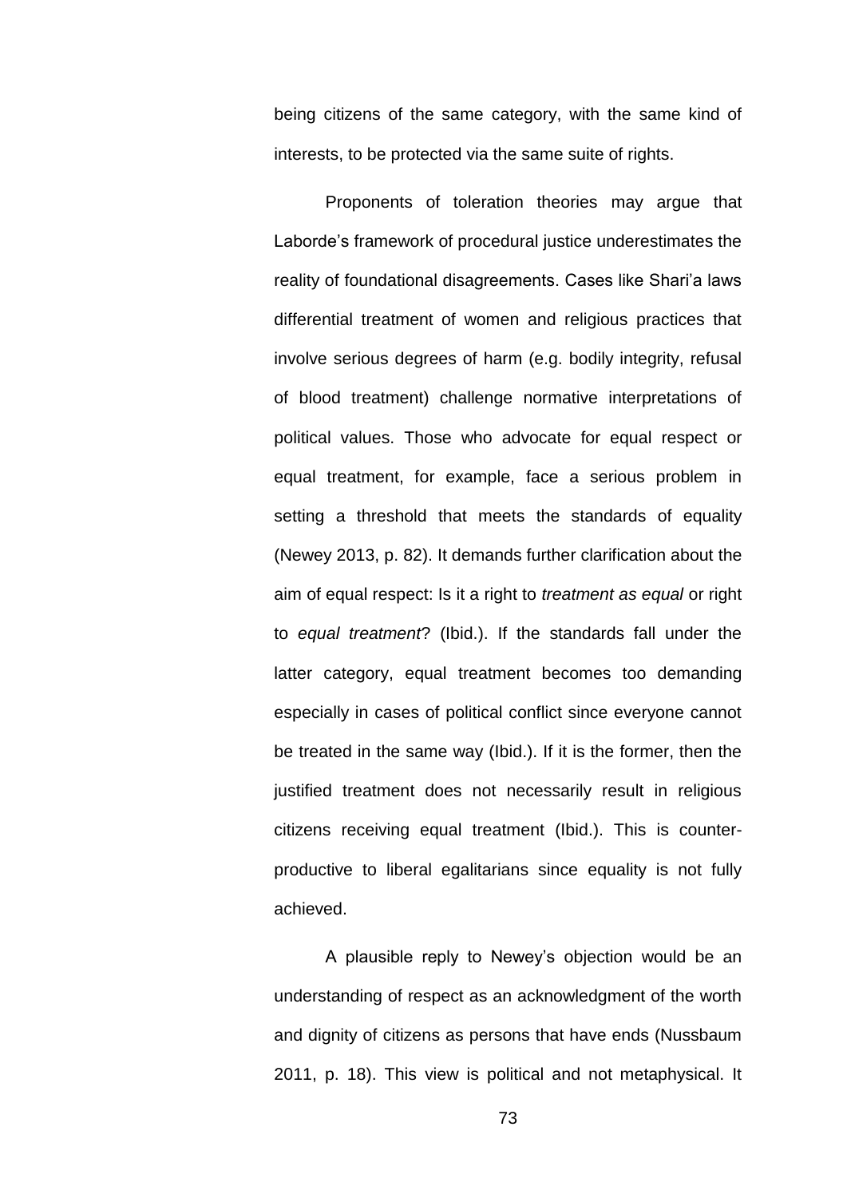being citizens of the same category, with the same kind of interests, to be protected via the same suite of rights.

Proponents of toleration theories may argue that Laborde's framework of procedural justice underestimates the reality of foundational disagreements. Cases like Shari'a laws differential treatment of women and religious practices that involve serious degrees of harm (e.g. bodily integrity, refusal of blood treatment) challenge normative interpretations of political values. Those who advocate for equal respect or equal treatment, for example, face a serious problem in setting a threshold that meets the standards of equality (Newey 2013, p. 82). It demands further clarification about the aim of equal respect: Is it a right to *treatment as equal* or right to *equal treatment*? (Ibid.). If the standards fall under the latter category, equal treatment becomes too demanding especially in cases of political conflict since everyone cannot be treated in the same way (Ibid.). If it is the former, then the justified treatment does not necessarily result in religious citizens receiving equal treatment (Ibid.). This is counter-productive to liberal egalitarians since equality is not fully achieved.

A plausible reply to Newey's objection would be an understanding of respect as an acknowledgment of the worth and dignity of citizens as persons that have ends (Nussbaum 2011, p. 18). This view is political and not metaphysical. It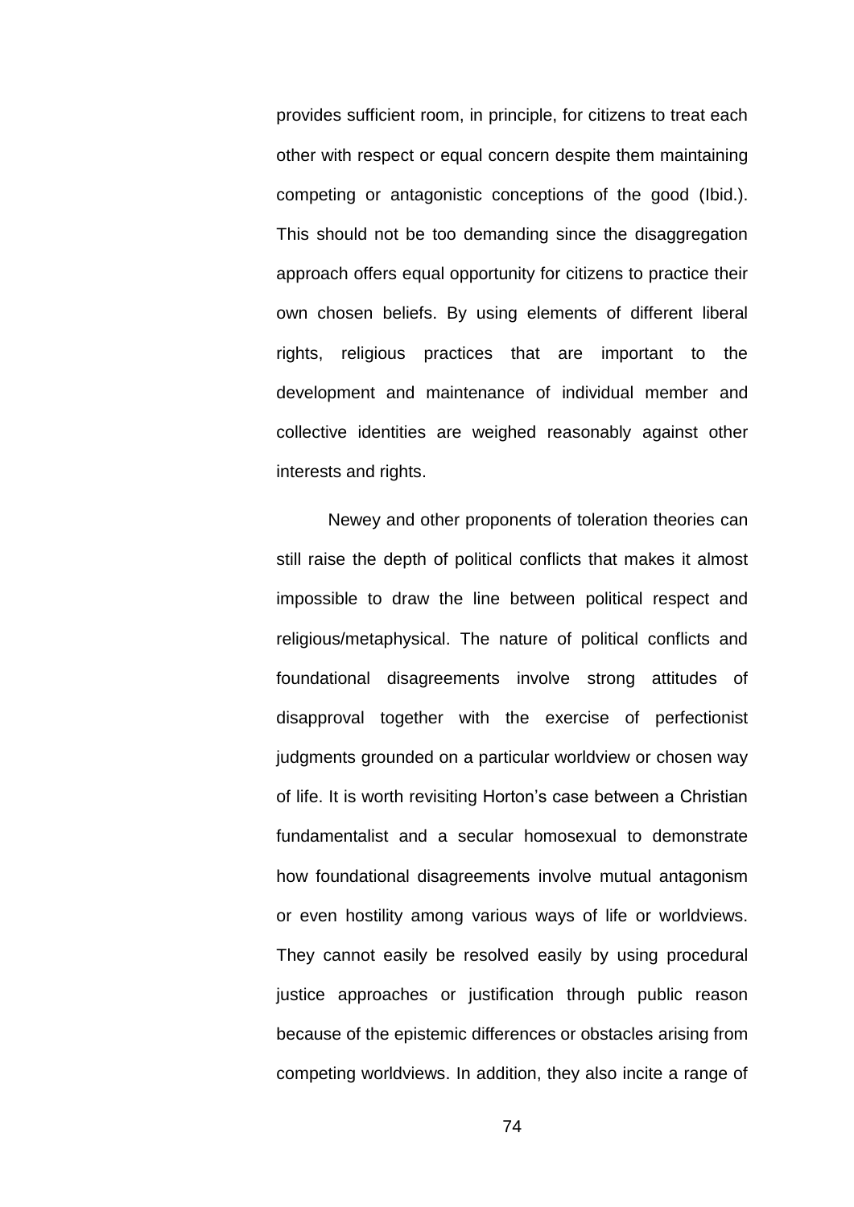provides sufficient room, in principle, for citizens to treat each other with respect or equal concern despite them maintaining competing or antagonistic conceptions of the good (Ibid.). This should not be too demanding since the disaggregation approach offers equal opportunity for citizens to practice their own chosen beliefs. By using elements of different liberal rights, religious practices that are important to the development and maintenance of individual member and collective identities are weighed reasonably against other interests and rights.

Newey and other proponents of toleration theories can still raise the depth of political conflicts that makes it almost impossible to draw the line between political respect and religious/metaphysical. The nature of political conflicts and foundational disagreements involve strong attitudes of disapproval together with the exercise of perfectionist judgments grounded on a particular worldview or chosen way of life. It is worth revisiting Horton's case between a Christian fundamentalist and a secular homosexual to demonstrate how foundational disagreements involve mutual antagonism or even hostility among various ways of life or worldviews. They cannot easily be resolved easily by using procedural justice approaches or justification through public reason because of the epistemic differences or obstacles arising from competing worldviews. In addition, they also incite a range of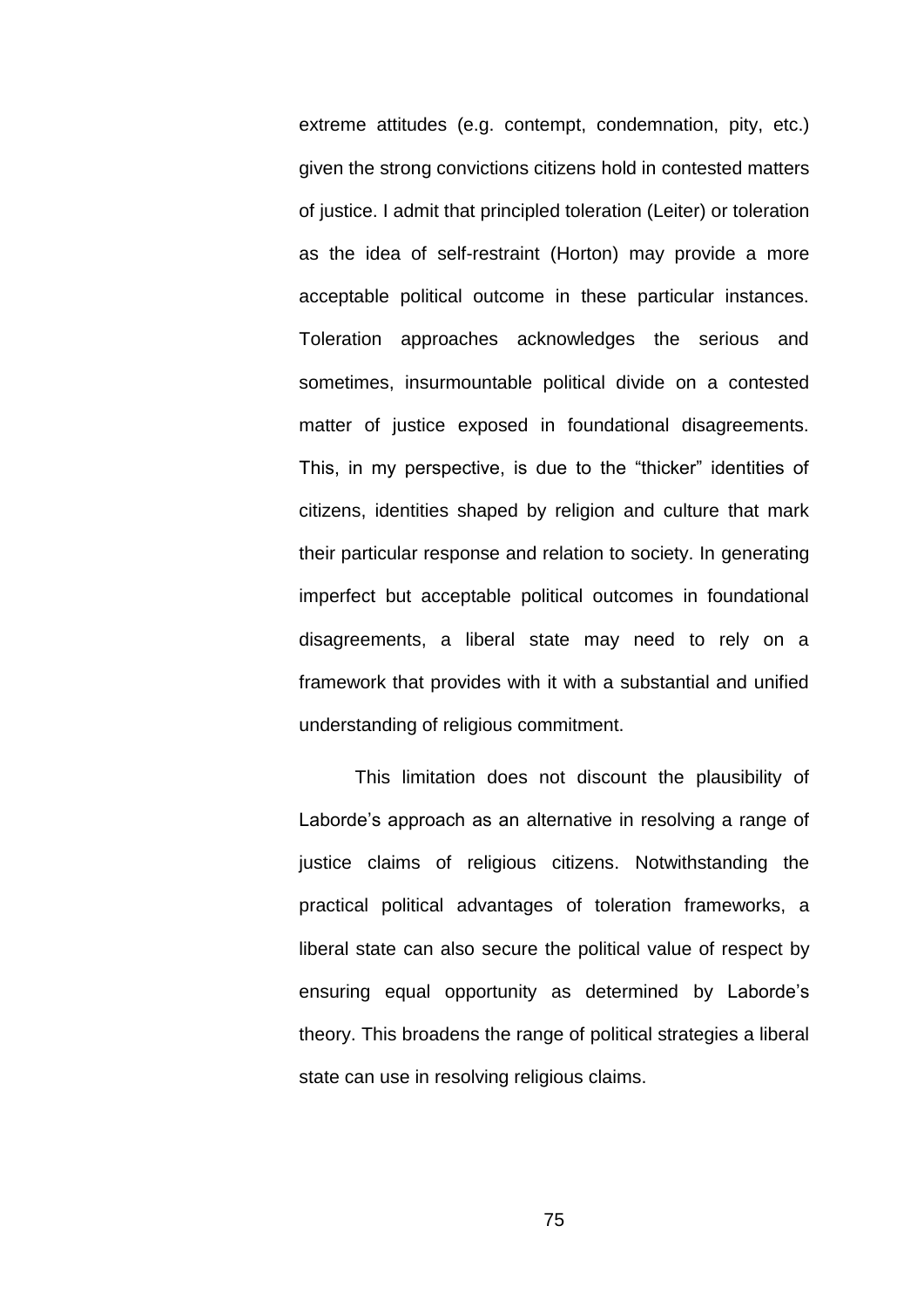extreme attitudes (e.g. contempt, condemnation, pity, etc.) given the strong convictions citizens hold in contested matters of justice. I admit that principled toleration (Leiter) or toleration as the idea of self-restraint (Horton) may provide a more acceptable political outcome in these particular instances. Toleration approaches acknowledges the serious and sometimes, insurmountable political divide on a contested matter of justice exposed in foundational disagreements. This, in my perspective, is due to the "thicker" identities of citizens, identities shaped by religion and culture that mark their particular response and relation to society. In generating imperfect but acceptable political outcomes in foundational disagreements, a liberal state may need to rely on a framework that provides with it with a substantial and unified understanding of religious commitment.

This limitation does not discount the plausibility of Laborde's approach as an alternative in resolving a range of justice claims of religious citizens. Notwithstanding the practical political advantages of toleration frameworks, a liberal state can also secure the political value of respect by ensuring equal opportunity as determined by Laborde's theory. This broadens the range of political strategies a liberal state can use in resolving religious claims.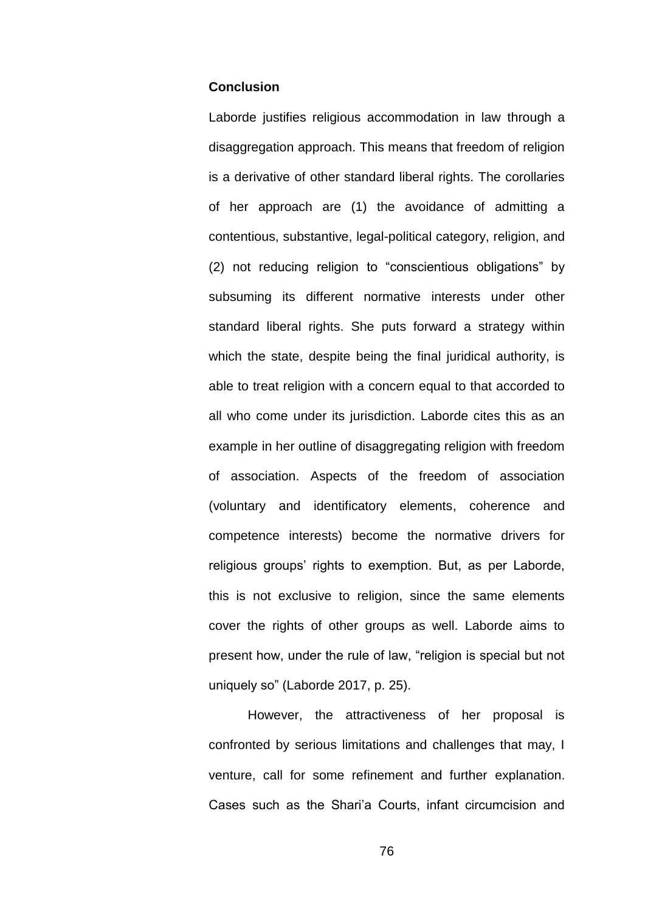**Conclusion**

Laborde justifies religious accommodation in law through a disaggregation approach. This means that freedom of religion is a derivative of other standard liberal rights. The corollaries of her approach are (1) the avoidance of admitting a contentious, substantive, legal-political category, religion, and (2) not reducing religion to "conscientious obligations" by subsuming its different normative interests under other standard liberal rights. She puts forward a strategy within which the state, despite being the final juridical authority, is able to treat religion with a concern equal to that accorded to all who come under its jurisdiction. Laborde cites this as an example in her outline of disaggregating religion with freedom of association. Aspects of the freedom of association (voluntary and identificatory elements, coherence and competence interests) become the normative drivers for religious groups' rights to exemption. But, as per Laborde, this is not exclusive to religion, since the same elements cover the rights of other groups as well. Laborde aims to present how, under the rule of law, "religion is special but not uniquely so" (Laborde 2017, p. 25).

However, the attractiveness of her proposal is confronted by serious limitations and challenges that may, I venture, call for some refinement and further explanation. Cases such as the Shari'a Courts, infant circumcision and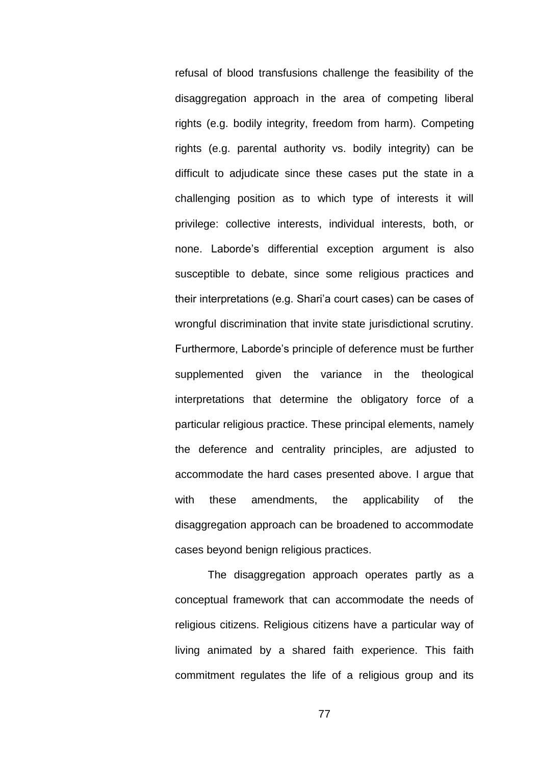refusal of blood transfusions challenge the feasibility of the disaggregation approach in the area of competing liberal rights (e.g. bodily integrity, freedom from harm). Competing rights (e.g. parental authority vs. bodily integrity) can be difficult to adjudicate since these cases put the state in a challenging position as to which type of interests it will privilege: collective interests, individual interests, both, or none. Laborde's differential exception argument is also susceptible to debate, since some religious practices and their interpretations (e.g. Shari'a court cases) can be cases of wrongful discrimination that invite state jurisdictional scrutiny. Furthermore, Laborde's principle of deference must be further supplemented given the variance in the theological interpretations that determine the obligatory force of a particular religious practice. These principal elements, namely the deference and centrality principles, are adjusted to accommodate the hard cases presented above. I argue that with these amendments, the applicability of the disaggregation approach can be broadened to accommodate cases beyond benign religious practices.

The disaggregation approach operates partly as a conceptual framework that can accommodate the needs of religious citizens. Religious citizens have a particular way of living animated by a shared faith experience. This faith commitment regulates the life of a religious group and its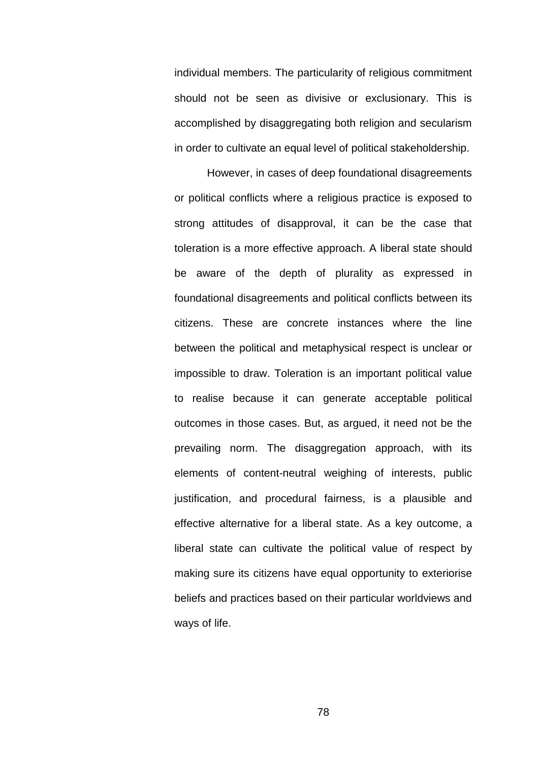individual members. The particularity of religious commitment should not be seen as divisive or exclusionary. This is accomplished by disaggregating both religion and secularism in order to cultivate an equal level of political stakeholdership.

However, in cases of deep foundational disagreements or political conflicts where a religious practice is exposed to strong attitudes of disapproval, it can be the case that toleration is a more effective approach. A liberal state should be aware of the depth of plurality as expressed in foundational disagreements and political conflicts between its citizens. These are concrete instances where the line between the political and metaphysical respect is unclear or impossible to draw. Toleration is an important political value to realise because it can generate acceptable political outcomes in those cases. But, as argued, it need not be the prevailing norm. The disaggregation approach, with its elements of content-neutral weighing of interests, public justification, and procedural fairness, is a plausible and effective alternative for a liberal state. As a key outcome, a liberal state can cultivate the political value of respect by making sure its citizens have equal opportunity to exteriorise beliefs and practices based on their particular worldviews and ways of life.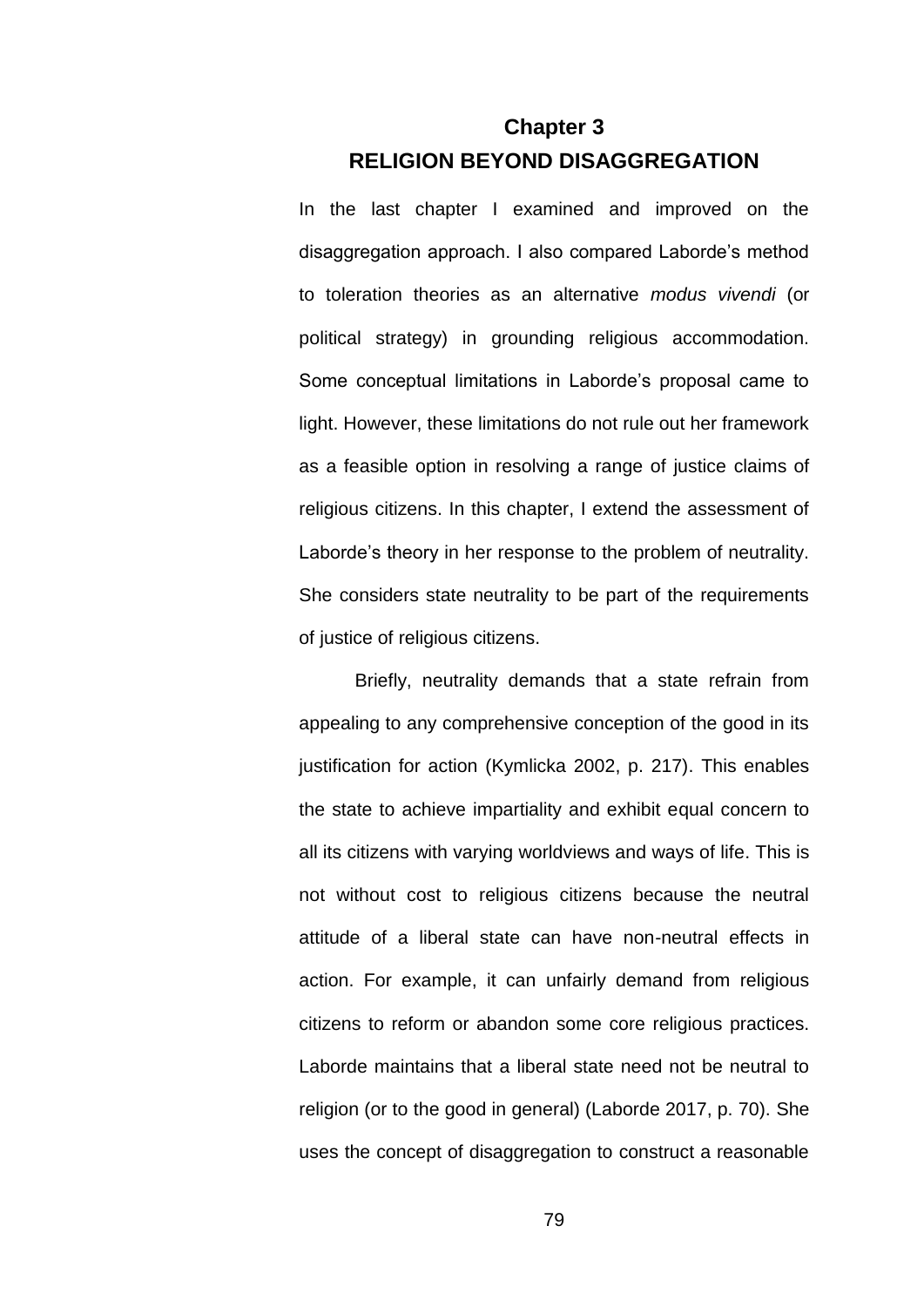# Chapter 3
# RELIGION BEYOND DISAGGREGATION

In the last chapter I examined and improved on the disaggregation approach. I also compared Laborde's method to toleration theories as an alternative *modus vivendi* (or political strategy) in grounding religious accommodation. Some conceptual limitations in Laborde's proposal came to light. However, these limitations do not rule out her framework as a feasible option in resolving a range of justice claims of religious citizens. In this chapter, I extend the assessment of Laborde's theory in her response to the problem of neutrality. She considers state neutrality to be part of the requirements of justice of religious citizens.

Briefly, neutrality demands that a state refrain from appealing to any comprehensive conception of the good in its justification for action (Kymlicka 2002, p. 217). This enables the state to achieve impartiality and exhibit equal concern to all its citizens with varying worldviews and ways of life. This is not without cost to religious citizens because the neutral attitude of a liberal state can have non-neutral effects in action. For example, it can unfairly demand from religious citizens to reform or abandon some core religious practices. Laborde maintains that a liberal state need not be neutral to religion (or to the good in general) (Laborde 2017, p. 70). She uses the concept of disaggregation to construct a reasonable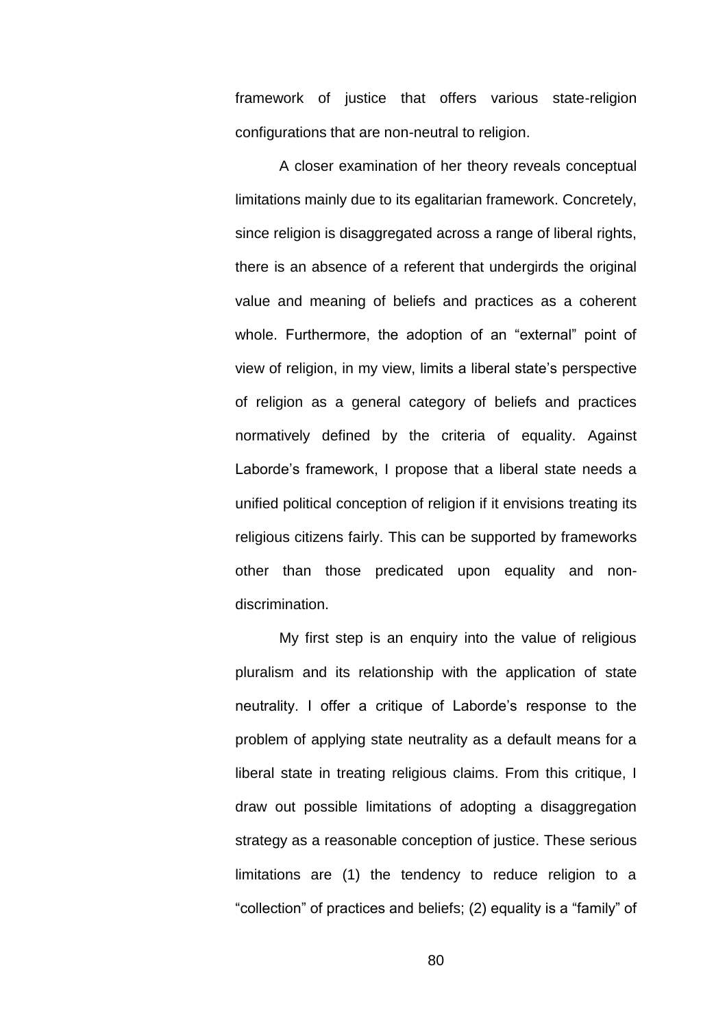framework of justice that offers various state-religion configurations that are non-neutral to religion.

A closer examination of her theory reveals conceptual limitations mainly due to its egalitarian framework. Concretely, since religion is disaggregated across a range of liberal rights, there is an absence of a referent that undergirds the original value and meaning of beliefs and practices as a coherent whole. Furthermore, the adoption of an "external" point of view of religion, in my view, limits a liberal state's perspective of religion as a general category of beliefs and practices normatively defined by the criteria of equality. Against Laborde's framework, I propose that a liberal state needs a unified political conception of religion if it envisions treating its religious citizens fairly. This can be supported by frameworks other than those predicated upon equality and non-discrimination.

My first step is an enquiry into the value of religious pluralism and its relationship with the application of state neutrality. I offer a critique of Laborde's response to the problem of applying state neutrality as a default means for a liberal state in treating religious claims. From this critique, I draw out possible limitations of adopting a disaggregation strategy as a reasonable conception of justice. These serious limitations are (1) the tendency to reduce religion to a "collection" of practices and beliefs; (2) equality is a "family" of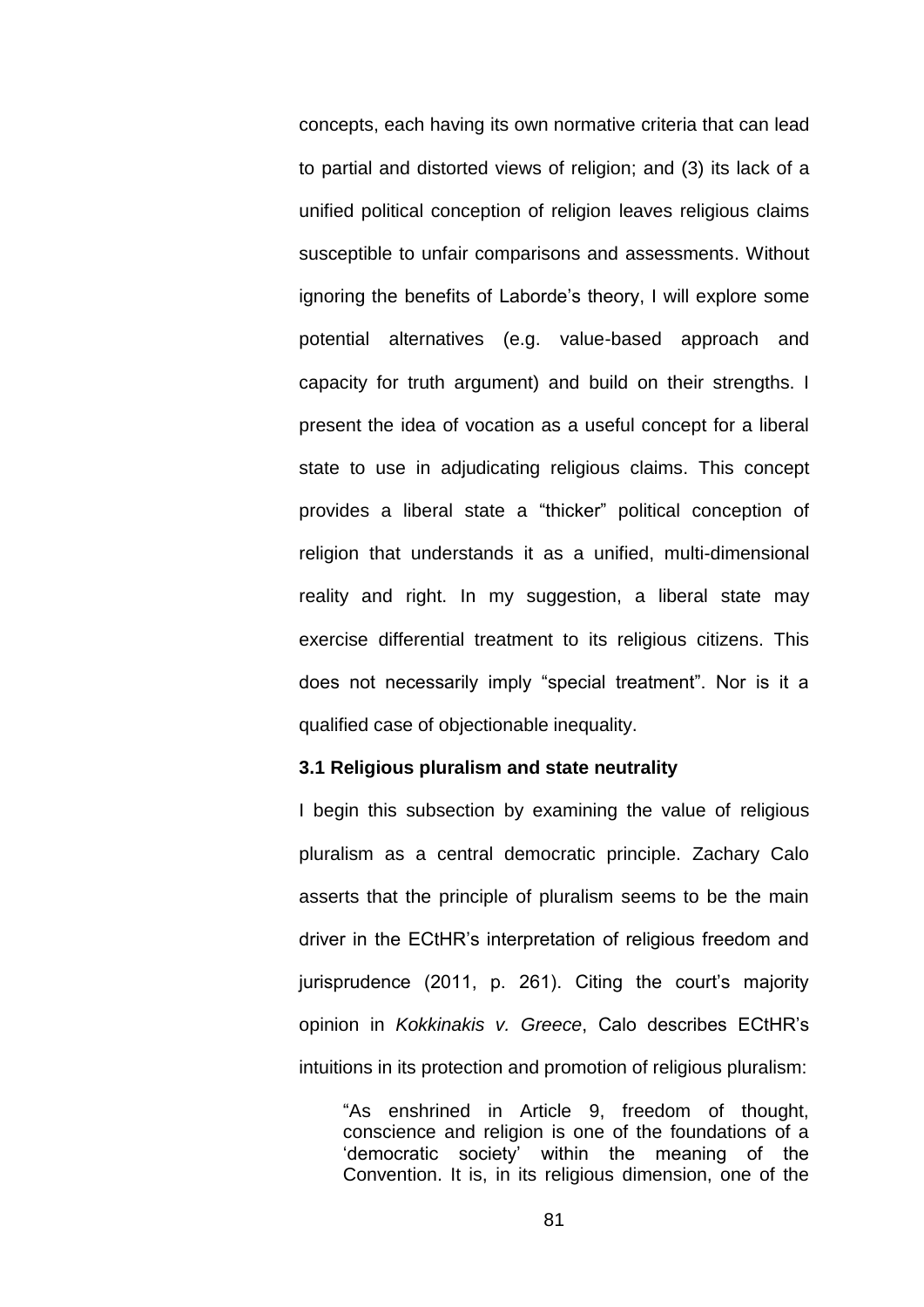concepts, each having its own normative criteria that can lead to partial and distorted views of religion; and (3) its lack of a unified political conception of religion leaves religious claims susceptible to unfair comparisons and assessments. Without ignoring the benefits of Laborde's theory, I will explore some potential alternatives (e.g. value-based approach and capacity for truth argument) and build on their strengths. I present the idea of vocation as a useful concept for a liberal state to use in adjudicating religious claims. This concept provides a liberal state a "thicker" political conception of religion that understands it as a unified, multi-dimensional reality and right. In my suggestion, a liberal state may exercise differential treatment to its religious citizens. This does not necessarily imply "special treatment". Nor is it a qualified case of objectionable inequality.

### 3.1 Religious pluralism and state neutrality

I begin this subsection by examining the value of religious pluralism as a central democratic principle. Zachary Calo asserts that the principle of pluralism seems to be the main driver in the ECtHR's interpretation of religious freedom and jurisprudence (2011, p. 261). Citing the court's majority opinion in *Kokkinakis v. Greece*, Calo describes ECtHR's intuitions in its protection and promotion of religious pluralism:

> "As enshrined in Article 9, freedom of thought, conscience and religion is one of the foundations of a 'democratic society' within the meaning of the Convention. It is, in its religious dimension, one of the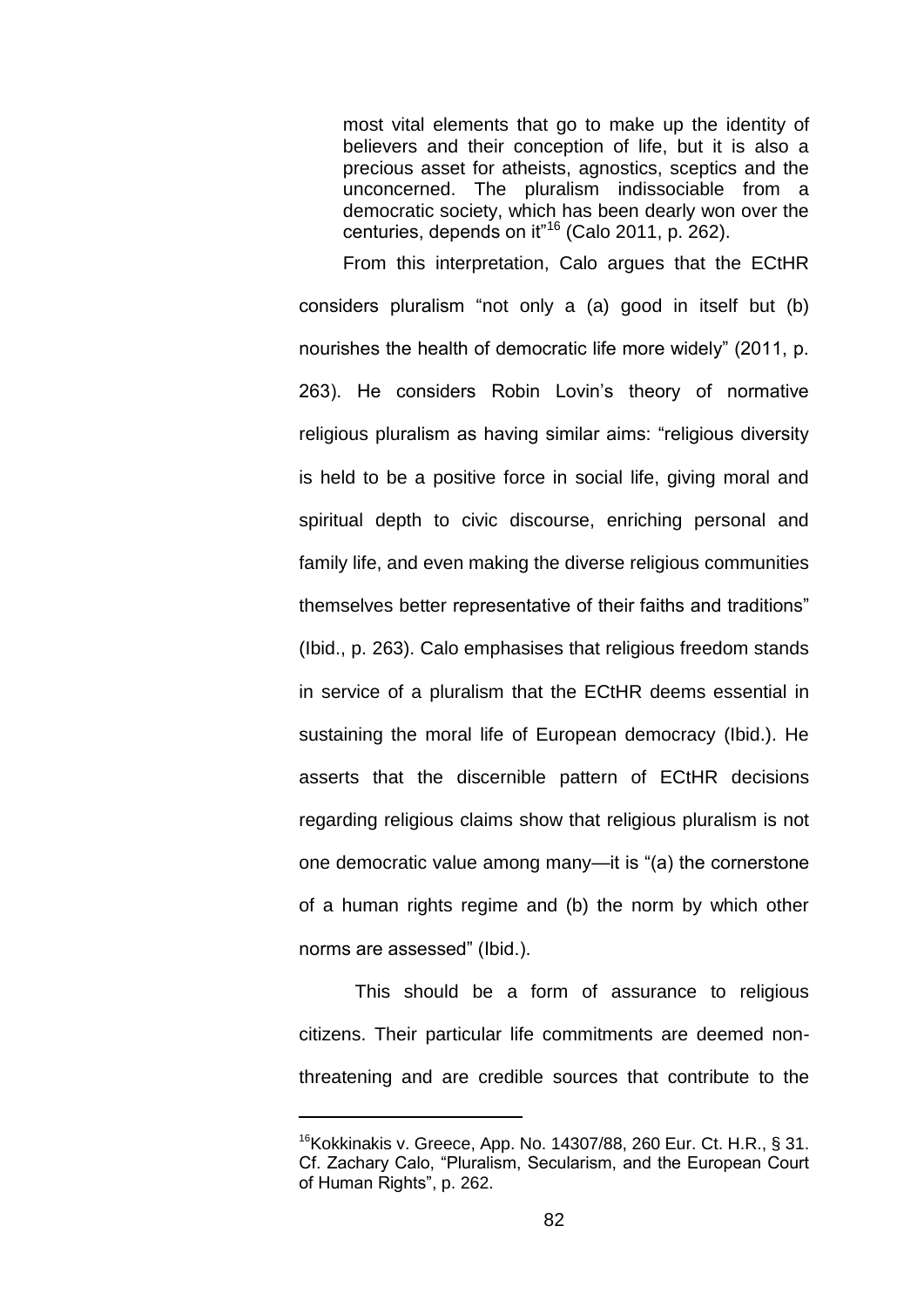> most vital elements that go to make up the identity of believers and their conception of life, but it is also a precious asset for atheists, agnostics, sceptics and the unconcerned. The pluralism indissociable from a democratic society, which has been dearly won over the centuries, depends on it"[16] (Calo 2011, p. 262).

From this interpretation, Calo argues that the ECtHR considers pluralism "not only a (a) good in itself but (b) nourishes the health of democratic life more widely" (2011, p. 263). He considers Robin Lovin's theory of normative religious pluralism as having similar aims: "religious diversity is held to be a positive force in social life, giving moral and spiritual depth to civic discourse, enriching personal and family life, and even making the diverse religious communities themselves better representative of their faiths and traditions" (Ibid., p. 263). Calo emphasises that religious freedom stands in service of a pluralism that the ECtHR deems essential in sustaining the moral life of European democracy (Ibid.). He asserts that the discernible pattern of ECtHR decisions regarding religious claims show that religious pluralism is not one democratic value among many—it is "(a) the cornerstone of a human rights regime and (b) the norm by which other norms are assessed" (Ibid.).

This should be a form of assurance to religious citizens. Their particular life commitments are deemed non-threatening and are credible sources that contribute to the

---

[16] Kokkinakis v. Greece, App. No. 14307/88, 260 Eur. Ct. H.R., § 31. Cf. Zachary Calo, "Pluralism, Secularism, and the European Court of Human Rights", p. 262.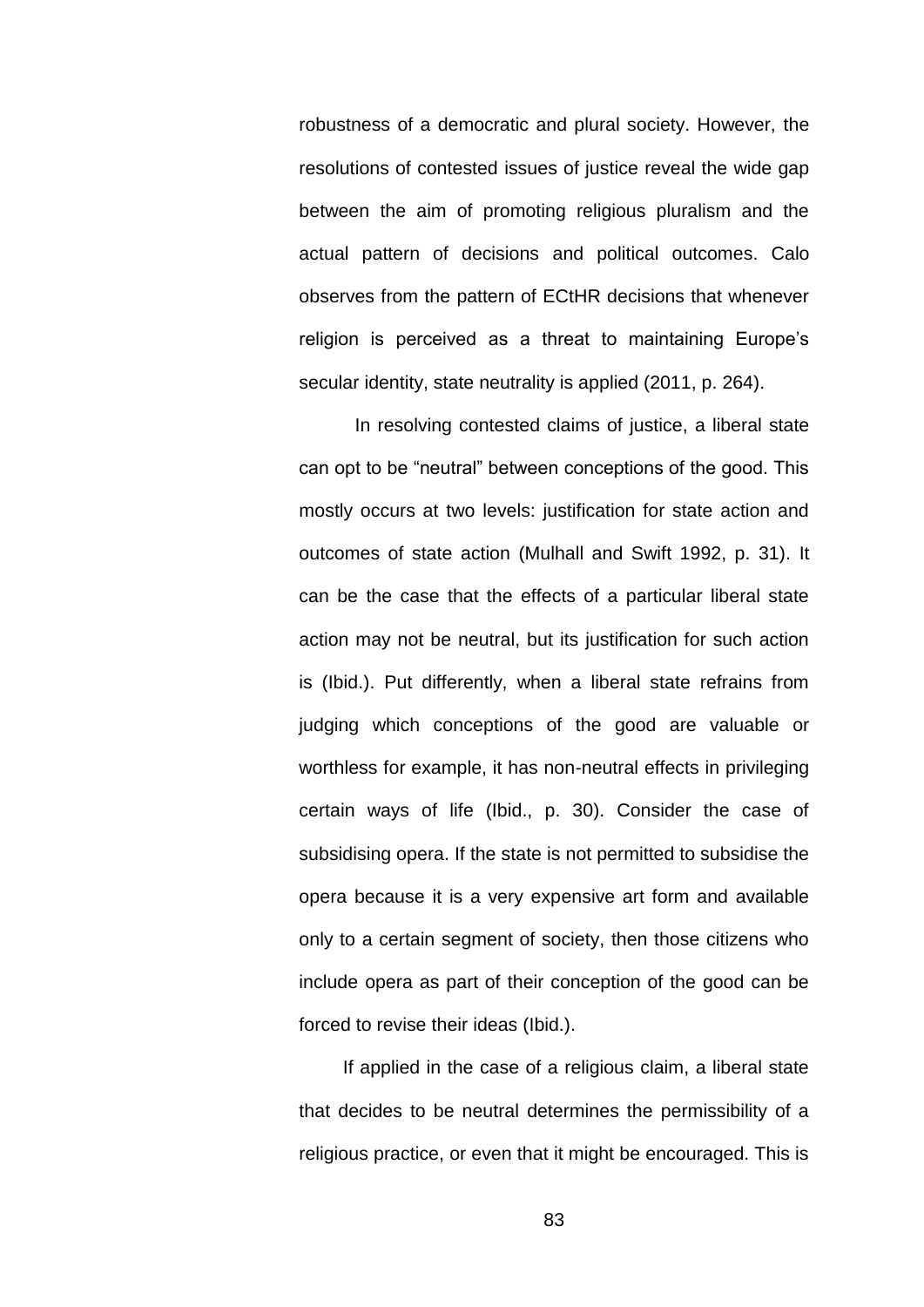robustness of a democratic and plural society. However, the resolutions of contested issues of justice reveal the wide gap between the aim of promoting religious pluralism and the actual pattern of decisions and political outcomes. Calo observes from the pattern of ECtHR decisions that whenever religion is perceived as a threat to maintaining Europe's secular identity, state neutrality is applied (2011, p. 264).

In resolving contested claims of justice, a liberal state can opt to be "neutral" between conceptions of the good. This mostly occurs at two levels: justification for state action and outcomes of state action (Mulhall and Swift 1992, p. 31). It can be the case that the effects of a particular liberal state action may not be neutral, but its justification for such action is (Ibid.). Put differently, when a liberal state refrains from judging which conceptions of the good are valuable or worthless for example, it has non-neutral effects in privileging certain ways of life (Ibid., p. 30). Consider the case of subsidising opera. If the state is not permitted to subsidise the opera because it is a very expensive art form and available only to a certain segment of society, then those citizens who include opera as part of their conception of the good can be forced to revise their ideas (Ibid.).

If applied in the case of a religious claim, a liberal state that decides to be neutral determines the permissibility of a religious practice, or even that it might be encouraged. This is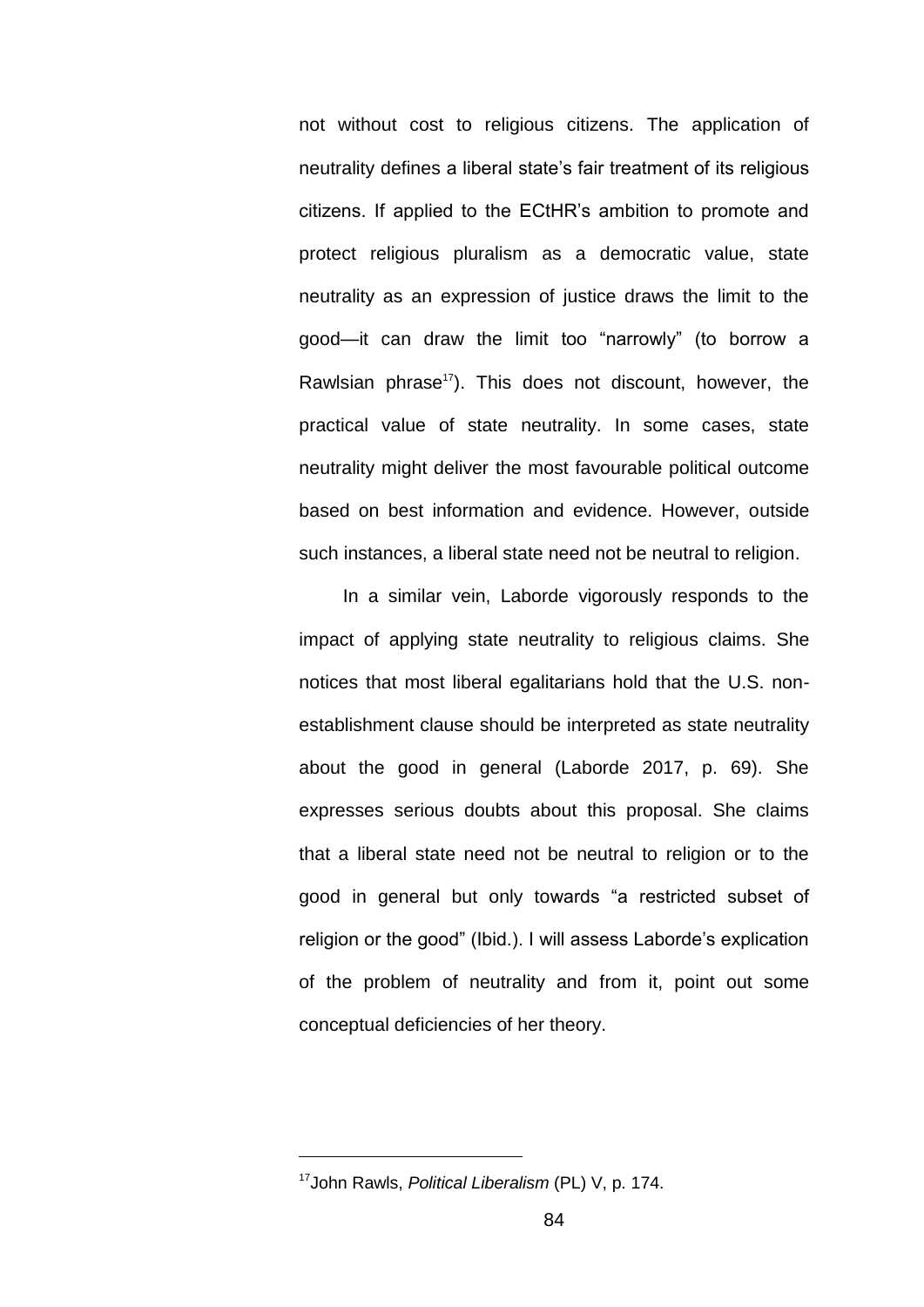not without cost to religious citizens. The application of neutrality defines a liberal state's fair treatment of its religious citizens. If applied to the ECtHR's ambition to promote and protect religious pluralism as a democratic value, state neutrality as an expression of justice draws the limit to the good—it can draw the limit too "narrowly" (to borrow a Rawlsian phrase[17]). This does not discount, however, the practical value of state neutrality. In some cases, state neutrality might deliver the most favourable political outcome based on best information and evidence. However, outside such instances, a liberal state need not be neutral to religion.

In a similar vein, Laborde vigorously responds to the impact of applying state neutrality to religious claims. She notices that most liberal egalitarians hold that the U.S. non-establishment clause should be interpreted as state neutrality about the good in general (Laborde 2017, p. 69). She expresses serious doubts about this proposal. She claims that a liberal state need not be neutral to religion or to the good in general but only towards "a restricted subset of religion or the good" (Ibid.). I will assess Laborde's explication of the problem of neutrality and from it, point out some conceptual deficiencies of her theory.

---

[17] John Rawls, *Political Liberalism* (PL) V, p. 174.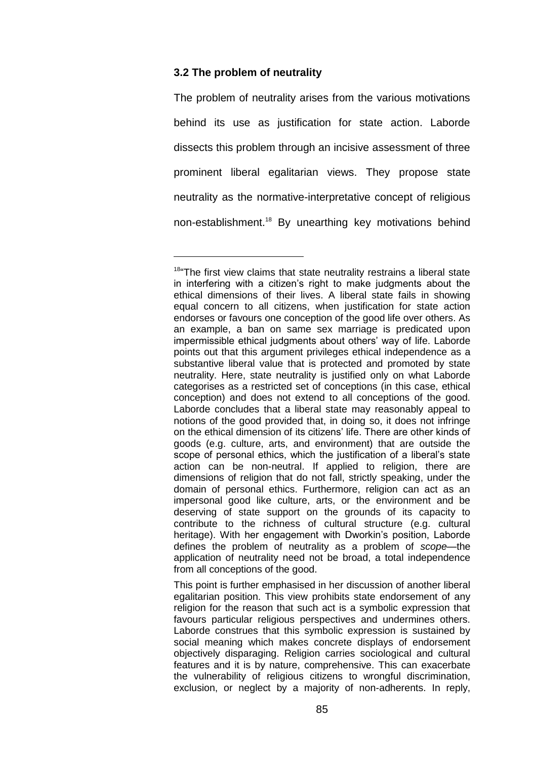### 3.2 The problem of neutrality

The problem of neutrality arises from the various motivations behind its use as justification for state action. Laborde dissects this problem through an incisive assessment of three prominent liberal egalitarian views. They propose state neutrality as the normative-interpretative concept of religious non-establishment.[18] By unearthing key motivations behind

[18]"The first view claims that state neutrality restrains a liberal state in interfering with a citizen's right to make judgments about the ethical dimensions of their lives. A liberal state fails in showing equal concern to all citizens, when justification for state action endorses or favours one conception of the good life over others. As an example, a ban on same sex marriage is predicated upon impermissible ethical judgments about others' way of life. Laborde points out that this argument privileges ethical independence as a substantive liberal value that is protected and promoted by state neutrality. Here, state neutrality is justified only on what Laborde categorises as a restricted set of conceptions (in this case, ethical conception) and does not extend to all conceptions of the good. Laborde concludes that a liberal state may reasonably appeal to notions of the good provided that, in doing so, it does not infringe on the ethical dimension of its citizens' life. There are other kinds of goods (e.g. culture, arts, and environment) that are outside the scope of personal ethics, which the justification of a liberal's state action can be non-neutral. If applied to religion, there are dimensions of religion that do not fall, strictly speaking, under the domain of personal ethics. Furthermore, religion can act as an impersonal good like culture, arts, or the environment and be deserving of state support on the grounds of its capacity to contribute to the richness of cultural structure (e.g. cultural heritage). With her engagement with Dworkin's position, Laborde defines the problem of neutrality as a problem of *scope*—the application of neutrality need not be broad, a total independence from all conceptions of the good.

This point is further emphasised in her discussion of another liberal egalitarian position. This view prohibits state endorsement of any religion for the reason that such act is a symbolic expression that favours particular religious perspectives and undermines others. Laborde construes that this symbolic expression is sustained by social meaning which makes concrete displays of endorsement objectively disparaging. Religion carries sociological and cultural features and it is by nature, comprehensive. This can exacerbate the vulnerability of religious citizens to wrongful discrimination, exclusion, or neglect by a majority of non-adherents. In reply,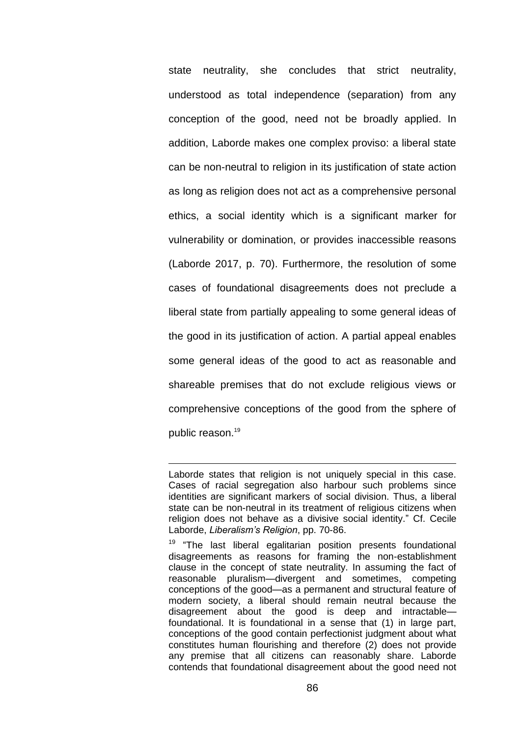state neutrality, she concludes that strict neutrality, understood as total independence (separation) from any conception of the good, need not be broadly applied. In addition, Laborde makes one complex proviso: a liberal state can be non-neutral to religion in its justification of state action as long as religion does not act as a comprehensive personal ethics, a social identity which is a significant marker for vulnerability or domination, or provides inaccessible reasons (Laborde 2017, p. 70). Furthermore, the resolution of some cases of foundational disagreements does not preclude a liberal state from partially appealing to some general ideas of the good in its justification of action. A partial appeal enables some general ideas of the good to act as reasonable and shareable premises that do not exclude religious views or comprehensive conceptions of the good from the sphere of public reason.[19]

---

Laborde states that religion is not uniquely special in this case. Cases of racial segregation also harbour such problems since identities are significant markers of social division. Thus, a liberal state can be non-neutral in its treatment of religious citizens when religion does not behave as a divisive social identity." Cf. Cecile Laborde, *Liberalism's Religion*, pp. 70-86.

[19] "The last liberal egalitarian position presents foundational disagreements as reasons for framing the non-establishment clause in the concept of state neutrality. In assuming the fact of reasonable pluralism—divergent and sometimes, competing conceptions of the good—as a permanent and structural feature of modern society, a liberal should remain neutral because the disagreement about the good is deep and intractable—foundational. It is foundational in a sense that (1) in large part, conceptions of the good contain perfectionist judgment about what constitutes human flourishing and therefore (2) does not provide any premise that all citizens can reasonably share. Laborde contends that foundational disagreement about the good need not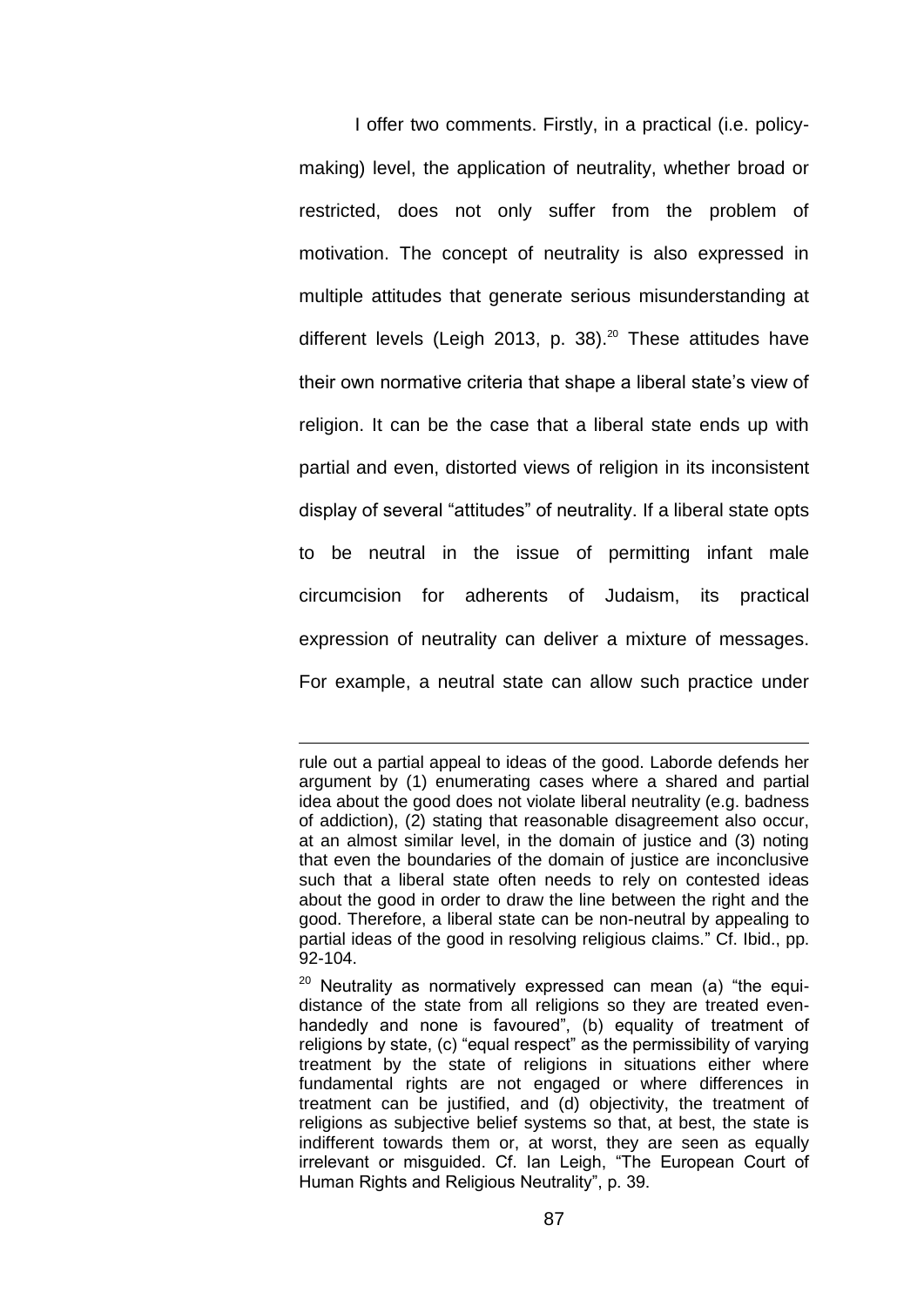I offer two comments. Firstly, in a practical (i.e. policy-making) level, the application of neutrality, whether broad or restricted, does not only suffer from the problem of motivation. The concept of neutrality is also expressed in multiple attitudes that generate serious misunderstanding at different levels (Leigh 2013, p. 38).[20] These attitudes have their own normative criteria that shape a liberal state's view of religion. It can be the case that a liberal state ends up with partial and even, distorted views of religion in its inconsistent display of several "attitudes" of neutrality. If a liberal state opts to be neutral in the issue of permitting infant male circumcision for adherents of Judaism, its practical expression of neutrality can deliver a mixture of messages. For example, a neutral state can allow such practice under

---

rule out a partial appeal to ideas of the good. Laborde defends her argument by (1) enumerating cases where a shared and partial idea about the good does not violate liberal neutrality (e.g. badness of addiction), (2) stating that reasonable disagreement also occur, at an almost similar level, in the domain of justice and (3) noting that even the boundaries of the domain of justice are inconclusive such that a liberal state often needs to rely on contested ideas about the good in order to draw the line between the right and the good. Therefore, a liberal state can be non-neutral by appealing to partial ideas of the good in resolving religious claims." Cf. Ibid., pp. 92-104.

[20] Neutrality as normatively expressed can mean (a) "the equi-distance of the state from all religions so they are treated even-handedly and none is favoured", (b) equality of treatment of religions by state, (c) "equal respect" as the permissibility of varying treatment by the state of religions in situations either where fundamental rights are not engaged or where differences in treatment can be justified, and (d) objectivity, the treatment of religions as subjective belief systems so that, at best, the state is indifferent towards them or, at worst, they are seen as equally irrelevant or misguided. Cf. Ian Leigh, "The European Court of Human Rights and Religious Neutrality", p. 39.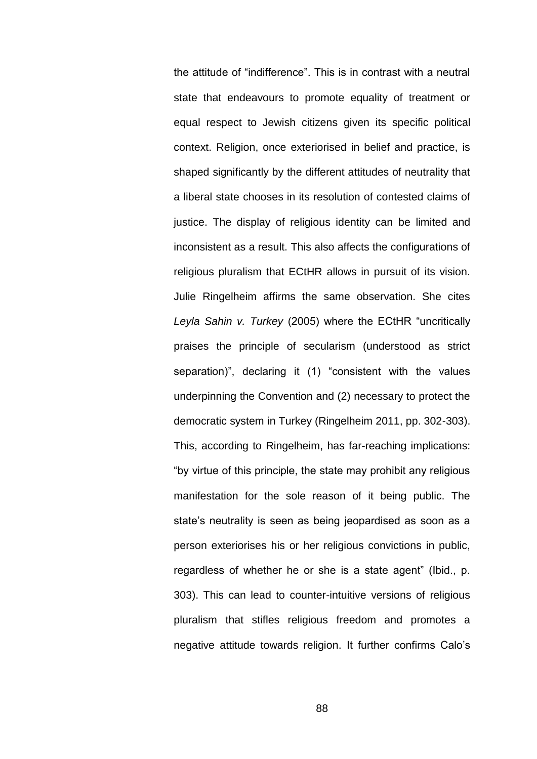the attitude of "indifference". This is in contrast with a neutral state that endeavours to promote equality of treatment or equal respect to Jewish citizens given its specific political context. Religion, once exteriorised in belief and practice, is shaped significantly by the different attitudes of neutrality that a liberal state chooses in its resolution of contested claims of justice. The display of religious identity can be limited and inconsistent as a result. This also affects the configurations of religious pluralism that ECtHR allows in pursuit of its vision. Julie Ringelheim affirms the same observation. She cites *Leyla Sahin v. Turkey* (2005) where the ECtHR "uncritically praises the principle of secularism (understood as strict separation)", declaring it (1) "consistent with the values underpinning the Convention and (2) necessary to protect the democratic system in Turkey (Ringelheim 2011, pp. 302-303). This, according to Ringelheim, has far-reaching implications: "by virtue of this principle, the state may prohibit any religious manifestation for the sole reason of it being public. The state's neutrality is seen as being jeopardised as soon as a person exteriorises his or her religious convictions in public, regardless of whether he or she is a state agent" (Ibid., p. 303). This can lead to counter-intuitive versions of religious pluralism that stifles religious freedom and promotes a negative attitude towards religion. It further confirms Calo's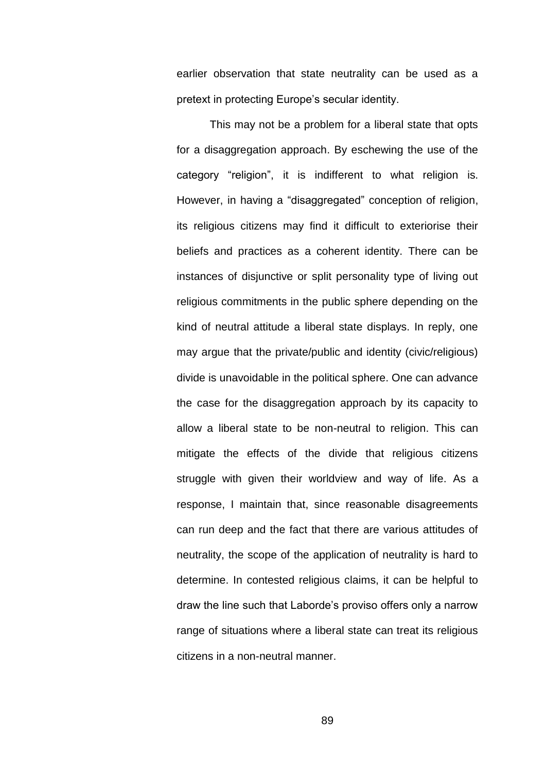earlier observation that state neutrality can be used as a pretext in protecting Europe's secular identity.

This may not be a problem for a liberal state that opts for a disaggregation approach. By eschewing the use of the category "religion", it is indifferent to what religion is. However, in having a "disaggregated" conception of religion, its religious citizens may find it difficult to exteriorise their beliefs and practices as a coherent identity. There can be instances of disjunctive or split personality type of living out religious commitments in the public sphere depending on the kind of neutral attitude a liberal state displays. In reply, one may argue that the private/public and identity (civic/religious) divide is unavoidable in the political sphere. One can advance the case for the disaggregation approach by its capacity to allow a liberal state to be non-neutral to religion. This can mitigate the effects of the divide that religious citizens struggle with given their worldview and way of life. As a response, I maintain that, since reasonable disagreements can run deep and the fact that there are various attitudes of neutrality, the scope of the application of neutrality is hard to determine. In contested religious claims, it can be helpful to draw the line such that Laborde's proviso offers only a narrow range of situations where a liberal state can treat its religious citizens in a non-neutral manner.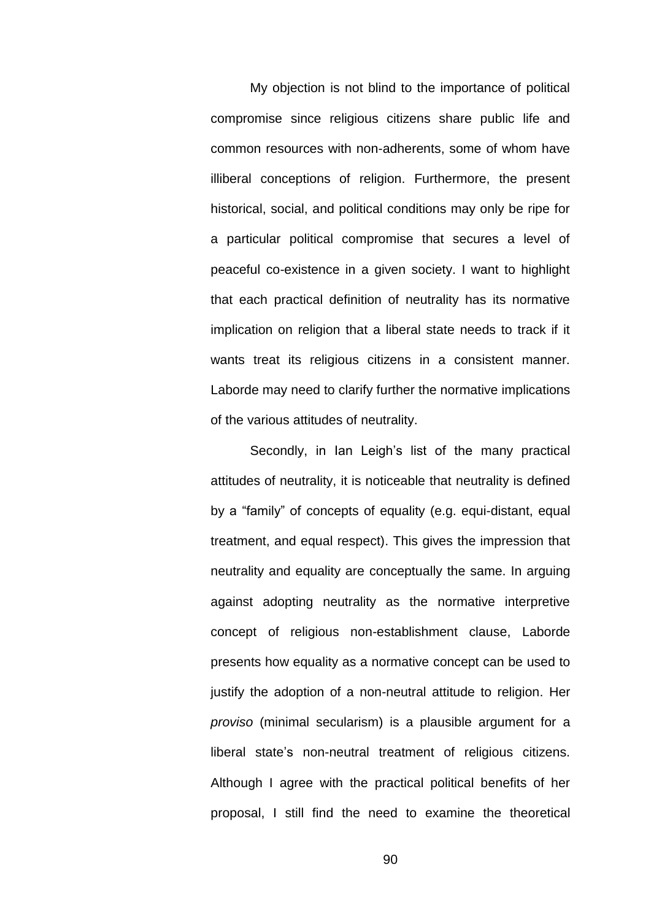My objection is not blind to the importance of political compromise since religious citizens share public life and common resources with non-adherents, some of whom have illiberal conceptions of religion. Furthermore, the present historical, social, and political conditions may only be ripe for a particular political compromise that secures a level of peaceful co-existence in a given society. I want to highlight that each practical definition of neutrality has its normative implication on religion that a liberal state needs to track if it wants treat its religious citizens in a consistent manner. Laborde may need to clarify further the normative implications of the various attitudes of neutrality.

Secondly, in Ian Leigh's list of the many practical attitudes of neutrality, it is noticeable that neutrality is defined by a "family" of concepts of equality (e.g. equi-distant, equal treatment, and equal respect). This gives the impression that neutrality and equality are conceptually the same. In arguing against adopting neutrality as the normative interpretive concept of religious non-establishment clause, Laborde presents how equality as a normative concept can be used to justify the adoption of a non-neutral attitude to religion. Her *proviso* (minimal secularism) is a plausible argument for a liberal state's non-neutral treatment of religious citizens. Although I agree with the practical political benefits of her proposal, I still find the need to examine the theoretical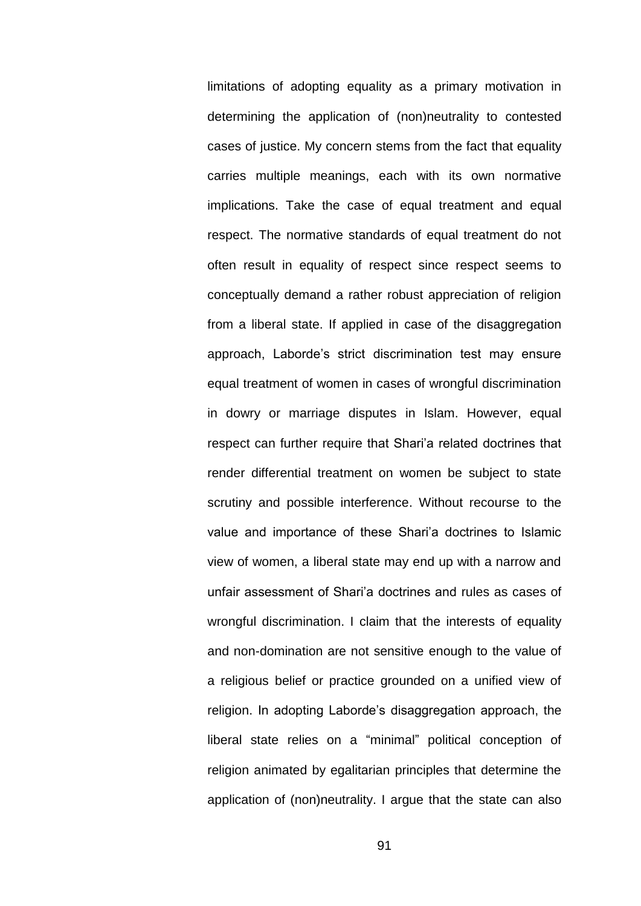limitations of adopting equality as a primary motivation in determining the application of (non)neutrality to contested cases of justice. My concern stems from the fact that equality carries multiple meanings, each with its own normative implications. Take the case of equal treatment and equal respect. The normative standards of equal treatment do not often result in equality of respect since respect seems to conceptually demand a rather robust appreciation of religion from a liberal state. If applied in case of the disaggregation approach, Laborde's strict discrimination test may ensure equal treatment of women in cases of wrongful discrimination in dowry or marriage disputes in Islam. However, equal respect can further require that Shari'a related doctrines that render differential treatment on women be subject to state scrutiny and possible interference. Without recourse to the value and importance of these Shari'a doctrines to Islamic view of women, a liberal state may end up with a narrow and unfair assessment of Shari'a doctrines and rules as cases of wrongful discrimination. I claim that the interests of equality and non-domination are not sensitive enough to the value of a religious belief or practice grounded on a unified view of religion. In adopting Laborde's disaggregation approach, the liberal state relies on a "minimal" political conception of religion animated by egalitarian principles that determine the application of (non)neutrality. I argue that the state can also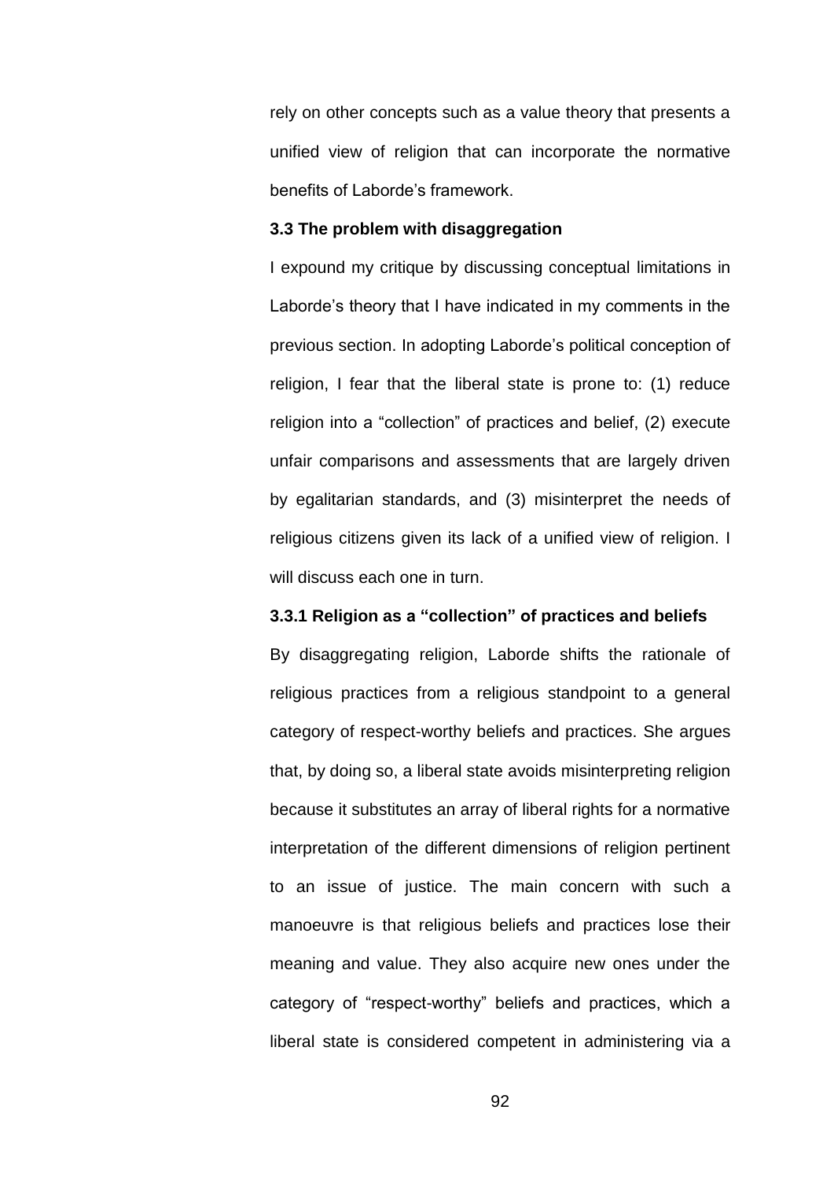rely on other concepts such as a value theory that presents a unified view of religion that can incorporate the normative benefits of Laborde's framework.

### 3.3 The problem with disaggregation

I expound my critique by discussing conceptual limitations in Laborde's theory that I have indicated in my comments in the previous section. In adopting Laborde's political conception of religion, I fear that the liberal state is prone to: (1) reduce religion into a "collection" of practices and belief, (2) execute unfair comparisons and assessments that are largely driven by egalitarian standards, and (3) misinterpret the needs of religious citizens given its lack of a unified view of religion. I will discuss each one in turn.

#### 3.3.1 Religion as a "collection" of practices and beliefs

By disaggregating religion, Laborde shifts the rationale of religious practices from a religious standpoint to a general category of respect-worthy beliefs and practices. She argues that, by doing so, a liberal state avoids misinterpreting religion because it substitutes an array of liberal rights for a normative interpretation of the different dimensions of religion pertinent to an issue of justice. The main concern with such a manoeuvre is that religious beliefs and practices lose their meaning and value. They also acquire new ones under the category of "respect-worthy" beliefs and practices, which a liberal state is considered competent in administering via a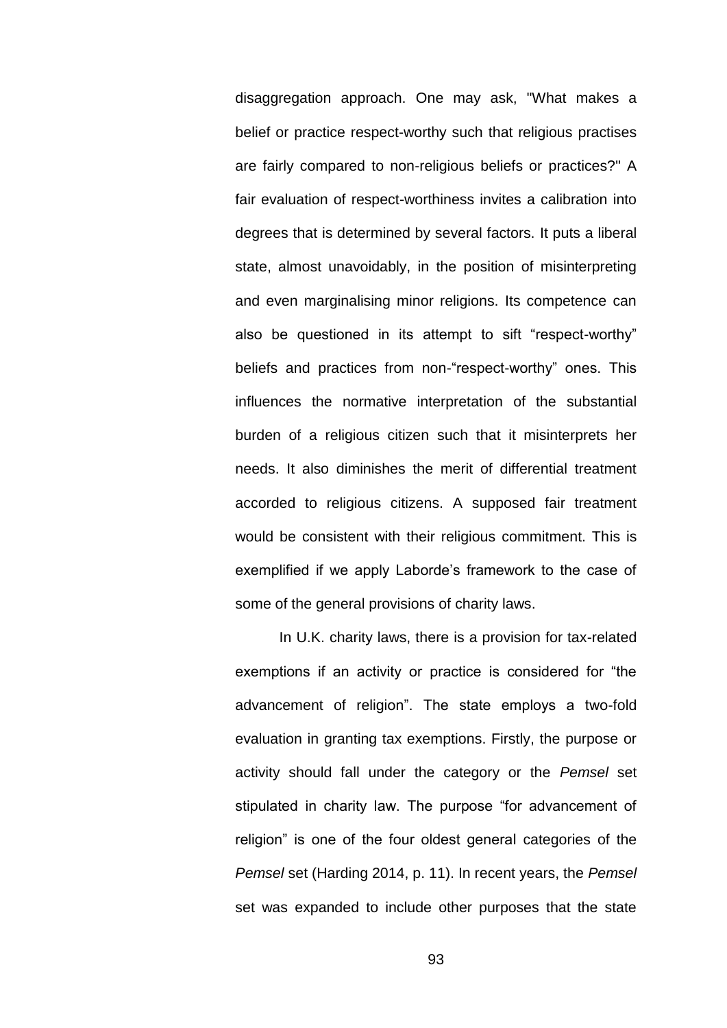disaggregation approach. One may ask, "What makes a belief or practice respect-worthy such that religious practises are fairly compared to non-religious beliefs or practices?" A fair evaluation of respect-worthiness invites a calibration into degrees that is determined by several factors. It puts a liberal state, almost unavoidably, in the position of misinterpreting and even marginalising minor religions. Its competence can also be questioned in its attempt to sift "respect-worthy" beliefs and practices from non-"respect-worthy" ones. This influences the normative interpretation of the substantial burden of a religious citizen such that it misinterprets her needs. It also diminishes the merit of differential treatment accorded to religious citizens. A supposed fair treatment would be consistent with their religious commitment. This is exemplified if we apply Laborde's framework to the case of some of the general provisions of charity laws.

In U.K. charity laws, there is a provision for tax-related exemptions if an activity or practice is considered for "the advancement of religion". The state employs a two-fold evaluation in granting tax exemptions. Firstly, the purpose or activity should fall under the category or the *Pemsel* set stipulated in charity law. The purpose "for advancement of religion" is one of the four oldest general categories of the *Pemsel* set (Harding 2014, p. 11). In recent years, the *Pemsel* set was expanded to include other purposes that the state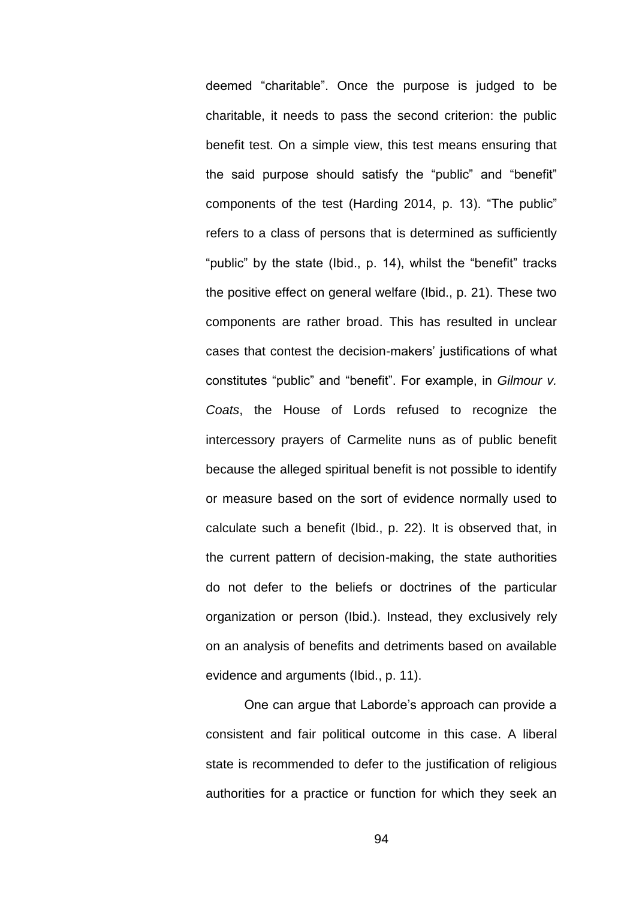deemed “charitable”. Once the purpose is judged to be charitable, it needs to pass the second criterion: the public benefit test. On a simple view, this test means ensuring that the said purpose should satisfy the “public” and “benefit” components of the test (Harding 2014, p. 13). “The public” refers to a class of persons that is determined as sufficiently “public” by the state (Ibid., p. 14), whilst the “benefit” tracks the positive effect on general welfare (Ibid., p. 21). These two components are rather broad. This has resulted in unclear cases that contest the decision-makers’ justifications of what constitutes “public” and “benefit”. For example, in *Gilmour v. Coats*, the House of Lords refused to recognize the intercessory prayers of Carmelite nuns as of public benefit because the alleged spiritual benefit is not possible to identify or measure based on the sort of evidence normally used to calculate such a benefit (Ibid., p. 22). It is observed that, in the current pattern of decision-making, the state authorities do not defer to the beliefs or doctrines of the particular organization or person (Ibid.). Instead, they exclusively rely on an analysis of benefits and detriments based on available evidence and arguments (Ibid., p. 11).

One can argue that Laborde’s approach can provide a consistent and fair political outcome in this case. A liberal state is recommended to defer to the justification of religious authorities for a practice or function for which they seek an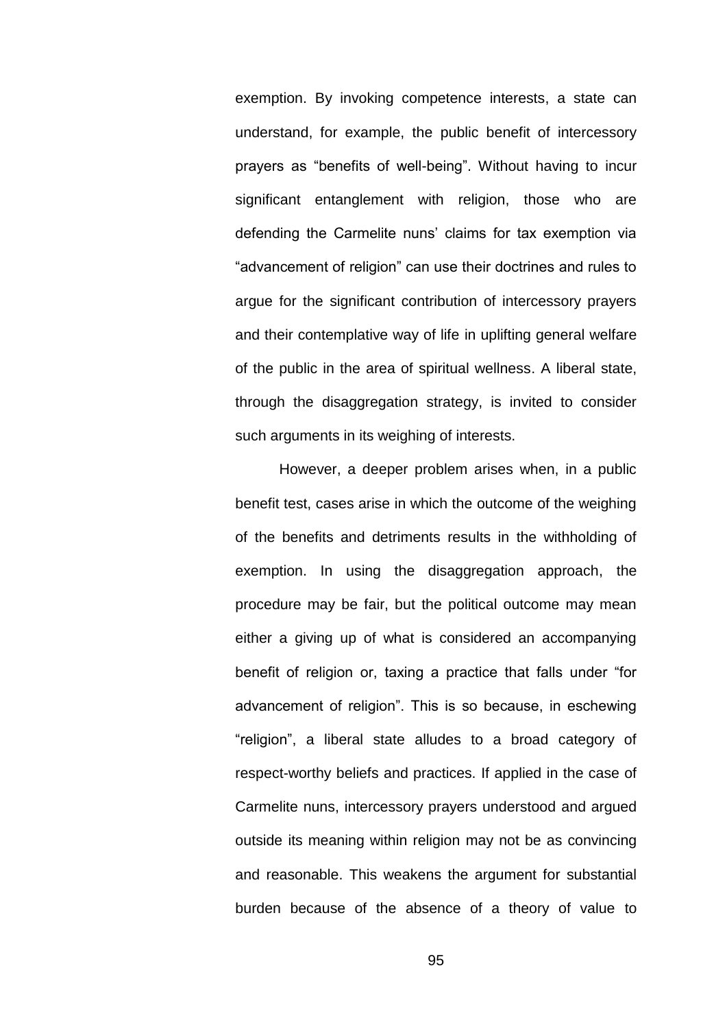exemption. By invoking competence interests, a state can understand, for example, the public benefit of intercessory prayers as "benefits of well-being". Without having to incur significant entanglement with religion, those who are defending the Carmelite nuns' claims for tax exemption via "advancement of religion" can use their doctrines and rules to argue for the significant contribution of intercessory prayers and their contemplative way of life in uplifting general welfare of the public in the area of spiritual wellness. A liberal state, through the disaggregation strategy, is invited to consider such arguments in its weighing of interests.

However, a deeper problem arises when, in a public benefit test, cases arise in which the outcome of the weighing of the benefits and detriments results in the withholding of exemption. In using the disaggregation approach, the procedure may be fair, but the political outcome may mean either a giving up of what is considered an accompanying benefit of religion or, taxing a practice that falls under "for advancement of religion". This is so because, in eschewing "religion", a liberal state alludes to a broad category of respect-worthy beliefs and practices. If applied in the case of Carmelite nuns, intercessory prayers understood and argued outside its meaning within religion may not be as convincing and reasonable. This weakens the argument for substantial burden because of the absence of a theory of value to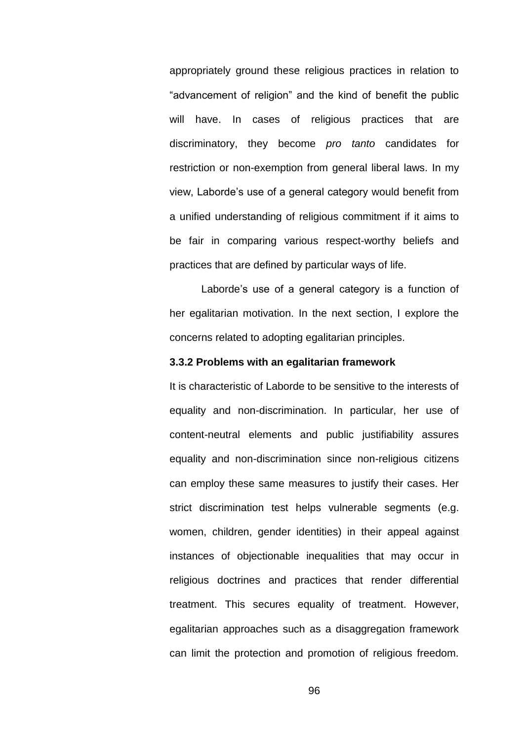appropriately ground these religious practices in relation to "advancement of religion" and the kind of benefit the public will have. In cases of religious practices that are discriminatory, they become *pro tanto* candidates for restriction or non-exemption from general liberal laws. In my view, Laborde's use of a general category would benefit from a unified understanding of religious commitment if it aims to be fair in comparing various respect-worthy beliefs and practices that are defined by particular ways of life.

Laborde's use of a general category is a function of her egalitarian motivation. In the next section, I explore the concerns related to adopting egalitarian principles.

### 3.3.2 Problems with an egalitarian framework

It is characteristic of Laborde to be sensitive to the interests of equality and non-discrimination. In particular, her use of content-neutral elements and public justifiability assures equality and non-discrimination since non-religious citizens can employ these same measures to justify their cases. Her strict discrimination test helps vulnerable segments (e.g. women, children, gender identities) in their appeal against instances of objectionable inequalities that may occur in religious doctrines and practices that render differential treatment. This secures equality of treatment. However, egalitarian approaches such as a disaggregation framework can limit the protection and promotion of religious freedom.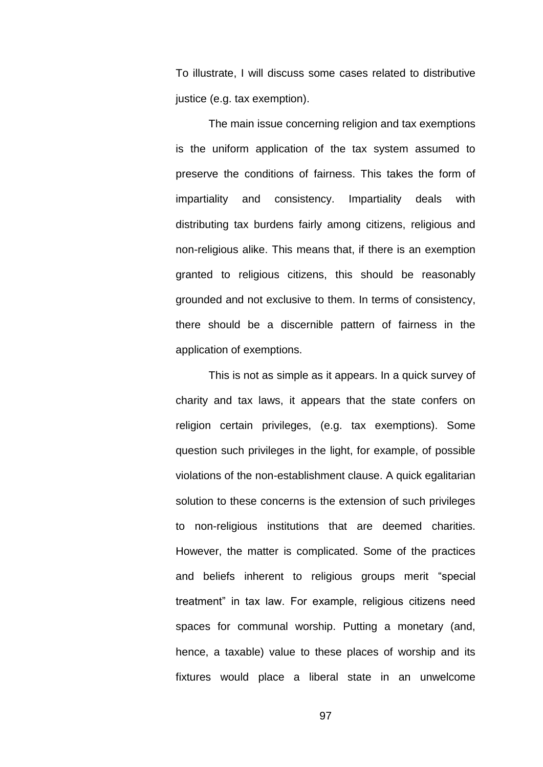To illustrate, I will discuss some cases related to distributive justice (e.g. tax exemption).

The main issue concerning religion and tax exemptions is the uniform application of the tax system assumed to preserve the conditions of fairness. This takes the form of impartiality and consistency. Impartiality deals with distributing tax burdens fairly among citizens, religious and non-religious alike. This means that, if there is an exemption granted to religious citizens, this should be reasonably grounded and not exclusive to them. In terms of consistency, there should be a discernible pattern of fairness in the application of exemptions.

This is not as simple as it appears. In a quick survey of charity and tax laws, it appears that the state confers on religion certain privileges, (e.g. tax exemptions). Some question such privileges in the light, for example, of possible violations of the non-establishment clause. A quick egalitarian solution to these concerns is the extension of such privileges to non-religious institutions that are deemed charities. However, the matter is complicated. Some of the practices and beliefs inherent to religious groups merit "special treatment" in tax law. For example, religious citizens need spaces for communal worship. Putting a monetary (and, hence, a taxable) value to these places of worship and its fixtures would place a liberal state in an unwelcome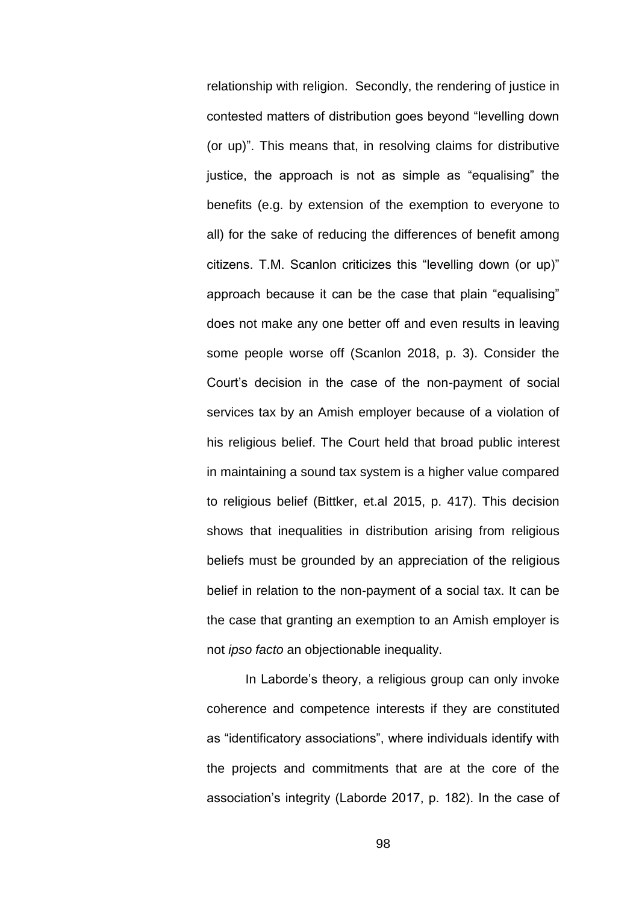relationship with religion. Secondly, the rendering of justice in contested matters of distribution goes beyond "levelling down (or up)". This means that, in resolving claims for distributive justice, the approach is not as simple as "equalising" the benefits (e.g. by extension of the exemption to everyone to all) for the sake of reducing the differences of benefit among citizens. T.M. Scanlon criticizes this "levelling down (or up)" approach because it can be the case that plain "equalising" does not make any one better off and even results in leaving some people worse off (Scanlon 2018, p. 3). Consider the Court's decision in the case of the non-payment of social services tax by an Amish employer because of a violation of his religious belief. The Court held that broad public interest in maintaining a sound tax system is a higher value compared to religious belief (Bittker, et.al 2015, p. 417). This decision shows that inequalities in distribution arising from religious beliefs must be grounded by an appreciation of the religious belief in relation to the non-payment of a social tax. It can be the case that granting an exemption to an Amish employer is not *ipso facto* an objectionable inequality.

In Laborde's theory, a religious group can only invoke coherence and competence interests if they are constituted as "identificatory associations", where individuals identify with the projects and commitments that are at the core of the association's integrity (Laborde 2017, p. 182). In the case of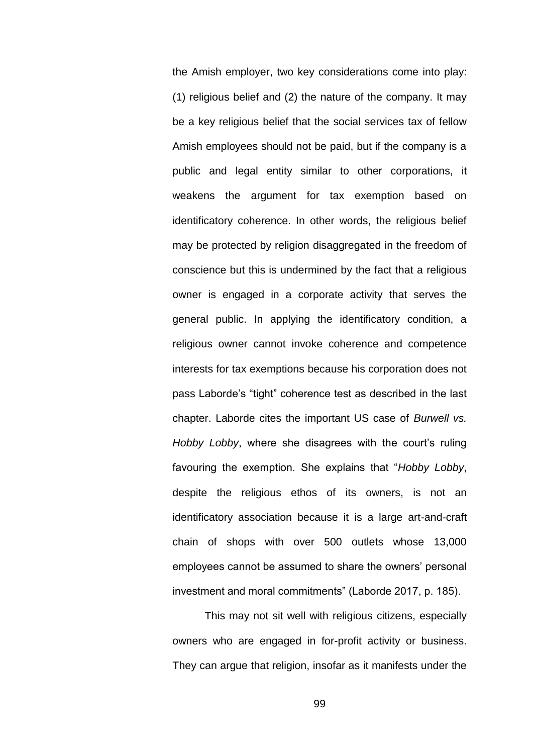the Amish employer, two key considerations come into play: (1) religious belief and (2) the nature of the company. It may be a key religious belief that the social services tax of fellow Amish employees should not be paid, but if the company is a public and legal entity similar to other corporations, it weakens the argument for tax exemption based on identificatory coherence. In other words, the religious belief may be protected by religion disaggregated in the freedom of conscience but this is undermined by the fact that a religious owner is engaged in a corporate activity that serves the general public. In applying the identificatory condition, a religious owner cannot invoke coherence and competence interests for tax exemptions because his corporation does not pass Laborde's "tight" coherence test as described in the last chapter. Laborde cites the important US case of *Burwell vs. Hobby Lobby*, where she disagrees with the court's ruling favouring the exemption. She explains that "*Hobby Lobby*, despite the religious ethos of its owners, is not an identificatory association because it is a large art-and-craft chain of shops with over 500 outlets whose 13,000 employees cannot be assumed to share the owners' personal investment and moral commitments" (Laborde 2017, p. 185).

This may not sit well with religious citizens, especially owners who are engaged in for-profit activity or business. They can argue that religion, insofar as it manifests under the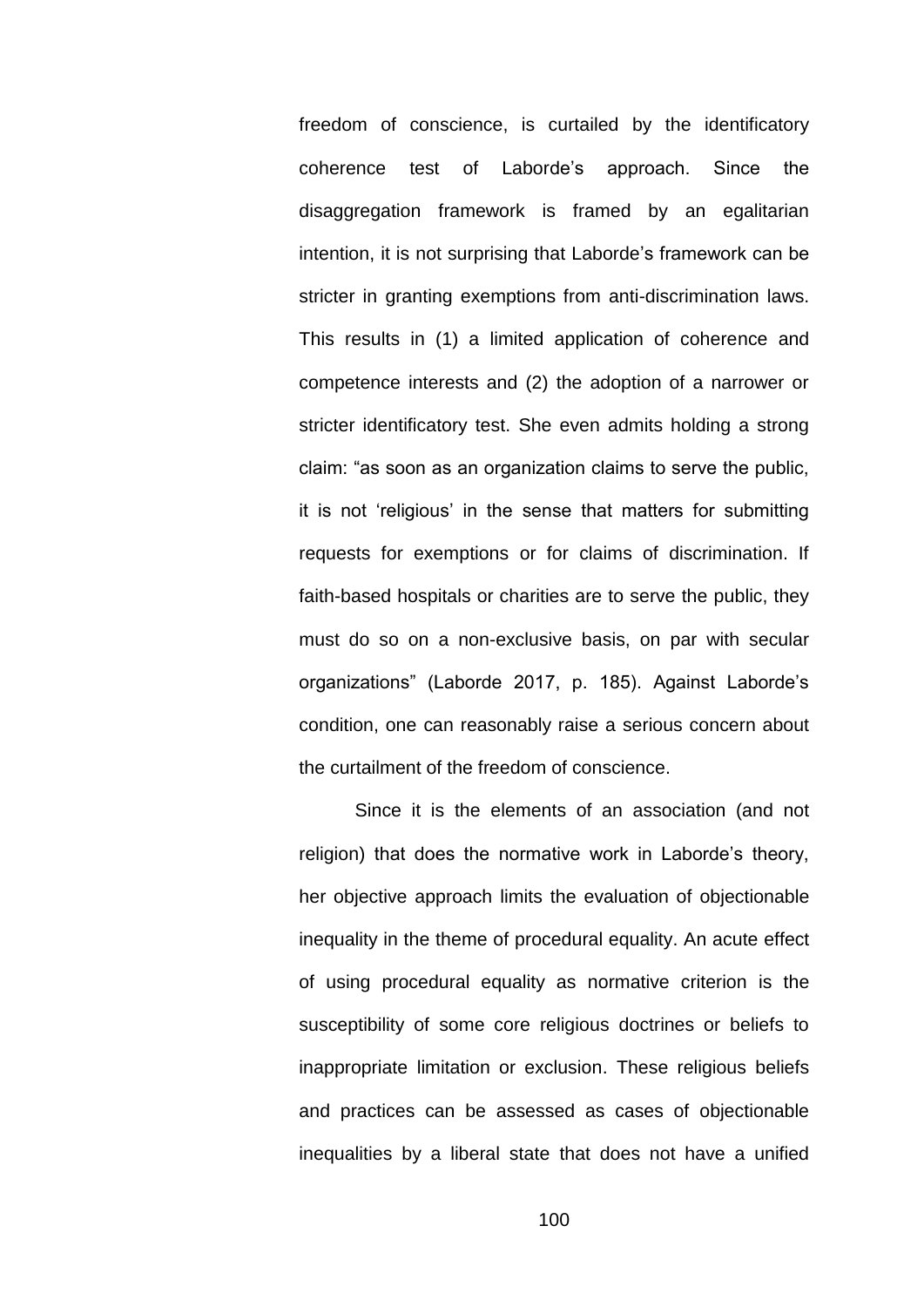freedom of conscience, is curtailed by the identificatory coherence test of Laborde's approach. Since the disaggregation framework is framed by an egalitarian intention, it is not surprising that Laborde's framework can be stricter in granting exemptions from anti-discrimination laws. This results in (1) a limited application of coherence and competence interests and (2) the adoption of a narrower or stricter identificatory test. She even admits holding a strong claim: "as soon as an organization claims to serve the public, it is not 'religious' in the sense that matters for submitting requests for exemptions or for claims of discrimination. If faith-based hospitals or charities are to serve the public, they must do so on a non-exclusive basis, on par with secular organizations" (Laborde 2017, p. 185). Against Laborde's condition, one can reasonably raise a serious concern about the curtailment of the freedom of conscience.

Since it is the elements of an association (and not religion) that does the normative work in Laborde's theory, her objective approach limits the evaluation of objectionable inequality in the theme of procedural equality. An acute effect of using procedural equality as normative criterion is the susceptibility of some core religious doctrines or beliefs to inappropriate limitation or exclusion. These religious beliefs and practices can be assessed as cases of objectionable inequalities by a liberal state that does not have a unified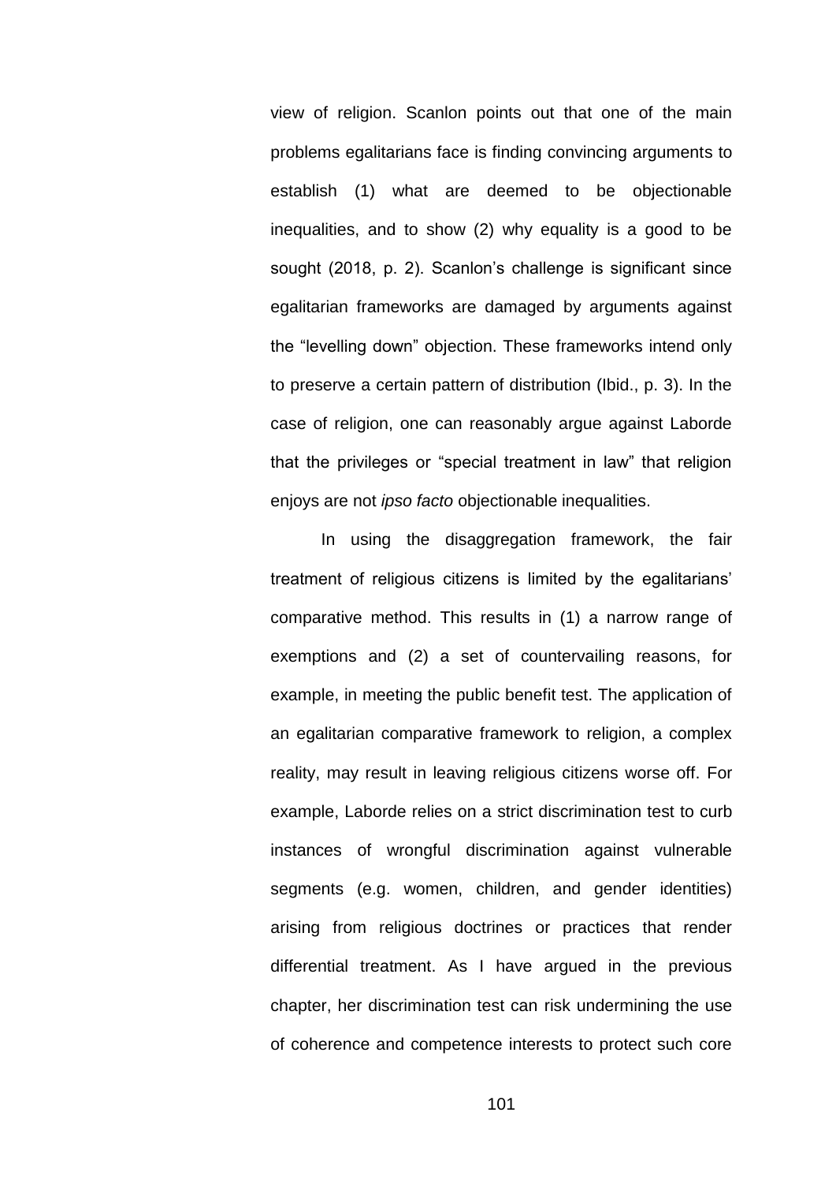view of religion. Scanlon points out that one of the main problems egalitarians face is finding convincing arguments to establish (1) what are deemed to be objectionable inequalities, and to show (2) why equality is a good to be sought (2018, p. 2). Scanlon's challenge is significant since egalitarian frameworks are damaged by arguments against the "levelling down" objection. These frameworks intend only to preserve a certain pattern of distribution (Ibid., p. 3). In the case of religion, one can reasonably argue against Laborde that the privileges or "special treatment in law" that religion enjoys are not *ipso facto* objectionable inequalities.

In using the disaggregation framework, the fair treatment of religious citizens is limited by the egalitarians' comparative method. This results in (1) a narrow range of exemptions and (2) a set of countervailing reasons, for example, in meeting the public benefit test. The application of an egalitarian comparative framework to religion, a complex reality, may result in leaving religious citizens worse off. For example, Laborde relies on a strict discrimination test to curb instances of wrongful discrimination against vulnerable segments (e.g. women, children, and gender identities) arising from religious doctrines or practices that render differential treatment. As I have argued in the previous chapter, her discrimination test can risk undermining the use of coherence and competence interests to protect such core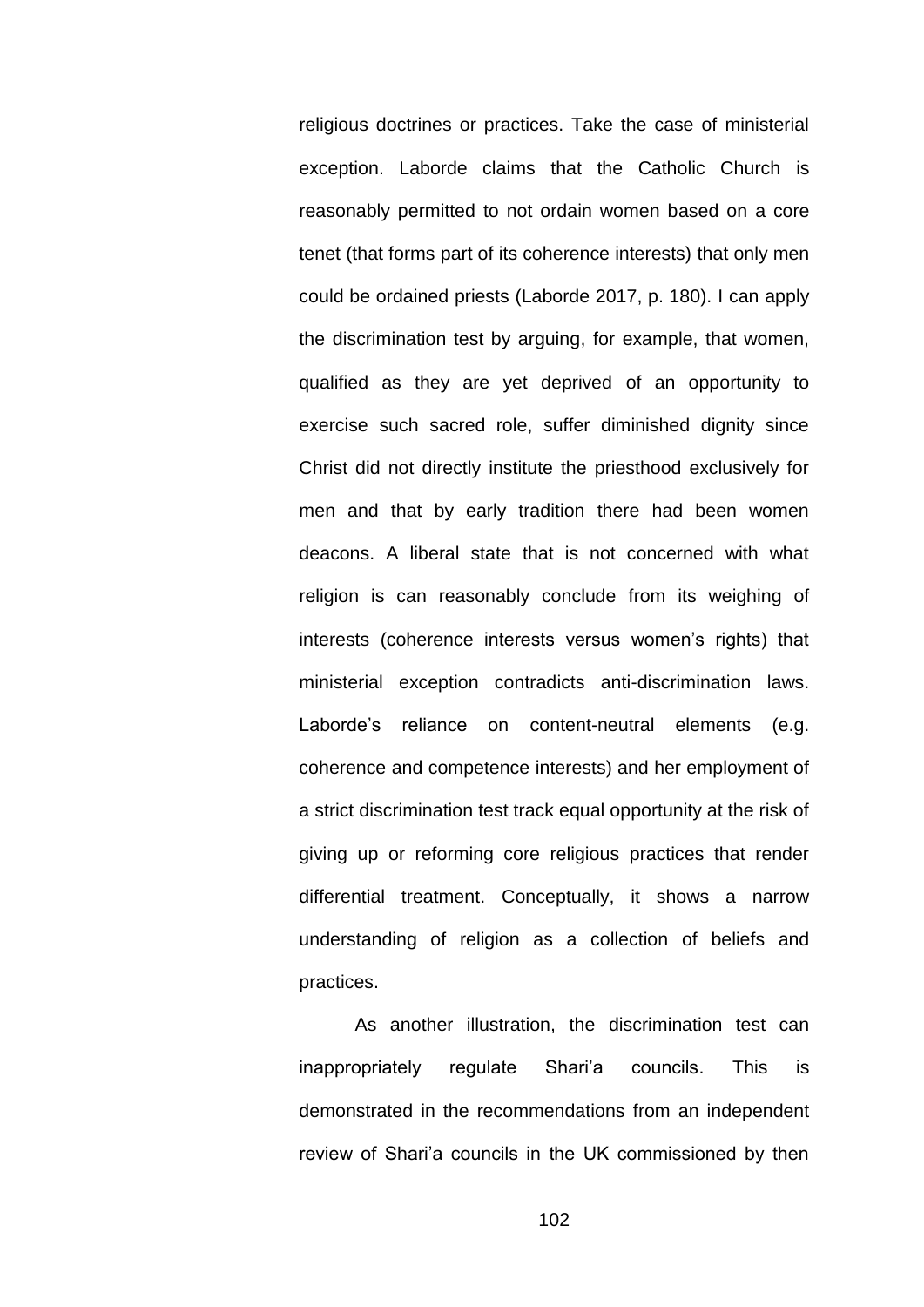religious doctrines or practices. Take the case of ministerial exception. Laborde claims that the Catholic Church is reasonably permitted to not ordain women based on a core tenet (that forms part of its coherence interests) that only men could be ordained priests (Laborde 2017, p. 180). I can apply the discrimination test by arguing, for example, that women, qualified as they are yet deprived of an opportunity to exercise such sacred role, suffer diminished dignity since Christ did not directly institute the priesthood exclusively for men and that by early tradition there had been women deacons. A liberal state that is not concerned with what religion is can reasonably conclude from its weighing of interests (coherence interests versus women's rights) that ministerial exception contradicts anti-discrimination laws. Laborde's reliance on content-neutral elements (e.g. coherence and competence interests) and her employment of a strict discrimination test track equal opportunity at the risk of giving up or reforming core religious practices that render differential treatment. Conceptually, it shows a narrow understanding of religion as a collection of beliefs and practices.

As another illustration, the discrimination test can inappropriately regulate Shari'a councils. This is demonstrated in the recommendations from an independent review of Shari'a councils in the UK commissioned by then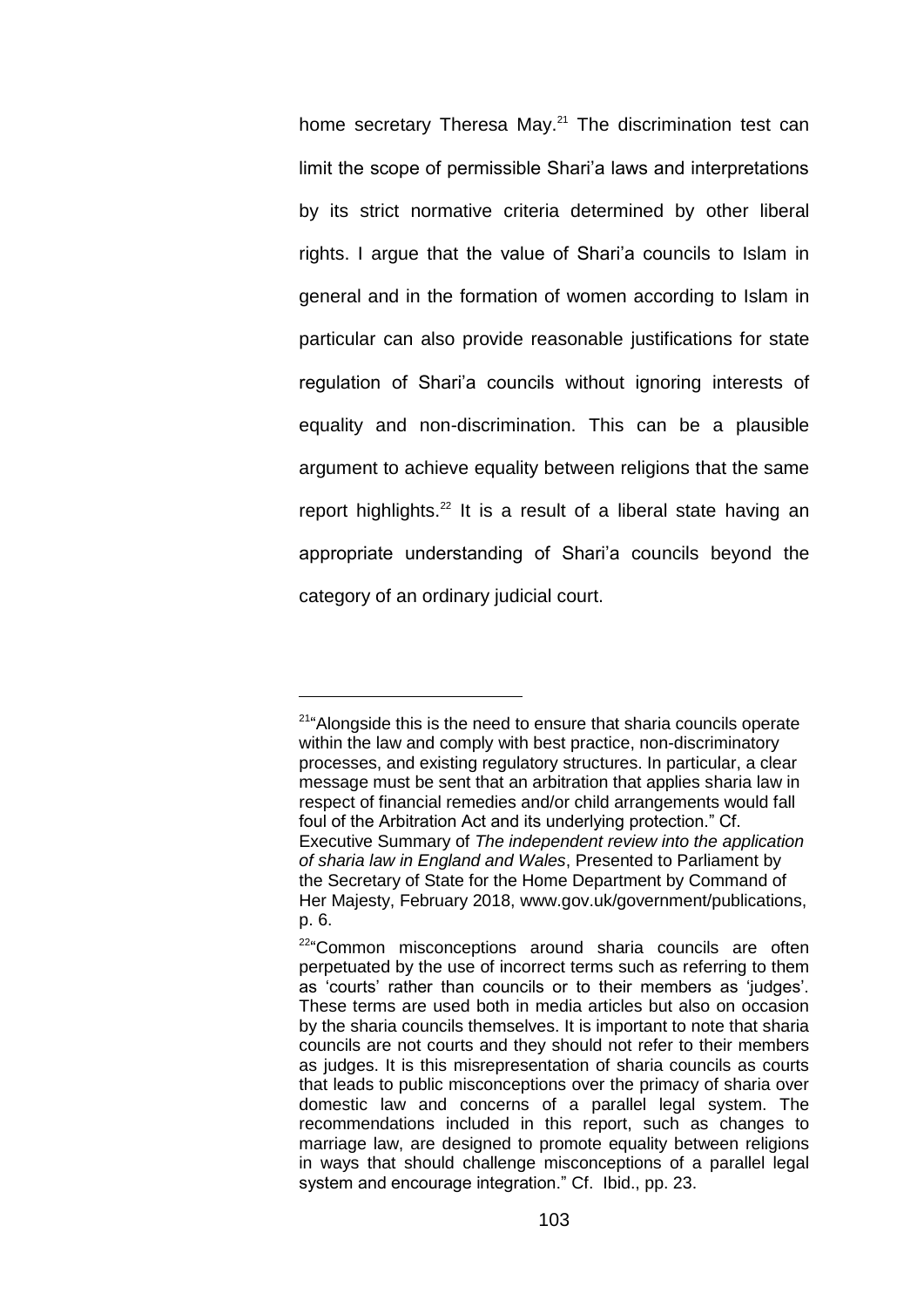home secretary Theresa May.[21] The discrimination test can limit the scope of permissible Shari'a laws and interpretations by its strict normative criteria determined by other liberal rights. I argue that the value of Shari'a councils to Islam in general and in the formation of women according to Islam in particular can also provide reasonable justifications for state regulation of Shari'a councils without ignoring interests of equality and non-discrimination. This can be a plausible argument to achieve equality between religions that the same report highlights.[22] It is a result of a liberal state having an appropriate understanding of Shari'a councils beyond the category of an ordinary judicial court.

---

[21] "Alongside this is the need to ensure that sharia councils operate within the law and comply with best practice, non-discriminatory processes, and existing regulatory structures. In particular, a clear message must be sent that an arbitration that applies sharia law in respect of financial remedies and/or child arrangements would fall foul of the Arbitration Act and its underlying protection." Cf. Executive Summary of *The independent review into the application of sharia law in England and Wales*, Presented to Parliament by the Secretary of State for the Home Department by Command of Her Majesty, February 2018, www.gov.uk/government/publications, p. 6.

[22] "Common misconceptions around sharia councils are often perpetuated by the use of incorrect terms such as referring to them as 'courts' rather than councils or to their members as 'judges'. These terms are used both in media articles but also on occasion by the sharia councils themselves. It is important to note that sharia councils are not courts and they should not refer to their members as judges. It is this misrepresentation of sharia councils as courts that leads to public misconceptions over the primacy of sharia over domestic law and concerns of a parallel legal system. The recommendations included in this report, such as changes to marriage law, are designed to promote equality between religions in ways that should challenge misconceptions of a parallel legal system and encourage integration." Cf. Ibid., pp. 23.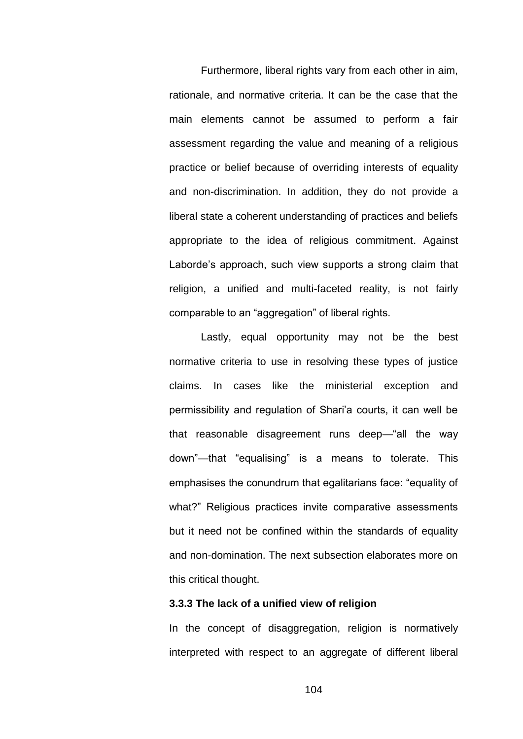Furthermore, liberal rights vary from each other in aim, rationale, and normative criteria. It can be the case that the main elements cannot be assumed to perform a fair assessment regarding the value and meaning of a religious practice or belief because of overriding interests of equality and non-discrimination. In addition, they do not provide a liberal state a coherent understanding of practices and beliefs appropriate to the idea of religious commitment. Against Laborde's approach, such view supports a strong claim that religion, a unified and multi-faceted reality, is not fairly comparable to an "aggregation" of liberal rights.

Lastly, equal opportunity may not be the best normative criteria to use in resolving these types of justice claims. In cases like the ministerial exception and permissibility and regulation of Shari'a courts, it can well be that reasonable disagreement runs deep—"all the way down"—that "equalising" is a means to tolerate. This emphasises the conundrum that egalitarians face: "equality of what?" Religious practices invite comparative assessments but it need not be confined within the standards of equality and non-domination. The next subsection elaborates more on this critical thought.

### 3.3.3 The lack of a unified view of religion

In the concept of disaggregation, religion is normatively interpreted with respect to an aggregate of different liberal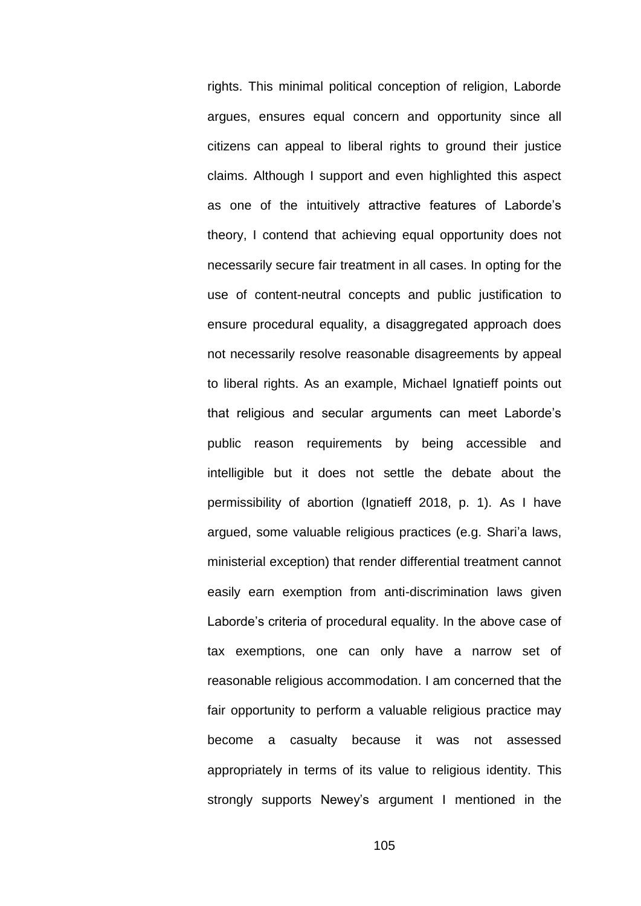rights. This minimal political conception of religion, Laborde argues, ensures equal concern and opportunity since all citizens can appeal to liberal rights to ground their justice claims. Although I support and even highlighted this aspect as one of the intuitively attractive features of Laborde's theory, I contend that achieving equal opportunity does not necessarily secure fair treatment in all cases. In opting for the use of content-neutral concepts and public justification to ensure procedural equality, a disaggregated approach does not necessarily resolve reasonable disagreements by appeal to liberal rights. As an example, Michael Ignatieff points out that religious and secular arguments can meet Laborde's public reason requirements by being accessible and intelligible but it does not settle the debate about the permissibility of abortion (Ignatieff 2018, p. 1). As I have argued, some valuable religious practices (e.g. Shari'a laws, ministerial exception) that render differential treatment cannot easily earn exemption from anti-discrimination laws given Laborde's criteria of procedural equality. In the above case of tax exemptions, one can only have a narrow set of reasonable religious accommodation. I am concerned that the fair opportunity to perform a valuable religious practice may become a casualty because it was not assessed appropriately in terms of its value to religious identity. This strongly supports Newey's argument I mentioned in the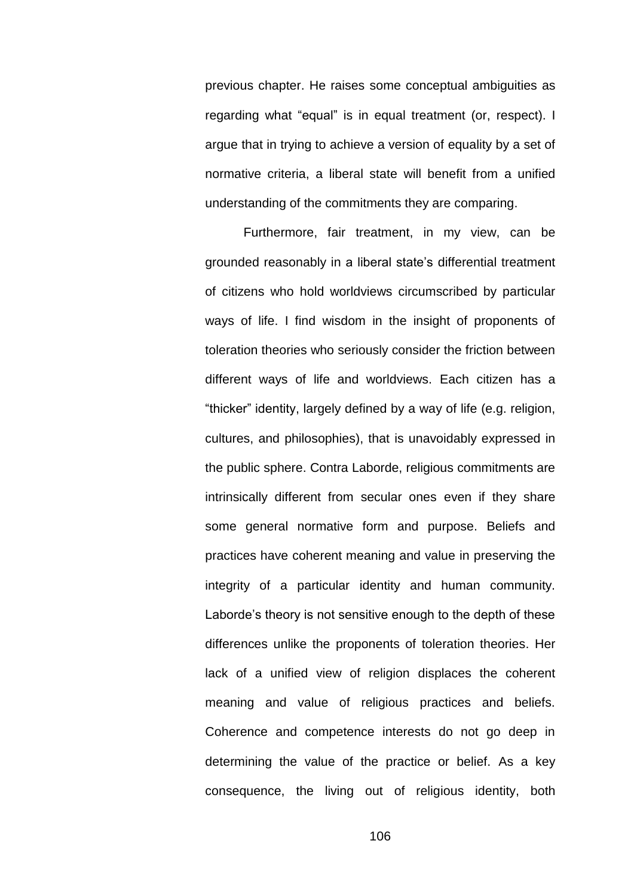previous chapter. He raises some conceptual ambiguities as regarding what "equal" is in equal treatment (or, respect). I argue that in trying to achieve a version of equality by a set of normative criteria, a liberal state will benefit from a unified understanding of the commitments they are comparing.

Furthermore, fair treatment, in my view, can be grounded reasonably in a liberal state's differential treatment of citizens who hold worldviews circumscribed by particular ways of life. I find wisdom in the insight of proponents of toleration theories who seriously consider the friction between different ways of life and worldviews. Each citizen has a "thicker" identity, largely defined by a way of life (e.g. religion, cultures, and philosophies), that is unavoidably expressed in the public sphere. Contra Laborde, religious commitments are intrinsically different from secular ones even if they share some general normative form and purpose. Beliefs and practices have coherent meaning and value in preserving the integrity of a particular identity and human community. Laborde's theory is not sensitive enough to the depth of these differences unlike the proponents of toleration theories. Her lack of a unified view of religion displaces the coherent meaning and value of religious practices and beliefs. Coherence and competence interests do not go deep in determining the value of the practice or belief. As a key consequence, the living out of religious identity, both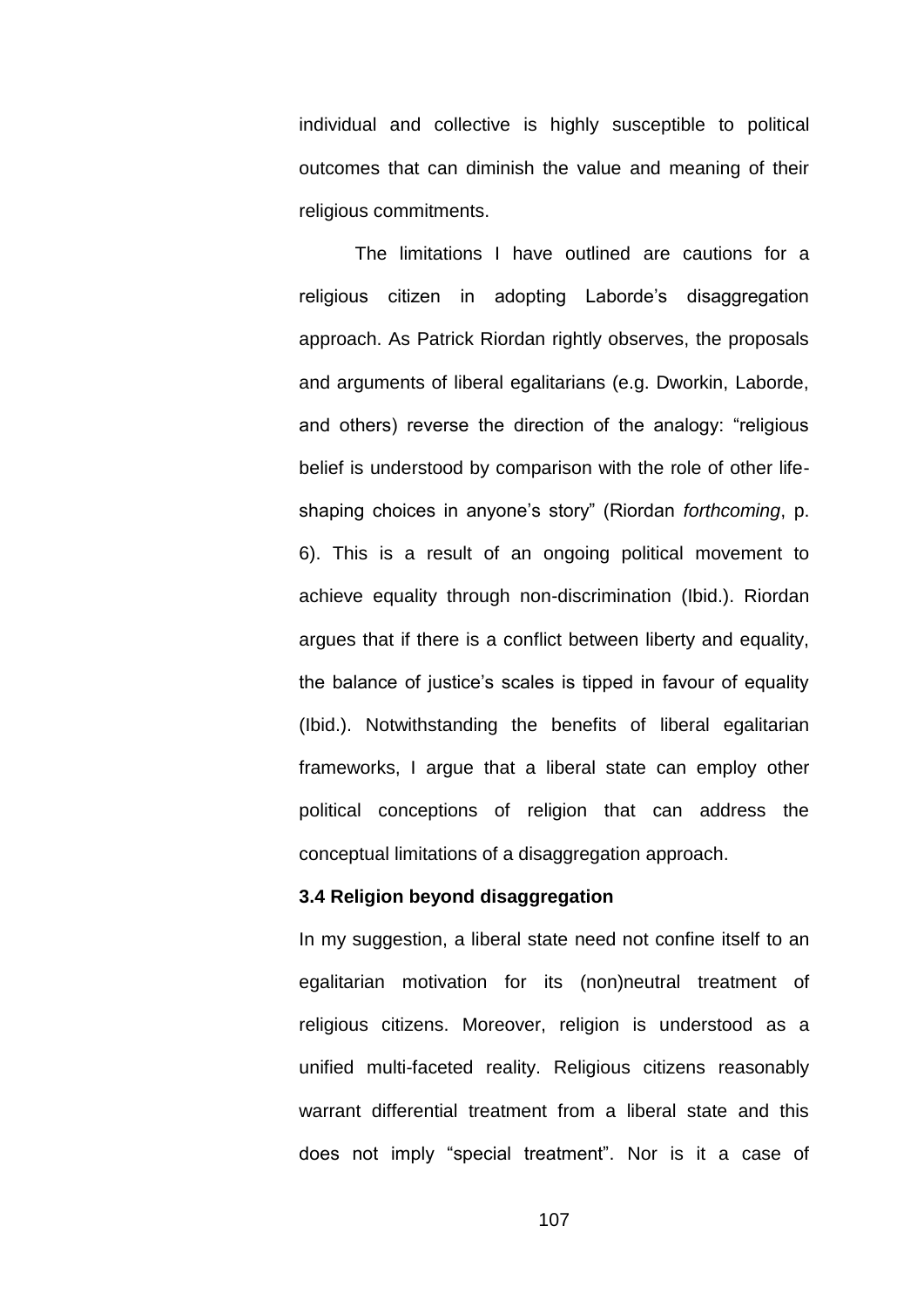individual and collective is highly susceptible to political outcomes that can diminish the value and meaning of their religious commitments.

The limitations I have outlined are cautions for a religious citizen in adopting Laborde's disaggregation approach. As Patrick Riordan rightly observes, the proposals and arguments of liberal egalitarians (e.g. Dworkin, Laborde, and others) reverse the direction of the analogy: "religious belief is understood by comparison with the role of other life-shaping choices in anyone's story" (Riordan *forthcoming*, p. 6). This is a result of an ongoing political movement to achieve equality through non-discrimination (Ibid.). Riordan argues that if there is a conflict between liberty and equality, the balance of justice's scales is tipped in favour of equality (Ibid.). Notwithstanding the benefits of liberal egalitarian frameworks, I argue that a liberal state can employ other political conceptions of religion that can address the conceptual limitations of a disaggregation approach.

### 3.4 Religion beyond disaggregation

In my suggestion, a liberal state need not confine itself to an egalitarian motivation for its (non)neutral treatment of religious citizens. Moreover, religion is understood as a unified multi-faceted reality. Religious citizens reasonably warrant differential treatment from a liberal state and this does not imply "special treatment". Nor is it a case of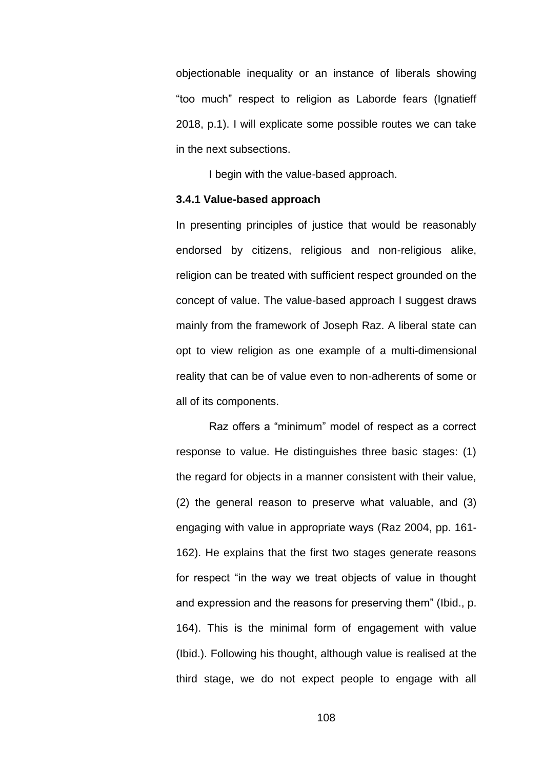objectionable inequality or an instance of liberals showing "too much" respect to religion as Laborde fears (Ignatieff 2018, p.1). I will explicate some possible routes we can take in the next subsections.

I begin with the value-based approach.

### 3.4.1 Value-based approach

In presenting principles of justice that would be reasonably endorsed by citizens, religious and non-religious alike, religion can be treated with sufficient respect grounded on the concept of value. The value-based approach I suggest draws mainly from the framework of Joseph Raz. A liberal state can opt to view religion as one example of a multi-dimensional reality that can be of value even to non-adherents of some or all of its components.

Raz offers a "minimum" model of respect as a correct response to value. He distinguishes three basic stages: (1) the regard for objects in a manner consistent with their value, (2) the general reason to preserve what valuable, and (3) engaging with value in appropriate ways (Raz 2004, pp. 161-162). He explains that the first two stages generate reasons for respect "in the way we treat objects of value in thought and expression and the reasons for preserving them" (Ibid., p. 164). This is the minimal form of engagement with value (Ibid.). Following his thought, although value is realised at the third stage, we do not expect people to engage with all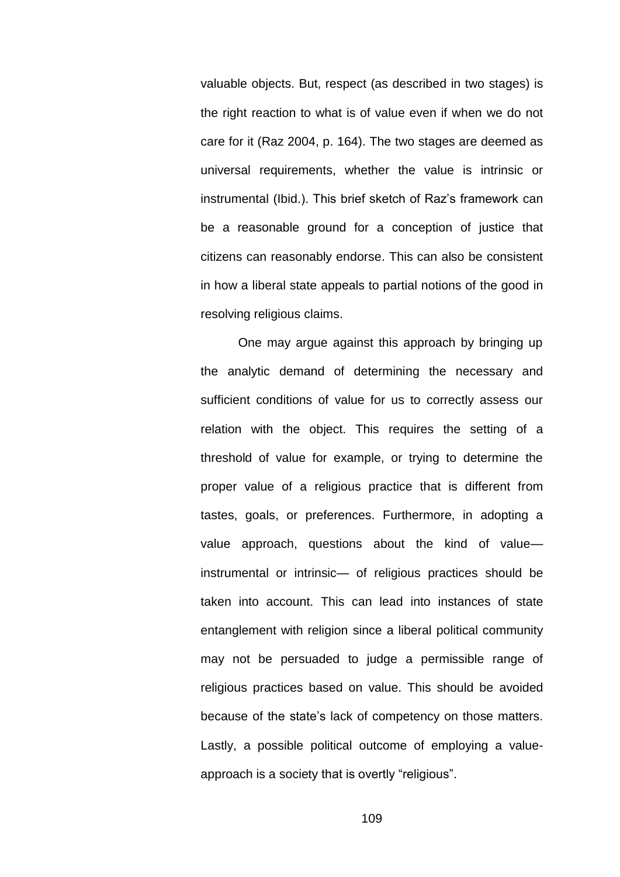valuable objects. But, respect (as described in two stages) is the right reaction to what is of value even if when we do not care for it (Raz 2004, p. 164). The two stages are deemed as universal requirements, whether the value is intrinsic or instrumental (Ibid.). This brief sketch of Raz's framework can be a reasonable ground for a conception of justice that citizens can reasonably endorse. This can also be consistent in how a liberal state appeals to partial notions of the good in resolving religious claims.

One may argue against this approach by bringing up the analytic demand of determining the necessary and sufficient conditions of value for us to correctly assess our relation with the object. This requires the setting of a threshold of value for example, or trying to determine the proper value of a religious practice that is different from tastes, goals, or preferences. Furthermore, in adopting a value approach, questions about the kind of value— instrumental or intrinsic— of religious practices should be taken into account. This can lead into instances of state entanglement with religion since a liberal political community may not be persuaded to judge a permissible range of religious practices based on value. This should be avoided because of the state's lack of competency on those matters. Lastly, a possible political outcome of employing a value-approach is a society that is overtly "religious".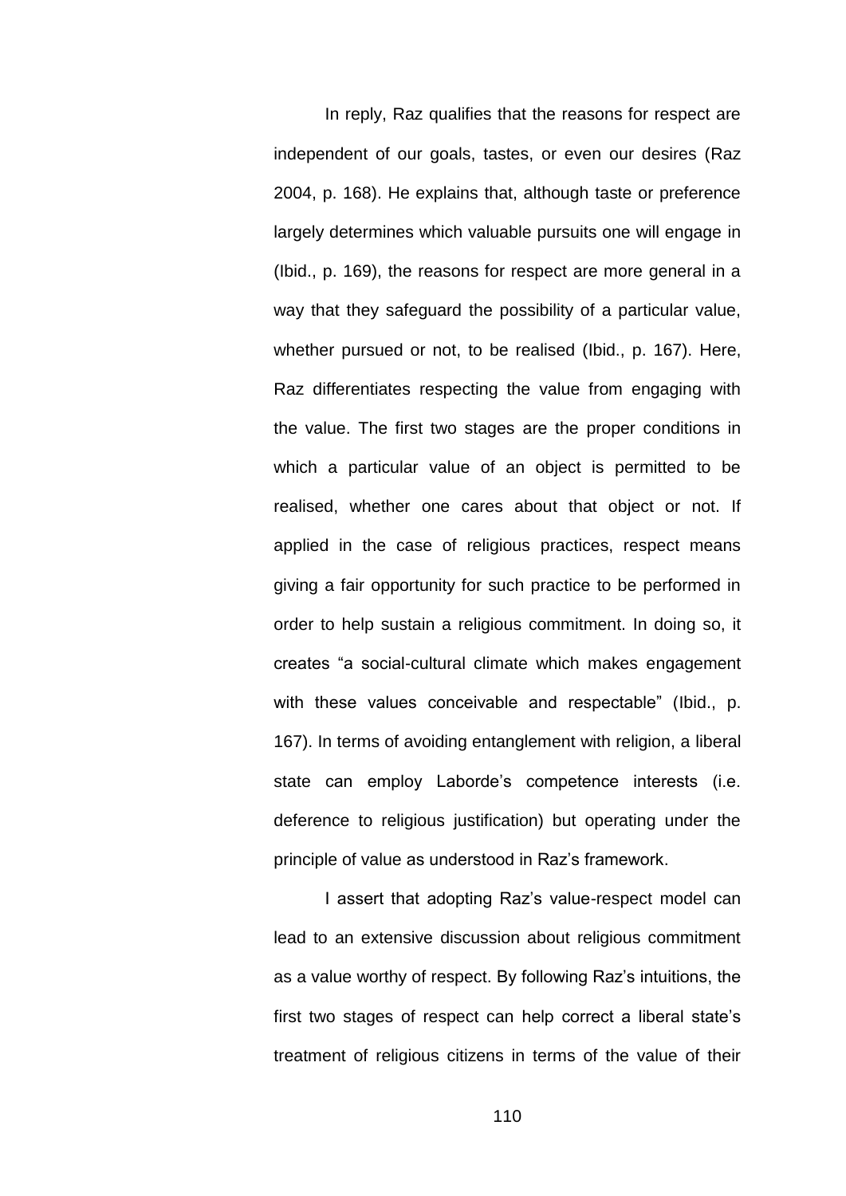In reply, Raz qualifies that the reasons for respect are independent of our goals, tastes, or even our desires (Raz 2004, p. 168). He explains that, although taste or preference largely determines which valuable pursuits one will engage in (Ibid., p. 169), the reasons for respect are more general in a way that they safeguard the possibility of a particular value, whether pursued or not, to be realised (Ibid., p. 167). Here, Raz differentiates respecting the value from engaging with the value. The first two stages are the proper conditions in which a particular value of an object is permitted to be realised, whether one cares about that object or not. If applied in the case of religious practices, respect means giving a fair opportunity for such practice to be performed in order to help sustain a religious commitment. In doing so, it creates "a social-cultural climate which makes engagement with these values conceivable and respectable" (Ibid., p. 167). In terms of avoiding entanglement with religion, a liberal state can employ Laborde's competence interests (i.e. deference to religious justification) but operating under the principle of value as understood in Raz's framework.

I assert that adopting Raz's value-respect model can lead to an extensive discussion about religious commitment as a value worthy of respect. By following Raz's intuitions, the first two stages of respect can help correct a liberal state's treatment of religious citizens in terms of the value of their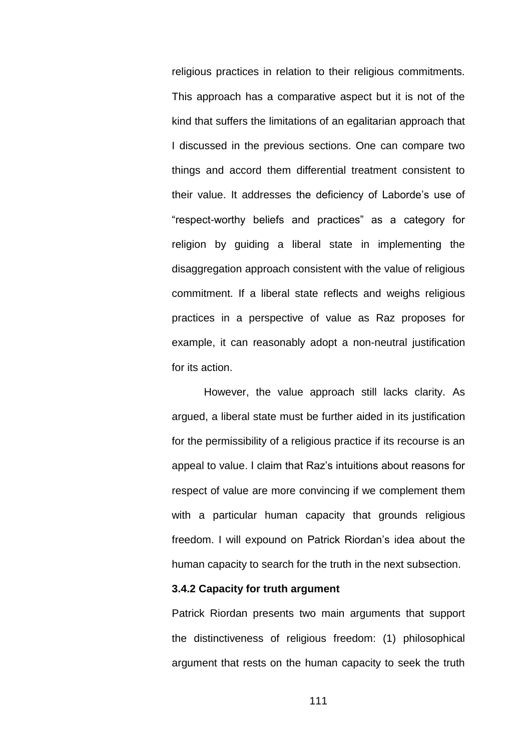religious practices in relation to their religious commitments. This approach has a comparative aspect but it is not of the kind that suffers the limitations of an egalitarian approach that I discussed in the previous sections. One can compare two things and accord them differential treatment consistent to their value. It addresses the deficiency of Laborde's use of "respect-worthy beliefs and practices" as a category for religion by guiding a liberal state in implementing the disaggregation approach consistent with the value of religious commitment. If a liberal state reflects and weighs religious practices in a perspective of value as Raz proposes for example, it can reasonably adopt a non-neutral justification for its action.

However, the value approach still lacks clarity. As argued, a liberal state must be further aided in its justification for the permissibility of a religious practice if its recourse is an appeal to value. I claim that Raz's intuitions about reasons for respect of value are more convincing if we complement them with a particular human capacity that grounds religious freedom. I will expound on Patrick Riordan's idea about the human capacity to search for the truth in the next subsection.

### 3.4.2 Capacity for truth argument

Patrick Riordan presents two main arguments that support the distinctiveness of religious freedom: (1) philosophical argument that rests on the human capacity to seek the truth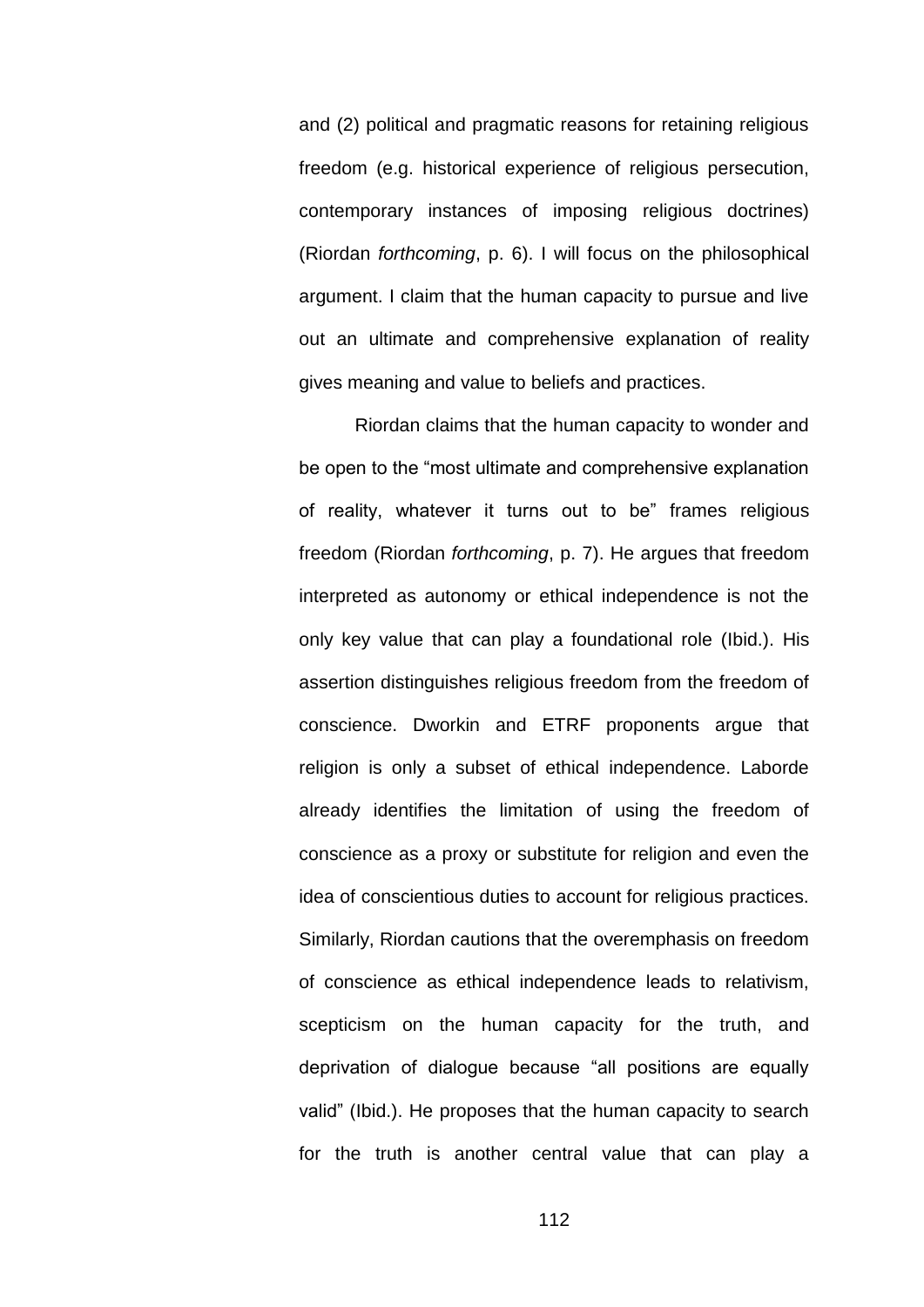and (2) political and pragmatic reasons for retaining religious freedom (e.g. historical experience of religious persecution, contemporary instances of imposing religious doctrines) (Riordan *forthcoming*, p. 6). I will focus on the philosophical argument. I claim that the human capacity to pursue and live out an ultimate and comprehensive explanation of reality gives meaning and value to beliefs and practices.

Riordan claims that the human capacity to wonder and be open to the "most ultimate and comprehensive explanation of reality, whatever it turns out to be" frames religious freedom (Riordan *forthcoming*, p. 7). He argues that freedom interpreted as autonomy or ethical independence is not the only key value that can play a foundational role (Ibid.). His assertion distinguishes religious freedom from the freedom of conscience. Dworkin and ETRF proponents argue that religion is only a subset of ethical independence. Laborde already identifies the limitation of using the freedom of conscience as a proxy or substitute for religion and even the idea of conscientious duties to account for religious practices. Similarly, Riordan cautions that the overemphasis on freedom of conscience as ethical independence leads to relativism, scepticism on the human capacity for the truth, and deprivation of dialogue because "all positions are equally valid" (Ibid.). He proposes that the human capacity to search for the truth is another central value that can play a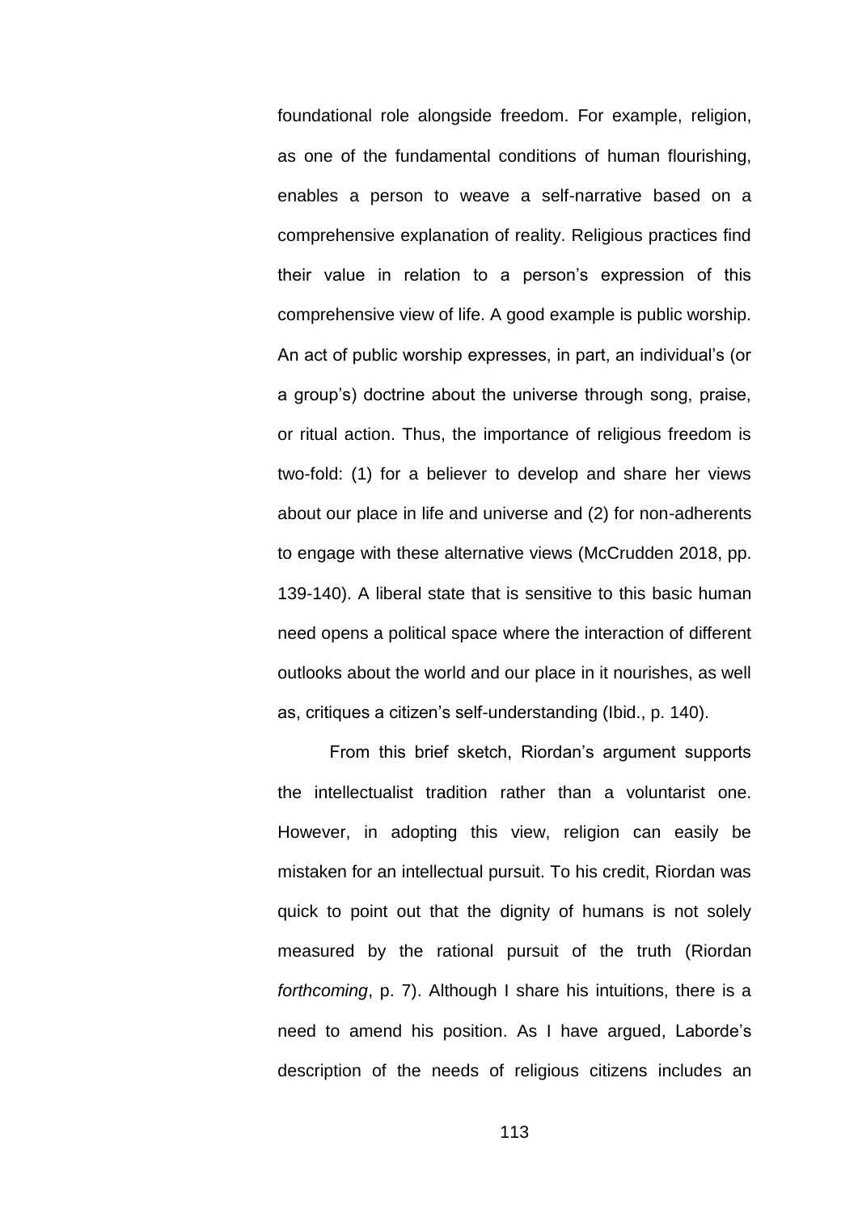foundational role alongside freedom. For example, religion, as one of the fundamental conditions of human flourishing, enables a person to weave a self-narrative based on a comprehensive explanation of reality. Religious practices find their value in relation to a person's expression of this comprehensive view of life. A good example is public worship. An act of public worship expresses, in part, an individual's (or a group's) doctrine about the universe through song, praise, or ritual action. Thus, the importance of religious freedom is two-fold: (1) for a believer to develop and share her views about our place in life and universe and (2) for non-adherents to engage with these alternative views (McCrudden 2018, pp. 139-140). A liberal state that is sensitive to this basic human need opens a political space where the interaction of different outlooks about the world and our place in it nourishes, as well as, critiques a citizen's self-understanding (Ibid., p. 140).

From this brief sketch, Riordan's argument supports the intellectualist tradition rather than a voluntarist one. However, in adopting this view, religion can easily be mistaken for an intellectual pursuit. To his credit, Riordan was quick to point out that the dignity of humans is not solely measured by the rational pursuit of the truth (Riordan *forthcoming*, p. 7). Although I share his intuitions, there is a need to amend his position. As I have argued, Laborde's description of the needs of religious citizens includes an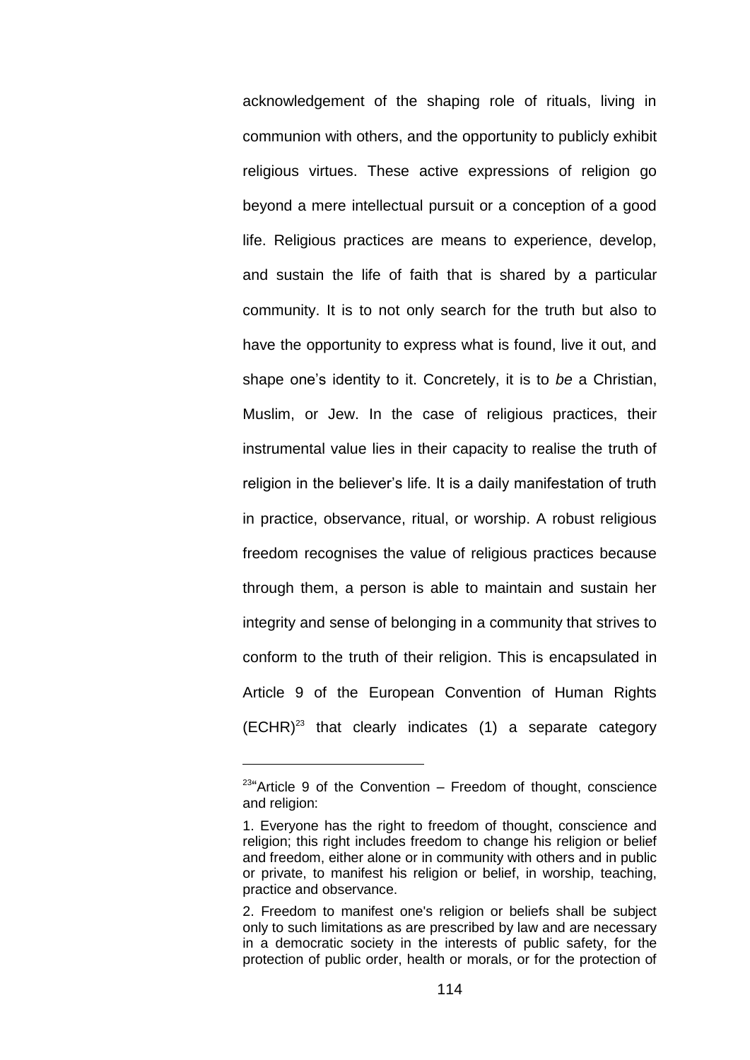acknowledgement of the shaping role of rituals, living in communion with others, and the opportunity to publicly exhibit religious virtues. These active expressions of religion go beyond a mere intellectual pursuit or a conception of a good life. Religious practices are means to experience, develop, and sustain the life of faith that is shared by a particular community. It is to not only search for the truth but also to have the opportunity to express what is found, live it out, and shape one's identity to it. Concretely, it is to *be* a Christian, Muslim, or Jew. In the case of religious practices, their instrumental value lies in their capacity to realise the truth of religion in the believer's life. It is a daily manifestation of truth in practice, observance, ritual, or worship. A robust religious freedom recognises the value of religious practices because through them, a person is able to maintain and sustain her integrity and sense of belonging in a community that strives to conform to the truth of their religion. This is encapsulated in Article 9 of the European Convention of Human Rights (ECHR)[23] that clearly indicates (1) a separate category

---

[23]"Article 9 of the Convention – Freedom of thought, conscience and religion:

1. Everyone has the right to freedom of thought, conscience and religion; this right includes freedom to change his religion or belief and freedom, either alone or in community with others and in public or private, to manifest his religion or belief, in worship, teaching, practice and observance.

2. Freedom to manifest one's religion or beliefs shall be subject only to such limitations as are prescribed by law and are necessary in a democratic society in the interests of public safety, for the protection of public order, health or morals, or for the protection of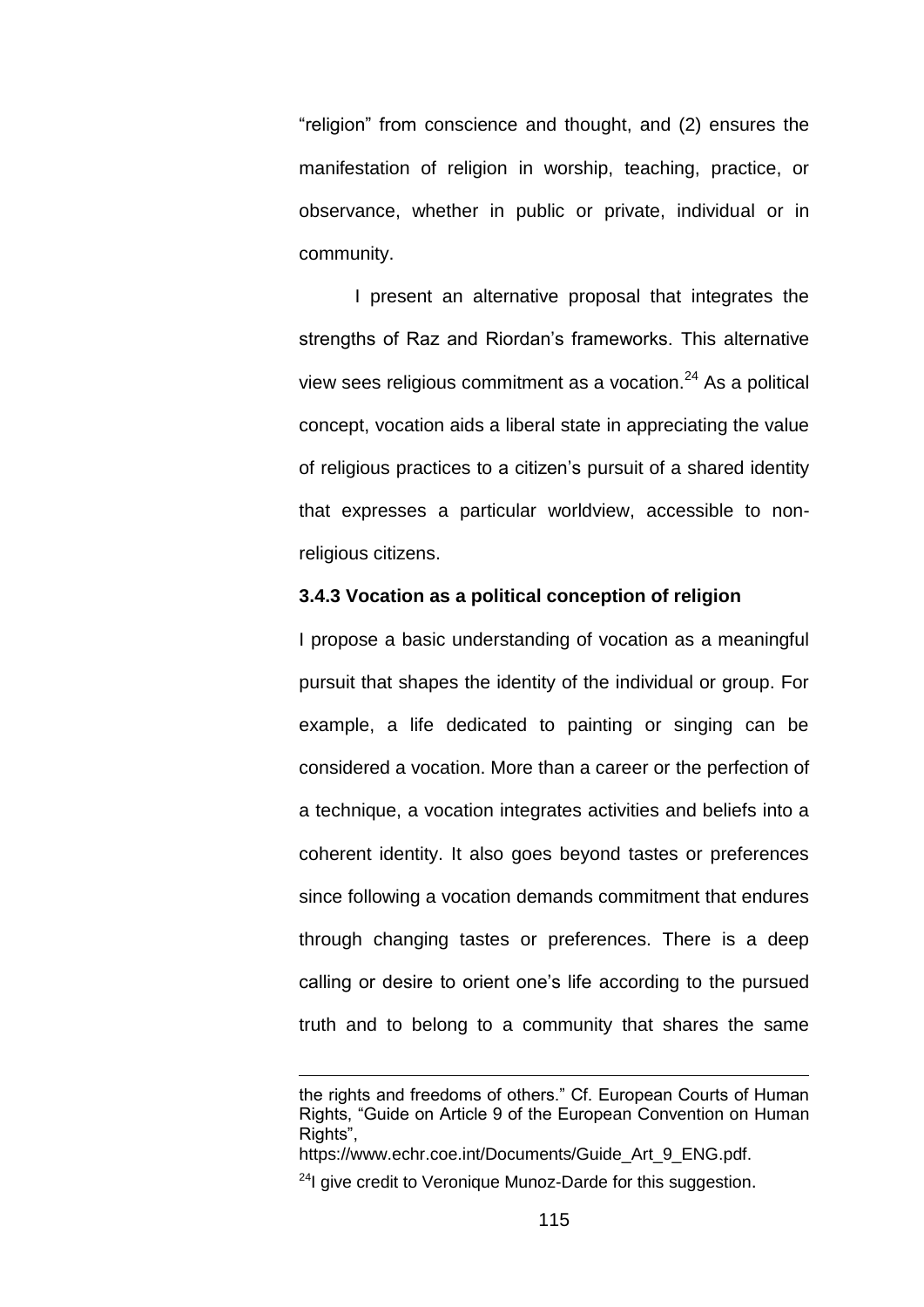"religion" from conscience and thought, and (2) ensures the manifestation of religion in worship, teaching, practice, or observance, whether in public or private, individual or in community.

I present an alternative proposal that integrates the strengths of Raz and Riordan's frameworks. This alternative view sees religious commitment as a vocation.[24] As a political concept, vocation aids a liberal state in appreciating the value of religious practices to a citizen's pursuit of a shared identity that expresses a particular worldview, accessible to non-religious citizens.

### 3.4.3 Vocation as a political conception of religion

I propose a basic understanding of vocation as a meaningful pursuit that shapes the identity of the individual or group. For example, a life dedicated to painting or singing can be considered a vocation. More than a career or the perfection of a technique, a vocation integrates activities and beliefs into a coherent identity. It also goes beyond tastes or preferences since following a vocation demands commitment that endures through changing tastes or preferences. There is a deep calling or desire to orient one's life according to the pursued truth and to belong to a community that shares the same

---

the rights and freedoms of others." Cf. European Courts of Human Rights, "Guide on Article 9 of the European Convention on Human Rights", https://www.echr.coe.int/Documents/Guide_Art_9_ENG.pdf.

[24] I give credit to Veronique Munoz-Darde for this suggestion.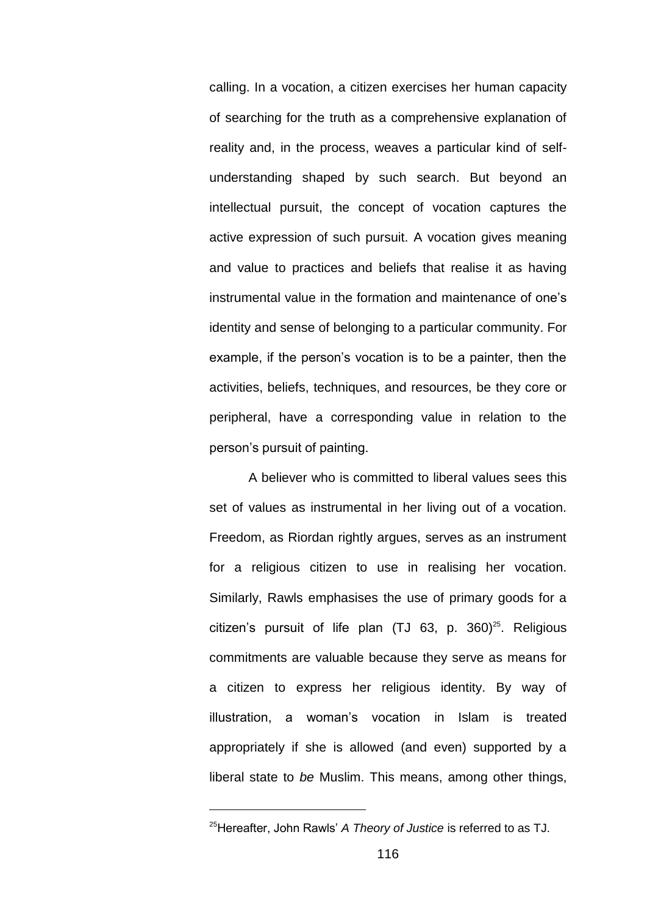calling. In a vocation, a citizen exercises her human capacity of searching for the truth as a comprehensive explanation of reality and, in the process, weaves a particular kind of self-understanding shaped by such search. But beyond an intellectual pursuit, the concept of vocation captures the active expression of such pursuit. A vocation gives meaning and value to practices and beliefs that realise it as having instrumental value in the formation and maintenance of one's identity and sense of belonging to a particular community. For example, if the person's vocation is to be a painter, then the activities, beliefs, techniques, and resources, be they core or peripheral, have a corresponding value in relation to the person's pursuit of painting.

A believer who is committed to liberal values sees this set of values as instrumental in her living out of a vocation. Freedom, as Riordan rightly argues, serves as an instrument for a religious citizen to use in realising her vocation. Similarly, Rawls emphasises the use of primary goods for a citizen's pursuit of life plan (TJ 63, p. 360)[25]. Religious commitments are valuable because they serve as means for a citizen to express her religious identity. By way of illustration, a woman's vocation in Islam is treated appropriately if she is allowed (and even) supported by a liberal state to *be* Muslim. This means, among other things,

[25]Hereafter, John Rawls' *A Theory of Justice* is referred to as TJ.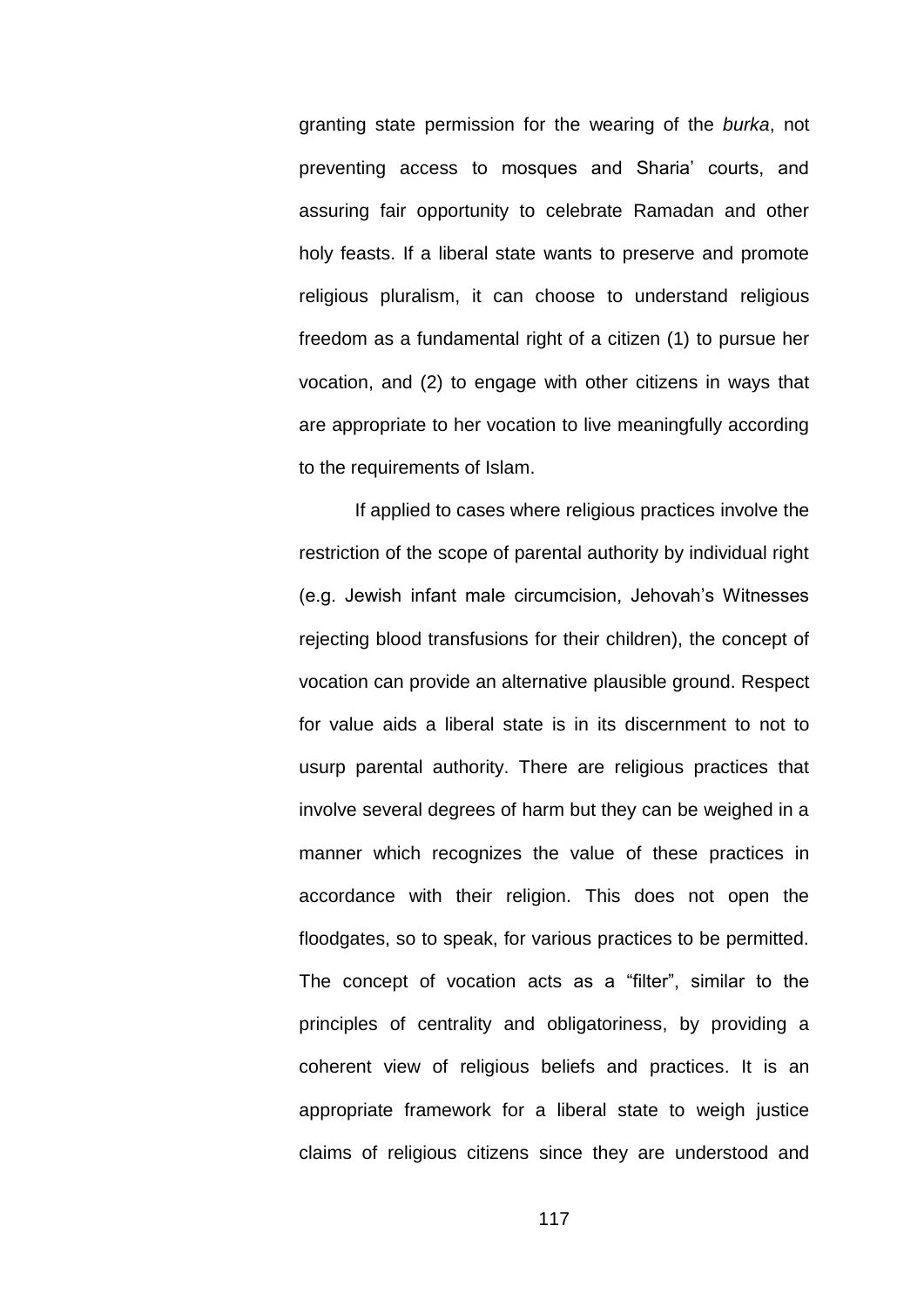granting state permission for the wearing of the *burka*, not preventing access to mosques and Sharia' courts, and assuring fair opportunity to celebrate Ramadan and other holy feasts. If a liberal state wants to preserve and promote religious pluralism, it can choose to understand religious freedom as a fundamental right of a citizen (1) to pursue her vocation, and (2) to engage with other citizens in ways that are appropriate to her vocation to live meaningfully according to the requirements of Islam.

If applied to cases where religious practices involve the restriction of the scope of parental authority by individual right (e.g. Jewish infant male circumcision, Jehovah's Witnesses rejecting blood transfusions for their children), the concept of vocation can provide an alternative plausible ground. Respect for value aids a liberal state is in its discernment to not to usurp parental authority. There are religious practices that involve several degrees of harm but they can be weighed in a manner which recognizes the value of these practices in accordance with their religion. This does not open the floodgates, so to speak, for various practices to be permitted. The concept of vocation acts as a "filter", similar to the principles of centrality and obligatoriness, by providing a coherent view of religious beliefs and practices. It is an appropriate framework for a liberal state to weigh justice claims of religious citizens since they are understood and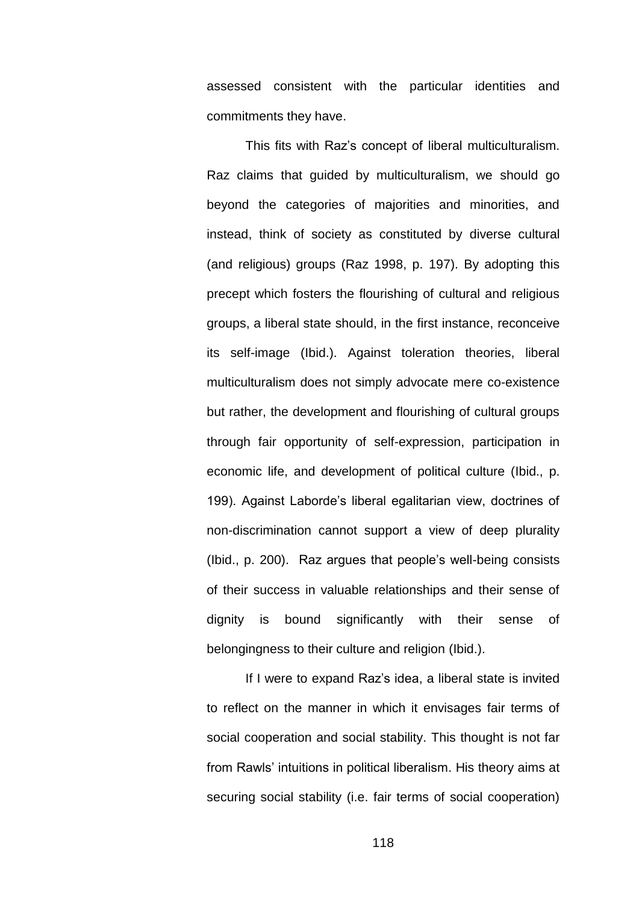assessed consistent with the particular identities and commitments they have.

This fits with Raz's concept of liberal multiculturalism. Raz claims that guided by multiculturalism, we should go beyond the categories of majorities and minorities, and instead, think of society as constituted by diverse cultural (and religious) groups (Raz 1998, p. 197). By adopting this precept which fosters the flourishing of cultural and religious groups, a liberal state should, in the first instance, reconceive its self-image (Ibid.). Against toleration theories, liberal multiculturalism does not simply advocate mere co-existence but rather, the development and flourishing of cultural groups through fair opportunity of self-expression, participation in economic life, and development of political culture (Ibid., p. 199). Against Laborde's liberal egalitarian view, doctrines of non-discrimination cannot support a view of deep plurality (Ibid., p. 200). Raz argues that people's well-being consists of their success in valuable relationships and their sense of dignity is bound significantly with their sense of belongingness to their culture and religion (Ibid.).

If I were to expand Raz's idea, a liberal state is invited to reflect on the manner in which it envisages fair terms of social cooperation and social stability. This thought is not far from Rawls' intuitions in political liberalism. His theory aims at securing social stability (i.e. fair terms of social cooperation)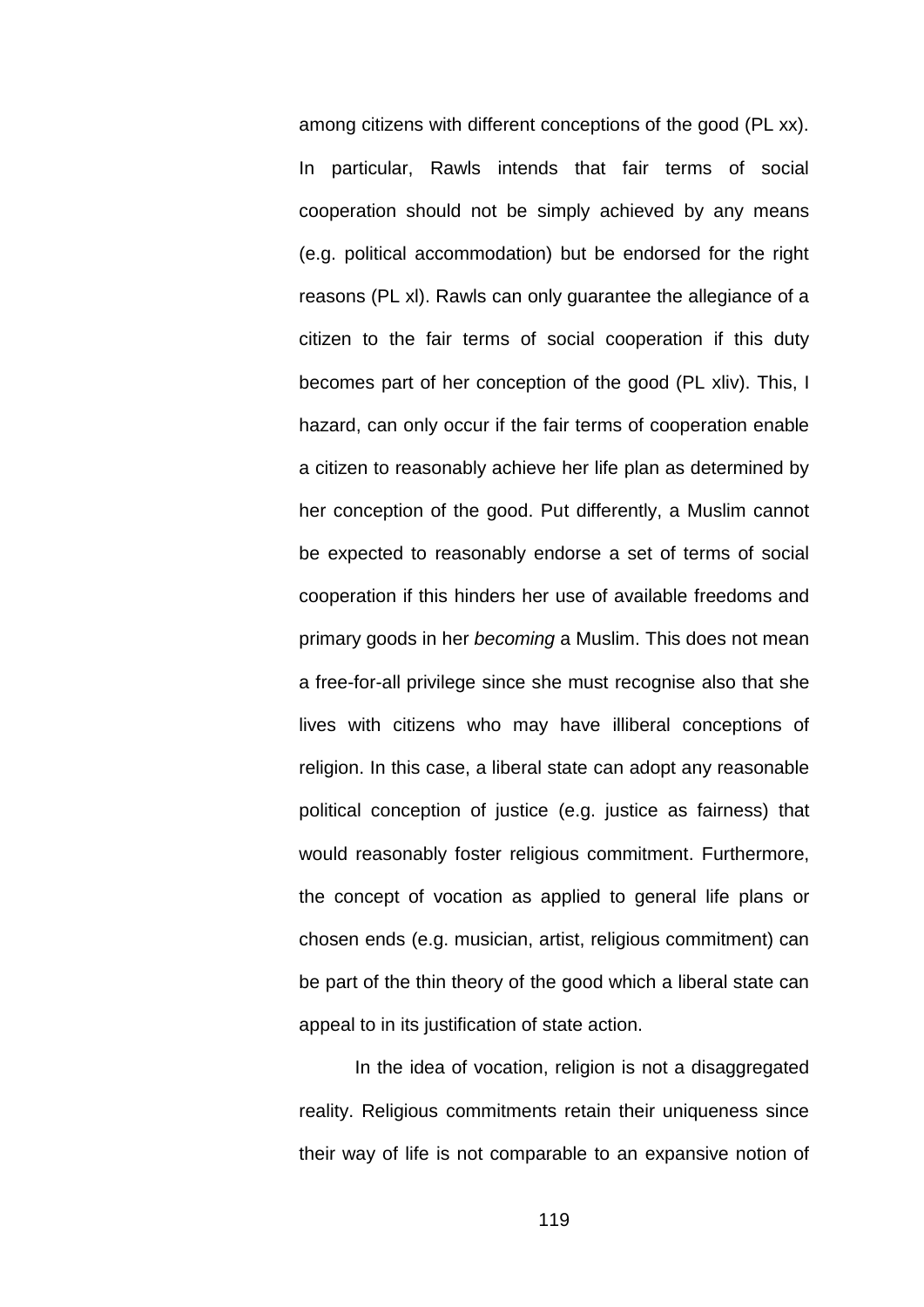among citizens with different conceptions of the good (PL xx). In particular, Rawls intends that fair terms of social cooperation should not be simply achieved by any means (e.g. political accommodation) but be endorsed for the right reasons (PL xl). Rawls can only guarantee the allegiance of a citizen to the fair terms of social cooperation if this duty becomes part of her conception of the good (PL xliv). This, I hazard, can only occur if the fair terms of cooperation enable a citizen to reasonably achieve her life plan as determined by her conception of the good. Put differently, a Muslim cannot be expected to reasonably endorse a set of terms of social cooperation if this hinders her use of available freedoms and primary goods in her *becoming* a Muslim. This does not mean a free-for-all privilege since she must recognise also that she lives with citizens who may have illiberal conceptions of religion. In this case, a liberal state can adopt any reasonable political conception of justice (e.g. justice as fairness) that would reasonably foster religious commitment. Furthermore, the concept of vocation as applied to general life plans or chosen ends (e.g. musician, artist, religious commitment) can be part of the thin theory of the good which a liberal state can appeal to in its justification of state action.

In the idea of vocation, religion is not a disaggregated reality. Religious commitments retain their uniqueness since their way of life is not comparable to an expansive notion of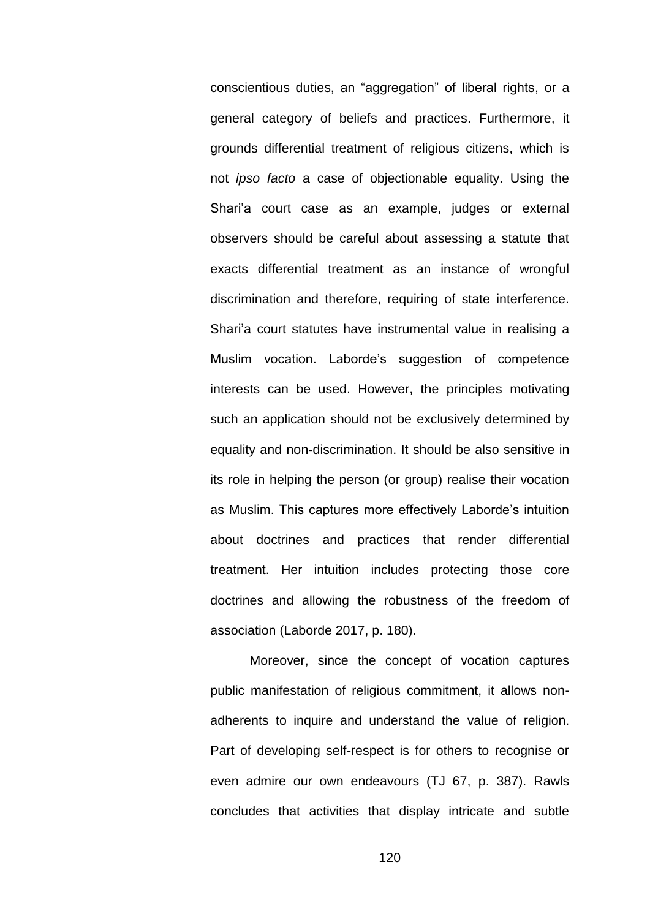conscientious duties, an “aggregation” of liberal rights, or a general category of beliefs and practices. Furthermore, it grounds differential treatment of religious citizens, which is not *ipso facto* a case of objectionable equality. Using the Shari’a court case as an example, judges or external observers should be careful about assessing a statute that exacts differential treatment as an instance of wrongful discrimination and therefore, requiring of state interference. Shari’a court statutes have instrumental value in realising a Muslim vocation. Laborde’s suggestion of competence interests can be used. However, the principles motivating such an application should not be exclusively determined by equality and non-discrimination. It should be also sensitive in its role in helping the person (or group) realise their vocation as Muslim. This captures more effectively Laborde’s intuition about doctrines and practices that render differential treatment. Her intuition includes protecting those core doctrines and allowing the robustness of the freedom of association (Laborde 2017, p. 180).

Moreover, since the concept of vocation captures public manifestation of religious commitment, it allows non-adherents to inquire and understand the value of religion. Part of developing self-respect is for others to recognise or even admire our own endeavours (TJ 67, p. 387). Rawls concludes that activities that display intricate and subtle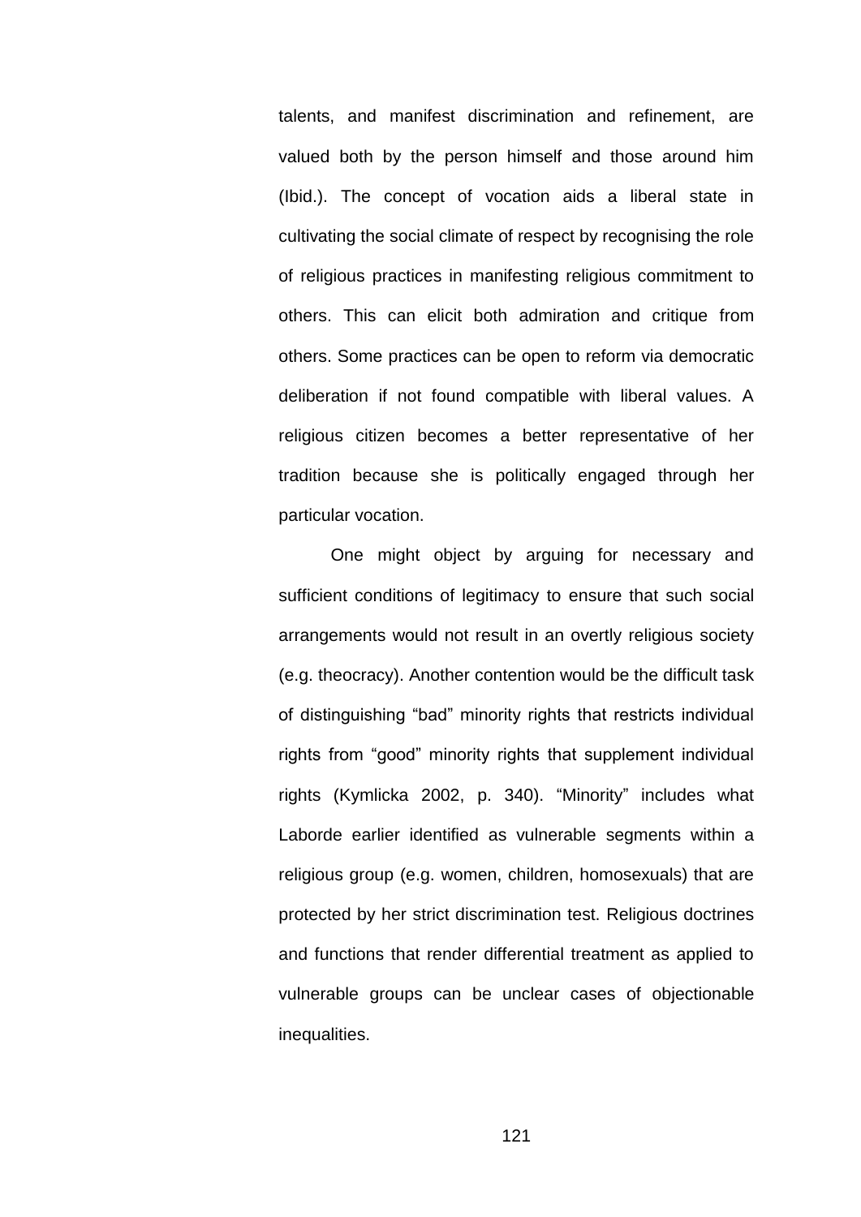talents, and manifest discrimination and refinement, are valued both by the person himself and those around him (Ibid.). The concept of vocation aids a liberal state in cultivating the social climate of respect by recognising the role of religious practices in manifesting religious commitment to others. This can elicit both admiration and critique from others. Some practices can be open to reform via democratic deliberation if not found compatible with liberal values. A religious citizen becomes a better representative of her tradition because she is politically engaged through her particular vocation.

One might object by arguing for necessary and sufficient conditions of legitimacy to ensure that such social arrangements would not result in an overtly religious society (e.g. theocracy). Another contention would be the difficult task of distinguishing “bad” minority rights that restricts individual rights from “good” minority rights that supplement individual rights (Kymlicka 2002, p. 340). “Minority” includes what Laborde earlier identified as vulnerable segments within a religious group (e.g. women, children, homosexuals) that are protected by her strict discrimination test. Religious doctrines and functions that render differential treatment as applied to vulnerable groups can be unclear cases of objectionable inequalities.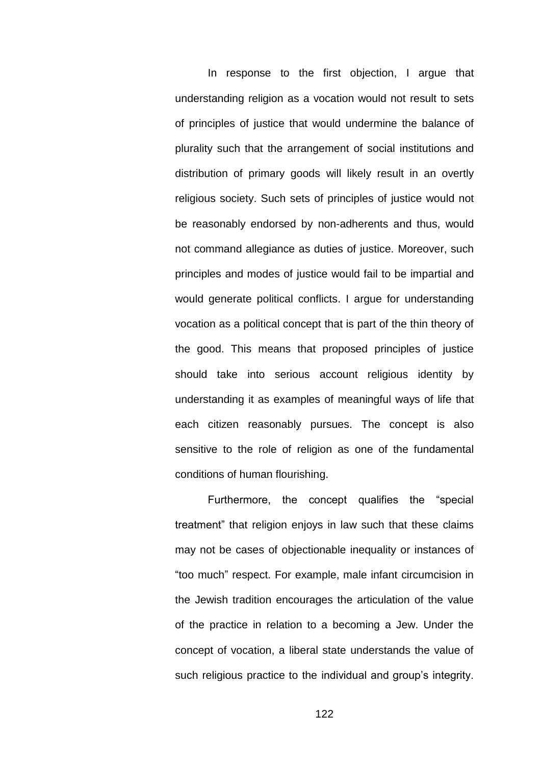In response to the first objection, I argue that understanding religion as a vocation would not result to sets of principles of justice that would undermine the balance of plurality such that the arrangement of social institutions and distribution of primary goods will likely result in an overtly religious society. Such sets of principles of justice would not be reasonably endorsed by non-adherents and thus, would not command allegiance as duties of justice. Moreover, such principles and modes of justice would fail to be impartial and would generate political conflicts. I argue for understanding vocation as a political concept that is part of the thin theory of the good. This means that proposed principles of justice should take into serious account religious identity by understanding it as examples of meaningful ways of life that each citizen reasonably pursues. The concept is also sensitive to the role of religion as one of the fundamental conditions of human flourishing.

Furthermore, the concept qualifies the "special treatment" that religion enjoys in law such that these claims may not be cases of objectionable inequality or instances of "too much" respect. For example, male infant circumcision in the Jewish tradition encourages the articulation of the value of the practice in relation to a becoming a Jew. Under the concept of vocation, a liberal state understands the value of such religious practice to the individual and group's integrity.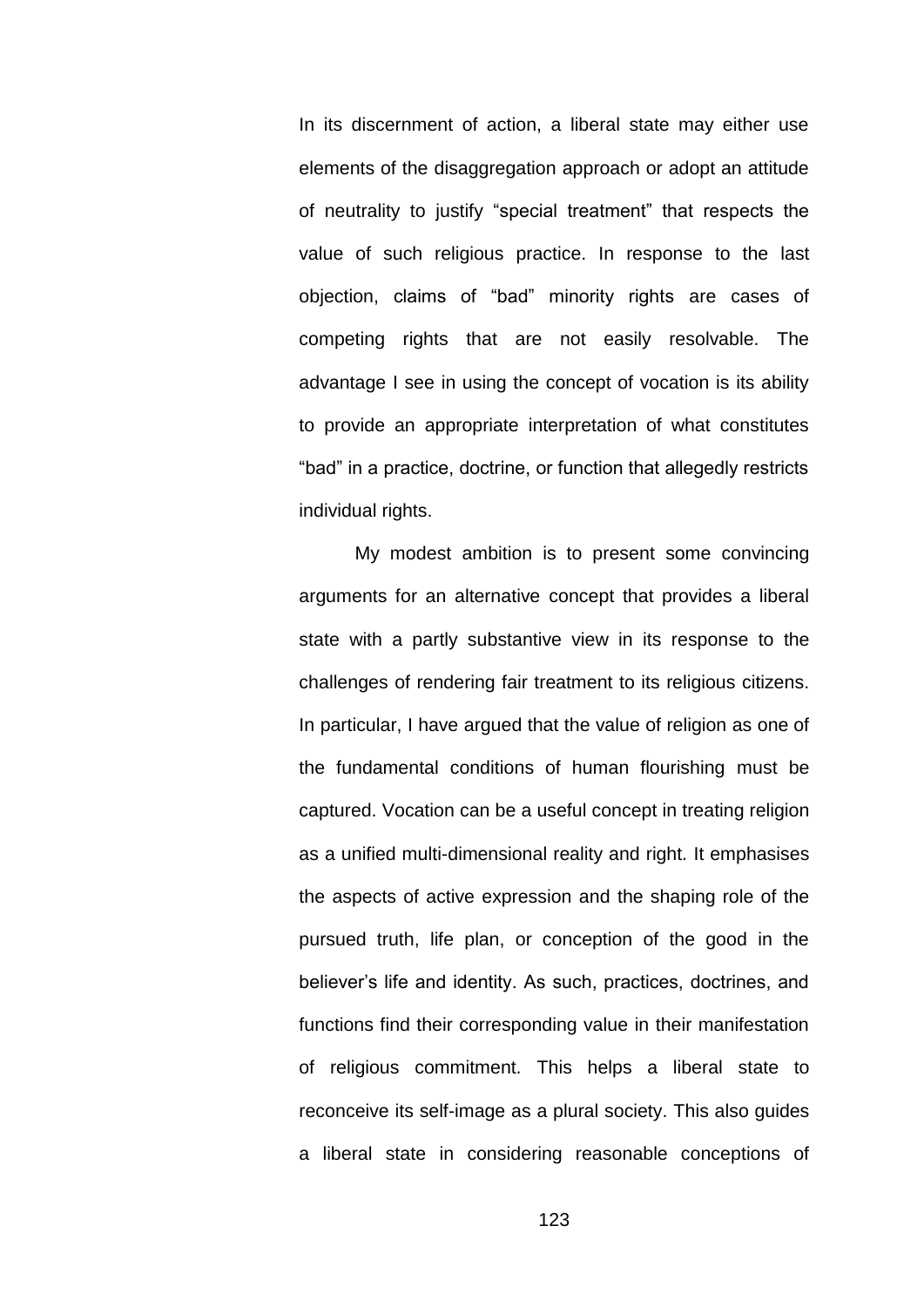In its discernment of action, a liberal state may either use elements of the disaggregation approach or adopt an attitude of neutrality to justify "special treatment" that respects the value of such religious practice. In response to the last objection, claims of "bad" minority rights are cases of competing rights that are not easily resolvable. The advantage I see in using the concept of vocation is its ability to provide an appropriate interpretation of what constitutes "bad" in a practice, doctrine, or function that allegedly restricts individual rights.

My modest ambition is to present some convincing arguments for an alternative concept that provides a liberal state with a partly substantive view in its response to the challenges of rendering fair treatment to its religious citizens. In particular, I have argued that the value of religion as one of the fundamental conditions of human flourishing must be captured. Vocation can be a useful concept in treating religion as a unified multi-dimensional reality and right. It emphasises the aspects of active expression and the shaping role of the pursued truth, life plan, or conception of the good in the believer's life and identity. As such, practices, doctrines, and functions find their corresponding value in their manifestation of religious commitment. This helps a liberal state to reconceive its self-image as a plural society. This also guides a liberal state in considering reasonable conceptions of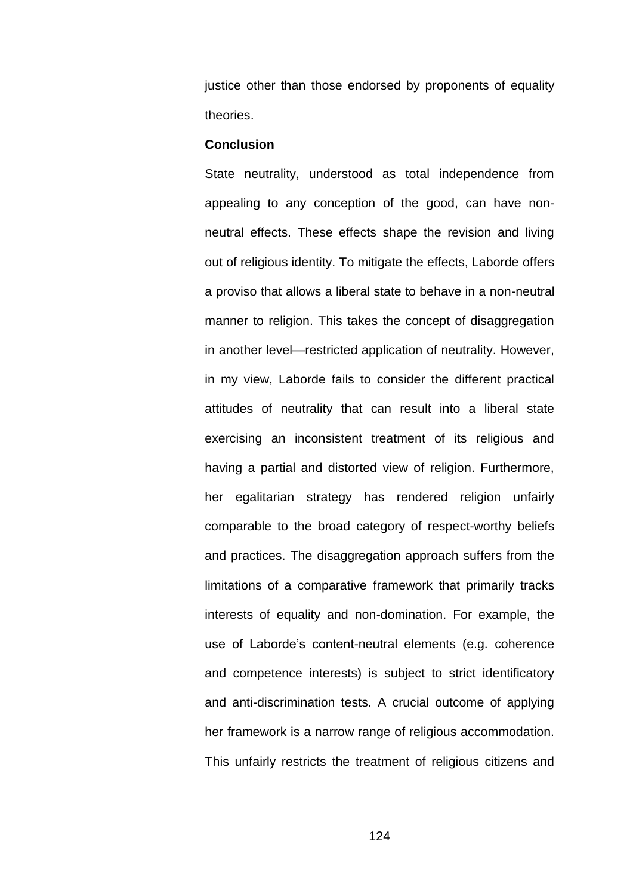justice other than those endorsed by proponents of equality theories.

**Conclusion**

State neutrality, understood as total independence from appealing to any conception of the good, can have non-neutral effects. These effects shape the revision and living out of religious identity. To mitigate the effects, Laborde offers a proviso that allows a liberal state to behave in a non-neutral manner to religion. This takes the concept of disaggregation in another level—restricted application of neutrality. However, in my view, Laborde fails to consider the different practical attitudes of neutrality that can result into a liberal state exercising an inconsistent treatment of its religious and having a partial and distorted view of religion. Furthermore, her egalitarian strategy has rendered religion unfairly comparable to the broad category of respect-worthy beliefs and practices. The disaggregation approach suffers from the limitations of a comparative framework that primarily tracks interests of equality and non-domination. For example, the use of Laborde's content-neutral elements (e.g. coherence and competence interests) is subject to strict identificatory and anti-discrimination tests. A crucial outcome of applying her framework is a narrow range of religious accommodation. This unfairly restricts the treatment of religious citizens and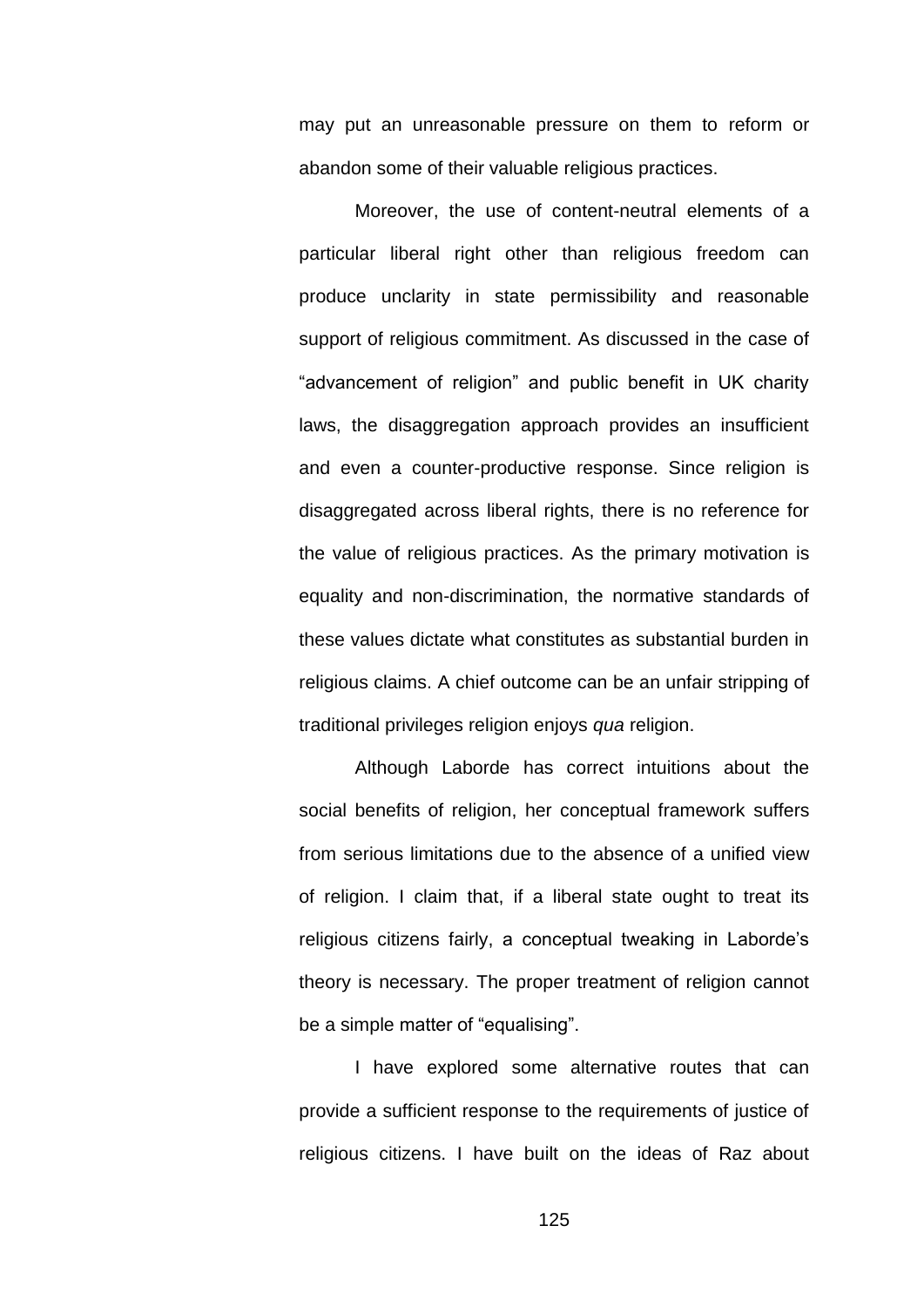may put an unreasonable pressure on them to reform or abandon some of their valuable religious practices.

Moreover, the use of content-neutral elements of a particular liberal right other than religious freedom can produce unclarity in state permissibility and reasonable support of religious commitment. As discussed in the case of “advancement of religion” and public benefit in UK charity laws, the disaggregation approach provides an insufficient and even a counter-productive response. Since religion is disaggregated across liberal rights, there is no reference for the value of religious practices. As the primary motivation is equality and non-discrimination, the normative standards of these values dictate what constitutes as substantial burden in religious claims. A chief outcome can be an unfair stripping of traditional privileges religion enjoys *qua* religion.

Although Laborde has correct intuitions about the social benefits of religion, her conceptual framework suffers from serious limitations due to the absence of a unified view of religion. I claim that, if a liberal state ought to treat its religious citizens fairly, a conceptual tweaking in Laborde’s theory is necessary. The proper treatment of religion cannot be a simple matter of “equalising”.

I have explored some alternative routes that can provide a sufficient response to the requirements of justice of religious citizens. I have built on the ideas of Raz about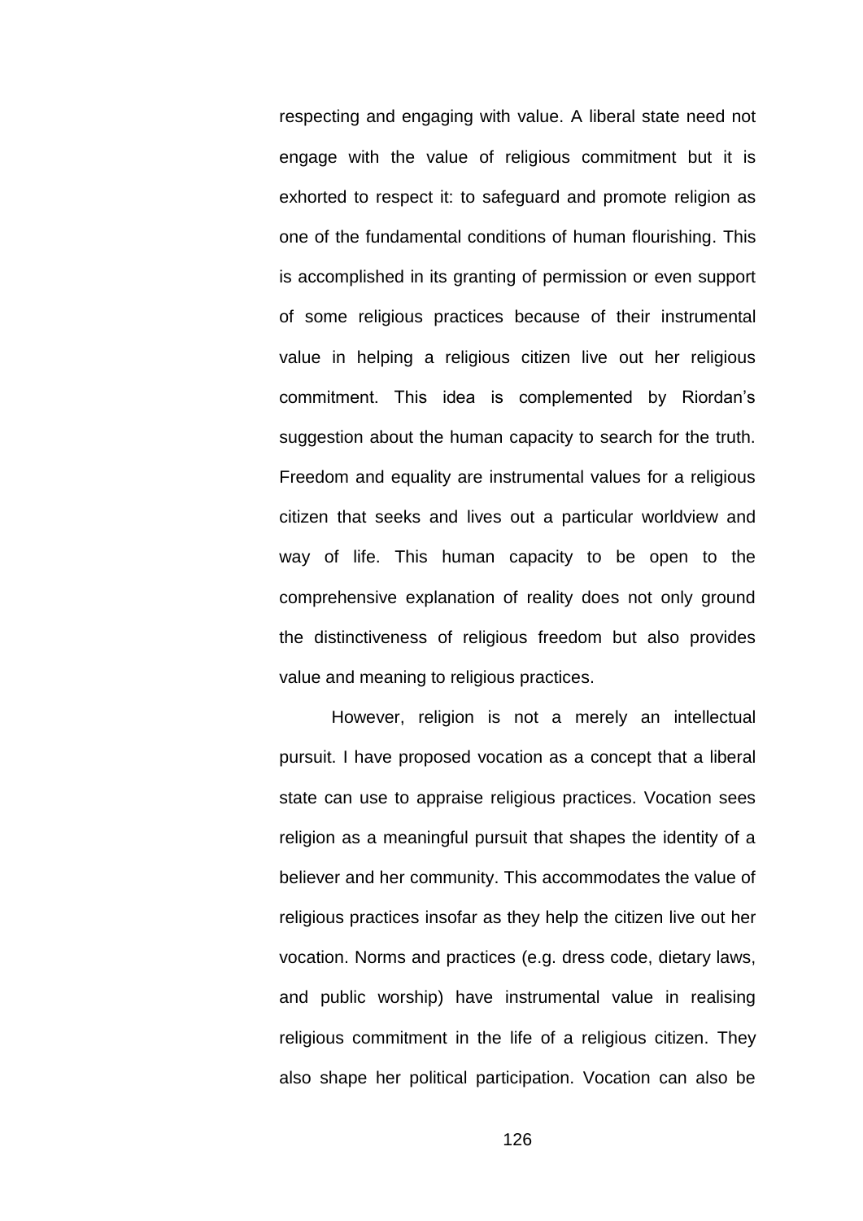respecting and engaging with value. A liberal state need not engage with the value of religious commitment but it is exhorted to respect it: to safeguard and promote religion as one of the fundamental conditions of human flourishing. This is accomplished in its granting of permission or even support of some religious practices because of their instrumental value in helping a religious citizen live out her religious commitment. This idea is complemented by Riordan's suggestion about the human capacity to search for the truth. Freedom and equality are instrumental values for a religious citizen that seeks and lives out a particular worldview and way of life. This human capacity to be open to the comprehensive explanation of reality does not only ground the distinctiveness of religious freedom but also provides value and meaning to religious practices.

However, religion is not a merely an intellectual pursuit. I have proposed vocation as a concept that a liberal state can use to appraise religious practices. Vocation sees religion as a meaningful pursuit that shapes the identity of a believer and her community. This accommodates the value of religious practices insofar as they help the citizen live out her vocation. Norms and practices (e.g. dress code, dietary laws, and public worship) have instrumental value in realising religious commitment in the life of a religious citizen. They also shape her political participation. Vocation can also be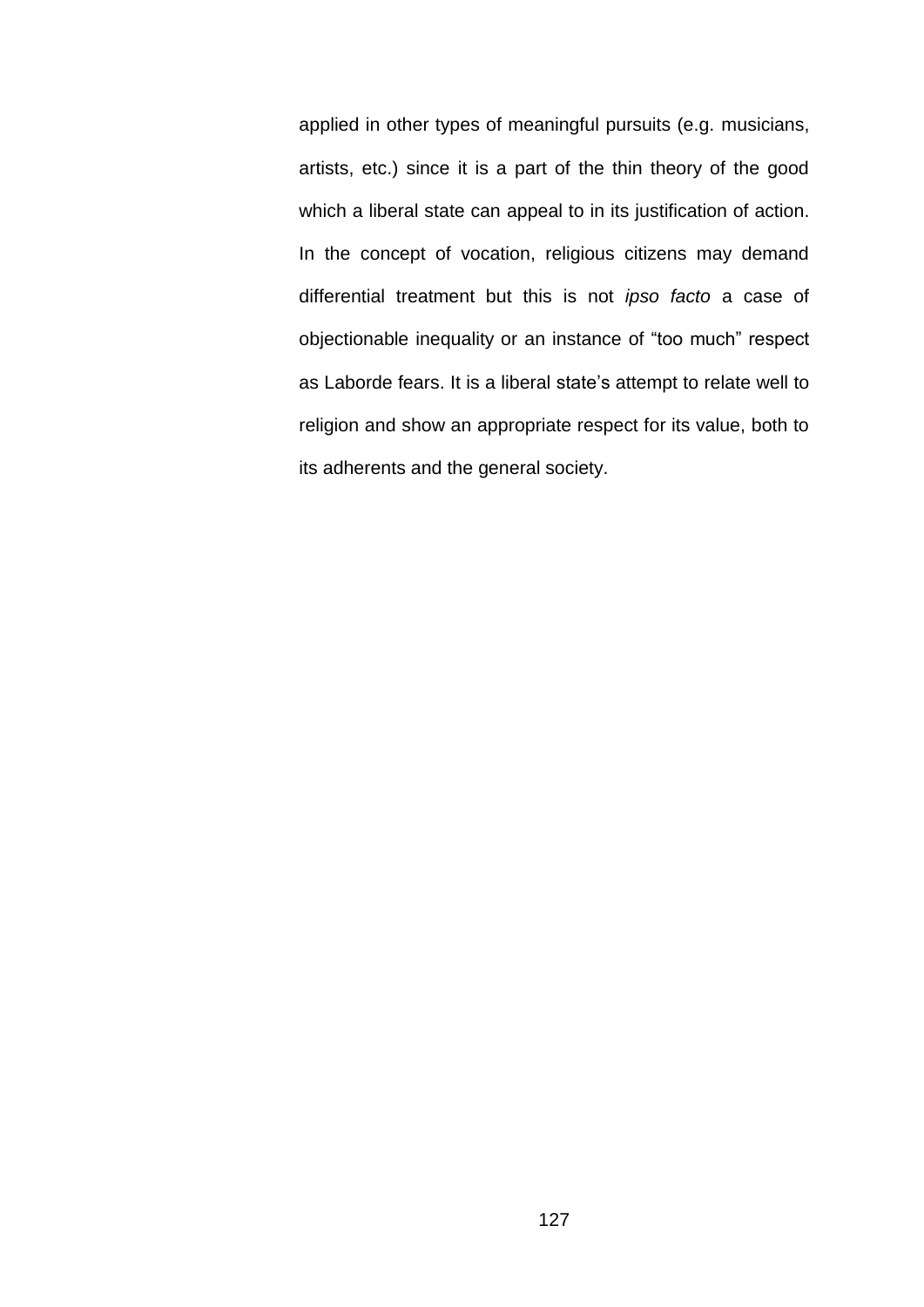applied in other types of meaningful pursuits (e.g. musicians, artists, etc.) since it is a part of the thin theory of the good which a liberal state can appeal to in its justification of action. In the concept of vocation, religious citizens may demand differential treatment but this is not *ipso facto* a case of objectionable inequality or an instance of "too much" respect as Laborde fears. It is a liberal state's attempt to relate well to religion and show an appropriate respect for its value, both to its adherents and the general society.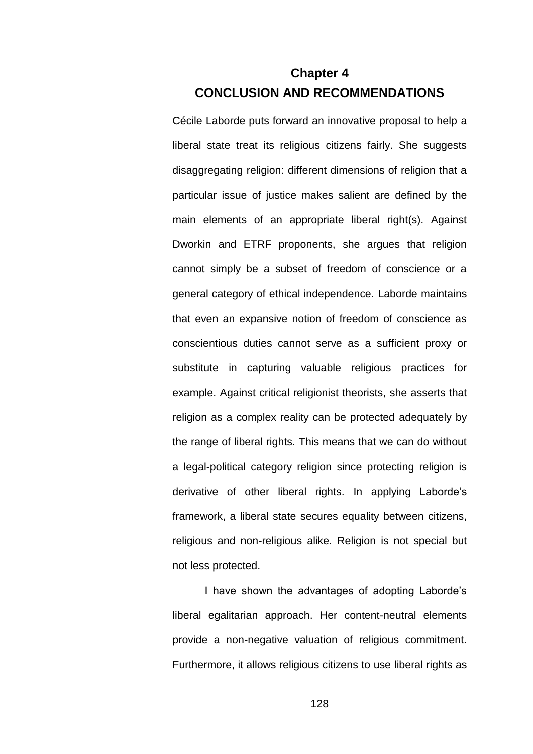# Chapter 4
# CONCLUSION AND RECOMMENDATIONS

Cécile Laborde puts forward an innovative proposal to help a liberal state treat its religious citizens fairly. She suggests disaggregating religion: different dimensions of religion that a particular issue of justice makes salient are defined by the main elements of an appropriate liberal right(s). Against Dworkin and ETRF proponents, she argues that religion cannot simply be a subset of freedom of conscience or a general category of ethical independence. Laborde maintains that even an expansive notion of freedom of conscience as conscientious duties cannot serve as a sufficient proxy or substitute in capturing valuable religious practices for example. Against critical religionist theorists, she asserts that religion as a complex reality can be protected adequately by the range of liberal rights. This means that we can do without a legal-political category religion since protecting religion is derivative of other liberal rights. In applying Laborde's framework, a liberal state secures equality between citizens, religious and non-religious alike. Religion is not special but not less protected.

I have shown the advantages of adopting Laborde's liberal egalitarian approach. Her content-neutral elements provide a non-negative valuation of religious commitment. Furthermore, it allows religious citizens to use liberal rights as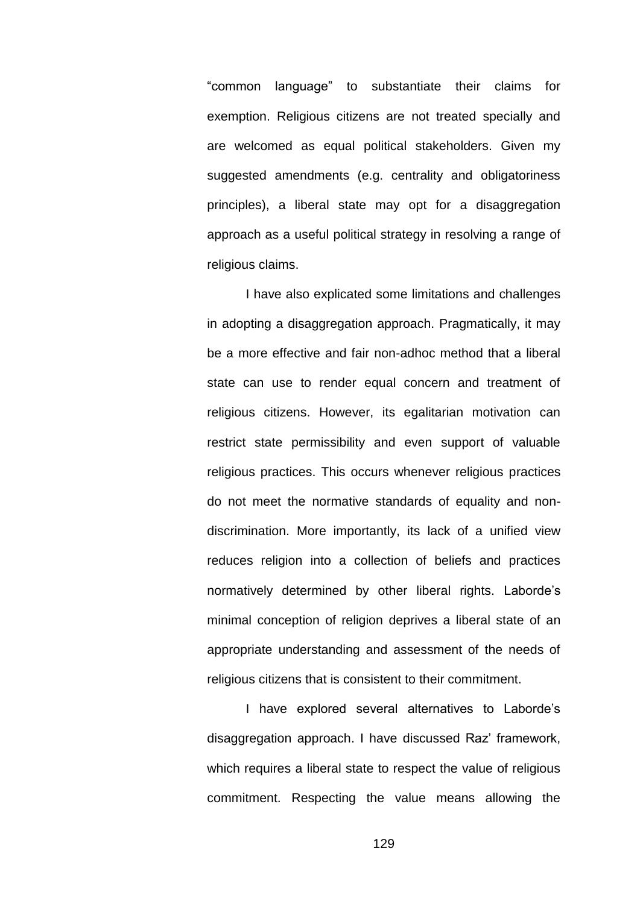“common language” to substantiate their claims for exemption. Religious citizens are not treated specially and are welcomed as equal political stakeholders. Given my suggested amendments (e.g. centrality and obligatoriness principles), a liberal state may opt for a disaggregation approach as a useful political strategy in resolving a range of religious claims.

I have also explicated some limitations and challenges in adopting a disaggregation approach. Pragmatically, it may be a more effective and fair non-adhoc method that a liberal state can use to render equal concern and treatment of religious citizens. However, its egalitarian motivation can restrict state permissibility and even support of valuable religious practices. This occurs whenever religious practices do not meet the normative standards of equality and non-discrimination. More importantly, its lack of a unified view reduces religion into a collection of beliefs and practices normatively determined by other liberal rights. Laborde’s minimal conception of religion deprives a liberal state of an appropriate understanding and assessment of the needs of religious citizens that is consistent to their commitment.

I have explored several alternatives to Laborde’s disaggregation approach. I have discussed Raz’ framework, which requires a liberal state to respect the value of religious commitment. Respecting the value means allowing the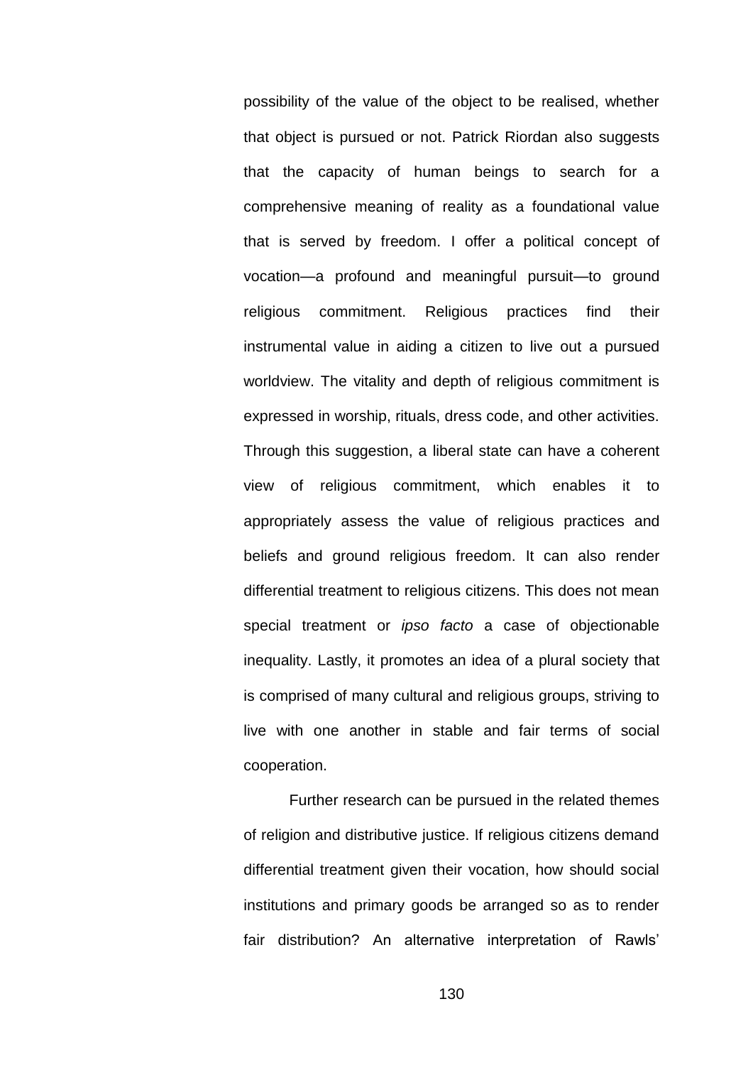possibility of the value of the object to be realised, whether that object is pursued or not. Patrick Riordan also suggests that the capacity of human beings to search for a comprehensive meaning of reality as a foundational value that is served by freedom. I offer a political concept of vocation—a profound and meaningful pursuit—to ground religious commitment. Religious practices find their instrumental value in aiding a citizen to live out a pursued worldview. The vitality and depth of religious commitment is expressed in worship, rituals, dress code, and other activities. Through this suggestion, a liberal state can have a coherent view of religious commitment, which enables it to appropriately assess the value of religious practices and beliefs and ground religious freedom. It can also render differential treatment to religious citizens. This does not mean special treatment or *ipso facto* a case of objectionable inequality. Lastly, it promotes an idea of a plural society that is comprised of many cultural and religious groups, striving to live with one another in stable and fair terms of social cooperation.

Further research can be pursued in the related themes of religion and distributive justice. If religious citizens demand differential treatment given their vocation, how should social institutions and primary goods be arranged so as to render fair distribution? An alternative interpretation of Rawls'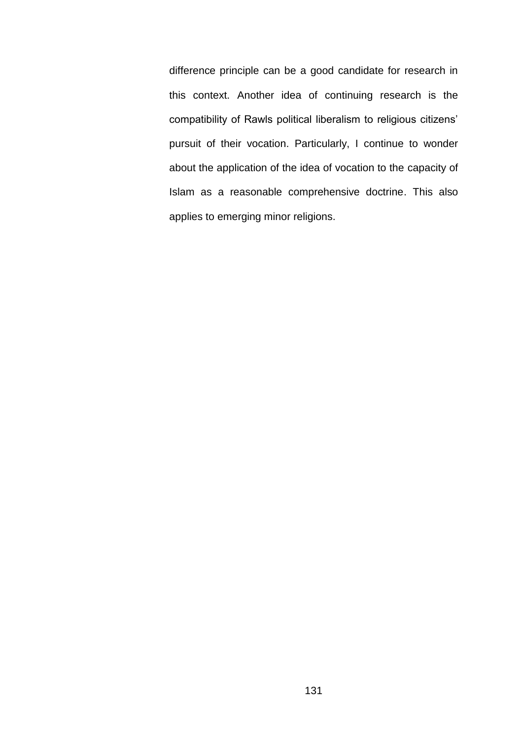difference principle can be a good candidate for research in this context. Another idea of continuing research is the compatibility of Rawls political liberalism to religious citizens' pursuit of their vocation. Particularly, I continue to wonder about the application of the idea of vocation to the capacity of Islam as a reasonable comprehensive doctrine. This also applies to emerging minor religions.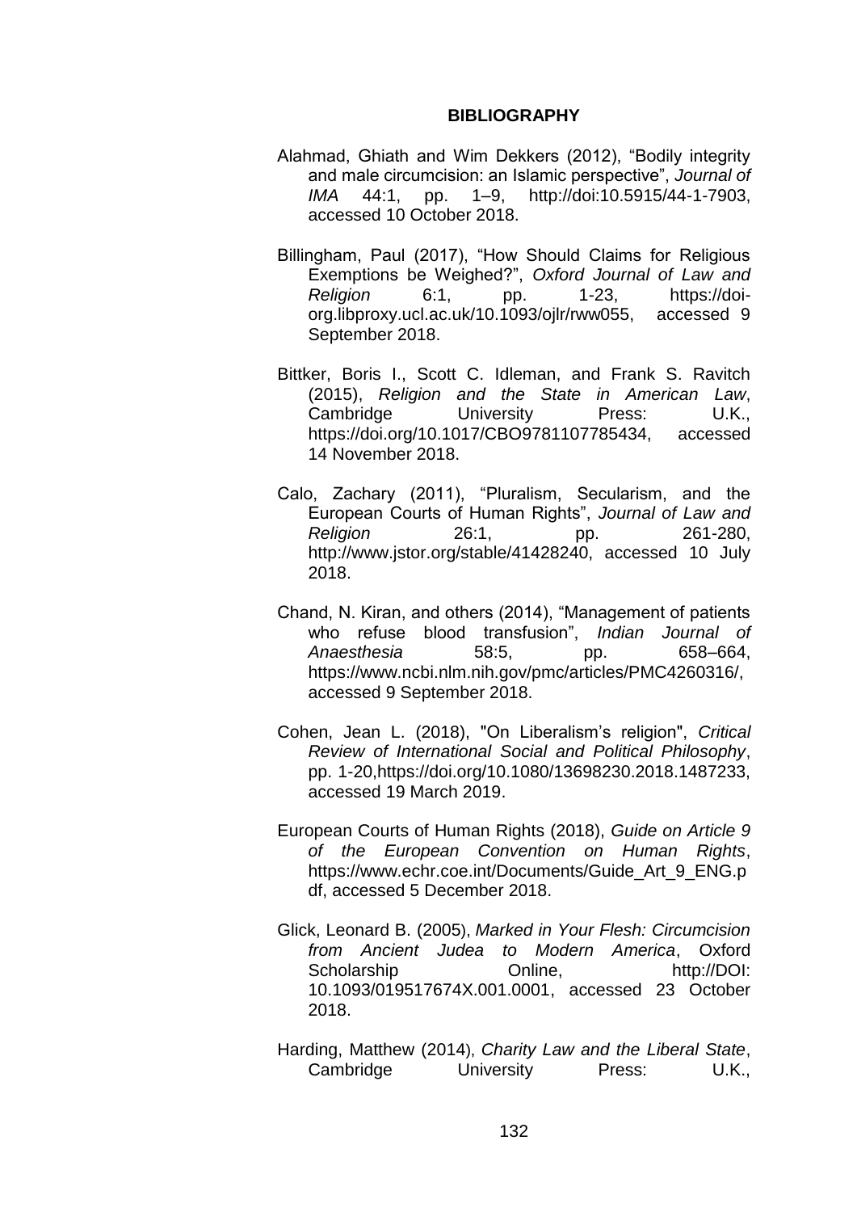# BIBLIOGRAPHY

Alahmad, Ghiath and Wim Dekkers (2012), "Bodily integrity and male circumcision: an Islamic perspective", *Journal of IMA* 44:1, pp. 1–9, http://doi:10.5915/44-1-7903, accessed 10 October 2018.

Billingham, Paul (2017), "How Should Claims for Religious Exemptions be Weighed?", *Oxford Journal of Law and Religion* 6:1, pp. 1-23, https://doi-org.libproxy.ucl.ac.uk/10.1093/ojlr/rww055, accessed 9 September 2018.

Bittker, Boris I., Scott C. Idleman, and Frank S. Ravitch (2015), *Religion and the State in American Law*, Cambridge University Press: U.K., https://doi.org/10.1017/CBO9781107785434, accessed 14 November 2018.

Calo, Zachary (2011), "Pluralism, Secularism, and the European Courts of Human Rights", *Journal of Law and Religion* 26:1, pp. 261-280, http://www.jstor.org/stable/41428240, accessed 10 July 2018.

Chand, N. Kiran, and others (2014), "Management of patients who refuse blood transfusion", *Indian Journal of Anaesthesia* 58:5, pp. 658–664, https://www.ncbi.nlm.nih.gov/pmc/articles/PMC4260316/, accessed 9 September 2018.

Cohen, Jean L. (2018), "On Liberalism's religion", *Critical Review of International Social and Political Philosophy*, pp. 1-20,https://doi.org/10.1080/13698230.2018.1487233, accessed 19 March 2019.

European Courts of Human Rights (2018), *Guide on Article 9 of the European Convention on Human Rights*, https://www.echr.coe.int/Documents/Guide_Art_9_ENG.pdf, accessed 5 December 2018.

Glick, Leonard B. (2005), *Marked in Your Flesh: Circumcision from Ancient Judea to Modern America*, Oxford Scholarship Online, http://DOI: 10.1093/019517674X.001.0001, accessed 23 October 2018.

Harding, Matthew (2014), *Charity Law and the Liberal State*, Cambridge University Press: U.K.,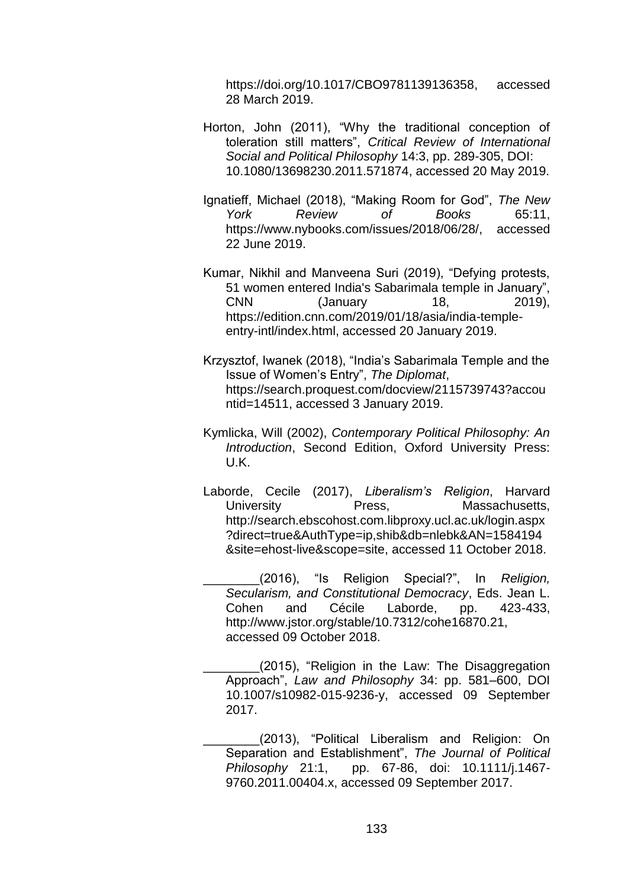https://doi.org/10.1017/CBO9781139136358, accessed 28 March 2019.

Horton, John (2011), "Why the traditional conception of toleration still matters", *Critical Review of International Social and Political Philosophy* 14:3, pp. 289-305, DOI: 10.1080/13698230.2011.571874, accessed 20 May 2019.

Ignatieff, Michael (2018), "Making Room for God", *The New York Review of Books* 65:11, https://www.nybooks.com/issues/2018/06/28/, accessed 22 June 2019.

Kumar, Nikhil and Manveena Suri (2019), "Defying protests, 51 women entered India's Sabarimala temple in January", CNN (January 18, 2019), https://edition.cnn.com/2019/01/18/asia/india-temple-entry-intl/index.html, accessed 20 January 2019.

Krzysztof, Iwanek (2018), "India's Sabarimala Temple and the Issue of Women's Entry", *The Diplomat*, https://search.proquest.com/docview/2115739743?accountid=14511, accessed 3 January 2019.

Kymlicka, Will (2002), *Contemporary Political Philosophy: An Introduction*, Second Edition, Oxford University Press: U.K.

Laborde, Cecile (2017), *Liberalism's Religion*, Harvard University Press, Massachusetts, http://search.ebscohost.com.libproxy.ucl.ac.uk/login.aspx?direct=true&AuthType=ip,shib&db=nlebk&AN=1584194&site=ehost-live&scope=site, accessed 11 October 2018.

________(2016), "Is Religion Special?", In *Religion, Secularism, and Constitutional Democracy*, Eds. Jean L. Cohen and Cécile Laborde, pp. 423-433, http://www.jstor.org/stable/10.7312/cohe16870.21, accessed 09 October 2018.

________(2015), "Religion in the Law: The Disaggregation Approach", *Law and Philosophy* 34: pp. 581–600, DOI 10.1007/s10982-015-9236-y, accessed 09 September 2017.

________(2013), "Political Liberalism and Religion: On Separation and Establishment", *The Journal of Political Philosophy* 21:1, pp. 67-86, doi: 10.1111/j.1467-9760.2011.00404.x, accessed 09 September 2017.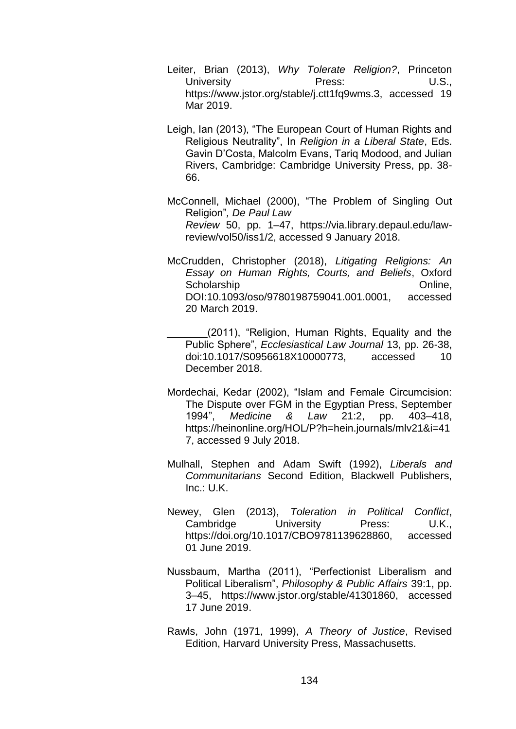Leiter, Brian (2013), *Why Tolerate Religion?*, Princeton University Press: U.S., https://www.jstor.org/stable/j.ctt1fq9wms.3, accessed 19 Mar 2019.

Leigh, Ian (2013), "The European Court of Human Rights and Religious Neutrality", In *Religion in a Liberal State*, Eds. Gavin D'Costa, Malcolm Evans, Tariq Modood, and Julian Rivers, Cambridge: Cambridge University Press, pp. 38-66.

McConnell, Michael (2000), "The Problem of Singling Out Religion"*, De Paul Law Review* 50, pp. 1–47, https://via.library.depaul.edu/law-review/vol50/iss1/2, accessed 9 January 2018.

McCrudden, Christopher (2018), *Litigating Religions: An Essay on Human Rights, Courts, and Beliefs*, Oxford Scholarship Online, DOI:10.1093/oso/9780198759041.001.0001, accessed 20 March 2019.

_______(2011), "Religion, Human Rights, Equality and the Public Sphere", *Ecclesiastical Law Journal* 13, pp. 26-38, doi:10.1017/S0956618X10000773, accessed 10 December 2018.

Mordechai, Kedar (2002), "Islam and Female Circumcision: The Dispute over FGM in the Egyptian Press, September 1994", *Medicine & Law* 21:2, pp. 403–418, https://heinonline.org/HOL/P?h=hein.journals/mlv21&i=417, accessed 9 July 2018.

Mulhall, Stephen and Adam Swift (1992), *Liberals and Communitarians* Second Edition, Blackwell Publishers, Inc.: U.K.

Newey, Glen (2013), *Toleration in Political Conflict*, Cambridge University Press: U.K., https://doi.org/10.1017/CBO9781139628860, accessed 01 June 2019.

Nussbaum, Martha (2011), "Perfectionist Liberalism and Political Liberalism", *Philosophy & Public Affairs* 39:1, pp. 3–45, https://www.jstor.org/stable/41301860, accessed 17 June 2019.

Rawls, John (1971, 1999), *A Theory of Justice*, Revised Edition, Harvard University Press, Massachusetts.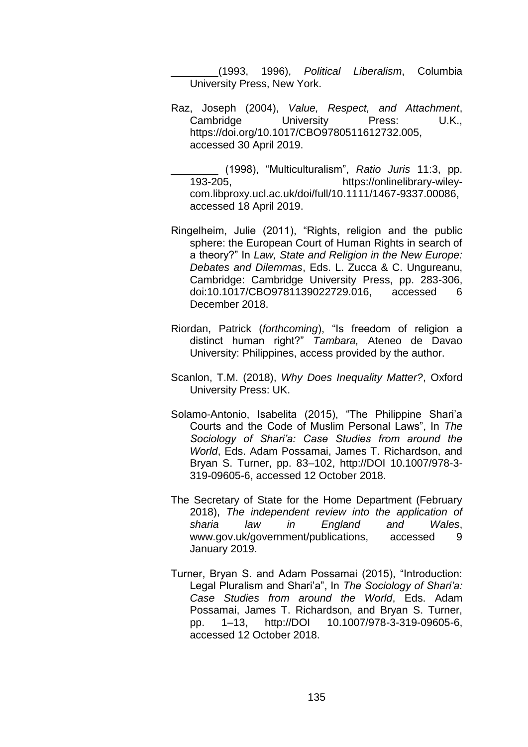________(1993, 1996), *Political Liberalism*, Columbia University Press, New York.

Raz, Joseph (2004), *Value, Respect, and Attachment*, Cambridge University Press: U.K., https://doi.org/10.1017/CBO9780511612732.005, accessed 30 April 2019.

________ (1998), "Multiculturalism", *Ratio Juris* 11:3, pp. 193-205, https://onlinelibrary-wiley-com.libproxy.ucl.ac.uk/doi/full/10.1111/1467-9337.00086, accessed 18 April 2019.

Ringelheim, Julie (2011), "Rights, religion and the public sphere: the European Court of Human Rights in search of a theory?" In *Law, State and Religion in the New Europe: Debates and Dilemmas*, Eds. L. Zucca & C. Ungureanu, Cambridge: Cambridge University Press, pp. 283-306, doi:10.1017/CBO9781139022729.016, accessed 6 December 2018.

Riordan, Patrick (*forthcoming*), "Is freedom of religion a distinct human right?" *Tambara,* Ateneo de Davao University: Philippines, access provided by the author.

Scanlon, T.M. (2018), *Why Does Inequality Matter?*, Oxford University Press: UK.

Solamo-Antonio, Isabelita (2015), "The Philippine Shari'a Courts and the Code of Muslim Personal Laws", In *The Sociology of Shari'a: Case Studies from around the World*, Eds. Adam Possamai, James T. Richardson, and Bryan S. Turner, pp. 83–102, http://DOI 10.1007/978-3-319-09605-6, accessed 12 October 2018.

The Secretary of State for the Home Department (February 2018), *The independent review into the application of sharia law in England and Wales*, www.gov.uk/government/publications, accessed 9 January 2019.

Turner, Bryan S. and Adam Possamai (2015), "Introduction: Legal Pluralism and Shari'a", In *The Sociology of Shari'a: Case Studies from around the World*, Eds. Adam Possamai, James T. Richardson, and Bryan S. Turner, pp. 1–13, http://DOI 10.1007/978-3-319-09605-6, accessed 12 October 2018.